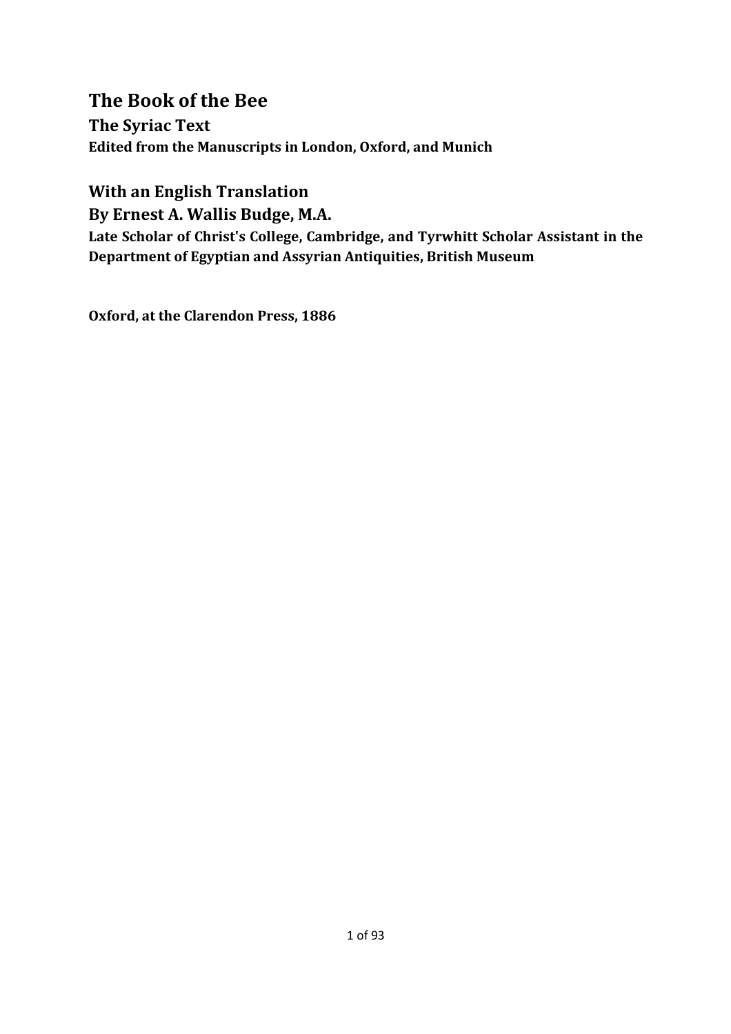# The Book of the Bee

## The Syriac Text

### Edited from the Manuscripts in London, Oxford, and Munich

## With an English Translation

## By Ernest A. Wallis Budge, M.A.

**Late Scholar of Christ's College, Cambridge, and Tyrwhitt Scholar Assistant in the Department of Egyptian and Assyrian Antiquities, British Museum**

**Oxford, at the Clarendon Press, 1886**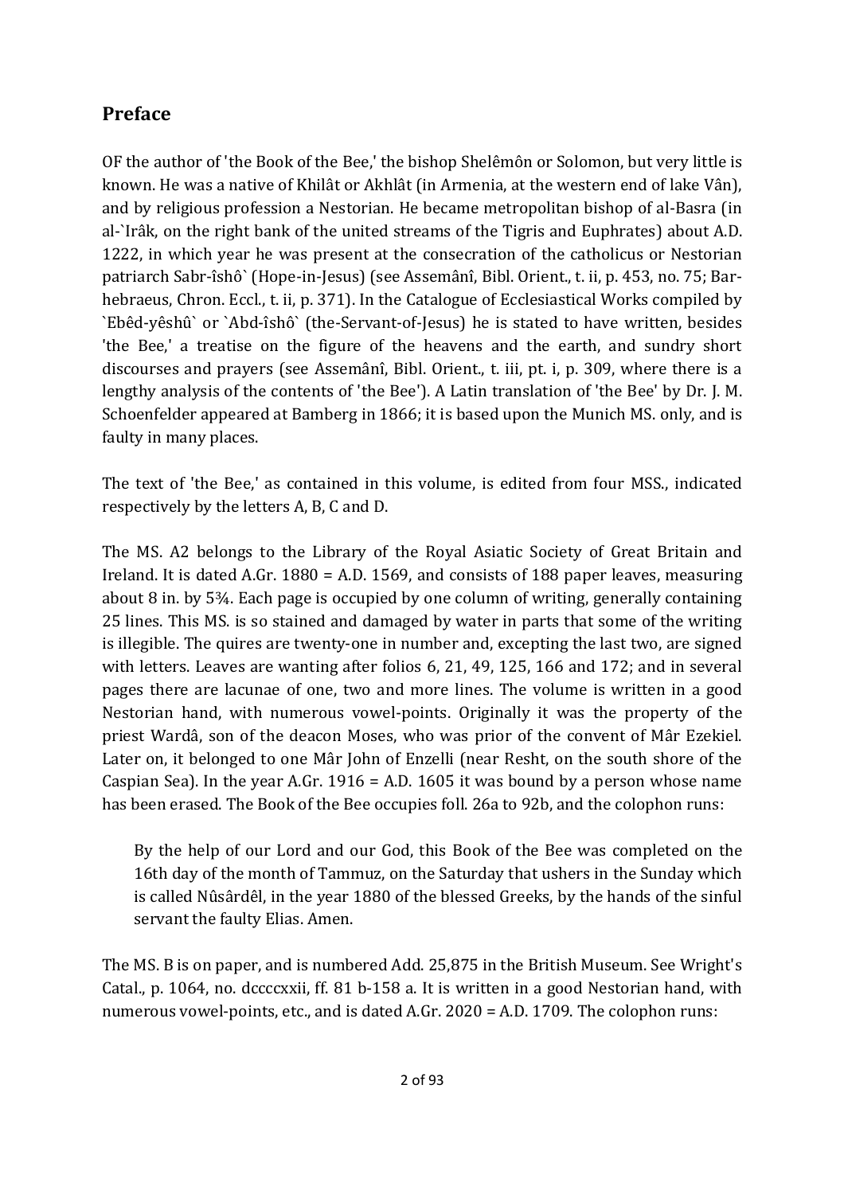## Preface

OF the author of 'the Book of the Bee,' the bishop Shelêmôn or Solomon, but very little is known. He was a native of Khilât or Akhlât (in Armenia, at the western end of lake Vân), and by religious profession a Nestorian. He became metropolitan bishop of al-Basra (in al-`Irâk, on the right bank of the united streams of the Tigris and Euphrates) about A.D. 1222, in which year he was present at the consecration of the catholicus or Nestorian patriarch Sabr-îshô` (Hope-in-Jesus) (see Assemânî, Bibl. Orient., t. ii, p. 453, no. 75; Bar-hebraeus, Chron. Eccl., t. ii, p. 371). In the Catalogue of Ecclesiastical Works compiled by `Ebêd-yêshû` or `Abd-îshô` (the-Servant-of-Jesus) he is stated to have written, besides 'the Bee,' a treatise on the figure of the heavens and the earth, and sundry short discourses and prayers (see Assemânî, Bibl. Orient., t. iii, pt. i, p. 309, where there is a lengthy analysis of the contents of 'the Bee'). A Latin translation of 'the Bee' by Dr. J. M. Schoenfelder appeared at Bamberg in 1866; it is based upon the Munich MS. only, and is faulty in many places.

The text of 'the Bee,' as contained in this volume, is edited from four MSS., indicated respectively by the letters A, B, C and D.

The MS. A2 belongs to the Library of the Royal Asiatic Society of Great Britain and Ireland. It is dated A.Gr. 1880 = A.D. 1569, and consists of 188 paper leaves, measuring about 8 in. by 5¾. Each page is occupied by one column of writing, generally containing 25 lines. This MS. is so stained and damaged by water in parts that some of the writing is illegible. The quires are twenty-one in number and, excepting the last two, are signed with letters. Leaves are wanting after folios 6, 21, 49, 125, 166 and 172; and in several pages there are lacunae of one, two and more lines. The volume is written in a good Nestorian hand, with numerous vowel-points. Originally it was the property of the priest Wardâ, son of the deacon Moses, who was prior of the convent of Mâr Ezekiel. Later on, it belonged to one Mâr John of Enzelli (near Resht, on the south shore of the Caspian Sea). In the year A.Gr. 1916 = A.D. 1605 it was bound by a person whose name has been erased. The Book of the Bee occupies foll. 26a to 92b, and the colophon runs:

> By the help of our Lord and our God, this Book of the Bee was completed on the 16th day of the month of Tammuz, on the Saturday that ushers in the Sunday which is called Nûsârdêl, in the year 1880 of the blessed Greeks, by the hands of the sinful servant the faulty Elias. Amen.

The MS. B is on paper, and is numbered Add. 25,875 in the British Museum. See Wright's Catal., p. 1064, no. dccccxxii, ff. 81 b-158 a. It is written in a good Nestorian hand, with numerous vowel-points, etc., and is dated A.Gr. 2020 = A.D. 1709. The colophon runs: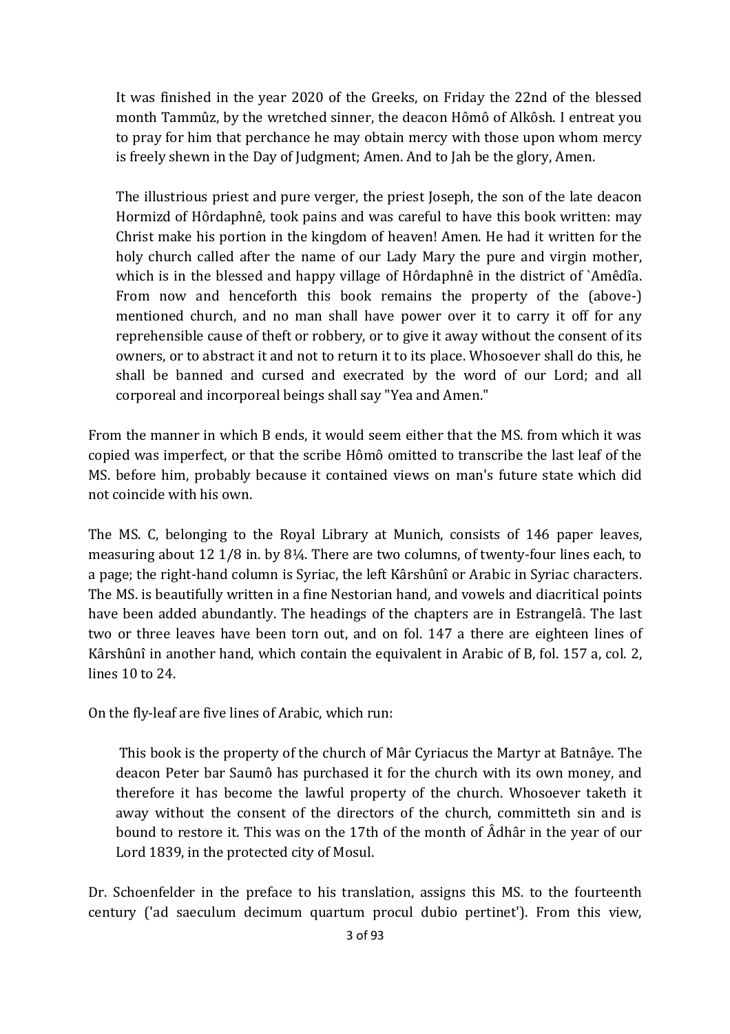> It was finished in the year 2020 of the Greeks, on Friday the 22nd of the blessed month Tammûz, by the wretched sinner, the deacon Hômô of Alkôsh. I entreat you to pray for him that perchance he may obtain mercy with those upon whom mercy is freely shewn in the Day of Judgment; Amen. And to Jah be the glory, Amen.
>
> The illustrious priest and pure verger, the priest Joseph, the son of the late deacon Hormizd of Hôrdaphnê, took pains and was careful to have this book written: may Christ make his portion in the kingdom of heaven! Amen. He had it written for the holy church called after the name of our Lady Mary the pure and virgin mother, which is in the blessed and happy village of Hôrdaphnê in the district of `Amêdîa. From now and henceforth this book remains the property of the (above-) mentioned church, and no man shall have power over it to carry it off for any reprehensible cause of theft or robbery, or to give it away without the consent of its owners, or to abstract it and not to return it to its place. Whosoever shall do this, he shall be banned and cursed and execrated by the word of our Lord; and all corporeal and incorporeal beings shall say "Yea and Amen."

From the manner in which B ends, it would seem either that the MS. from which it was copied was imperfect, or that the scribe Hômô omitted to transcribe the last leaf of the MS. before him, probably because it contained views on man's future state which did not coincide with his own.

The MS. C, belonging to the Royal Library at Munich, consists of 146 paper leaves, measuring about 12 1/8 in. by 8¼. There are two columns, of twenty-four lines each, to a page; the right-hand column is Syriac, the left Kârshûnî or Arabic in Syriac characters. The MS. is beautifully written in a fine Nestorian hand, and vowels and diacritical points have been added abundantly. The headings of the chapters are in Estrangelâ. The last two or three leaves have been torn out, and on fol. 147 a there are eighteen lines of Kârshûnî in another hand, which contain the equivalent in Arabic of B, fol. 157 a, col. 2, lines 10 to 24.

On the fly-leaf are five lines of Arabic, which run:

> This book is the property of the church of Mâr Cyriacus the Martyr at Batnâye. The deacon Peter bar Saumô has purchased it for the church with its own money, and therefore it has become the lawful property of the church. Whosoever taketh it away without the consent of the directors of the church, committeth sin and is bound to restore it. This was on the 17th of the month of Âdhâr in the year of our Lord 1839, in the protected city of Mosul.

Dr. Schoenfelder in the preface to his translation, assigns this MS. to the fourteenth century ('ad saeculum decimum quartum procul dubio pertinet'). From this view,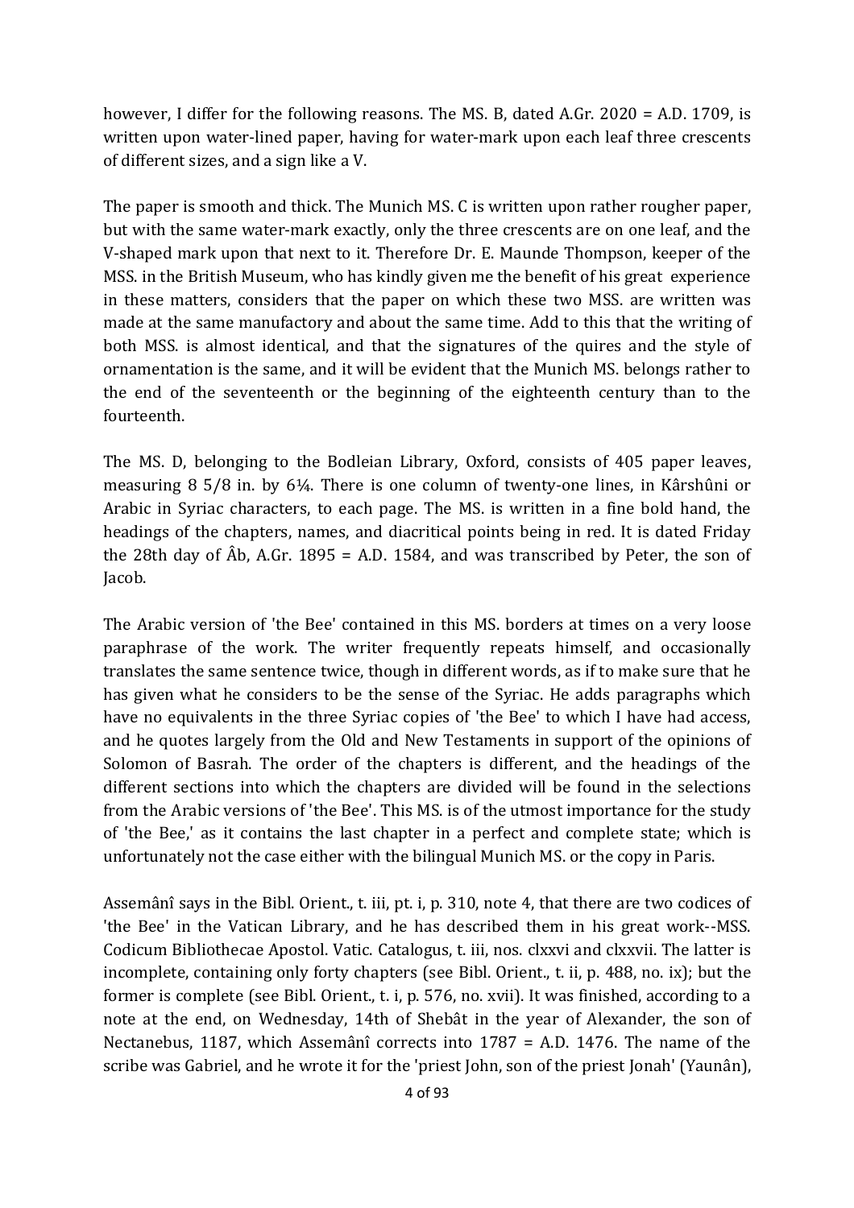however, I differ for the following reasons. The MS. B, dated A.Gr. 2020 = A.D. 1709, is written upon water-lined paper, having for water-mark upon each leaf three crescents of different sizes, and a sign like a V.

The paper is smooth and thick. The Munich MS. C is written upon rather rougher paper, but with the same water-mark exactly, only the three crescents are on one leaf, and the V-shaped mark upon that next to it. Therefore Dr. E. Maunde Thompson, keeper of the MSS. in the British Museum, who has kindly given me the benefit of his great experience in these matters, considers that the paper on which these two MSS. are written was made at the same manufactory and about the same time. Add to this that the writing of both MSS. is almost identical, and that the signatures of the quires and the style of ornamentation is the same, and it will be evident that the Munich MS. belongs rather to the end of the seventeenth or the beginning of the eighteenth century than to the fourteenth.

The MS. D, belonging to the Bodleian Library, Oxford, consists of 405 paper leaves, measuring 8 5/8 in. by 6¼. There is one column of twenty-one lines, in Kârshûni or Arabic in Syriac characters, to each page. The MS. is written in a fine bold hand, the headings of the chapters, names, and diacritical points being in red. It is dated Friday the 28th day of Âb, A.Gr. 1895 = A.D. 1584, and was transcribed by Peter, the son of Jacob.

The Arabic version of 'the Bee' contained in this MS. borders at times on a very loose paraphrase of the work. The writer frequently repeats himself, and occasionally translates the same sentence twice, though in different words, as if to make sure that he has given what he considers to be the sense of the Syriac. He adds paragraphs which have no equivalents in the three Syriac copies of 'the Bee' to which I have had access, and he quotes largely from the Old and New Testaments in support of the opinions of Solomon of Basrah. The order of the chapters is different, and the headings of the different sections into which the chapters are divided will be found in the selections from the Arabic versions of 'the Bee'. This MS. is of the utmost importance for the study of 'the Bee,' as it contains the last chapter in a perfect and complete state; which is unfortunately not the case either with the bilingual Munich MS. or the copy in Paris.

Assemânî says in the Bibl. Orient., t. iii, pt. i, p. 310, note 4, that there are two codices of 'the Bee' in the Vatican Library, and he has described them in his great work--MSS. Codicum Bibliothecae Apostol. Vatic. Catalogus, t. iii, nos. clxxvi and clxxvii. The latter is incomplete, containing only forty chapters (see Bibl. Orient., t. ii, p. 488, no. ix); but the former is complete (see Bibl. Orient., t. i, p. 576, no. xvii). It was finished, according to a note at the end, on Wednesday, 14th of Shebât in the year of Alexander, the son of Nectanebus, 1187, which Assemânî corrects into 1787 = A.D. 1476. The name of the scribe was Gabriel, and he wrote it for the 'priest John, son of the priest Jonah' (Yaunân),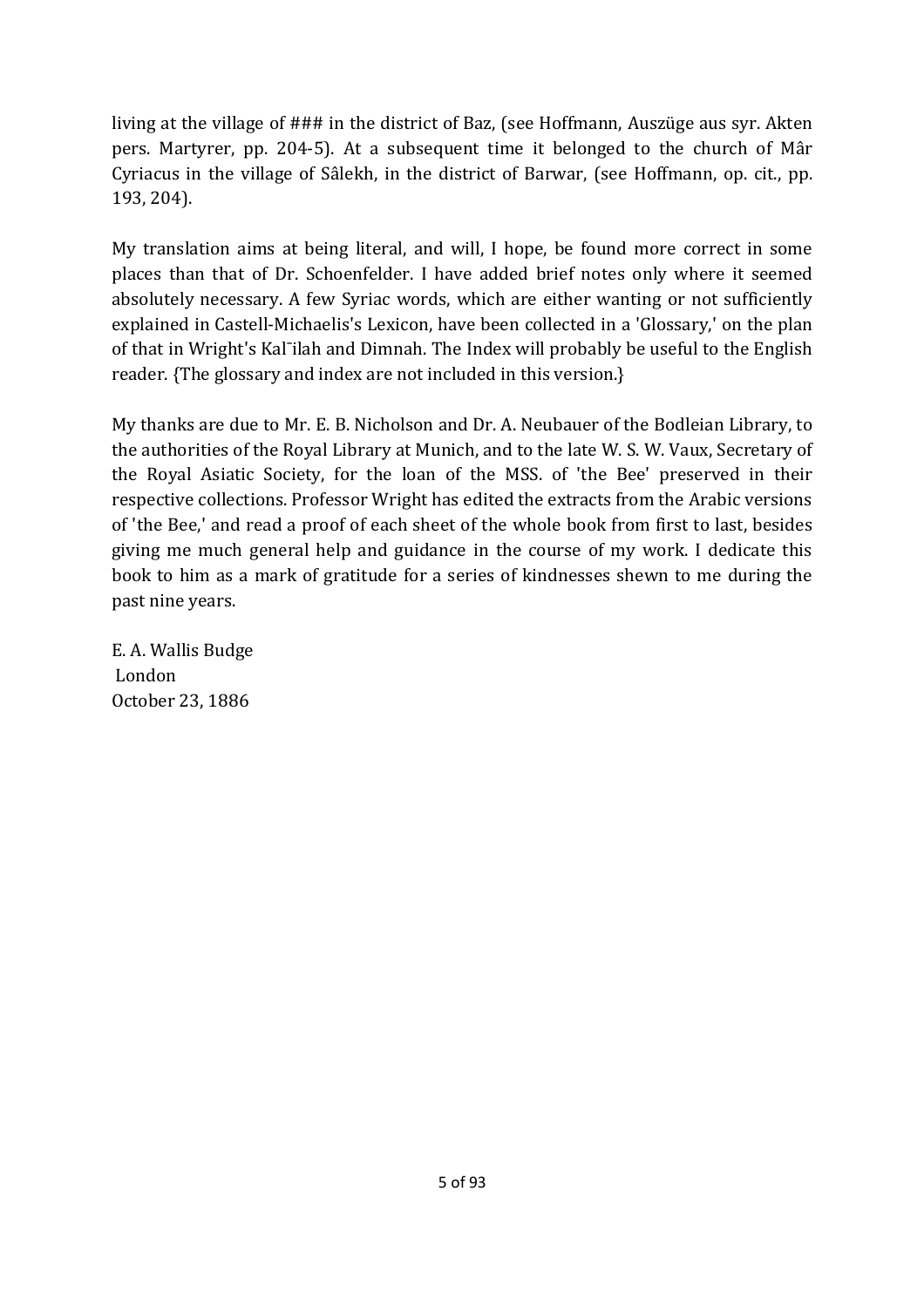living at the village of ### in the district of Baz, (see Hoffmann, Auszüge aus syr. Akten pers. Martyrer, pp. 204-5). At a subsequent time it belonged to the church of Mâr Cyriacus in the village of Sâlekh, in the district of Barwar, (see Hoffmann, op. cit., pp. 193, 204).

My translation aims at being literal, and will, I hope, be found more correct in some places than that of Dr. Schoenfelder. I have added brief notes only where it seemed absolutely necessary. A few Syriac words, which are either wanting or not sufficiently explained in Castell-Michaelis's Lexicon, have been collected in a 'Glossary,' on the plan of that in Wright's Kal¯ilah and Dimnah. The Index will probably be useful to the English reader. {The glossary and index are not included in this version.}

My thanks are due to Mr. E. B. Nicholson and Dr. A. Neubauer of the Bodleian Library, to the authorities of the Royal Library at Munich, and to the late W. S. W. Vaux, Secretary of the Royal Asiatic Society, for the loan of the MSS. of 'the Bee' preserved in their respective collections. Professor Wright has edited the extracts from the Arabic versions of 'the Bee,' and read a proof of each sheet of the whole book from first to last, besides giving me much general help and guidance in the course of my work. I dedicate this book to him as a mark of gratitude for a series of kindnesses shewn to me during the past nine years.

E. A. Wallis Budge
London
October 23, 1886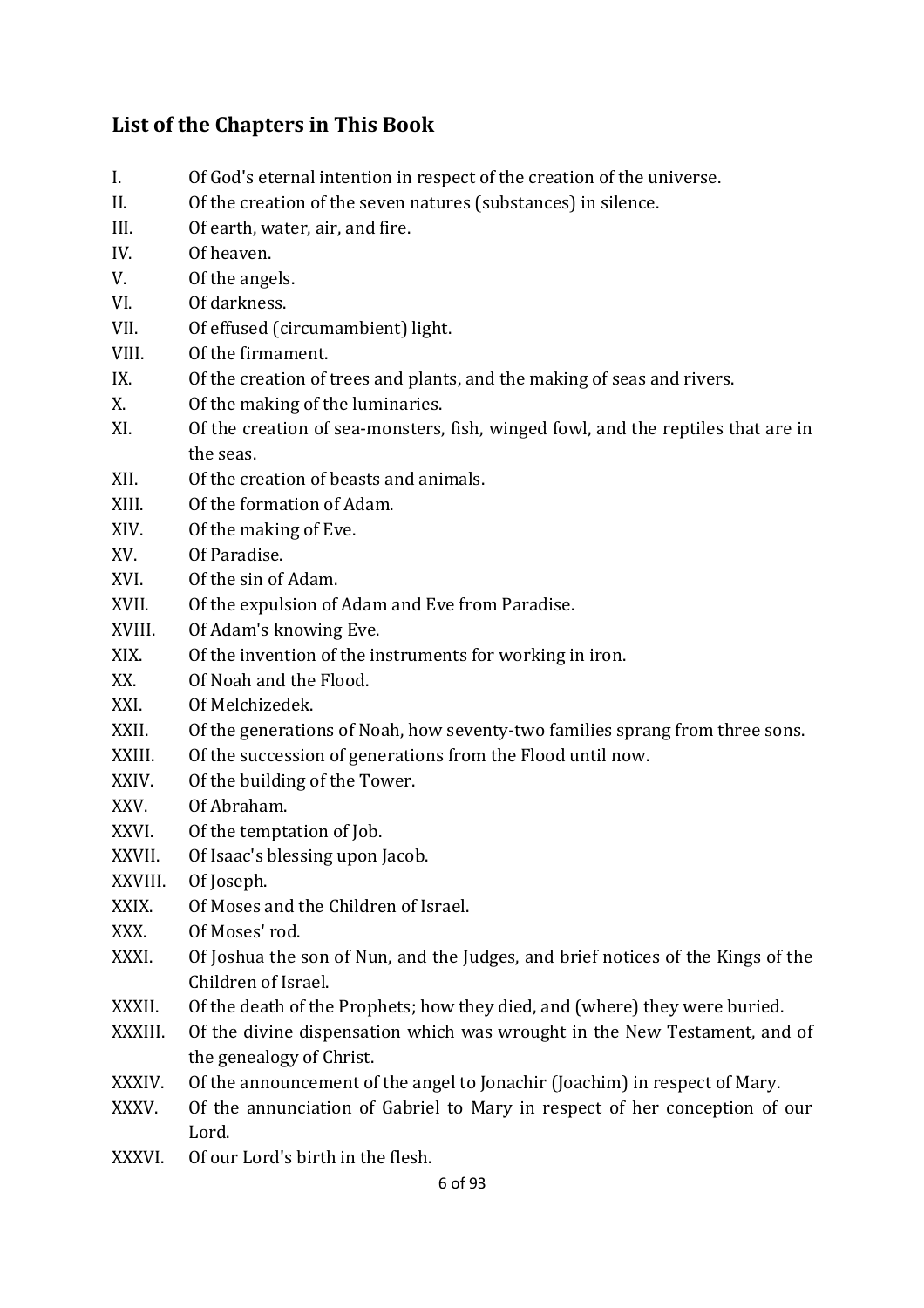## List of the Chapters in This Book

I. Of God's eternal intention in respect of the creation of the universe.
II. Of the creation of the seven natures (substances) in silence.
III. Of earth, water, air, and fire.
IV. Of heaven.
V. Of the angels.
VI. Of darkness.
VII. Of effused (circumambient) light.
VIII. Of the firmament.
IX. Of the creation of trees and plants, and the making of seas and rivers.
X. Of the making of the luminaries.
XI. Of the creation of sea-monsters, fish, winged fowl, and the reptiles that are in the seas.
XII. Of the creation of beasts and animals.
XIII. Of the formation of Adam.
XIV. Of the making of Eve.
XV. Of Paradise.
XVI. Of the sin of Adam.
XVII. Of the expulsion of Adam and Eve from Paradise.
XVIII. Of Adam's knowing Eve.
XIX. Of the invention of the instruments for working in iron.
XX. Of Noah and the Flood.
XXI. Of Melchizedek.
XXII. Of the generations of Noah, how seventy-two families sprang from three sons.
XXIII. Of the succession of generations from the Flood until now.
XXIV. Of the building of the Tower.
XXV. Of Abraham.
XXVI. Of the temptation of Job.
XXVII. Of Isaac's blessing upon Jacob.
XXVIII. Of Joseph.
XXIX. Of Moses and the Children of Israel.
XXX. Of Moses' rod.
XXXI. Of Joshua the son of Nun, and the Judges, and brief notices of the Kings of the Children of Israel.
XXXII. Of the death of the Prophets; how they died, and (where) they were buried.
XXXIII. Of the divine dispensation which was wrought in the New Testament, and of the genealogy of Christ.
XXXIV. Of the announcement of the angel to Jonachir (Joachim) in respect of Mary.
XXXV. Of the annunciation of Gabriel to Mary in respect of her conception of our Lord.
XXXVI. Of our Lord's birth in the flesh.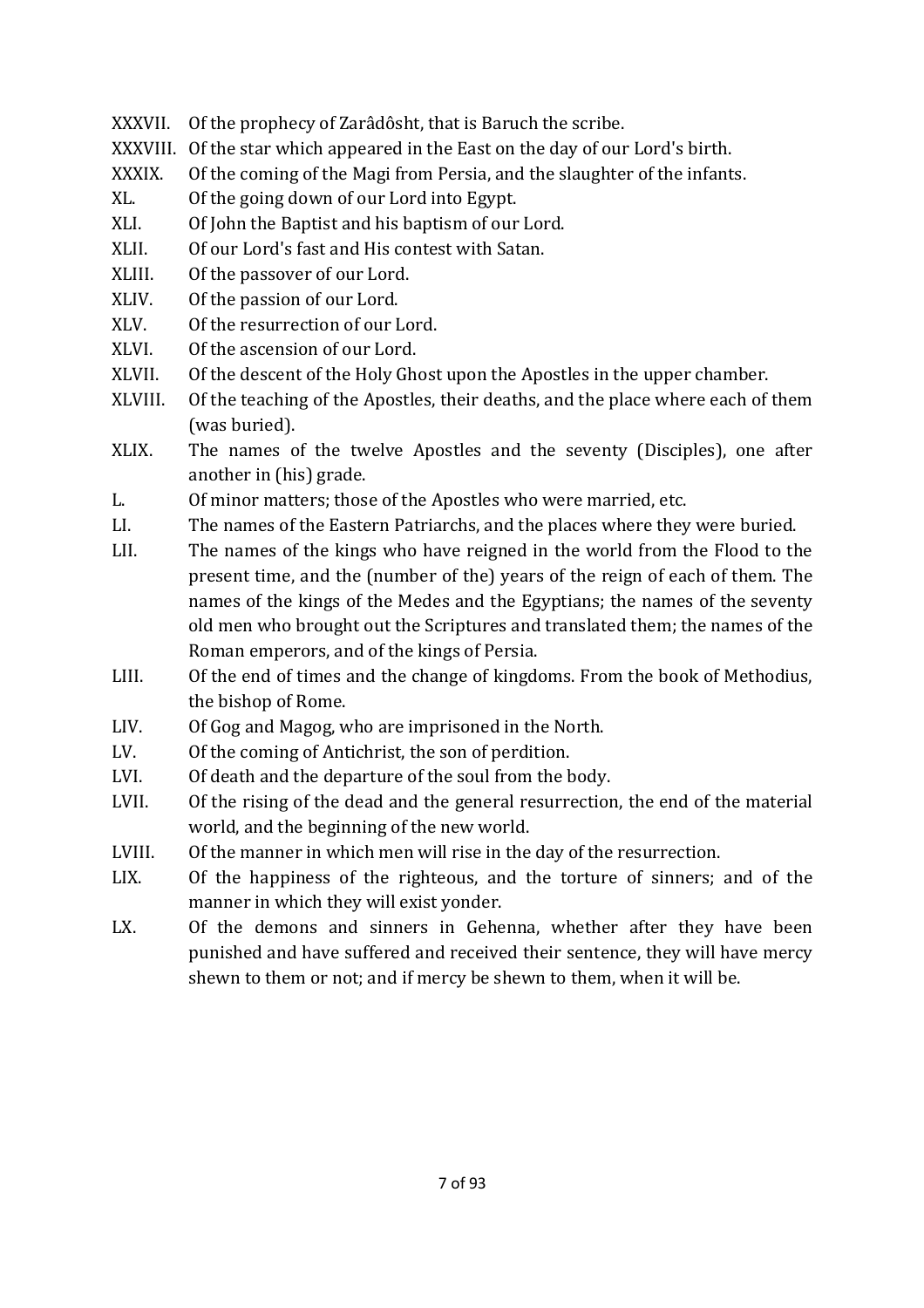XXXVII. Of the prophecy of Zarâdôsht, that is Baruch the scribe.

XXXVIII. Of the star which appeared in the East on the day of our Lord's birth.

XXXIX. Of the coming of the Magi from Persia, and the slaughter of the infants.

XL. Of the going down of our Lord into Egypt.

XLI. Of John the Baptist and his baptism of our Lord.

XLII. Of our Lord's fast and His contest with Satan.

XLIII. Of the passover of our Lord.

XLIV. Of the passion of our Lord.

XLV. Of the resurrection of our Lord.

XLVI. Of the ascension of our Lord.

XLVII. Of the descent of the Holy Ghost upon the Apostles in the upper chamber.

XLVIII. Of the teaching of the Apostles, their deaths, and the place where each of them (was buried).

XLIX. The names of the twelve Apostles and the seventy (Disciples), one after another in (his) grade.

L. Of minor matters; those of the Apostles who were married, etc.

LI. The names of the Eastern Patriarchs, and the places where they were buried.

LII. The names of the kings who have reigned in the world from the Flood to the present time, and the (number of the) years of the reign of each of them. The names of the kings of the Medes and the Egyptians; the names of the seventy old men who brought out the Scriptures and translated them; the names of the Roman emperors, and of the kings of Persia.

LIII. Of the end of times and the change of kingdoms. From the book of Methodius, the bishop of Rome.

LIV. Of Gog and Magog, who are imprisoned in the North.

LV. Of the coming of Antichrist, the son of perdition.

LVI. Of death and the departure of the soul from the body.

LVII. Of the rising of the dead and the general resurrection, the end of the material world, and the beginning of the new world.

LVIII. Of the manner in which men will rise in the day of the resurrection.

LIX. Of the happiness of the righteous, and the torture of sinners; and of the manner in which they will exist yonder.

LX. Of the demons and sinners in Gehenna, whether after they have been punished and have suffered and received their sentence, they will have mercy shewn to them or not; and if mercy be shewn to them, when it will be.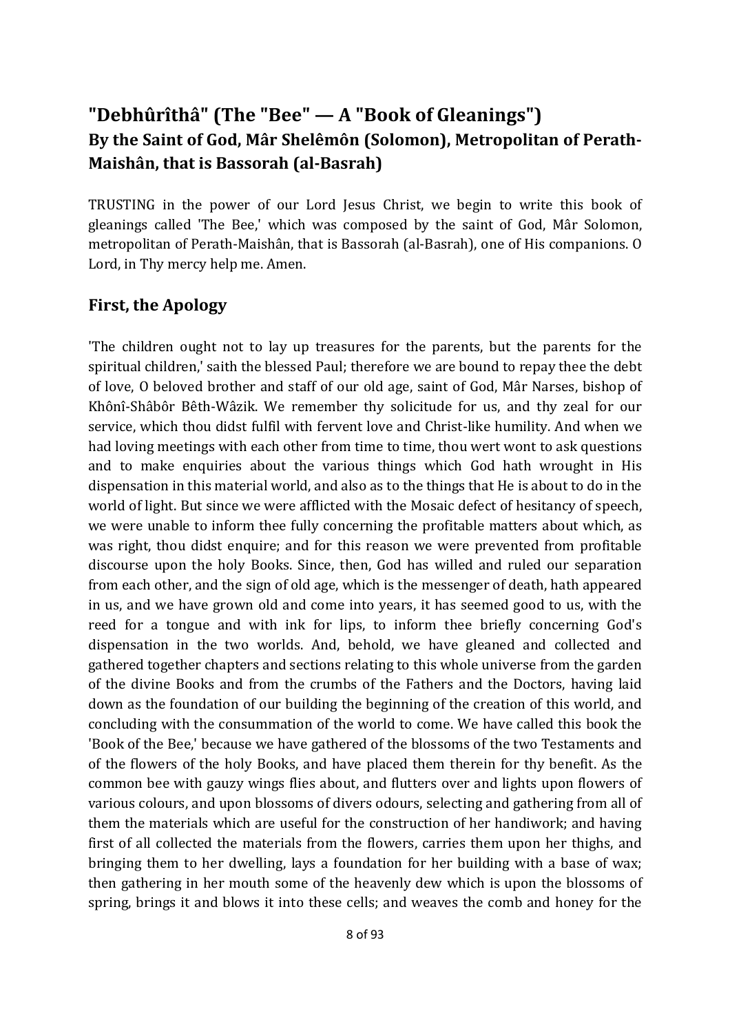## "Debhûrîthâ" (The "Bee" — A "Book of Gleanings")
### By the Saint of God, Mâr Shelêmôn (Solomon), Metropolitan of Perath-Maishân, that is Bassorah (al-Basrah)

TRUSTING in the power of our Lord Jesus Christ, we begin to write this book of gleanings called 'The Bee,' which was composed by the saint of God, Mâr Solomon, metropolitan of Perath-Maishân, that is Bassorah (al-Basrah), one of His companions. O Lord, in Thy mercy help me. Amen.

### First, the Apology

'The children ought not to lay up treasures for the parents, but the parents for the spiritual children,' saith the blessed Paul; therefore we are bound to repay thee the debt of love, O beloved brother and staff of our old age, saint of God, Mâr Narses, bishop of Khônî-Shâbôr Bêth-Wâzik. We remember thy solicitude for us, and thy zeal for our service, which thou didst fulfil with fervent love and Christ-like humility. And when we had loving meetings with each other from time to time, thou wert wont to ask questions and to make enquiries about the various things which God hath wrought in His dispensation in this material world, and also as to the things that He is about to do in the world of light. But since we were afflicted with the Mosaic defect of hesitancy of speech, we were unable to inform thee fully concerning the profitable matters about which, as was right, thou didst enquire; and for this reason we were prevented from profitable discourse upon the holy Books. Since, then, God has willed and ruled our separation from each other, and the sign of old age, which is the messenger of death, hath appeared in us, and we have grown old and come into years, it has seemed good to us, with the reed for a tongue and with ink for lips, to inform thee briefly concerning God's dispensation in the two worlds. And, behold, we have gleaned and collected and gathered together chapters and sections relating to this whole universe from the garden of the divine Books and from the crumbs of the Fathers and the Doctors, having laid down as the foundation of our building the beginning of the creation of this world, and concluding with the consummation of the world to come. We have called this book the 'Book of the Bee,' because we have gathered of the blossoms of the two Testaments and of the flowers of the holy Books, and have placed them therein for thy benefit. As the common bee with gauzy wings flies about, and flutters over and lights upon flowers of various colours, and upon blossoms of divers odours, selecting and gathering from all of them the materials which are useful for the construction of her handiwork; and having first of all collected the materials from the flowers, carries them upon her thighs, and bringing them to her dwelling, lays a foundation for her building with a base of wax; then gathering in her mouth some of the heavenly dew which is upon the blossoms of spring, brings it and blows it into these cells; and weaves the comb and honey for the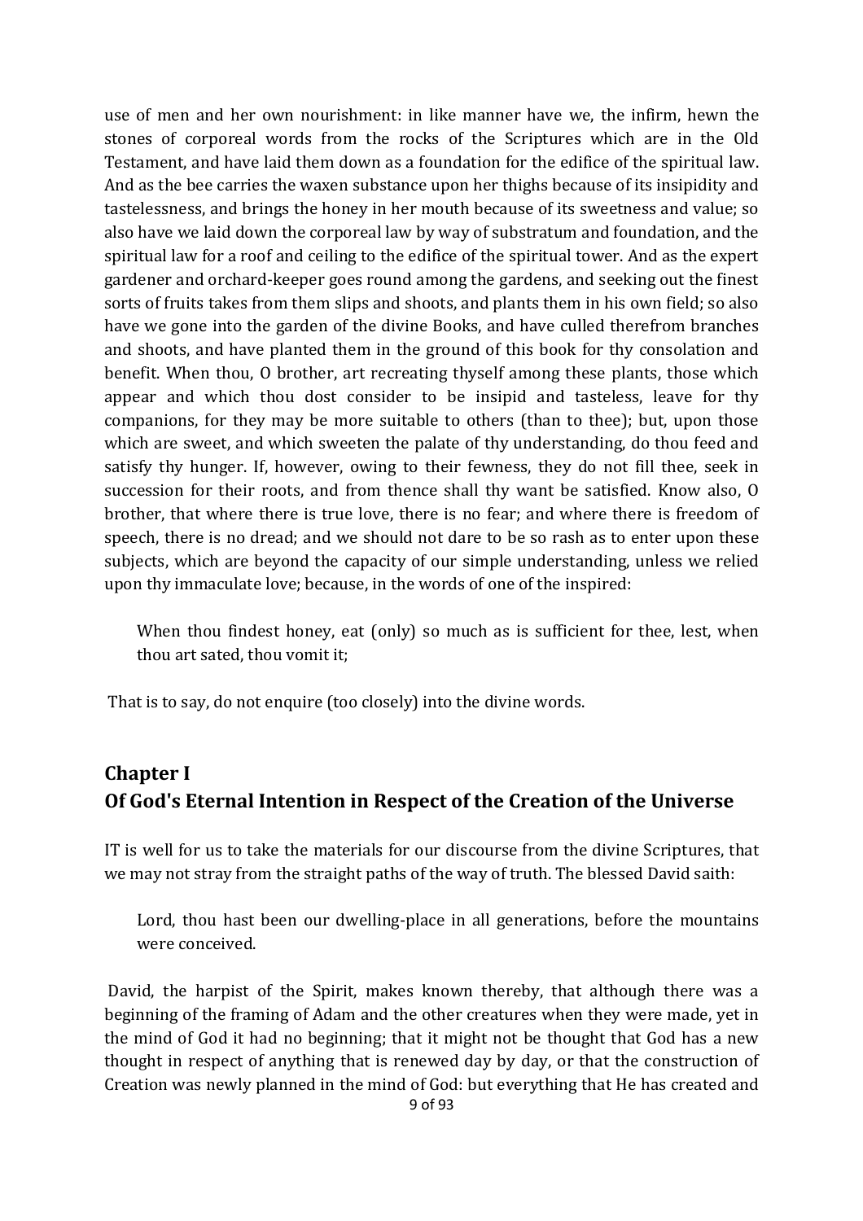use of men and her own nourishment: in like manner have we, the infirm, hewn the stones of corporeal words from the rocks of the Scriptures which are in the Old Testament, and have laid them down as a foundation for the edifice of the spiritual law. And as the bee carries the waxen substance upon her thighs because of its insipidity and tastelessness, and brings the honey in her mouth because of its sweetness and value; so also have we laid down the corporeal law by way of substratum and foundation, and the spiritual law for a roof and ceiling to the edifice of the spiritual tower. And as the expert gardener and orchard-keeper goes round among the gardens, and seeking out the finest sorts of fruits takes from them slips and shoots, and plants them in his own field; so also have we gone into the garden of the divine Books, and have culled therefrom branches and shoots, and have planted them in the ground of this book for thy consolation and benefit. When thou, O brother, art recreating thyself among these plants, those which appear and which thou dost consider to be insipid and tasteless, leave for thy companions, for they may be more suitable to others (than to thee); but, upon those which are sweet, and which sweeten the palate of thy understanding, do thou feed and satisfy thy hunger. If, however, owing to their fewness, they do not fill thee, seek in succession for their roots, and from thence shall thy want be satisfied. Know also, O brother, that where there is true love, there is no fear; and where there is freedom of speech, there is no dread; and we should not dare to be so rash as to enter upon these subjects, which are beyond the capacity of our simple understanding, unless we relied upon thy immaculate love; because, in the words of one of the inspired:

> When thou findest honey, eat (only) so much as is sufficient for thee, lest, when thou art sated, thou vomit it;

That is to say, do not enquire (too closely) into the divine words.

## Chapter I
## Of God's Eternal Intention in Respect of the Creation of the Universe

IT is well for us to take the materials for our discourse from the divine Scriptures, that we may not stray from the straight paths of the way of truth. The blessed David saith:

> Lord, thou hast been our dwelling-place in all generations, before the mountains were conceived.

David, the harpist of the Spirit, makes known thereby, that although there was a beginning of the framing of Adam and the other creatures when they were made, yet in the mind of God it had no beginning; that it might not be thought that God has a new thought in respect of anything that is renewed day by day, or that the construction of Creation was newly planned in the mind of God: but everything that He has created and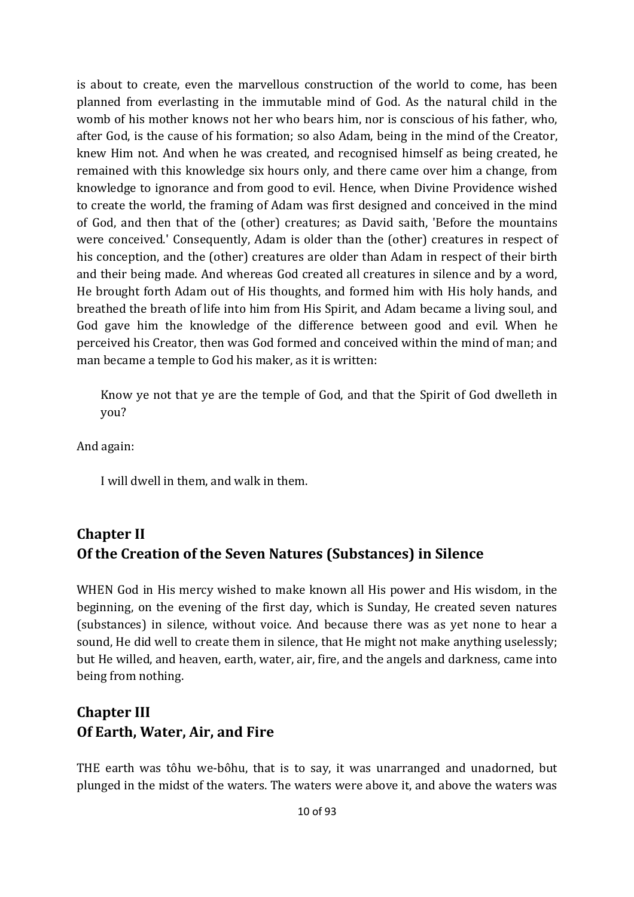is about to create, even the marvellous construction of the world to come, has been planned from everlasting in the immutable mind of God. As the natural child in the womb of his mother knows not her who bears him, nor is conscious of his father, who, after God, is the cause of his formation; so also Adam, being in the mind of the Creator, knew Him not. And when he was created, and recognised himself as being created, he remained with this knowledge six hours only, and there came over him a change, from knowledge to ignorance and from good to evil. Hence, when Divine Providence wished to create the world, the framing of Adam was first designed and conceived in the mind of God, and then that of the (other) creatures; as David saith, 'Before the mountains were conceived.' Consequently, Adam is older than the (other) creatures in respect of his conception, and the (other) creatures are older than Adam in respect of their birth and their being made. And whereas God created all creatures in silence and by a word, He brought forth Adam out of His thoughts, and formed him with His holy hands, and breathed the breath of life into him from His Spirit, and Adam became a living soul, and God gave him the knowledge of the difference between good and evil. When he perceived his Creator, then was God formed and conceived within the mind of man; and man became a temple to God his maker, as it is written:

> Know ye not that ye are the temple of God, and that the Spirit of God dwelleth in you?

And again:

> I will dwell in them, and walk in them.

## Chapter II
## Of the Creation of the Seven Natures (Substances) in Silence

WHEN God in His mercy wished to make known all His power and His wisdom, in the beginning, on the evening of the first day, which is Sunday, He created seven natures (substances) in silence, without voice. And because there was as yet none to hear a sound, He did well to create them in silence, that He might not make anything uselessly; but He willed, and heaven, earth, water, air, fire, and the angels and darkness, came into being from nothing.

## Chapter III
## Of Earth, Water, Air, and Fire

THE earth was tôhu we-bôhu, that is to say, it was unarranged and unadorned, but plunged in the midst of the waters. The waters were above it, and above the waters was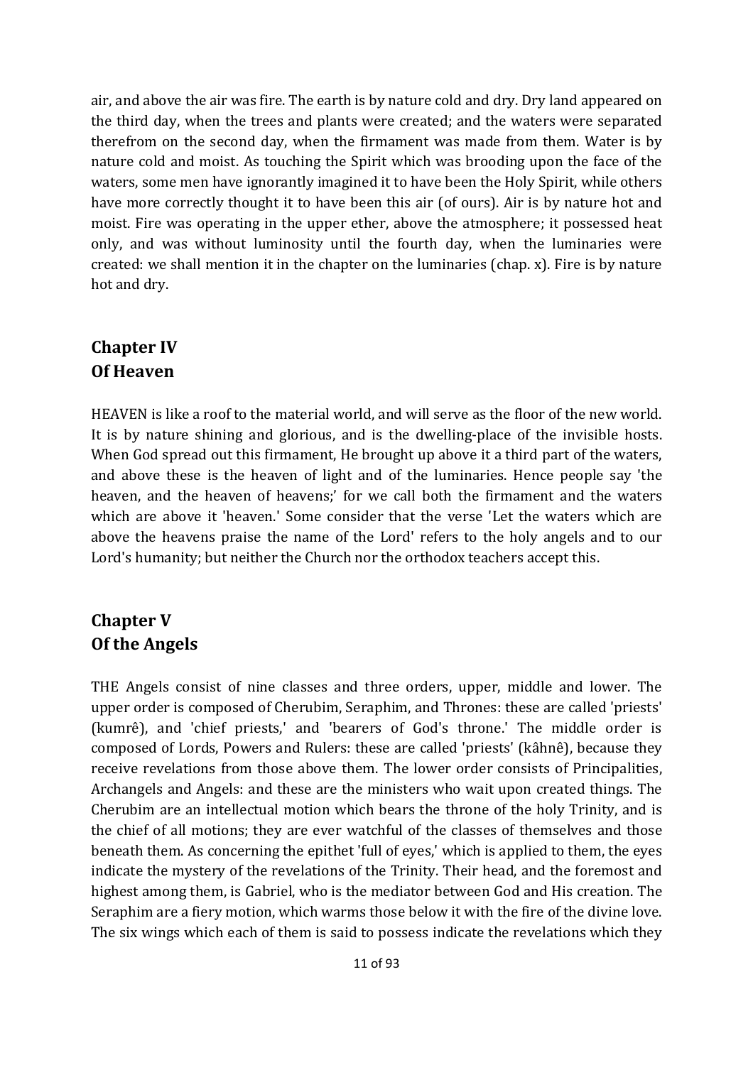air, and above the air was fire. The earth is by nature cold and dry. Dry land appeared on the third day, when the trees and plants were created; and the waters were separated therefrom on the second day, when the firmament was made from them. Water is by nature cold and moist. As touching the Spirit which was brooding upon the face of the waters, some men have ignorantly imagined it to have been the Holy Spirit, while others have more correctly thought it to have been this air (of ours). Air is by nature hot and moist. Fire was operating in the upper ether, above the atmosphere; it possessed heat only, and was without luminosity until the fourth day, when the luminaries were created: we shall mention it in the chapter on the luminaries (chap. x). Fire is by nature hot and dry.

## Chapter IV
## Of Heaven

HEAVEN is like a roof to the material world, and will serve as the floor of the new world. It is by nature shining and glorious, and is the dwelling-place of the invisible hosts. When God spread out this firmament, He brought up above it a third part of the waters, and above these is the heaven of light and of the luminaries. Hence people say 'the heaven, and the heaven of heavens;' for we call both the firmament and the waters which are above it 'heaven.' Some consider that the verse 'Let the waters which are above the heavens praise the name of the Lord' refers to the holy angels and to our Lord's humanity; but neither the Church nor the orthodox teachers accept this.

## Chapter V
## Of the Angels

THE Angels consist of nine classes and three orders, upper, middle and lower. The upper order is composed of Cherubim, Seraphim, and Thrones: these are called 'priests' (kumrê), and 'chief priests,' and 'bearers of God's throne.' The middle order is composed of Lords, Powers and Rulers: these are called 'priests' (kâhnê), because they receive revelations from those above them. The lower order consists of Principalities, Archangels and Angels: and these are the ministers who wait upon created things. The Cherubim are an intellectual motion which bears the throne of the holy Trinity, and is the chief of all motions; they are ever watchful of the classes of themselves and those beneath them. As concerning the epithet 'full of eyes,' which is applied to them, the eyes indicate the mystery of the revelations of the Trinity. Their head, and the foremost and highest among them, is Gabriel, who is the mediator between God and His creation. The Seraphim are a fiery motion, which warms those below it with the fire of the divine love. The six wings which each of them is said to possess indicate the revelations which they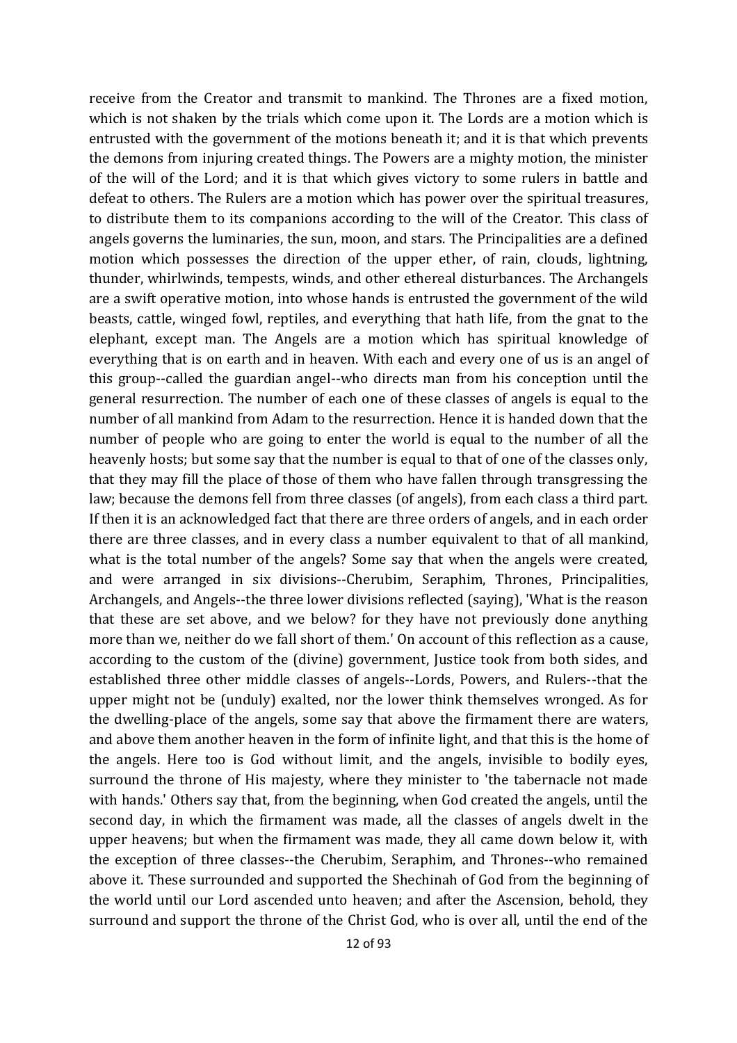receive from the Creator and transmit to mankind. The Thrones are a fixed motion, which is not shaken by the trials which come upon it. The Lords are a motion which is entrusted with the government of the motions beneath it; and it is that which prevents the demons from injuring created things. The Powers are a mighty motion, the minister of the will of the Lord; and it is that which gives victory to some rulers in battle and defeat to others. The Rulers are a motion which has power over the spiritual treasures, to distribute them to its companions according to the will of the Creator. This class of angels governs the luminaries, the sun, moon, and stars. The Principalities are a defined motion which possesses the direction of the upper ether, of rain, clouds, lightning, thunder, whirlwinds, tempests, winds, and other ethereal disturbances. The Archangels are a swift operative motion, into whose hands is entrusted the government of the wild beasts, cattle, winged fowl, reptiles, and everything that hath life, from the gnat to the elephant, except man. The Angels are a motion which has spiritual knowledge of everything that is on earth and in heaven. With each and every one of us is an angel of this group--called the guardian angel--who directs man from his conception until the general resurrection. The number of each one of these classes of angels is equal to the number of all mankind from Adam to the resurrection. Hence it is handed down that the number of people who are going to enter the world is equal to the number of all the heavenly hosts; but some say that the number is equal to that of one of the classes only, that they may fill the place of those of them who have fallen through transgressing the law; because the demons fell from three classes (of angels), from each class a third part. If then it is an acknowledged fact that there are three orders of angels, and in each order there are three classes, and in every class a number equivalent to that of all mankind, what is the total number of the angels? Some say that when the angels were created, and were arranged in six divisions--Cherubim, Seraphim, Thrones, Principalities, Archangels, and Angels--the three lower divisions reflected (saying), 'What is the reason that these are set above, and we below? for they have not previously done anything more than we, neither do we fall short of them.' On account of this reflection as a cause, according to the custom of the (divine) government, Justice took from both sides, and established three other middle classes of angels--Lords, Powers, and Rulers--that the upper might not be (unduly) exalted, nor the lower think themselves wronged. As for the dwelling-place of the angels, some say that above the firmament there are waters, and above them another heaven in the form of infinite light, and that this is the home of the angels. Here too is God without limit, and the angels, invisible to bodily eyes, surround the throne of His majesty, where they minister to 'the tabernacle not made with hands.' Others say that, from the beginning, when God created the angels, until the second day, in which the firmament was made, all the classes of angels dwelt in the upper heavens; but when the firmament was made, they all came down below it, with the exception of three classes--the Cherubim, Seraphim, and Thrones--who remained above it. These surrounded and supported the Shechinah of God from the beginning of the world until our Lord ascended unto heaven; and after the Ascension, behold, they surround and support the throne of the Christ God, who is over all, until the end of the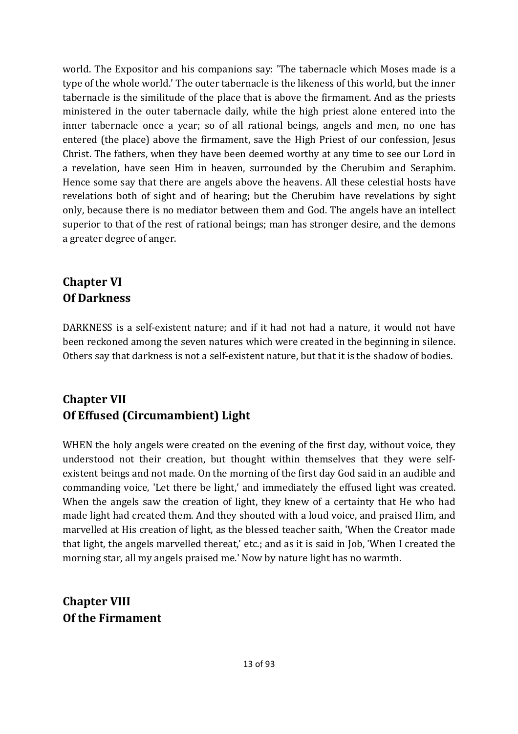world. The Expositor and his companions say: 'The tabernacle which Moses made is a type of the whole world.' The outer tabernacle is the likeness of this world, but the inner tabernacle is the similitude of the place that is above the firmament. And as the priests ministered in the outer tabernacle daily, while the high priest alone entered into the inner tabernacle once a year; so of all rational beings, angels and men, no one has entered (the place) above the firmament, save the High Priest of our confession, Jesus Christ. The fathers, when they have been deemed worthy at any time to see our Lord in a revelation, have seen Him in heaven, surrounded by the Cherubim and Seraphim. Hence some say that there are angels above the heavens. All these celestial hosts have revelations both of sight and of hearing; but the Cherubim have revelations by sight only, because there is no mediator between them and God. The angels have an intellect superior to that of the rest of rational beings; man has stronger desire, and the demons a greater degree of anger.

## Chapter VI
## Of Darkness

DARKNESS is a self-existent nature; and if it had not had a nature, it would not have been reckoned among the seven natures which were created in the beginning in silence. Others say that darkness is not a self-existent nature, but that it is the shadow of bodies.

## Chapter VII
## Of Effused (Circumambient) Light

WHEN the holy angels were created on the evening of the first day, without voice, they understood not their creation, but thought within themselves that they were self-existent beings and not made. On the morning of the first day God said in an audible and commanding voice, 'Let there be light,' and immediately the effused light was created. When the angels saw the creation of light, they knew of a certainty that He who had made light had created them. And they shouted with a loud voice, and praised Him, and marvelled at His creation of light, as the blessed teacher saith, 'When the Creator made that light, the angels marvelled thereat,' etc.; and as it is said in Job, 'When I created the morning star, all my angels praised me.' Now by nature light has no warmth.

## Chapter VIII
## Of the Firmament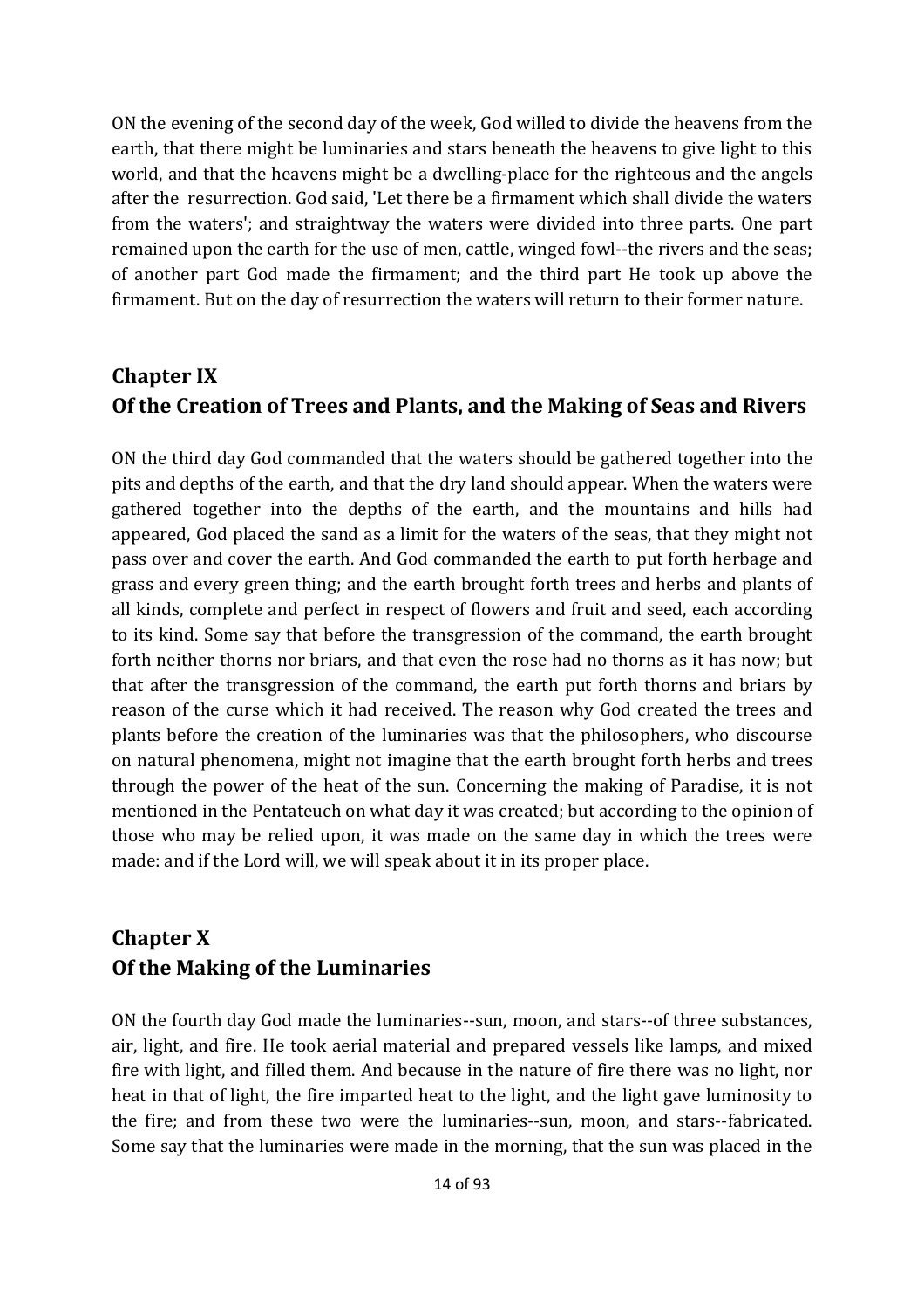ON the evening of the second day of the week, God willed to divide the heavens from the earth, that there might be luminaries and stars beneath the heavens to give light to this world, and that the heavens might be a dwelling-place for the righteous and the angels after the resurrection. God said, 'Let there be a firmament which shall divide the waters from the waters'; and straightway the waters were divided into three parts. One part remained upon the earth for the use of men, cattle, winged fowl--the rivers and the seas; of another part God made the firmament; and the third part He took up above the firmament. But on the day of resurrection the waters will return to their former nature.

## Chapter IX
## Of the Creation of Trees and Plants, and the Making of Seas and Rivers

ON the third day God commanded that the waters should be gathered together into the pits and depths of the earth, and that the dry land should appear. When the waters were gathered together into the depths of the earth, and the mountains and hills had appeared, God placed the sand as a limit for the waters of the seas, that they might not pass over and cover the earth. And God commanded the earth to put forth herbage and grass and every green thing; and the earth brought forth trees and herbs and plants of all kinds, complete and perfect in respect of flowers and fruit and seed, each according to its kind. Some say that before the transgression of the command, the earth brought forth neither thorns nor briars, and that even the rose had no thorns as it has now; but that after the transgression of the command, the earth put forth thorns and briars by reason of the curse which it had received. The reason why God created the trees and plants before the creation of the luminaries was that the philosophers, who discourse on natural phenomena, might not imagine that the earth brought forth herbs and trees through the power of the heat of the sun. Concerning the making of Paradise, it is not mentioned in the Pentateuch on what day it was created; but according to the opinion of those who may be relied upon, it was made on the same day in which the trees were made: and if the Lord will, we will speak about it in its proper place.

## Chapter X
## Of the Making of the Luminaries

ON the fourth day God made the luminaries--sun, moon, and stars--of three substances, air, light, and fire. He took aerial material and prepared vessels like lamps, and mixed fire with light, and filled them. And because in the nature of fire there was no light, nor heat in that of light, the fire imparted heat to the light, and the light gave luminosity to the fire; and from these two were the luminaries--sun, moon, and stars--fabricated. Some say that the luminaries were made in the morning, that the sun was placed in the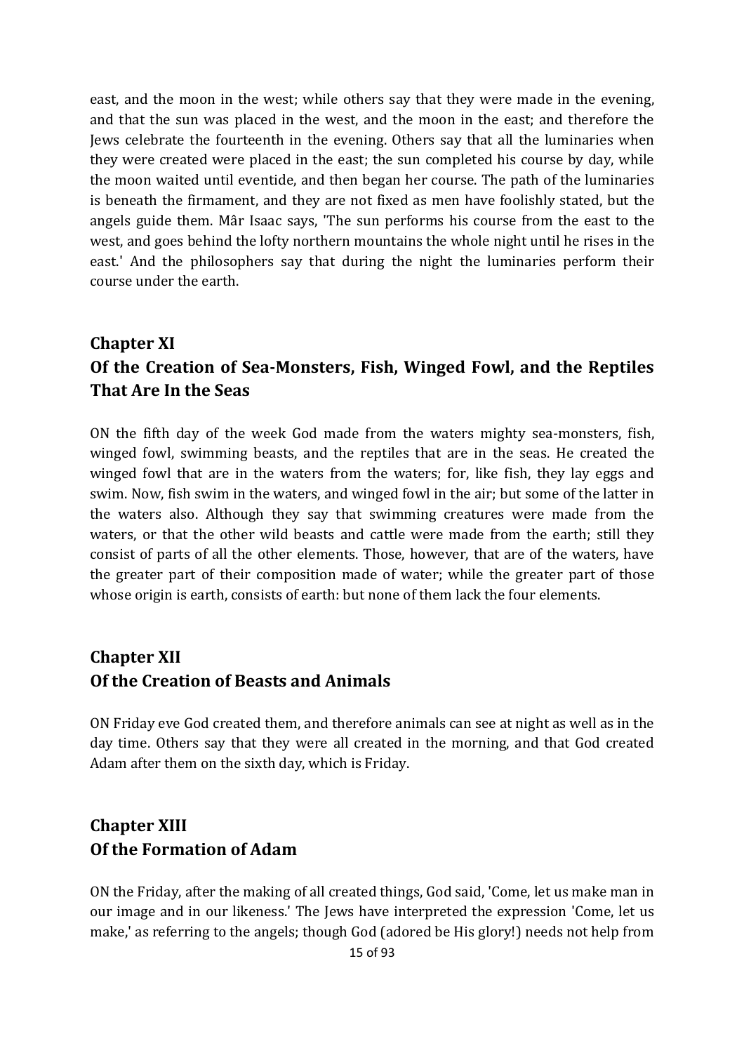east, and the moon in the west; while others say that they were made in the evening, and that the sun was placed in the west, and the moon in the east; and therefore the Jews celebrate the fourteenth in the evening. Others say that all the luminaries when they were created were placed in the east; the sun completed his course by day, while the moon waited until eventide, and then began her course. The path of the luminaries is beneath the firmament, and they are not fixed as men have foolishly stated, but the angels guide them. Mâr Isaac says, 'The sun performs his course from the east to the west, and goes behind the lofty northern mountains the whole night until he rises in the east.' And the philosophers say that during the night the luminaries perform their course under the earth.

## Chapter XI
## Of the Creation of Sea-Monsters, Fish, Winged Fowl, and the Reptiles That Are In the Seas

ON the fifth day of the week God made from the waters mighty sea-monsters, fish, winged fowl, swimming beasts, and the reptiles that are in the seas. He created the winged fowl that are in the waters from the waters; for, like fish, they lay eggs and swim. Now, fish swim in the waters, and winged fowl in the air; but some of the latter in the waters also. Although they say that swimming creatures were made from the waters, or that the other wild beasts and cattle were made from the earth; still they consist of parts of all the other elements. Those, however, that are of the waters, have the greater part of their composition made of water; while the greater part of those whose origin is earth, consists of earth: but none of them lack the four elements.

## Chapter XII
## Of the Creation of Beasts and Animals

ON Friday eve God created them, and therefore animals can see at night as well as in the day time. Others say that they were all created in the morning, and that God created Adam after them on the sixth day, which is Friday.

## Chapter XIII
## Of the Formation of Adam

ON the Friday, after the making of all created things, God said, 'Come, let us make man in our image and in our likeness.' The Jews have interpreted the expression 'Come, let us make,' as referring to the angels; though God (adored be His glory!) needs not help from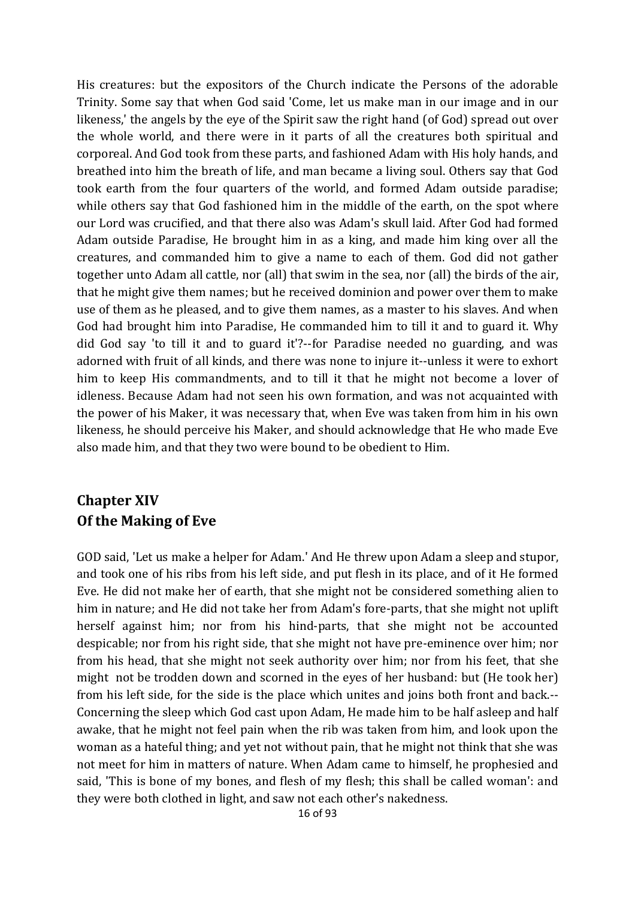His creatures: but the expositors of the Church indicate the Persons of the adorable Trinity. Some say that when God said 'Come, let us make man in our image and in our likeness,' the angels by the eye of the Spirit saw the right hand (of God) spread out over the whole world, and there were in it parts of all the creatures both spiritual and corporeal. And God took from these parts, and fashioned Adam with His holy hands, and breathed into him the breath of life, and man became a living soul. Others say that God took earth from the four quarters of the world, and formed Adam outside paradise; while others say that God fashioned him in the middle of the earth, on the spot where our Lord was crucified, and that there also was Adam's skull laid. After God had formed Adam outside Paradise, He brought him in as a king, and made him king over all the creatures, and commanded him to give a name to each of them. God did not gather together unto Adam all cattle, nor (all) that swim in the sea, nor (all) the birds of the air, that he might give them names; but he received dominion and power over them to make use of them as he pleased, and to give them names, as a master to his slaves. And when God had brought him into Paradise, He commanded him to till it and to guard it. Why did God say 'to till it and to guard it'?--for Paradise needed no guarding, and was adorned with fruit of all kinds, and there was none to injure it--unless it were to exhort him to keep His commandments, and to till it that he might not become a lover of idleness. Because Adam had not seen his own formation, and was not acquainted with the power of his Maker, it was necessary that, when Eve was taken from him in his own likeness, he should perceive his Maker, and should acknowledge that He who made Eve also made him, and that they two were bound to be obedient to Him.

## Chapter XIV
## Of the Making of Eve

GOD said, 'Let us make a helper for Adam.' And He threw upon Adam a sleep and stupor, and took one of his ribs from his left side, and put flesh in its place, and of it He formed Eve. He did not make her of earth, that she might not be considered something alien to him in nature; and He did not take her from Adam's fore-parts, that she might not uplift herself against him; nor from his hind-parts, that she might not be accounted despicable; nor from his right side, that she might not have pre-eminence over him; nor from his head, that she might not seek authority over him; nor from his feet, that she might not be trodden down and scorned in the eyes of her husband: but (He took her) from his left side, for the side is the place which unites and joins both front and back.--Concerning the sleep which God cast upon Adam, He made him to be half asleep and half awake, that he might not feel pain when the rib was taken from him, and look upon the woman as a hateful thing; and yet not without pain, that he might not think that she was not meet for him in matters of nature. When Adam came to himself, he prophesied and said, 'This is bone of my bones, and flesh of my flesh; this shall be called woman': and they were both clothed in light, and saw not each other's nakedness.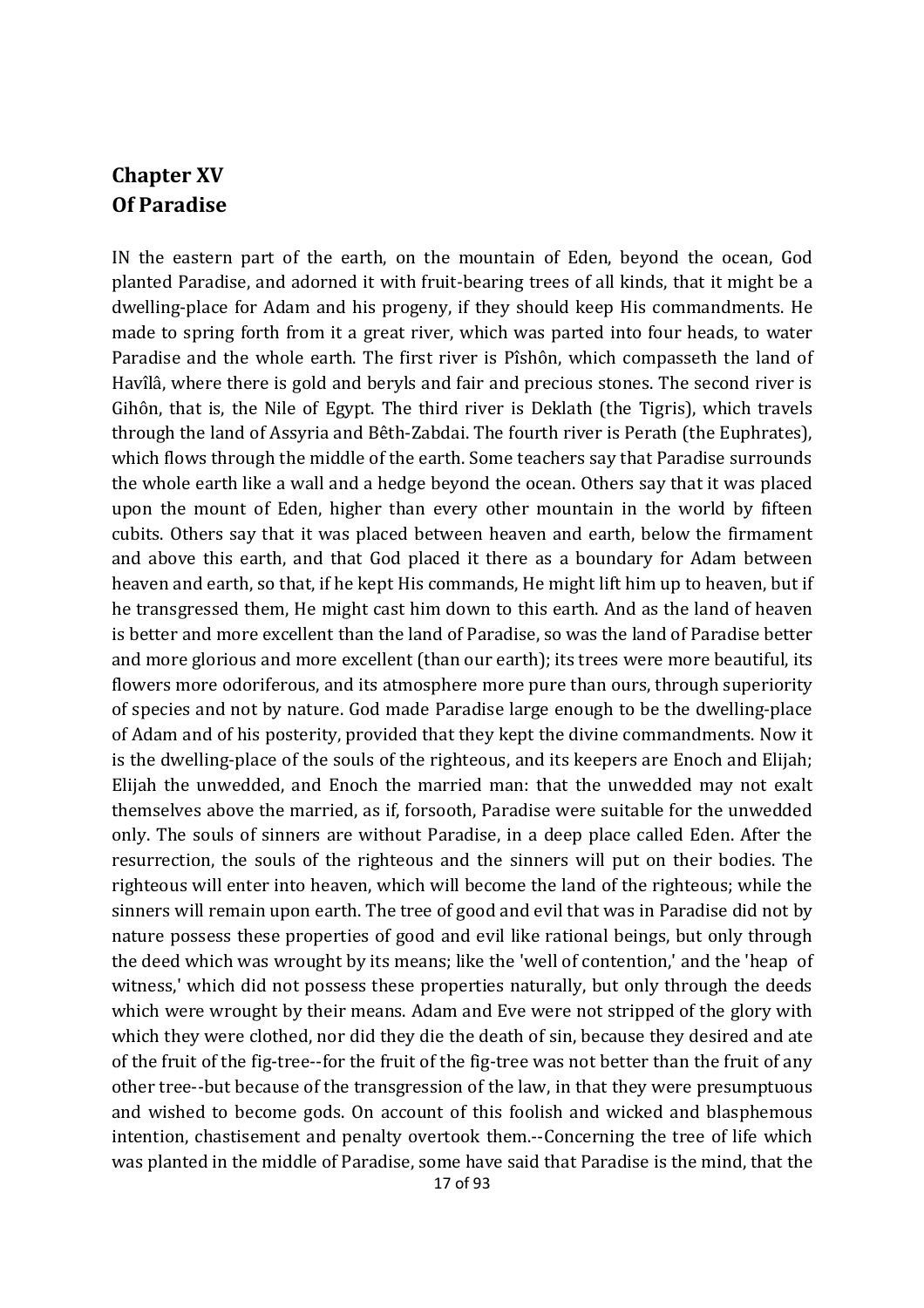## Chapter XV
## Of Paradise

IN the eastern part of the earth, on the mountain of Eden, beyond the ocean, God planted Paradise, and adorned it with fruit-bearing trees of all kinds, that it might be a dwelling-place for Adam and his progeny, if they should keep His commandments. He made to spring forth from it a great river, which was parted into four heads, to water Paradise and the whole earth. The first river is Pîshôn, which compasseth the land of Havîlâ, where there is gold and beryls and fair and precious stones. The second river is Gihôn, that is, the Nile of Egypt. The third river is Deklath (the Tigris), which travels through the land of Assyria and Bêth-Zabdai. The fourth river is Perath (the Euphrates), which flows through the middle of the earth. Some teachers say that Paradise surrounds the whole earth like a wall and a hedge beyond the ocean. Others say that it was placed upon the mount of Eden, higher than every other mountain in the world by fifteen cubits. Others say that it was placed between heaven and earth, below the firmament and above this earth, and that God placed it there as a boundary for Adam between heaven and earth, so that, if he kept His commands, He might lift him up to heaven, but if he transgressed them, He might cast him down to this earth. And as the land of heaven is better and more excellent than the land of Paradise, so was the land of Paradise better and more glorious and more excellent (than our earth); its trees were more beautiful, its flowers more odoriferous, and its atmosphere more pure than ours, through superiority of species and not by nature. God made Paradise large enough to be the dwelling-place of Adam and of his posterity, provided that they kept the divine commandments. Now it is the dwelling-place of the souls of the righteous, and its keepers are Enoch and Elijah; Elijah the unwedded, and Enoch the married man: that the unwedded may not exalt themselves above the married, as if, forsooth, Paradise were suitable for the unwedded only. The souls of sinners are without Paradise, in a deep place called Eden. After the resurrection, the souls of the righteous and the sinners will put on their bodies. The righteous will enter into heaven, which will become the land of the righteous; while the sinners will remain upon earth. The tree of good and evil that was in Paradise did not by nature possess these properties of good and evil like rational beings, but only through the deed which was wrought by its means; like the 'well of contention,' and the 'heap of witness,' which did not possess these properties naturally, but only through the deeds which were wrought by their means. Adam and Eve were not stripped of the glory with which they were clothed, nor did they die the death of sin, because they desired and ate of the fruit of the fig-tree--for the fruit of the fig-tree was not better than the fruit of any other tree--but because of the transgression of the law, in that they were presumptuous and wished to become gods. On account of this foolish and wicked and blasphemous intention, chastisement and penalty overtook them.--Concerning the tree of life which was planted in the middle of Paradise, some have said that Paradise is the mind, that the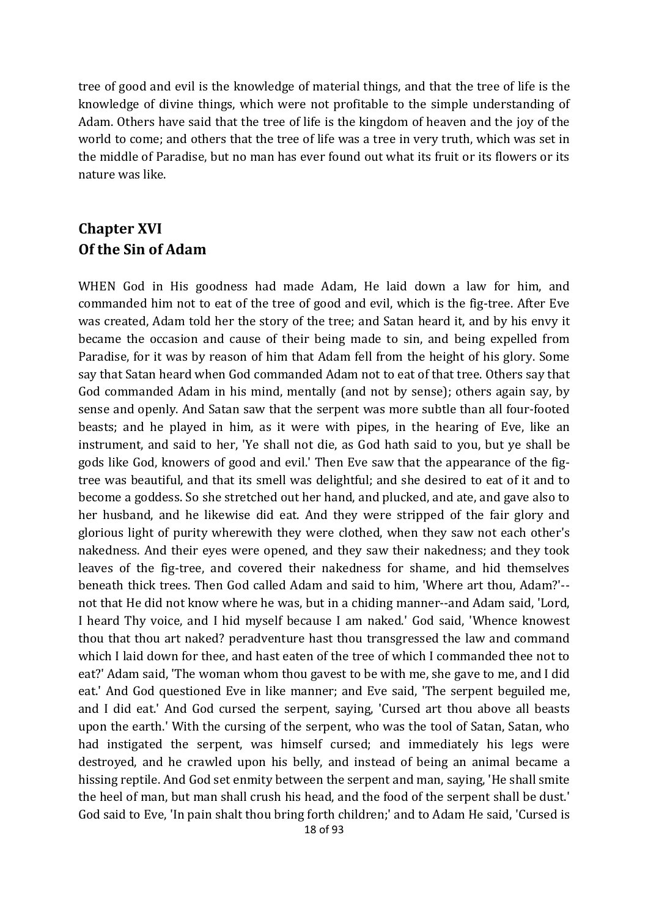tree of good and evil is the knowledge of material things, and that the tree of life is the knowledge of divine things, which were not profitable to the simple understanding of Adam. Others have said that the tree of life is the kingdom of heaven and the joy of the world to come; and others that the tree of life was a tree in very truth, which was set in the middle of Paradise, but no man has ever found out what its fruit or its flowers or its nature was like.

## Chapter XVI
## Of the Sin of Adam

WHEN God in His goodness had made Adam, He laid down a law for him, and commanded him not to eat of the tree of good and evil, which is the fig-tree. After Eve was created, Adam told her the story of the tree; and Satan heard it, and by his envy it became the occasion and cause of their being made to sin, and being expelled from Paradise, for it was by reason of him that Adam fell from the height of his glory. Some say that Satan heard when God commanded Adam not to eat of that tree. Others say that God commanded Adam in his mind, mentally (and not by sense); others again say, by sense and openly. And Satan saw that the serpent was more subtle than all four-footed beasts; and he played in him, as it were with pipes, in the hearing of Eve, like an instrument, and said to her, 'Ye shall not die, as God hath said to you, but ye shall be gods like God, knowers of good and evil.' Then Eve saw that the appearance of the fig-tree was beautiful, and that its smell was delightful; and she desired to eat of it and to become a goddess. So she stretched out her hand, and plucked, and ate, and gave also to her husband, and he likewise did eat. And they were stripped of the fair glory and glorious light of purity wherewith they were clothed, when they saw not each other's nakedness. And their eyes were opened, and they saw their nakedness; and they took leaves of the fig-tree, and covered their nakedness for shame, and hid themselves beneath thick trees. Then God called Adam and said to him, 'Where art thou, Adam?'--not that He did not know where he was, but in a chiding manner--and Adam said, 'Lord, I heard Thy voice, and I hid myself because I am naked.' God said, 'Whence knowest thou that thou art naked? peradventure hast thou transgressed the law and command which I laid down for thee, and hast eaten of the tree of which I commanded thee not to eat?' Adam said, 'The woman whom thou gavest to be with me, she gave to me, and I did eat.' And God questioned Eve in like manner; and Eve said, 'The serpent beguiled me, and I did eat.' And God cursed the serpent, saying, 'Cursed art thou above all beasts upon the earth.' With the cursing of the serpent, who was the tool of Satan, Satan, who had instigated the serpent, was himself cursed; and immediately his legs were destroyed, and he crawled upon his belly, and instead of being an animal became a hissing reptile. And God set enmity between the serpent and man, saying, 'He shall smite the heel of man, but man shall crush his head, and the food of the serpent shall be dust.' God said to Eve, 'In pain shalt thou bring forth children;' and to Adam He said, 'Cursed is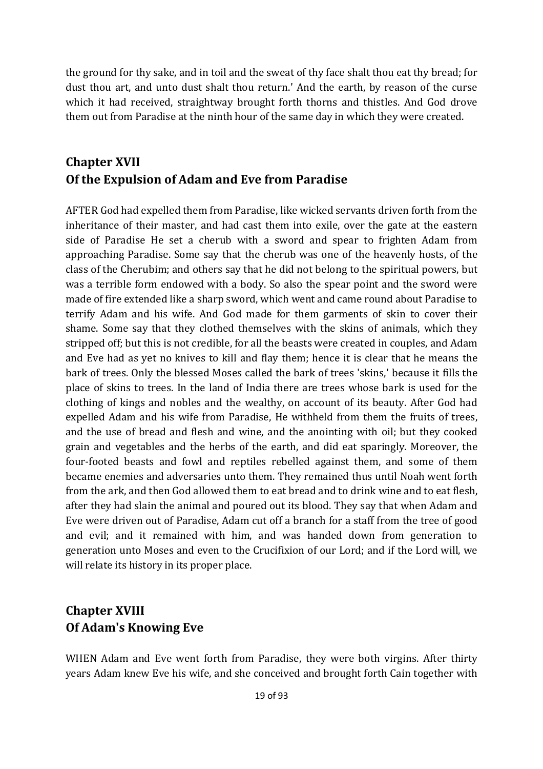the ground for thy sake, and in toil and the sweat of thy face shalt thou eat thy bread; for dust thou art, and unto dust shalt thou return.' And the earth, by reason of the curse which it had received, straightway brought forth thorns and thistles. And God drove them out from Paradise at the ninth hour of the same day in which they were created.

## Chapter XVII
## Of the Expulsion of Adam and Eve from Paradise

AFTER God had expelled them from Paradise, like wicked servants driven forth from the inheritance of their master, and had cast them into exile, over the gate at the eastern side of Paradise He set a cherub with a sword and spear to frighten Adam from approaching Paradise. Some say that the cherub was one of the heavenly hosts, of the class of the Cherubim; and others say that he did not belong to the spiritual powers, but was a terrible form endowed with a body. So also the spear point and the sword were made of fire extended like a sharp sword, which went and came round about Paradise to terrify Adam and his wife. And God made for them garments of skin to cover their shame. Some say that they clothed themselves with the skins of animals, which they stripped off; but this is not credible, for all the beasts were created in couples, and Adam and Eve had as yet no knives to kill and flay them; hence it is clear that he means the bark of trees. Only the blessed Moses called the bark of trees 'skins,' because it fills the place of skins to trees. In the land of India there are trees whose bark is used for the clothing of kings and nobles and the wealthy, on account of its beauty. After God had expelled Adam and his wife from Paradise, He withheld from them the fruits of trees, and the use of bread and flesh and wine, and the anointing with oil; but they cooked grain and vegetables and the herbs of the earth, and did eat sparingly. Moreover, the four-footed beasts and fowl and reptiles rebelled against them, and some of them became enemies and adversaries unto them. They remained thus until Noah went forth from the ark, and then God allowed them to eat bread and to drink wine and to eat flesh, after they had slain the animal and poured out its blood. They say that when Adam and Eve were driven out of Paradise, Adam cut off a branch for a staff from the tree of good and evil; and it remained with him, and was handed down from generation to generation unto Moses and even to the Crucifixion of our Lord; and if the Lord will, we will relate its history in its proper place.

## Chapter XVIII
## Of Adam's Knowing Eve

WHEN Adam and Eve went forth from Paradise, they were both virgins. After thirty years Adam knew Eve his wife, and she conceived and brought forth Cain together with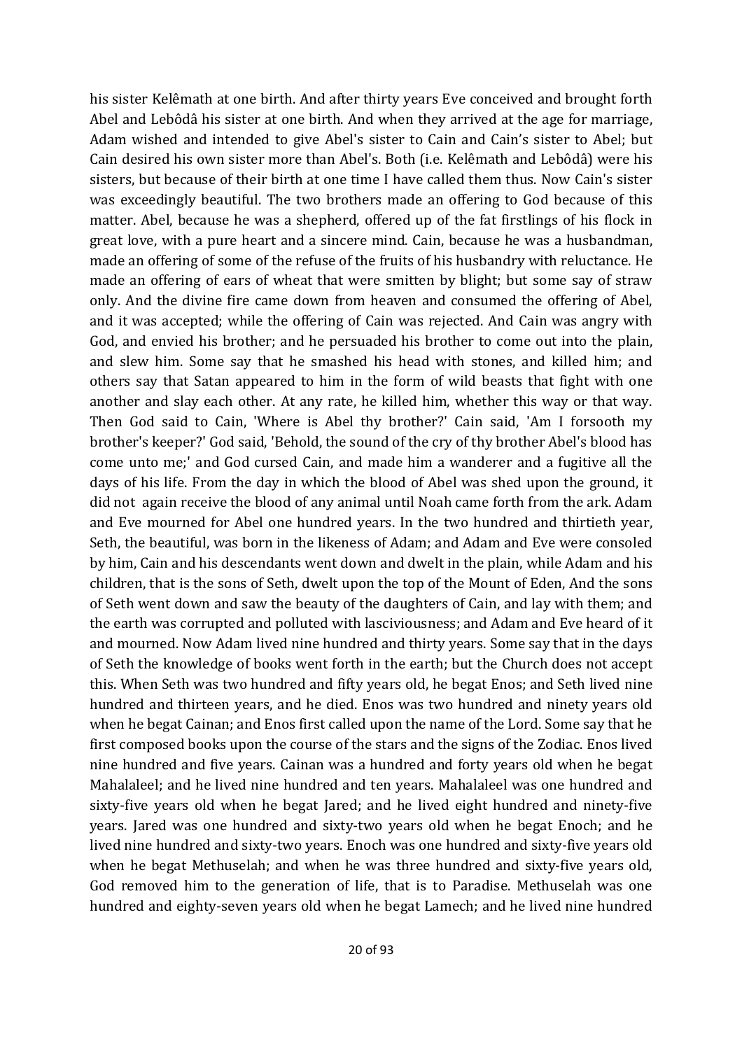his sister Kelêmath at one birth. And after thirty years Eve conceived and brought forth Abel and Lebôdâ his sister at one birth. And when they arrived at the age for marriage, Adam wished and intended to give Abel's sister to Cain and Cain's sister to Abel; but Cain desired his own sister more than Abel's. Both (i.e. Kelêmath and Lebôdâ) were his sisters, but because of their birth at one time I have called them thus. Now Cain's sister was exceedingly beautiful. The two brothers made an offering to God because of this matter. Abel, because he was a shepherd, offered up of the fat firstlings of his flock in great love, with a pure heart and a sincere mind. Cain, because he was a husbandman, made an offering of some of the refuse of the fruits of his husbandry with reluctance. He made an offering of ears of wheat that were smitten by blight; but some say of straw only. And the divine fire came down from heaven and consumed the offering of Abel, and it was accepted; while the offering of Cain was rejected. And Cain was angry with God, and envied his brother; and he persuaded his brother to come out into the plain, and slew him. Some say that he smashed his head with stones, and killed him; and others say that Satan appeared to him in the form of wild beasts that fight with one another and slay each other. At any rate, he killed him, whether this way or that way. Then God said to Cain, 'Where is Abel thy brother?' Cain said, 'Am I forsooth my brother's keeper?' God said, 'Behold, the sound of the cry of thy brother Abel's blood has come unto me;' and God cursed Cain, and made him a wanderer and a fugitive all the days of his life. From the day in which the blood of Abel was shed upon the ground, it did not again receive the blood of any animal until Noah came forth from the ark. Adam and Eve mourned for Abel one hundred years. In the two hundred and thirtieth year, Seth, the beautiful, was born in the likeness of Adam; and Adam and Eve were consoled by him, Cain and his descendants went down and dwelt in the plain, while Adam and his children, that is the sons of Seth, dwelt upon the top of the Mount of Eden, And the sons of Seth went down and saw the beauty of the daughters of Cain, and lay with them; and the earth was corrupted and polluted with lasciviousness; and Adam and Eve heard of it and mourned. Now Adam lived nine hundred and thirty years. Some say that in the days of Seth the knowledge of books went forth in the earth; but the Church does not accept this. When Seth was two hundred and fifty years old, he begat Enos; and Seth lived nine hundred and thirteen years, and he died. Enos was two hundred and ninety years old when he begat Cainan; and Enos first called upon the name of the Lord. Some say that he first composed books upon the course of the stars and the signs of the Zodiac. Enos lived nine hundred and five years. Cainan was a hundred and forty years old when he begat Mahalaleel; and he lived nine hundred and ten years. Mahalaleel was one hundred and sixty-five years old when he begat Jared; and he lived eight hundred and ninety-five years. Jared was one hundred and sixty-two years old when he begat Enoch; and he lived nine hundred and sixty-two years. Enoch was one hundred and sixty-five years old when he begat Methuselah; and when he was three hundred and sixty-five years old, God removed him to the generation of life, that is to Paradise. Methuselah was one hundred and eighty-seven years old when he begat Lamech; and he lived nine hundred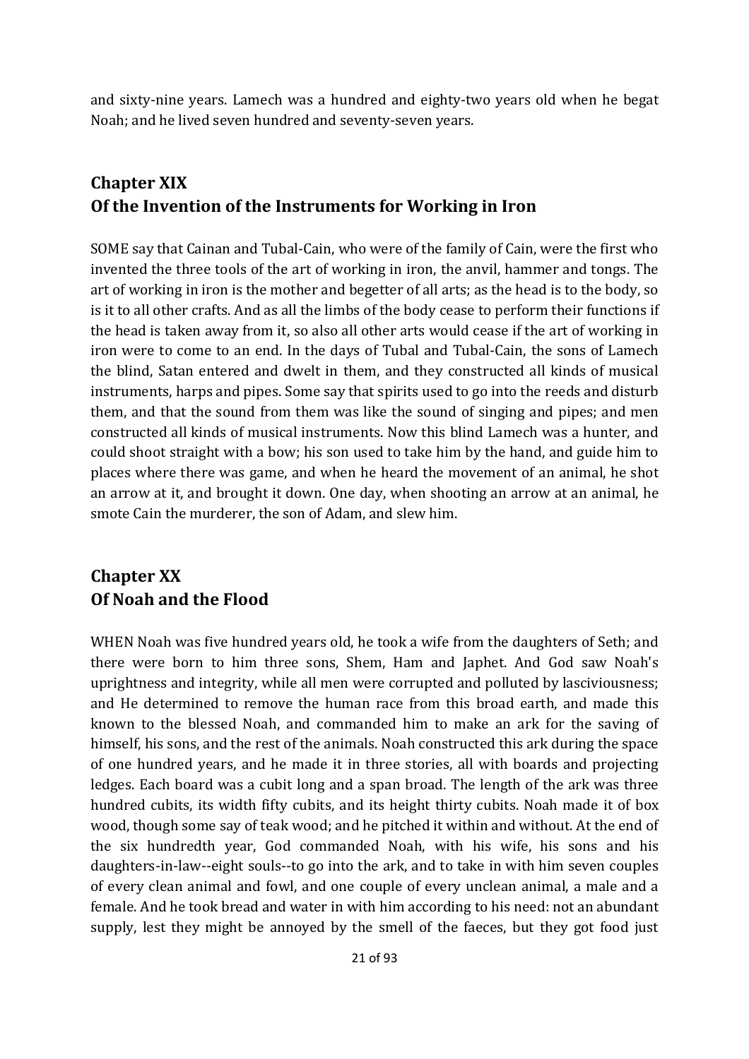and sixty-nine years. Lamech was a hundred and eighty-two years old when he begat Noah; and he lived seven hundred and seventy-seven years.

## Chapter XIX
## Of the Invention of the Instruments for Working in Iron

SOME say that Cainan and Tubal-Cain, who were of the family of Cain, were the first who invented the three tools of the art of working in iron, the anvil, hammer and tongs. The art of working in iron is the mother and begetter of all arts; as the head is to the body, so is it to all other crafts. And as all the limbs of the body cease to perform their functions if the head is taken away from it, so also all other arts would cease if the art of working in iron were to come to an end. In the days of Tubal and Tubal-Cain, the sons of Lamech the blind, Satan entered and dwelt in them, and they constructed all kinds of musical instruments, harps and pipes. Some say that spirits used to go into the reeds and disturb them, and that the sound from them was like the sound of singing and pipes; and men constructed all kinds of musical instruments. Now this blind Lamech was a hunter, and could shoot straight with a bow; his son used to take him by the hand, and guide him to places where there was game, and when he heard the movement of an animal, he shot an arrow at it, and brought it down. One day, when shooting an arrow at an animal, he smote Cain the murderer, the son of Adam, and slew him.

## Chapter XX
## Of Noah and the Flood

WHEN Noah was five hundred years old, he took a wife from the daughters of Seth; and there were born to him three sons, Shem, Ham and Japhet. And God saw Noah's uprightness and integrity, while all men were corrupted and polluted by lasciviousness; and He determined to remove the human race from this broad earth, and made this known to the blessed Noah, and commanded him to make an ark for the saving of himself, his sons, and the rest of the animals. Noah constructed this ark during the space of one hundred years, and he made it in three stories, all with boards and projecting ledges. Each board was a cubit long and a span broad. The length of the ark was three hundred cubits, its width fifty cubits, and its height thirty cubits. Noah made it of box wood, though some say of teak wood; and he pitched it within and without. At the end of the six hundredth year, God commanded Noah, with his wife, his sons and his daughters-in-law--eight souls--to go into the ark, and to take in with him seven couples of every clean animal and fowl, and one couple of every unclean animal, a male and a female. And he took bread and water in with him according to his need: not an abundant supply, lest they might be annoyed by the smell of the faeces, but they got food just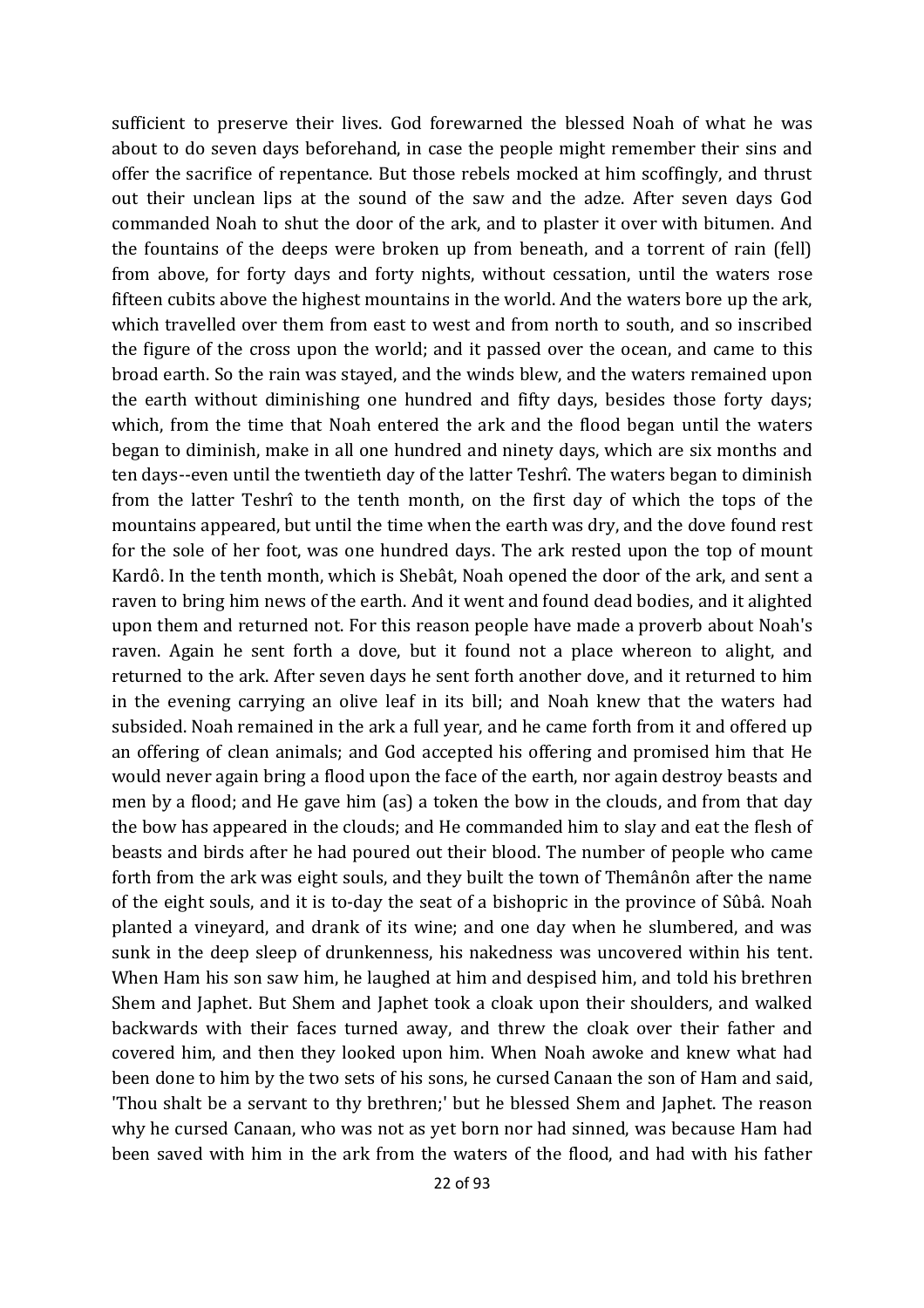sufficient to preserve their lives. God forewarned the blessed Noah of what he was about to do seven days beforehand, in case the people might remember their sins and offer the sacrifice of repentance. But those rebels mocked at him scoffingly, and thrust out their unclean lips at the sound of the saw and the adze. After seven days God commanded Noah to shut the door of the ark, and to plaster it over with bitumen. And the fountains of the deeps were broken up from beneath, and a torrent of rain (fell) from above, for forty days and forty nights, without cessation, until the waters rose fifteen cubits above the highest mountains in the world. And the waters bore up the ark, which travelled over them from east to west and from north to south, and so inscribed the figure of the cross upon the world; and it passed over the ocean, and came to this broad earth. So the rain was stayed, and the winds blew, and the waters remained upon the earth without diminishing one hundred and fifty days, besides those forty days; which, from the time that Noah entered the ark and the flood began until the waters began to diminish, make in all one hundred and ninety days, which are six months and ten days--even until the twentieth day of the latter Teshrî. The waters began to diminish from the latter Teshrî to the tenth month, on the first day of which the tops of the mountains appeared, but until the time when the earth was dry, and the dove found rest for the sole of her foot, was one hundred days. The ark rested upon the top of mount Kardô. In the tenth month, which is Shebât, Noah opened the door of the ark, and sent a raven to bring him news of the earth. And it went and found dead bodies, and it alighted upon them and returned not. For this reason people have made a proverb about Noah's raven. Again he sent forth a dove, but it found not a place whereon to alight, and returned to the ark. After seven days he sent forth another dove, and it returned to him in the evening carrying an olive leaf in its bill; and Noah knew that the waters had subsided. Noah remained in the ark a full year, and he came forth from it and offered up an offering of clean animals; and God accepted his offering and promised him that He would never again bring a flood upon the face of the earth, nor again destroy beasts and men by a flood; and He gave him (as) a token the bow in the clouds, and from that day the bow has appeared in the clouds; and He commanded him to slay and eat the flesh of beasts and birds after he had poured out their blood. The number of people who came forth from the ark was eight souls, and they built the town of Themânôn after the name of the eight souls, and it is to-day the seat of a bishopric in the province of Sûbâ. Noah planted a vineyard, and drank of its wine; and one day when he slumbered, and was sunk in the deep sleep of drunkenness, his nakedness was uncovered within his tent. When Ham his son saw him, he laughed at him and despised him, and told his brethren Shem and Japhet. But Shem and Japhet took a cloak upon their shoulders, and walked backwards with their faces turned away, and threw the cloak over their father and covered him, and then they looked upon him. When Noah awoke and knew what had been done to him by the two sets of his sons, he cursed Canaan the son of Ham and said, 'Thou shalt be a servant to thy brethren;' but he blessed Shem and Japhet. The reason why he cursed Canaan, who was not as yet born nor had sinned, was because Ham had been saved with him in the ark from the waters of the flood, and had with his father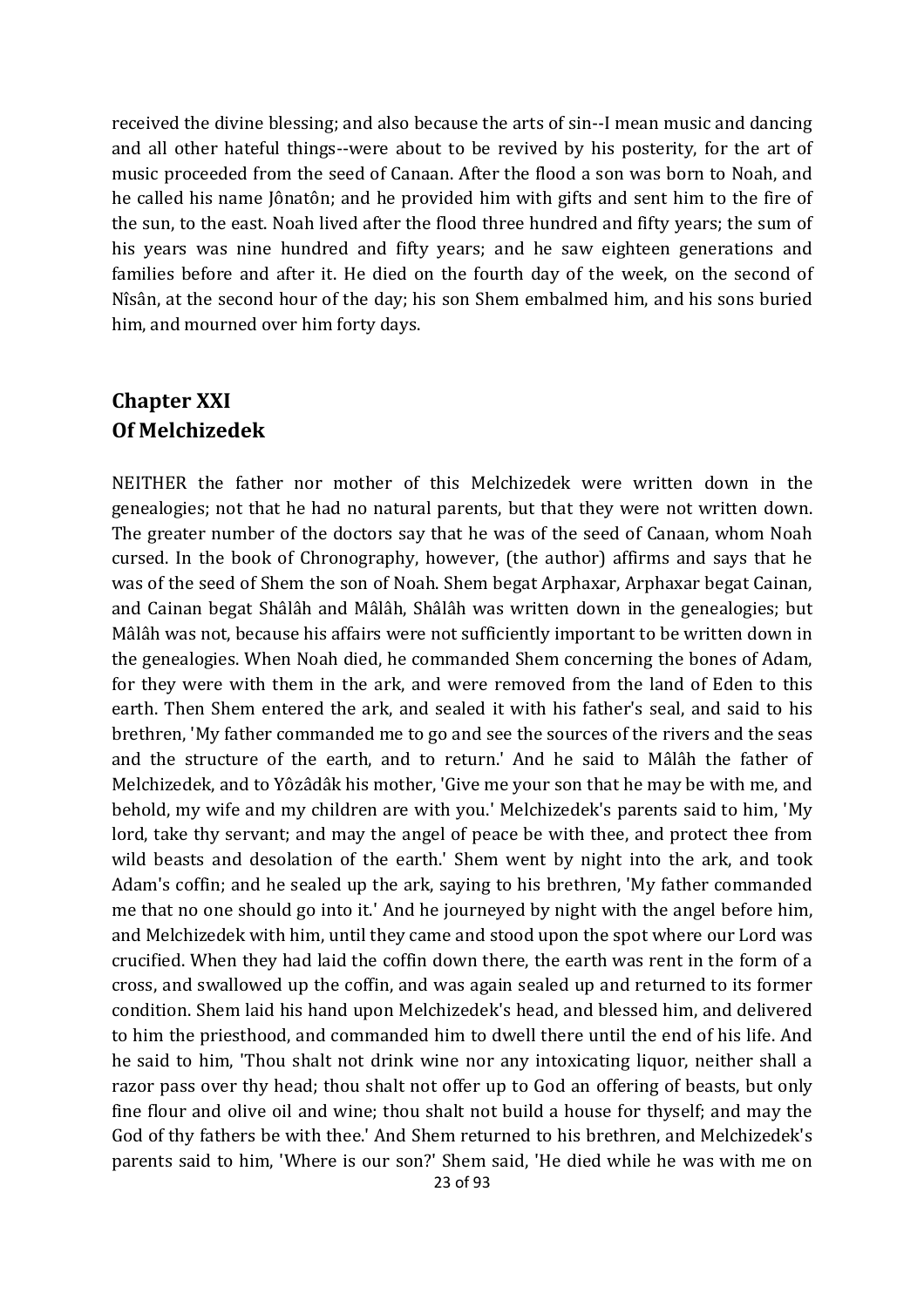received the divine blessing; and also because the arts of sin--I mean music and dancing and all other hateful things--were about to be revived by his posterity, for the art of music proceeded from the seed of Canaan. After the flood a son was born to Noah, and he called his name Jônatôn; and he provided him with gifts and sent him to the fire of the sun, to the east. Noah lived after the flood three hundred and fifty years; the sum of his years was nine hundred and fifty years; and he saw eighteen generations and families before and after it. He died on the fourth day of the week, on the second of Nîsân, at the second hour of the day; his son Shem embalmed him, and his sons buried him, and mourned over him forty days.

## Chapter XXI
## Of Melchizedek

NEITHER the father nor mother of this Melchizedek were written down in the genealogies; not that he had no natural parents, but that they were not written down. The greater number of the doctors say that he was of the seed of Canaan, whom Noah cursed. In the book of Chronography, however, (the author) affirms and says that he was of the seed of Shem the son of Noah. Shem begat Arphaxar, Arphaxar begat Cainan, and Cainan begat Shâlâh and Mâlâh, Shâlâh was written down in the genealogies; but Mâlâh was not, because his affairs were not sufficiently important to be written down in the genealogies. When Noah died, he commanded Shem concerning the bones of Adam, for they were with them in the ark, and were removed from the land of Eden to this earth. Then Shem entered the ark, and sealed it with his father's seal, and said to his brethren, 'My father commanded me to go and see the sources of the rivers and the seas and the structure of the earth, and to return.' And he said to Mâlâh the father of Melchizedek, and to Yôzâdâk his mother, 'Give me your son that he may be with me, and behold, my wife and my children are with you.' Melchizedek's parents said to him, 'My lord, take thy servant; and may the angel of peace be with thee, and protect thee from wild beasts and desolation of the earth.' Shem went by night into the ark, and took Adam's coffin; and he sealed up the ark, saying to his brethren, 'My father commanded me that no one should go into it.' And he journeyed by night with the angel before him, and Melchizedek with him, until they came and stood upon the spot where our Lord was crucified. When they had laid the coffin down there, the earth was rent in the form of a cross, and swallowed up the coffin, and was again sealed up and returned to its former condition. Shem laid his hand upon Melchizedek's head, and blessed him, and delivered to him the priesthood, and commanded him to dwell there until the end of his life. And he said to him, 'Thou shalt not drink wine nor any intoxicating liquor, neither shall a razor pass over thy head; thou shalt not offer up to God an offering of beasts, but only fine flour and olive oil and wine; thou shalt not build a house for thyself; and may the God of thy fathers be with thee.' And Shem returned to his brethren, and Melchizedek's parents said to him, 'Where is our son?' Shem said, 'He died while he was with me on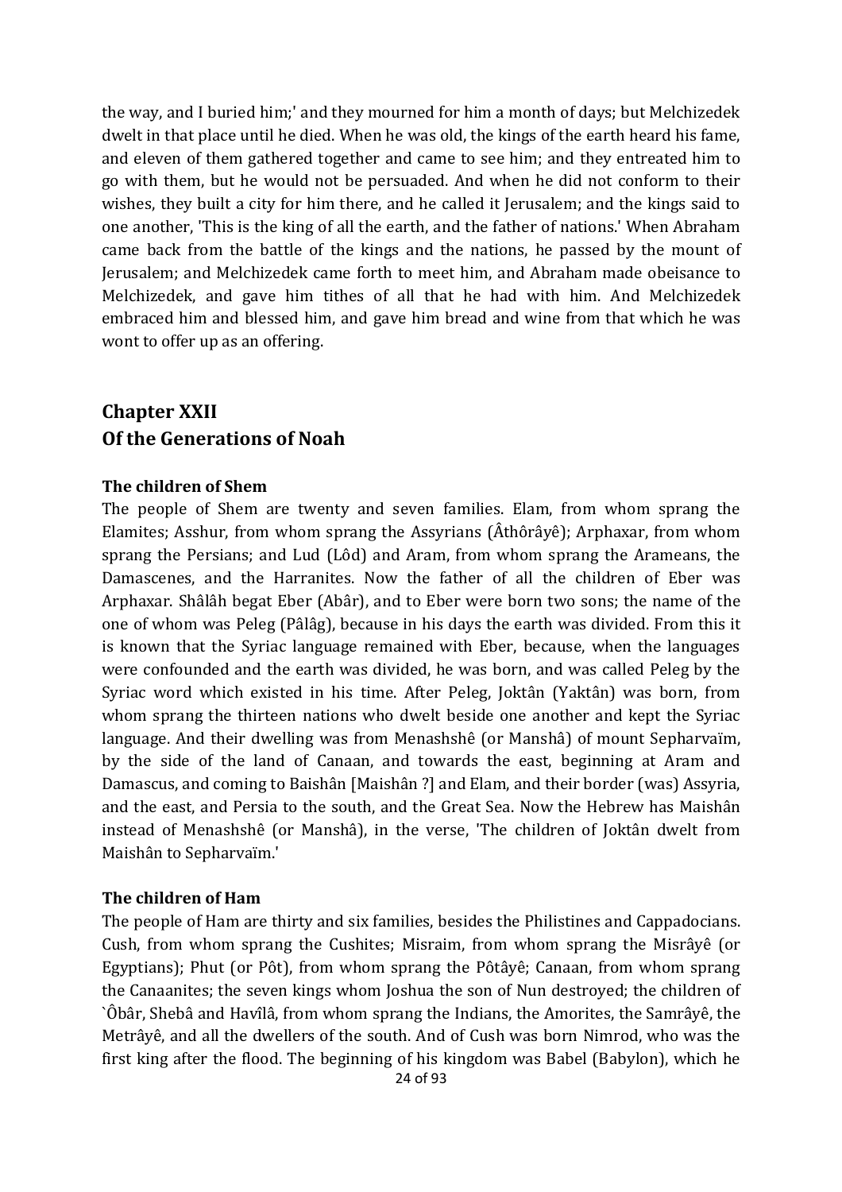the way, and I buried him;' and they mourned for him a month of days; but Melchizedek dwelt in that place until he died. When he was old, the kings of the earth heard his fame, and eleven of them gathered together and came to see him; and they entreated him to go with them, but he would not be persuaded. And when he did not conform to their wishes, they built a city for him there, and he called it Jerusalem; and the kings said to one another, 'This is the king of all the earth, and the father of nations.' When Abraham came back from the battle of the kings and the nations, he passed by the mount of Jerusalem; and Melchizedek came forth to meet him, and Abraham made obeisance to Melchizedek, and gave him tithes of all that he had with him. And Melchizedek embraced him and blessed him, and gave him bread and wine from that which he was wont to offer up as an offering.

## Chapter XXII
## Of the Generations of Noah

### The children of Shem

The people of Shem are twenty and seven families. Elam, from whom sprang the Elamites; Asshur, from whom sprang the Assyrians (Âthôrâyê); Arphaxar, from whom sprang the Persians; and Lud (Lôd) and Aram, from whom sprang the Arameans, the Damascenes, and the Harranites. Now the father of all the children of Eber was Arphaxar. Shâlâh begat Eber (Abâr), and to Eber were born two sons; the name of the one of whom was Peleg (Pâlâg), because in his days the earth was divided. From this it is known that the Syriac language remained with Eber, because, when the languages were confounded and the earth was divided, he was born, and was called Peleg by the Syriac word which existed in his time. After Peleg, Joktân (Yaktân) was born, from whom sprang the thirteen nations who dwelt beside one another and kept the Syriac language. And their dwelling was from Menashshê (or Manshâ) of mount Sepharvaïm, by the side of the land of Canaan, and towards the east, beginning at Aram and Damascus, and coming to Baishân [Maishân ?] and Elam, and their border (was) Assyria, and the east, and Persia to the south, and the Great Sea. Now the Hebrew has Maishân instead of Menashshê (or Manshâ), in the verse, 'The children of Joktân dwelt from Maishân to Sepharvaïm.'

### The children of Ham

The people of Ham are thirty and six families, besides the Philistines and Cappadocians. Cush, from whom sprang the Cushites; Misraim, from whom sprang the Misrâyê (or Egyptians); Phut (or Pôt), from whom sprang the Pôtâyê; Canaan, from whom sprang the Canaanites; the seven kings whom Joshua the son of Nun destroyed; the children of `Ôbâr, Shebâ and Havîlâ, from whom sprang the Indians, the Amorites, the Samrâyê, the Metrâyê, and all the dwellers of the south. And of Cush was born Nimrod, who was the first king after the flood. The beginning of his kingdom was Babel (Babylon), which he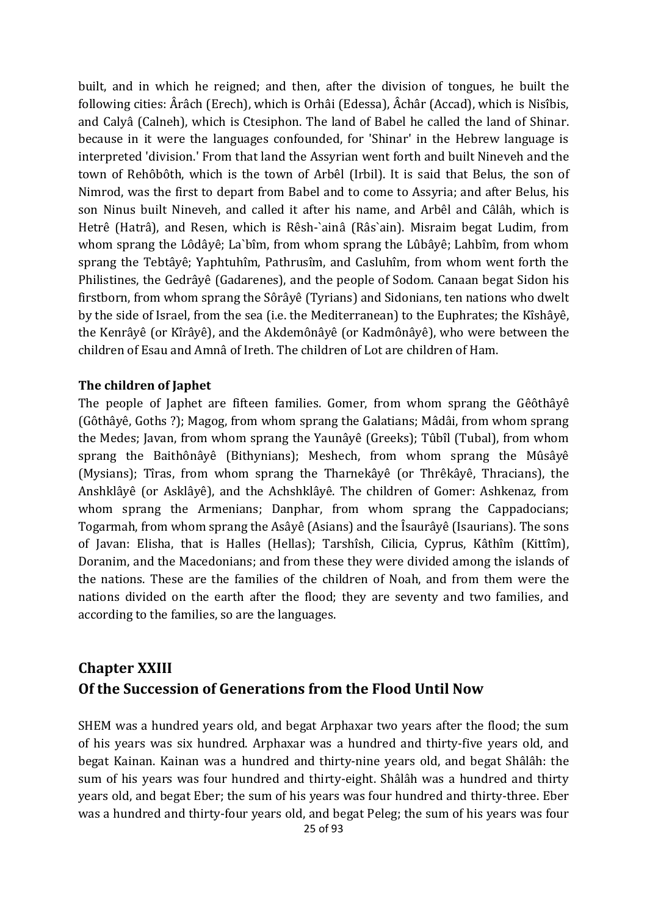built, and in which he reigned; and then, after the division of tongues, he built the following cities: Ârâch (Erech), which is Orhâi (Edessa), Âchâr (Accad), which is Nisîbis, and Calyâ (Calneh), which is Ctesiphon. The land of Babel he called the land of Shinar. because in it were the languages confounded, for 'Shinar' in the Hebrew language is interpreted 'division.' From that land the Assyrian went forth and built Nineveh and the town of Rehôbôth, which is the town of Arbêl (Irbil). It is said that Belus, the son of Nimrod, was the first to depart from Babel and to come to Assyria; and after Belus, his son Ninus built Nineveh, and called it after his name, and Arbêl and Câlâh, which is Hetrê (Hatrâ), and Resen, which is Rêsh-`ainâ (Râs`ain). Misraim begat Ludim, from whom sprang the Lôdâyê; La`bîm, from whom sprang the Lûbâyê; Lahbîm, from whom sprang the Tebtâyê; Yaphtuhîm, Pathrusîm, and Casluhîm, from whom went forth the Philistines, the Gedrâyê (Gadarenes), and the people of Sodom. Canaan begat Sidon his firstborn, from whom sprang the Sôrâyê (Tyrians) and Sidonians, ten nations who dwelt by the side of Israel, from the sea (i.e. the Mediterranean) to the Euphrates; the Kîshâyê, the Kenrâyê (or Kîrâyê), and the Akdemônâyê (or Kadmônâyê), who were between the children of Esau and Amnâ of Ireth. The children of Lot are children of Ham.

**The children of Japhet**

The people of Japhet are fifteen families. Gomer, from whom sprang the Gêôthâyê (Gôthâyê, Goths ?); Magog, from whom sprang the Galatians; Mâdâi, from whom sprang the Medes; Javan, from whom sprang the Yaunâyê (Greeks); Tûbîl (Tubal), from whom sprang the Baithônâyê (Bithynians); Meshech, from whom sprang the Mûsâyê (Mysians); Tîras, from whom sprang the Tharnekâyê (or Thrêkâyê, Thracians), the Anshklâyê (or Asklâyê), and the Achshklâyê. The children of Gomer: Ashkenaz, from whom sprang the Armenians; Danphar, from whom sprang the Cappadocians; Togarmah, from whom sprang the Asâyê (Asians) and the Îsaurâyê (Isaurians). The sons of Javan: Elisha, that is Halles (Hellas); Tarshîsh, Cilicia, Cyprus, Kâthîm (Kittîm), Doranim, and the Macedonians; and from these they were divided among the islands of the nations. These are the families of the children of Noah, and from them were the nations divided on the earth after the flood; they are seventy and two families, and according to the families, so are the languages.

## Chapter XXIII
## Of the Succession of Generations from the Flood Until Now

SHEM was a hundred years old, and begat Arphaxar two years after the flood; the sum of his years was six hundred. Arphaxar was a hundred and thirty-five years old, and begat Kainan. Kainan was a hundred and thirty-nine years old, and begat Shâlâh: the sum of his years was four hundred and thirty-eight. Shâlâh was a hundred and thirty years old, and begat Eber; the sum of his years was four hundred and thirty-three. Eber was a hundred and thirty-four years old, and begat Peleg; the sum of his years was four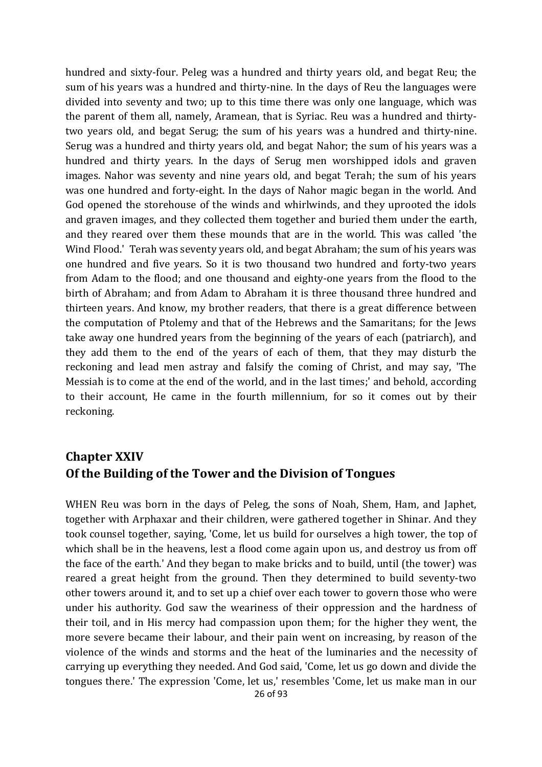hundred and sixty-four. Peleg was a hundred and thirty years old, and begat Reu; the sum of his years was a hundred and thirty-nine. In the days of Reu the languages were divided into seventy and two; up to this time there was only one language, which was the parent of them all, namely, Aramean, that is Syriac. Reu was a hundred and thirty-two years old, and begat Serug; the sum of his years was a hundred and thirty-nine. Serug was a hundred and thirty years old, and begat Nahor; the sum of his years was a hundred and thirty years. In the days of Serug men worshipped idols and graven images. Nahor was seventy and nine years old, and begat Terah; the sum of his years was one hundred and forty-eight. In the days of Nahor magic began in the world. And God opened the storehouse of the winds and whirlwinds, and they uprooted the idols and graven images, and they collected them together and buried them under the earth, and they reared over them these mounds that are in the world. This was called 'the Wind Flood.' Terah was seventy years old, and begat Abraham; the sum of his years was one hundred and five years. So it is two thousand two hundred and forty-two years from Adam to the flood; and one thousand and eighty-one years from the flood to the birth of Abraham; and from Adam to Abraham it is three thousand three hundred and thirteen years. And know, my brother readers, that there is a great difference between the computation of Ptolemy and that of the Hebrews and the Samaritans; for the Jews take away one hundred years from the beginning of the years of each (patriarch), and they add them to the end of the years of each of them, that they may disturb the reckoning and lead men astray and falsify the coming of Christ, and may say, 'The Messiah is to come at the end of the world, and in the last times;' and behold, according to their account, He came in the fourth millennium, for so it comes out by their reckoning.

## Chapter XXIV
## Of the Building of the Tower and the Division of Tongues

WHEN Reu was born in the days of Peleg, the sons of Noah, Shem, Ham, and Japhet, together with Arphaxar and their children, were gathered together in Shinar. And they took counsel together, saying, 'Come, let us build for ourselves a high tower, the top of which shall be in the heavens, lest a flood come again upon us, and destroy us from off the face of the earth.' And they began to make bricks and to build, until (the tower) was reared a great height from the ground. Then they determined to build seventy-two other towers around it, and to set up a chief over each tower to govern those who were under his authority. God saw the weariness of their oppression and the hardness of their toil, and in His mercy had compassion upon them; for the higher they went, the more severe became their labour, and their pain went on increasing, by reason of the violence of the winds and storms and the heat of the luminaries and the necessity of carrying up everything they needed. And God said, 'Come, let us go down and divide the tongues there.' The expression 'Come, let us,' resembles 'Come, let us make man in our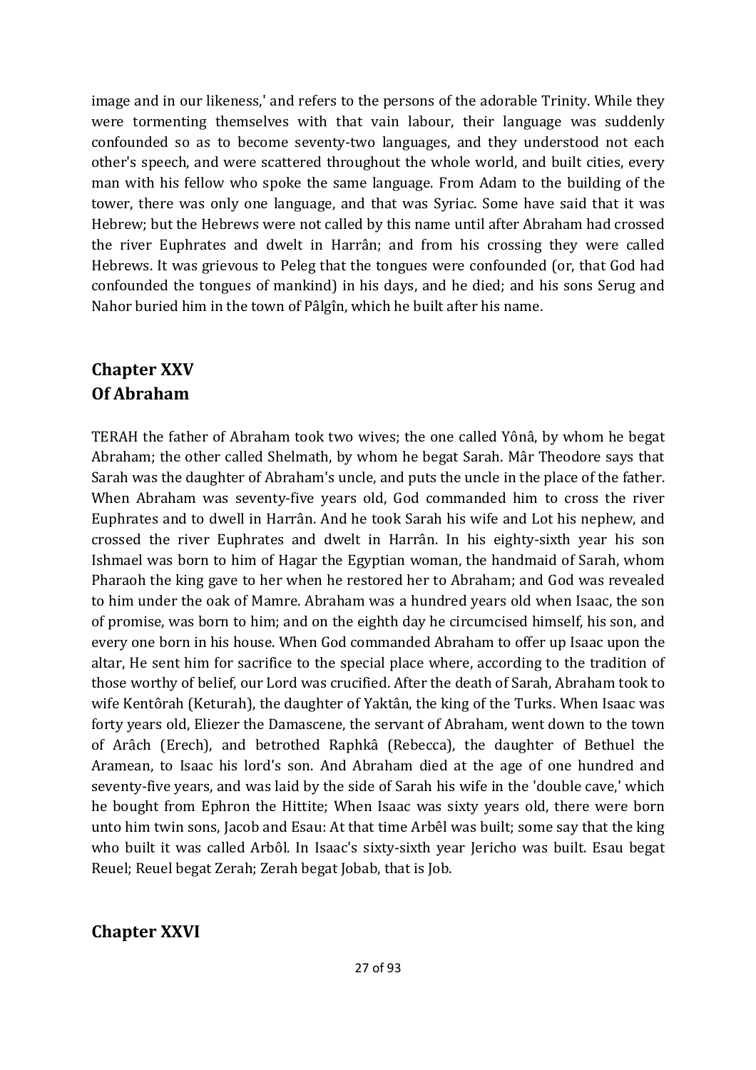image and in our likeness,' and refers to the persons of the adorable Trinity. While they were tormenting themselves with that vain labour, their language was suddenly confounded so as to become seventy-two languages, and they understood not each other's speech, and were scattered throughout the whole world, and built cities, every man with his fellow who spoke the same language. From Adam to the building of the tower, there was only one language, and that was Syriac. Some have said that it was Hebrew; but the Hebrews were not called by this name until after Abraham had crossed the river Euphrates and dwelt in Harrân; and from his crossing they were called Hebrews. It was grievous to Peleg that the tongues were confounded (or, that God had confounded the tongues of mankind) in his days, and he died; and his sons Serug and Nahor buried him in the town of Pâlgîn, which he built after his name.

## Chapter XXV
## Of Abraham

TERAH the father of Abraham took two wives; the one called Yônâ, by whom he begat Abraham; the other called Shelmath, by whom he begat Sarah. Mâr Theodore says that Sarah was the daughter of Abraham's uncle, and puts the uncle in the place of the father. When Abraham was seventy-five years old, God commanded him to cross the river Euphrates and to dwell in Harrân. And he took Sarah his wife and Lot his nephew, and crossed the river Euphrates and dwelt in Harrân. In his eighty-sixth year his son Ishmael was born to him of Hagar the Egyptian woman, the handmaid of Sarah, whom Pharaoh the king gave to her when he restored her to Abraham; and God was revealed to him under the oak of Mamre. Abraham was a hundred years old when Isaac, the son of promise, was born to him; and on the eighth day he circumcised himself, his son, and every one born in his house. When God commanded Abraham to offer up Isaac upon the altar, He sent him for sacrifice to the special place where, according to the tradition of those worthy of belief, our Lord was crucified. After the death of Sarah, Abraham took to wife Kentôrah (Keturah), the daughter of Yaktân, the king of the Turks. When Isaac was forty years old, Eliezer the Damascene, the servant of Abraham, went down to the town of Arâch (Erech), and betrothed Raphkâ (Rebecca), the daughter of Bethuel the Aramean, to Isaac his lord's son. And Abraham died at the age of one hundred and seventy-five years, and was laid by the side of Sarah his wife in the 'double cave,' which he bought from Ephron the Hittite; When Isaac was sixty years old, there were born unto him twin sons, Jacob and Esau: At that time Arbêl was built; some say that the king who built it was called Arbôl. In Isaac's sixty-sixth year Jericho was built. Esau begat Reuel; Reuel begat Zerah; Zerah begat Jobab, that is Job.

## Chapter XXVI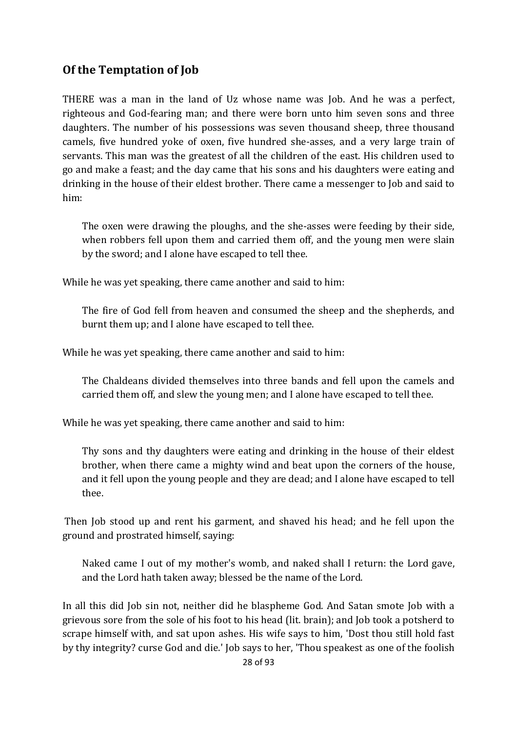## Of the Temptation of Job

THERE was a man in the land of Uz whose name was Job. And he was a perfect, righteous and God-fearing man; and there were born unto him seven sons and three daughters. The number of his possessions was seven thousand sheep, three thousand camels, five hundred yoke of oxen, five hundred she-asses, and a very large train of servants. This man was the greatest of all the children of the east. His children used to go and make a feast; and the day came that his sons and his daughters were eating and drinking in the house of their eldest brother. There came a messenger to Job and said to him:

> The oxen were drawing the ploughs, and the she-asses were feeding by their side, when robbers fell upon them and carried them off, and the young men were slain by the sword; and I alone have escaped to tell thee.

While he was yet speaking, there came another and said to him:

> The fire of God fell from heaven and consumed the sheep and the shepherds, and burnt them up; and I alone have escaped to tell thee.

While he was yet speaking, there came another and said to him:

> The Chaldeans divided themselves into three bands and fell upon the camels and carried them off, and slew the young men; and I alone have escaped to tell thee.

While he was yet speaking, there came another and said to him:

> Thy sons and thy daughters were eating and drinking in the house of their eldest brother, when there came a mighty wind and beat upon the corners of the house, and it fell upon the young people and they are dead; and I alone have escaped to tell thee.

Then Job stood up and rent his garment, and shaved his head; and he fell upon the ground and prostrated himself, saying:

> Naked came I out of my mother's womb, and naked shall I return: the Lord gave, and the Lord hath taken away; blessed be the name of the Lord.

In all this did Job sin not, neither did he blaspheme God. And Satan smote Job with a grievous sore from the sole of his foot to his head (lit. brain); and Job took a potsherd to scrape himself with, and sat upon ashes. His wife says to him, 'Dost thou still hold fast by thy integrity? curse God and die.' Job says to her, 'Thou speakest as one of the foolish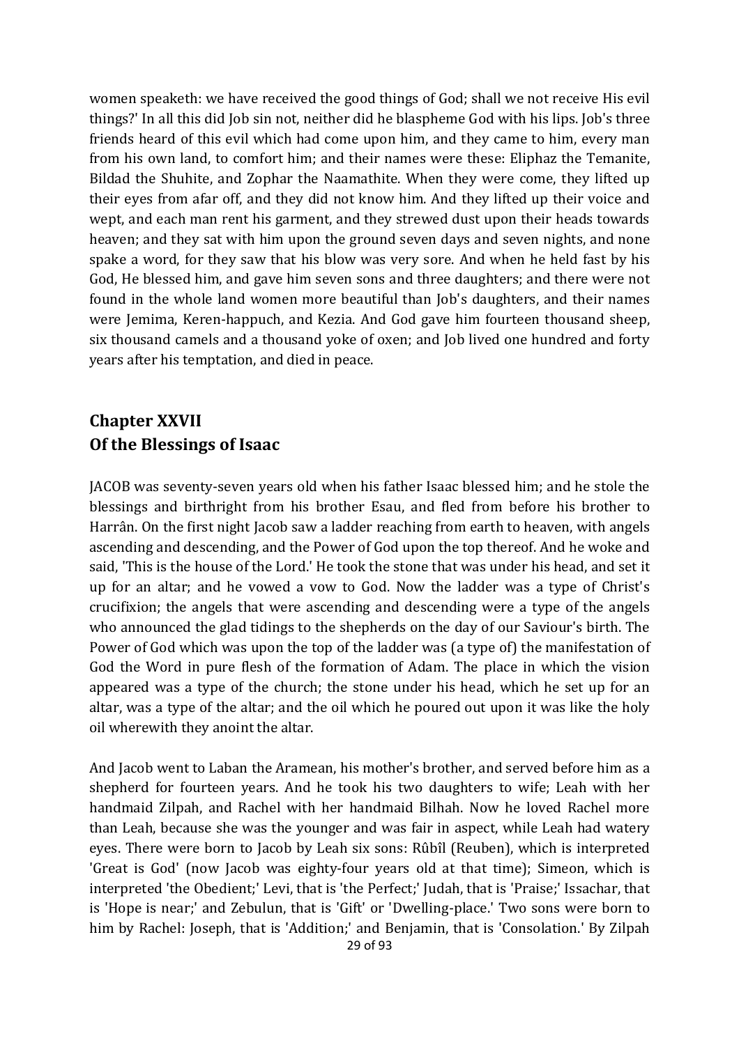women speaketh: we have received the good things of God; shall we not receive His evil things?' In all this did Job sin not, neither did he blaspheme God with his lips. Job's three friends heard of this evil which had come upon him, and they came to him, every man from his own land, to comfort him; and their names were these: Eliphaz the Temanite, Bildad the Shuhite, and Zophar the Naamathite. When they were come, they lifted up their eyes from afar off, and they did not know him. And they lifted up their voice and wept, and each man rent his garment, and they strewed dust upon their heads towards heaven; and they sat with him upon the ground seven days and seven nights, and none spake a word, for they saw that his blow was very sore. And when he held fast by his God, He blessed him, and gave him seven sons and three daughters; and there were not found in the whole land women more beautiful than Job's daughters, and their names were Jemima, Keren-happuch, and Kezia. And God gave him fourteen thousand sheep, six thousand camels and a thousand yoke of oxen; and Job lived one hundred and forty years after his temptation, and died in peace.

## Chapter XXVII
## Of the Blessings of Isaac

JACOB was seventy-seven years old when his father Isaac blessed him; and he stole the blessings and birthright from his brother Esau, and fled from before his brother to Harrân. On the first night Jacob saw a ladder reaching from earth to heaven, with angels ascending and descending, and the Power of God upon the top thereof. And he woke and said, 'This is the house of the Lord.' He took the stone that was under his head, and set it up for an altar; and he vowed a vow to God. Now the ladder was a type of Christ's crucifixion; the angels that were ascending and descending were a type of the angels who announced the glad tidings to the shepherds on the day of our Saviour's birth. The Power of God which was upon the top of the ladder was (a type of) the manifestation of God the Word in pure flesh of the formation of Adam. The place in which the vision appeared was a type of the church; the stone under his head, which he set up for an altar, was a type of the altar; and the oil which he poured out upon it was like the holy oil wherewith they anoint the altar.

And Jacob went to Laban the Aramean, his mother's brother, and served before him as a shepherd for fourteen years. And he took his two daughters to wife; Leah with her handmaid Zilpah, and Rachel with her handmaid Bilhah. Now he loved Rachel more than Leah, because she was the younger and was fair in aspect, while Leah had watery eyes. There were born to Jacob by Leah six sons: Rûbîl (Reuben), which is interpreted 'Great is God' (now Jacob was eighty-four years old at that time); Simeon, which is interpreted 'the Obedient;' Levi, that is 'the Perfect;' Judah, that is 'Praise;' Issachar, that is 'Hope is near;' and Zebulun, that is 'Gift' or 'Dwelling-place.' Two sons were born to him by Rachel: Joseph, that is 'Addition;' and Benjamin, that is 'Consolation.' By Zilpah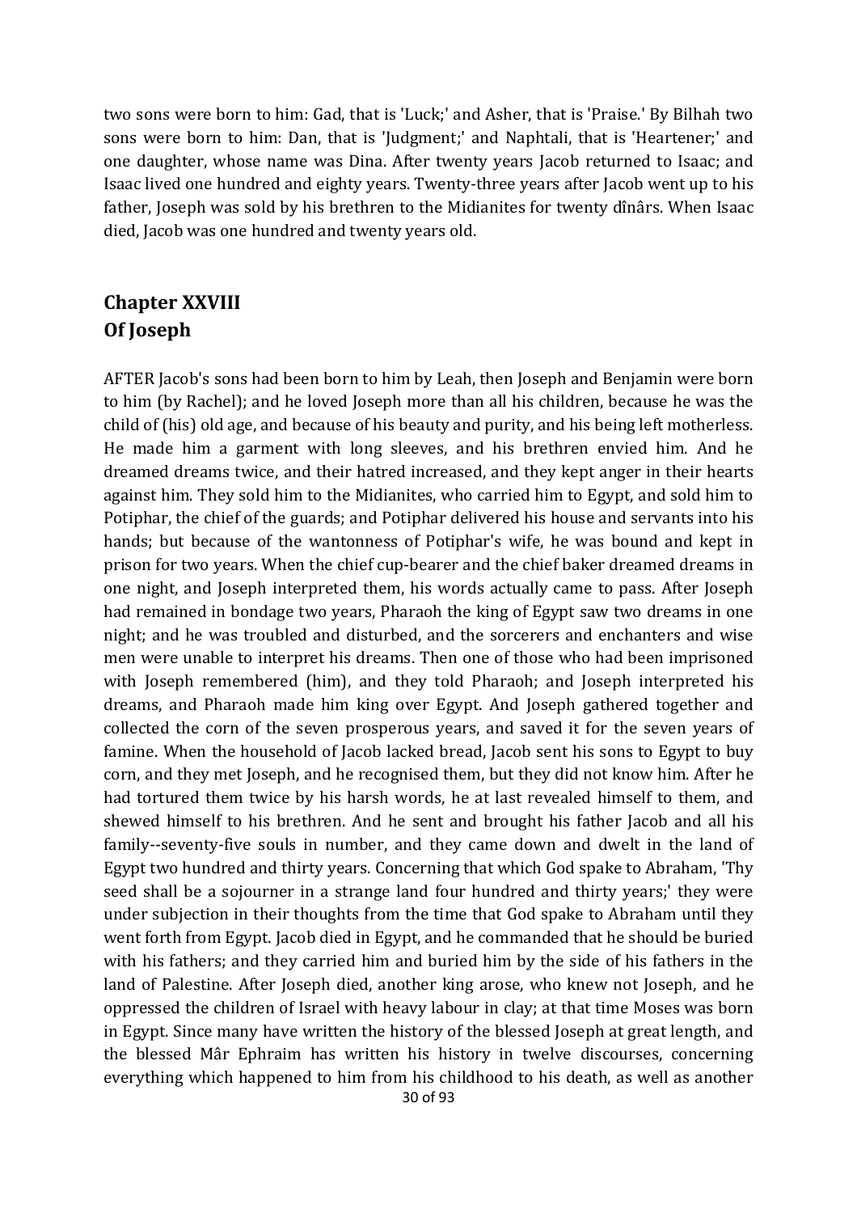two sons were born to him: Gad, that is 'Luck;' and Asher, that is 'Praise.' By Bilhah two sons were born to him: Dan, that is 'Judgment;' and Naphtali, that is 'Heartener;' and one daughter, whose name was Dina. After twenty years Jacob returned to Isaac; and Isaac lived one hundred and eighty years. Twenty-three years after Jacob went up to his father, Joseph was sold by his brethren to the Midianites for twenty dînârs. When Isaac died, Jacob was one hundred and twenty years old.

## Chapter XXVIII
## Of Joseph

AFTER Jacob's sons had been born to him by Leah, then Joseph and Benjamin were born to him (by Rachel); and he loved Joseph more than all his children, because he was the child of (his) old age, and because of his beauty and purity, and his being left motherless. He made him a garment with long sleeves, and his brethren envied him. And he dreamed dreams twice, and their hatred increased, and they kept anger in their hearts against him. They sold him to the Midianites, who carried him to Egypt, and sold him to Potiphar, the chief of the guards; and Potiphar delivered his house and servants into his hands; but because of the wantonness of Potiphar's wife, he was bound and kept in prison for two years. When the chief cup-bearer and the chief baker dreamed dreams in one night, and Joseph interpreted them, his words actually came to pass. After Joseph had remained in bondage two years, Pharaoh the king of Egypt saw two dreams in one night; and he was troubled and disturbed, and the sorcerers and enchanters and wise men were unable to interpret his dreams. Then one of those who had been imprisoned with Joseph remembered (him), and they told Pharaoh; and Joseph interpreted his dreams, and Pharaoh made him king over Egypt. And Joseph gathered together and collected the corn of the seven prosperous years, and saved it for the seven years of famine. When the household of Jacob lacked bread, Jacob sent his sons to Egypt to buy corn, and they met Joseph, and he recognised them, but they did not know him. After he had tortured them twice by his harsh words, he at last revealed himself to them, and shewed himself to his brethren. And he sent and brought his father Jacob and all his family--seventy-five souls in number, and they came down and dwelt in the land of Egypt two hundred and thirty years. Concerning that which God spake to Abraham, 'Thy seed shall be a sojourner in a strange land four hundred and thirty years;' they were under subjection in their thoughts from the time that God spake to Abraham until they went forth from Egypt. Jacob died in Egypt, and he commanded that he should be buried with his fathers; and they carried him and buried him by the side of his fathers in the land of Palestine. After Joseph died, another king arose, who knew not Joseph, and he oppressed the children of Israel with heavy labour in clay; at that time Moses was born in Egypt. Since many have written the history of the blessed Joseph at great length, and the blessed Mâr Ephraim has written his history in twelve discourses, concerning everything which happened to him from his childhood to his death, as well as another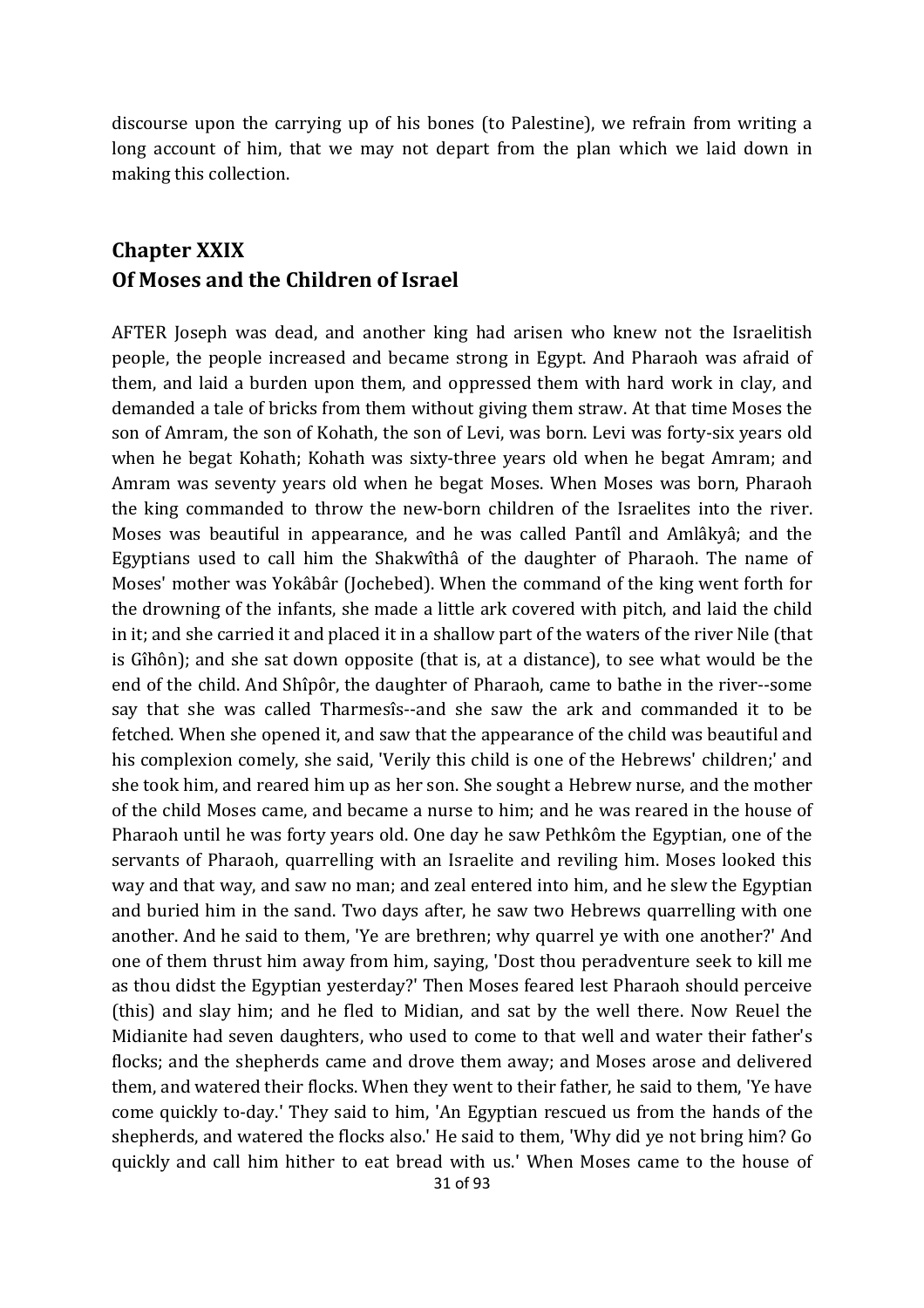discourse upon the carrying up of his bones (to Palestine), we refrain from writing a long account of him, that we may not depart from the plan which we laid down in making this collection.

## Chapter XXIX
## Of Moses and the Children of Israel

AFTER Joseph was dead, and another king had arisen who knew not the Israelitish people, the people increased and became strong in Egypt. And Pharaoh was afraid of them, and laid a burden upon them, and oppressed them with hard work in clay, and demanded a tale of bricks from them without giving them straw. At that time Moses the son of Amram, the son of Kohath, the son of Levi, was born. Levi was forty-six years old when he begat Kohath; Kohath was sixty-three years old when he begat Amram; and Amram was seventy years old when he begat Moses. When Moses was born, Pharaoh the king commanded to throw the new-born children of the Israelites into the river. Moses was beautiful in appearance, and he was called Pantîl and Amlâkyâ; and the Egyptians used to call him the Shakwîthâ of the daughter of Pharaoh. The name of Moses' mother was Yokâbâr (Jochebed). When the command of the king went forth for the drowning of the infants, she made a little ark covered with pitch, and laid the child in it; and she carried it and placed it in a shallow part of the waters of the river Nile (that is Gîhôn); and she sat down opposite (that is, at a distance), to see what would be the end of the child. And Shîpôr, the daughter of Pharaoh, came to bathe in the river--some say that she was called Tharmesîs--and she saw the ark and commanded it to be fetched. When she opened it, and saw that the appearance of the child was beautiful and his complexion comely, she said, 'Verily this child is one of the Hebrews' children;' and she took him, and reared him up as her son. She sought a Hebrew nurse, and the mother of the child Moses came, and became a nurse to him; and he was reared in the house of Pharaoh until he was forty years old. One day he saw Pethkôm the Egyptian, one of the servants of Pharaoh, quarrelling with an Israelite and reviling him. Moses looked this way and that way, and saw no man; and zeal entered into him, and he slew the Egyptian and buried him in the sand. Two days after, he saw two Hebrews quarrelling with one another. And he said to them, 'Ye are brethren; why quarrel ye with one another?' And one of them thrust him away from him, saying, 'Dost thou peradventure seek to kill me as thou didst the Egyptian yesterday?' Then Moses feared lest Pharaoh should perceive (this) and slay him; and he fled to Midian, and sat by the well there. Now Reuel the Midianite had seven daughters, who used to come to that well and water their father's flocks; and the shepherds came and drove them away; and Moses arose and delivered them, and watered their flocks. When they went to their father, he said to them, 'Ye have come quickly to-day.' They said to him, 'An Egyptian rescued us from the hands of the shepherds, and watered the flocks also.' He said to them, 'Why did ye not bring him? Go quickly and call him hither to eat bread with us.' When Moses came to the house of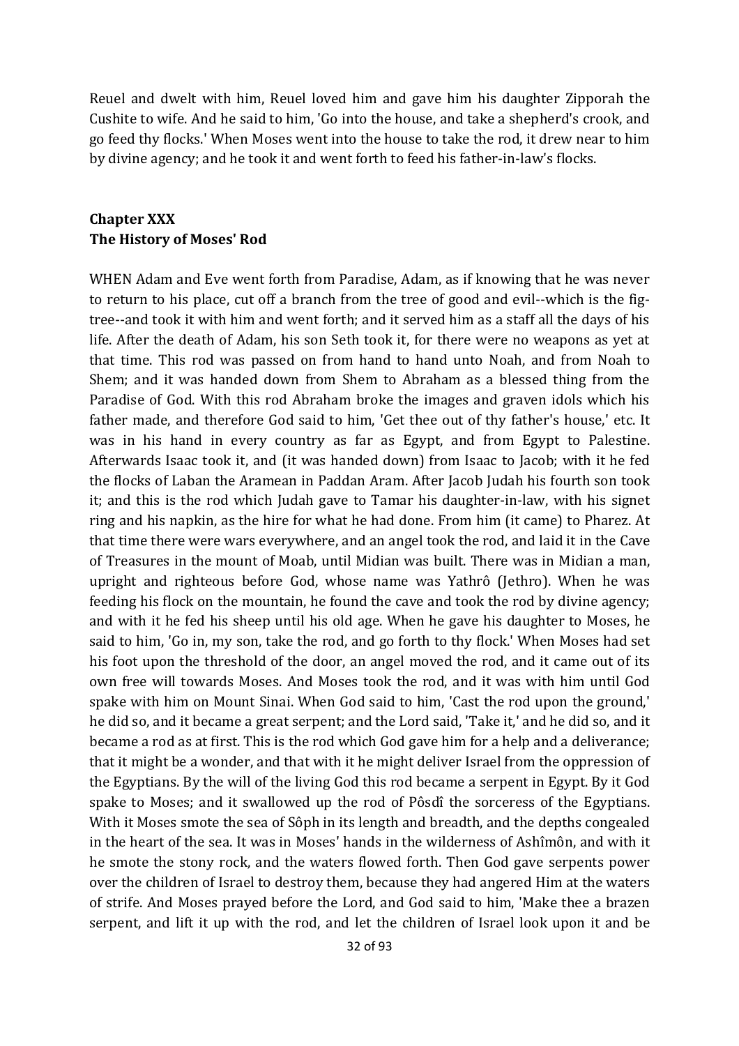Reuel and dwelt with him, Reuel loved him and gave him his daughter Zipporah the Cushite to wife. And he said to him, 'Go into the house, and take a shepherd's crook, and go feed thy flocks.' When Moses went into the house to take the rod, it drew near to him by divine agency; and he took it and went forth to feed his father-in-law's flocks.

## Chapter XXX
## The History of Moses' Rod

WHEN Adam and Eve went forth from Paradise, Adam, as if knowing that he was never to return to his place, cut off a branch from the tree of good and evil--which is the fig-tree--and took it with him and went forth; and it served him as a staff all the days of his life. After the death of Adam, his son Seth took it, for there were no weapons as yet at that time. This rod was passed on from hand to hand unto Noah, and from Noah to Shem; and it was handed down from Shem to Abraham as a blessed thing from the Paradise of God. With this rod Abraham broke the images and graven idols which his father made, and therefore God said to him, 'Get thee out of thy father's house,' etc. It was in his hand in every country as far as Egypt, and from Egypt to Palestine. Afterwards Isaac took it, and (it was handed down) from Isaac to Jacob; with it he fed the flocks of Laban the Aramean in Paddan Aram. After Jacob Judah his fourth son took it; and this is the rod which Judah gave to Tamar his daughter-in-law, with his signet ring and his napkin, as the hire for what he had done. From him (it came) to Pharez. At that time there were wars everywhere, and an angel took the rod, and laid it in the Cave of Treasures in the mount of Moab, until Midian was built. There was in Midian a man, upright and righteous before God, whose name was Yathrô (Jethro). When he was feeding his flock on the mountain, he found the cave and took the rod by divine agency; and with it he fed his sheep until his old age. When he gave his daughter to Moses, he said to him, 'Go in, my son, take the rod, and go forth to thy flock.' When Moses had set his foot upon the threshold of the door, an angel moved the rod, and it came out of its own free will towards Moses. And Moses took the rod, and it was with him until God spake with him on Mount Sinai. When God said to him, 'Cast the rod upon the ground,' he did so, and it became a great serpent; and the Lord said, 'Take it,' and he did so, and it became a rod as at first. This is the rod which God gave him for a help and a deliverance; that it might be a wonder, and that with it he might deliver Israel from the oppression of the Egyptians. By the will of the living God this rod became a serpent in Egypt. By it God spake to Moses; and it swallowed up the rod of Pôsdî the sorceress of the Egyptians. With it Moses smote the sea of Sôph in its length and breadth, and the depths congealed in the heart of the sea. It was in Moses' hands in the wilderness of Ashîmôn, and with it he smote the stony rock, and the waters flowed forth. Then God gave serpents power over the children of Israel to destroy them, because they had angered Him at the waters of strife. And Moses prayed before the Lord, and God said to him, 'Make thee a brazen serpent, and lift it up with the rod, and let the children of Israel look upon it and be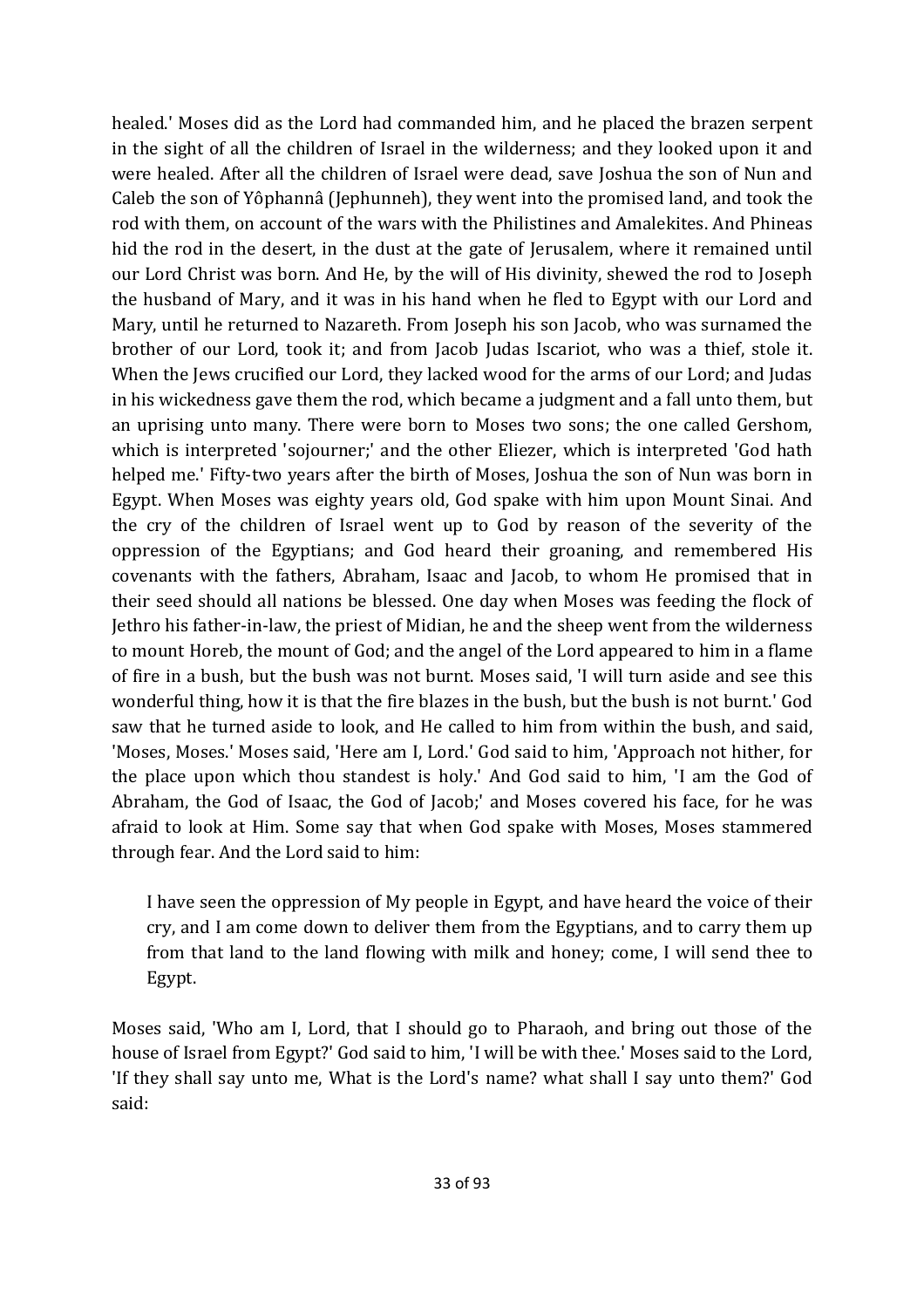healed.' Moses did as the Lord had commanded him, and he placed the brazen serpent in the sight of all the children of Israel in the wilderness; and they looked upon it and were healed. After all the children of Israel were dead, save Joshua the son of Nun and Caleb the son of Yôphannâ (Jephunneh), they went into the promised land, and took the rod with them, on account of the wars with the Philistines and Amalekites. And Phineas hid the rod in the desert, in the dust at the gate of Jerusalem, where it remained until our Lord Christ was born. And He, by the will of His divinity, shewed the rod to Joseph the husband of Mary, and it was in his hand when he fled to Egypt with our Lord and Mary, until he returned to Nazareth. From Joseph his son Jacob, who was surnamed the brother of our Lord, took it; and from Jacob Judas Iscariot, who was a thief, stole it. When the Jews crucified our Lord, they lacked wood for the arms of our Lord; and Judas in his wickedness gave them the rod, which became a judgment and a fall unto them, but an uprising unto many. There were born to Moses two sons; the one called Gershom, which is interpreted 'sojourner;' and the other Eliezer, which is interpreted 'God hath helped me.' Fifty-two years after the birth of Moses, Joshua the son of Nun was born in Egypt. When Moses was eighty years old, God spake with him upon Mount Sinai. And the cry of the children of Israel went up to God by reason of the severity of the oppression of the Egyptians; and God heard their groaning, and remembered His covenants with the fathers, Abraham, Isaac and Jacob, to whom He promised that in their seed should all nations be blessed. One day when Moses was feeding the flock of Jethro his father-in-law, the priest of Midian, he and the sheep went from the wilderness to mount Horeb, the mount of God; and the angel of the Lord appeared to him in a flame of fire in a bush, but the bush was not burnt. Moses said, 'I will turn aside and see this wonderful thing, how it is that the fire blazes in the bush, but the bush is not burnt.' God saw that he turned aside to look, and He called to him from within the bush, and said, 'Moses, Moses.' Moses said, 'Here am I, Lord.' God said to him, 'Approach not hither, for the place upon which thou standest is holy.' And God said to him, 'I am the God of Abraham, the God of Isaac, the God of Jacob;' and Moses covered his face, for he was afraid to look at Him. Some say that when God spake with Moses, Moses stammered through fear. And the Lord said to him:

> I have seen the oppression of My people in Egypt, and have heard the voice of their cry, and I am come down to deliver them from the Egyptians, and to carry them up from that land to the land flowing with milk and honey; come, I will send thee to Egypt.

Moses said, 'Who am I, Lord, that I should go to Pharaoh, and bring out those of the house of Israel from Egypt?' God said to him, 'I will be with thee.' Moses said to the Lord, 'If they shall say unto me, What is the Lord's name? what shall I say unto them?' God said: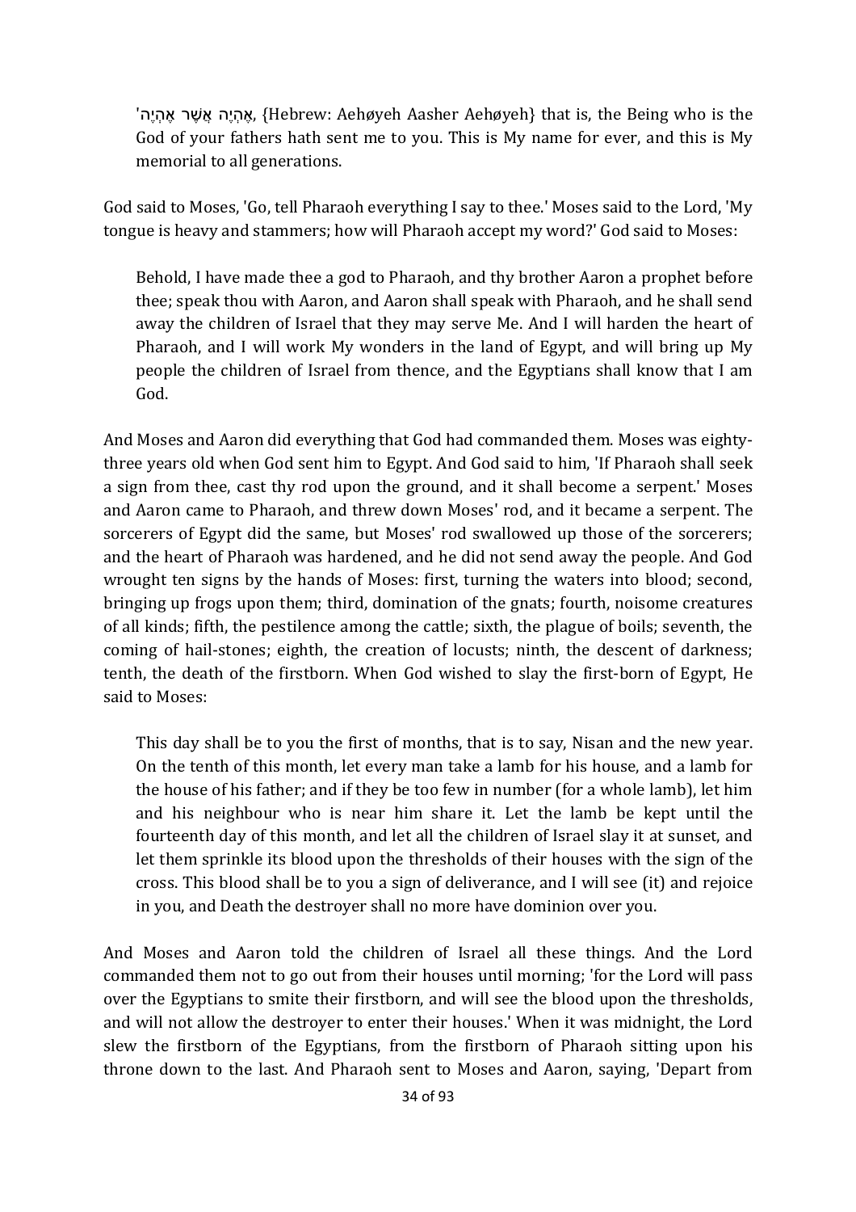> 'אֶהְיֶה אֲשֶׁר אֶהְיֶה, {Hebrew: Aehøyeh Aasher Aehøyeh} that is, the Being who is the God of your fathers hath sent me to you. This is My name for ever, and this is My memorial to all generations.

God said to Moses, 'Go, tell Pharaoh everything I say to thee.' Moses said to the Lord, 'My tongue is heavy and stammers; how will Pharaoh accept my word?' God said to Moses:

> Behold, I have made thee a god to Pharaoh, and thy brother Aaron a prophet before thee; speak thou with Aaron, and Aaron shall speak with Pharaoh, and he shall send away the children of Israel that they may serve Me. And I will harden the heart of Pharaoh, and I will work My wonders in the land of Egypt, and will bring up My people the children of Israel from thence, and the Egyptians shall know that I am God.

And Moses and Aaron did everything that God had commanded them. Moses was eighty-three years old when God sent him to Egypt. And God said to him, 'If Pharaoh shall seek a sign from thee, cast thy rod upon the ground, and it shall become a serpent.' Moses and Aaron came to Pharaoh, and threw down Moses' rod, and it became a serpent. The sorcerers of Egypt did the same, but Moses' rod swallowed up those of the sorcerers; and the heart of Pharaoh was hardened, and he did not send away the people. And God wrought ten signs by the hands of Moses: first, turning the waters into blood; second, bringing up frogs upon them; third, domination of the gnats; fourth, noisome creatures of all kinds; fifth, the pestilence among the cattle; sixth, the plague of boils; seventh, the coming of hail-stones; eighth, the creation of locusts; ninth, the descent of darkness; tenth, the death of the firstborn. When God wished to slay the first-born of Egypt, He said to Moses:

> This day shall be to you the first of months, that is to say, Nisan and the new year. On the tenth of this month, let every man take a lamb for his house, and a lamb for the house of his father; and if they be too few in number (for a whole lamb), let him and his neighbour who is near him share it. Let the lamb be kept until the fourteenth day of this month, and let all the children of Israel slay it at sunset, and let them sprinkle its blood upon the thresholds of their houses with the sign of the cross. This blood shall be to you a sign of deliverance, and I will see (it) and rejoice in you, and Death the destroyer shall no more have dominion over you.

And Moses and Aaron told the children of Israel all these things. And the Lord commanded them not to go out from their houses until morning; 'for the Lord will pass over the Egyptians to smite their firstborn, and will see the blood upon the thresholds, and will not allow the destroyer to enter their houses.' When it was midnight, the Lord slew the firstborn of the Egyptians, from the firstborn of Pharaoh sitting upon his throne down to the last. And Pharaoh sent to Moses and Aaron, saying, 'Depart from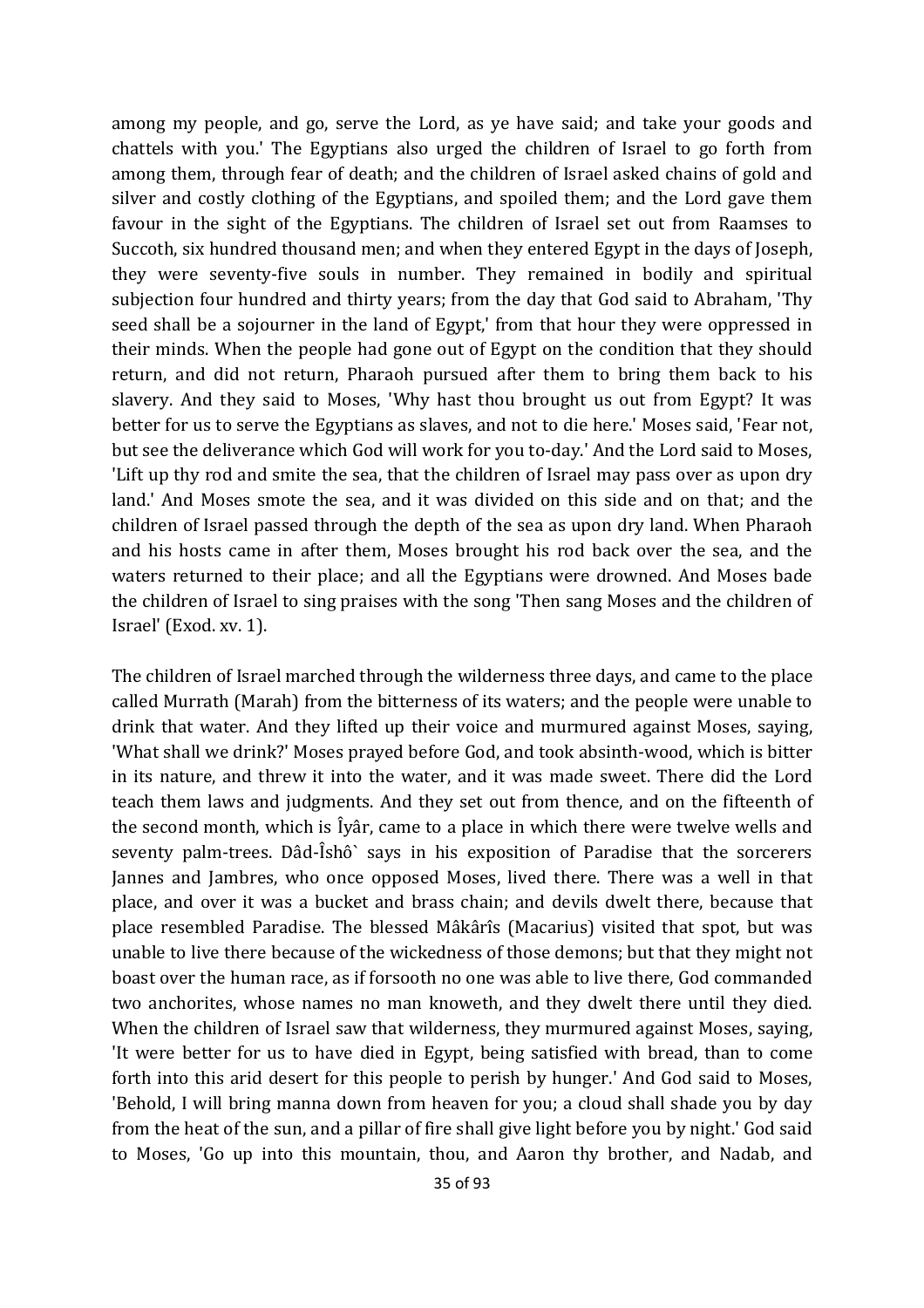among my people, and go, serve the Lord, as ye have said; and take your goods and chattels with you.' The Egyptians also urged the children of Israel to go forth from among them, through fear of death; and the children of Israel asked chains of gold and silver and costly clothing of the Egyptians, and spoiled them; and the Lord gave them favour in the sight of the Egyptians. The children of Israel set out from Raamses to Succoth, six hundred thousand men; and when they entered Egypt in the days of Joseph, they were seventy-five souls in number. They remained in bodily and spiritual subjection four hundred and thirty years; from the day that God said to Abraham, 'Thy seed shall be a sojourner in the land of Egypt,' from that hour they were oppressed in their minds. When the people had gone out of Egypt on the condition that they should return, and did not return, Pharaoh pursued after them to bring them back to his slavery. And they said to Moses, 'Why hast thou brought us out from Egypt? It was better for us to serve the Egyptians as slaves, and not to die here.' Moses said, 'Fear not, but see the deliverance which God will work for you to-day.' And the Lord said to Moses, 'Lift up thy rod and smite the sea, that the children of Israel may pass over as upon dry land.' And Moses smote the sea, and it was divided on this side and on that; and the children of Israel passed through the depth of the sea as upon dry land. When Pharaoh and his hosts came in after them, Moses brought his rod back over the sea, and the waters returned to their place; and all the Egyptians were drowned. And Moses bade the children of Israel to sing praises with the song 'Then sang Moses and the children of Israel' (Exod. xv. 1).

The children of Israel marched through the wilderness three days, and came to the place called Murrath (Marah) from the bitterness of its waters; and the people were unable to drink that water. And they lifted up their voice and murmured against Moses, saying, 'What shall we drink?' Moses prayed before God, and took absinth-wood, which is bitter in its nature, and threw it into the water, and it was made sweet. There did the Lord teach them laws and judgments. And they set out from thence, and on the fifteenth of the second month, which is Îyâr, came to a place in which there were twelve wells and seventy palm-trees. Dâd-Îshô` says in his exposition of Paradise that the sorcerers Jannes and Jambres, who once opposed Moses, lived there. There was a well in that place, and over it was a bucket and brass chain; and devils dwelt there, because that place resembled Paradise. The blessed Mâkârîs (Macarius) visited that spot, but was unable to live there because of the wickedness of those demons; but that they might not boast over the human race, as if forsooth no one was able to live there, God commanded two anchorites, whose names no man knoweth, and they dwelt there until they died. When the children of Israel saw that wilderness, they murmured against Moses, saying, 'It were better for us to have died in Egypt, being satisfied with bread, than to come forth into this arid desert for this people to perish by hunger.' And God said to Moses, 'Behold, I will bring manna down from heaven for you; a cloud shall shade you by day from the heat of the sun, and a pillar of fire shall give light before you by night.' God said to Moses, 'Go up into this mountain, thou, and Aaron thy brother, and Nadab, and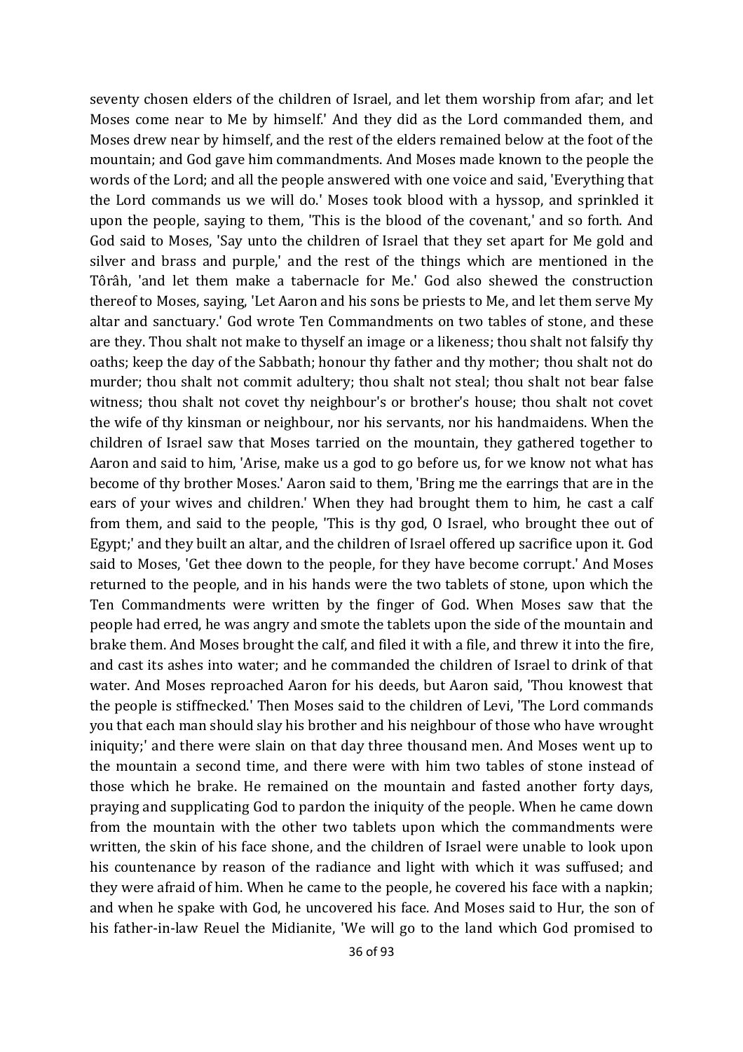seventy chosen elders of the children of Israel, and let them worship from afar; and let Moses come near to Me by himself.' And they did as the Lord commanded them, and Moses drew near by himself, and the rest of the elders remained below at the foot of the mountain; and God gave him commandments. And Moses made known to the people the words of the Lord; and all the people answered with one voice and said, 'Everything that the Lord commands us we will do.' Moses took blood with a hyssop, and sprinkled it upon the people, saying to them, 'This is the blood of the covenant,' and so forth. And God said to Moses, 'Say unto the children of Israel that they set apart for Me gold and silver and brass and purple,' and the rest of the things which are mentioned in the Tôrâh, 'and let them make a tabernacle for Me.' God also shewed the construction thereof to Moses, saying, 'Let Aaron and his sons be priests to Me, and let them serve My altar and sanctuary.' God wrote Ten Commandments on two tables of stone, and these are they. Thou shalt not make to thyself an image or a likeness; thou shalt not falsify thy oaths; keep the day of the Sabbath; honour thy father and thy mother; thou shalt not do murder; thou shalt not commit adultery; thou shalt not steal; thou shalt not bear false witness; thou shalt not covet thy neighbour's or brother's house; thou shalt not covet the wife of thy kinsman or neighbour, nor his servants, nor his handmaidens. When the children of Israel saw that Moses tarried on the mountain, they gathered together to Aaron and said to him, 'Arise, make us a god to go before us, for we know not what has become of thy brother Moses.' Aaron said to them, 'Bring me the earrings that are in the ears of your wives and children.' When they had brought them to him, he cast a calf from them, and said to the people, 'This is thy god, O Israel, who brought thee out of Egypt;' and they built an altar, and the children of Israel offered up sacrifice upon it. God said to Moses, 'Get thee down to the people, for they have become corrupt.' And Moses returned to the people, and in his hands were the two tablets of stone, upon which the Ten Commandments were written by the finger of God. When Moses saw that the people had erred, he was angry and smote the tablets upon the side of the mountain and brake them. And Moses brought the calf, and filed it with a file, and threw it into the fire, and cast its ashes into water; and he commanded the children of Israel to drink of that water. And Moses reproached Aaron for his deeds, but Aaron said, 'Thou knowest that the people is stiffnecked.' Then Moses said to the children of Levi, 'The Lord commands you that each man should slay his brother and his neighbour of those who have wrought iniquity;' and there were slain on that day three thousand men. And Moses went up to the mountain a second time, and there were with him two tables of stone instead of those which he brake. He remained on the mountain and fasted another forty days, praying and supplicating God to pardon the iniquity of the people. When he came down from the mountain with the other two tablets upon which the commandments were written, the skin of his face shone, and the children of Israel were unable to look upon his countenance by reason of the radiance and light with which it was suffused; and they were afraid of him. When he came to the people, he covered his face with a napkin; and when he spake with God, he uncovered his face. And Moses said to Hur, the son of his father-in-law Reuel the Midianite, 'We will go to the land which God promised to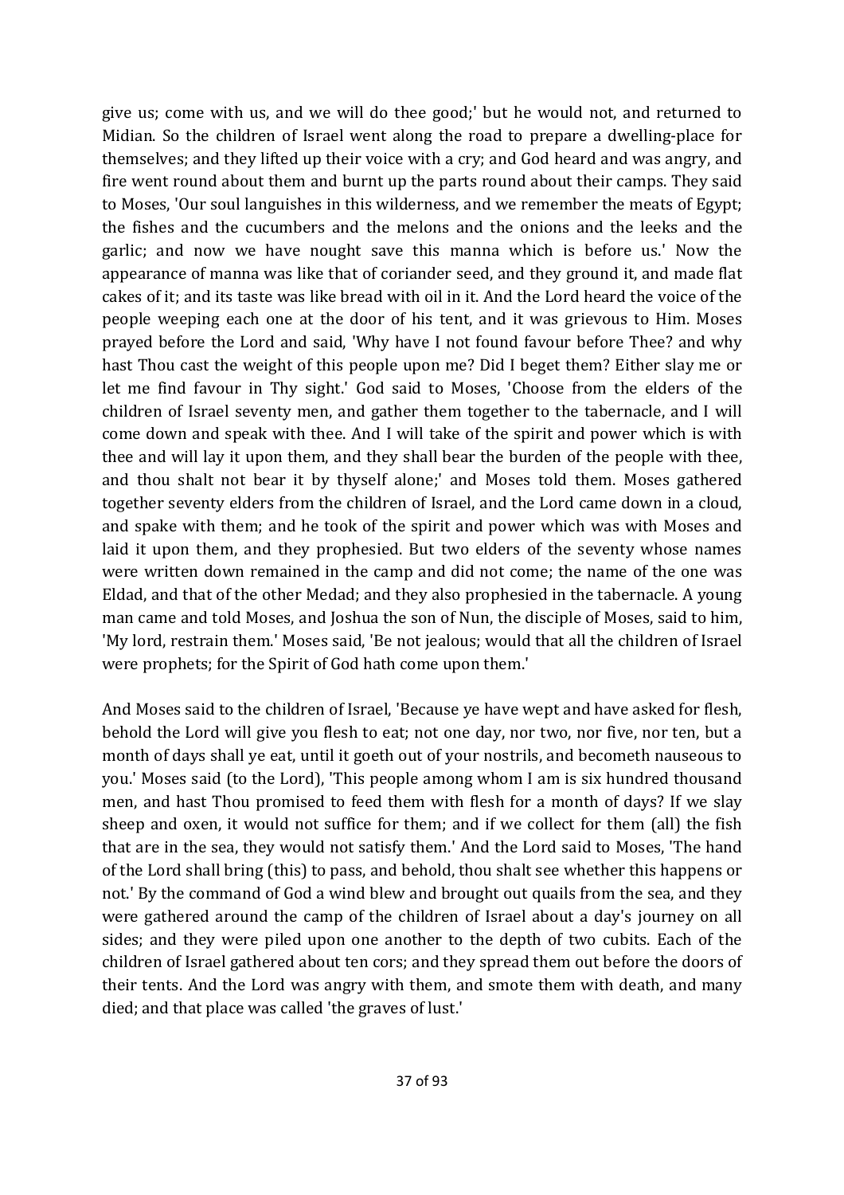give us; come with us, and we will do thee good;' but he would not, and returned to Midian. So the children of Israel went along the road to prepare a dwelling-place for themselves; and they lifted up their voice with a cry; and God heard and was angry, and fire went round about them and burnt up the parts round about their camps. They said to Moses, 'Our soul languishes in this wilderness, and we remember the meats of Egypt; the fishes and the cucumbers and the melons and the onions and the leeks and the garlic; and now we have nought save this manna which is before us.' Now the appearance of manna was like that of coriander seed, and they ground it, and made flat cakes of it; and its taste was like bread with oil in it. And the Lord heard the voice of the people weeping each one at the door of his tent, and it was grievous to Him. Moses prayed before the Lord and said, 'Why have I not found favour before Thee? and why hast Thou cast the weight of this people upon me? Did I beget them? Either slay me or let me find favour in Thy sight.' God said to Moses, 'Choose from the elders of the children of Israel seventy men, and gather them together to the tabernacle, and I will come down and speak with thee. And I will take of the spirit and power which is with thee and will lay it upon them, and they shall bear the burden of the people with thee, and thou shalt not bear it by thyself alone;' and Moses told them. Moses gathered together seventy elders from the children of Israel, and the Lord came down in a cloud, and spake with them; and he took of the spirit and power which was with Moses and laid it upon them, and they prophesied. But two elders of the seventy whose names were written down remained in the camp and did not come; the name of the one was Eldad, and that of the other Medad; and they also prophesied in the tabernacle. A young man came and told Moses, and Joshua the son of Nun, the disciple of Moses, said to him, 'My lord, restrain them.' Moses said, 'Be not jealous; would that all the children of Israel were prophets; for the Spirit of God hath come upon them.'

And Moses said to the children of Israel, 'Because ye have wept and have asked for flesh, behold the Lord will give you flesh to eat; not one day, nor two, nor five, nor ten, but a month of days shall ye eat, until it goeth out of your nostrils, and becometh nauseous to you.' Moses said (to the Lord), 'This people among whom I am is six hundred thousand men, and hast Thou promised to feed them with flesh for a month of days? If we slay sheep and oxen, it would not suffice for them; and if we collect for them (all) the fish that are in the sea, they would not satisfy them.' And the Lord said to Moses, 'The hand of the Lord shall bring (this) to pass, and behold, thou shalt see whether this happens or not.' By the command of God a wind blew and brought out quails from the sea, and they were gathered around the camp of the children of Israel about a day's journey on all sides; and they were piled upon one another to the depth of two cubits. Each of the children of Israel gathered about ten cors; and they spread them out before the doors of their tents. And the Lord was angry with them, and smote them with death, and many died; and that place was called 'the graves of lust.'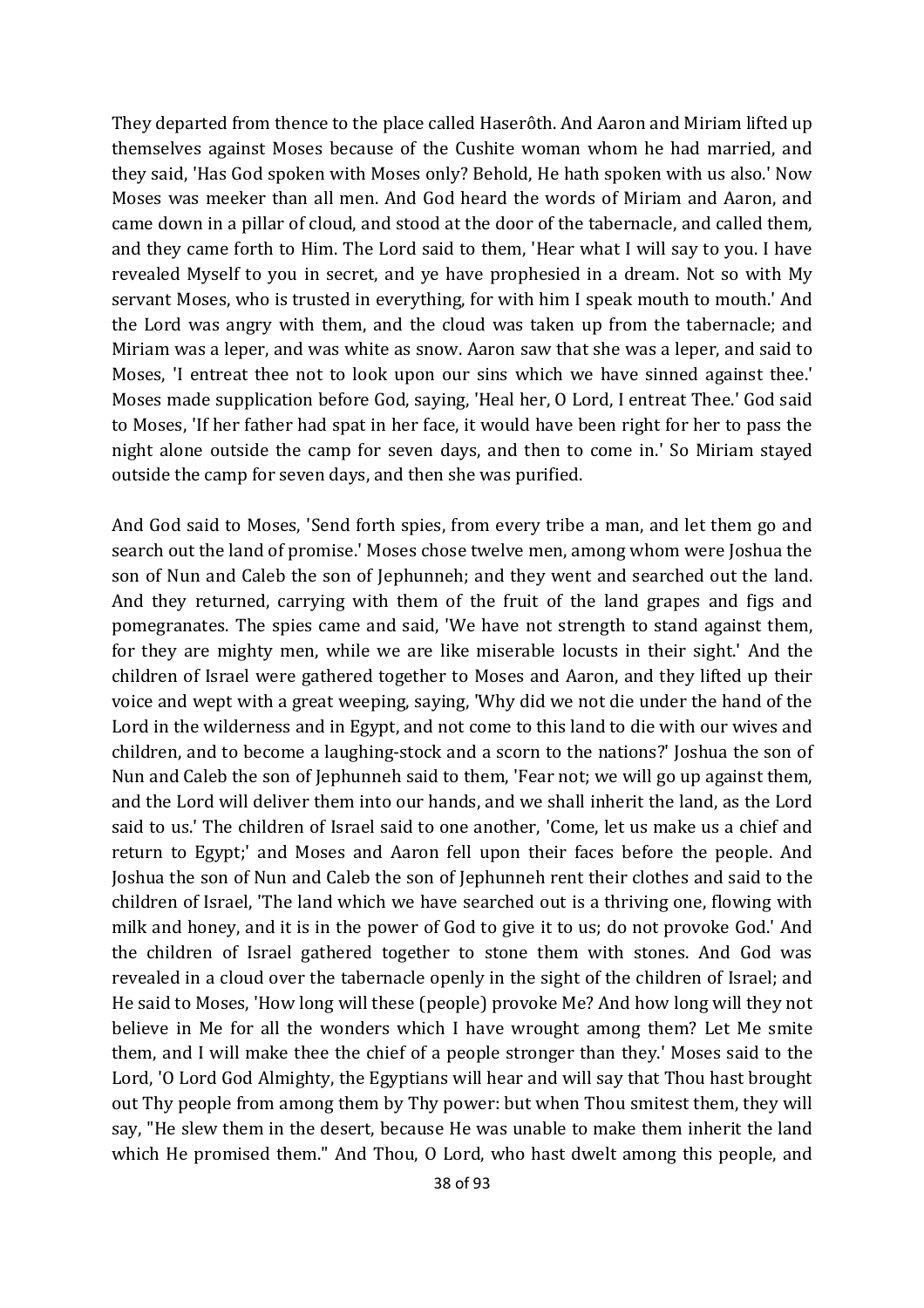They departed from thence to the place called Haserôth. And Aaron and Miriam lifted up themselves against Moses because of the Cushite woman whom he had married, and they said, 'Has God spoken with Moses only? Behold, He hath spoken with us also.' Now Moses was meeker than all men. And God heard the words of Miriam and Aaron, and came down in a pillar of cloud, and stood at the door of the tabernacle, and called them, and they came forth to Him. The Lord said to them, 'Hear what I will say to you. I have revealed Myself to you in secret, and ye have prophesied in a dream. Not so with My servant Moses, who is trusted in everything, for with him I speak mouth to mouth.' And the Lord was angry with them, and the cloud was taken up from the tabernacle; and Miriam was a leper, and was white as snow. Aaron saw that she was a leper, and said to Moses, 'I entreat thee not to look upon our sins which we have sinned against thee.' Moses made supplication before God, saying, 'Heal her, O Lord, I entreat Thee.' God said to Moses, 'If her father had spat in her face, it would have been right for her to pass the night alone outside the camp for seven days, and then to come in.' So Miriam stayed outside the camp for seven days, and then she was purified.

And God said to Moses, 'Send forth spies, from every tribe a man, and let them go and search out the land of promise.' Moses chose twelve men, among whom were Joshua the son of Nun and Caleb the son of Jephunneh; and they went and searched out the land. And they returned, carrying with them of the fruit of the land grapes and figs and pomegranates. The spies came and said, 'We have not strength to stand against them, for they are mighty men, while we are like miserable locusts in their sight.' And the children of Israel were gathered together to Moses and Aaron, and they lifted up their voice and wept with a great weeping, saying, 'Why did we not die under the hand of the Lord in the wilderness and in Egypt, and not come to this land to die with our wives and children, and to become a laughing-stock and a scorn to the nations?' Joshua the son of Nun and Caleb the son of Jephunneh said to them, 'Fear not; we will go up against them, and the Lord will deliver them into our hands, and we shall inherit the land, as the Lord said to us.' The children of Israel said to one another, 'Come, let us make us a chief and return to Egypt;' and Moses and Aaron fell upon their faces before the people. And Joshua the son of Nun and Caleb the son of Jephunneh rent their clothes and said to the children of Israel, 'The land which we have searched out is a thriving one, flowing with milk and honey, and it is in the power of God to give it to us; do not provoke God.' And the children of Israel gathered together to stone them with stones. And God was revealed in a cloud over the tabernacle openly in the sight of the children of Israel; and He said to Moses, 'How long will these (people) provoke Me? And how long will they not believe in Me for all the wonders which I have wrought among them? Let Me smite them, and I will make thee the chief of a people stronger than they.' Moses said to the Lord, 'O Lord God Almighty, the Egyptians will hear and will say that Thou hast brought out Thy people from among them by Thy power: but when Thou smitest them, they will say, "He slew them in the desert, because He was unable to make them inherit the land which He promised them." And Thou, O Lord, who hast dwelt among this people, and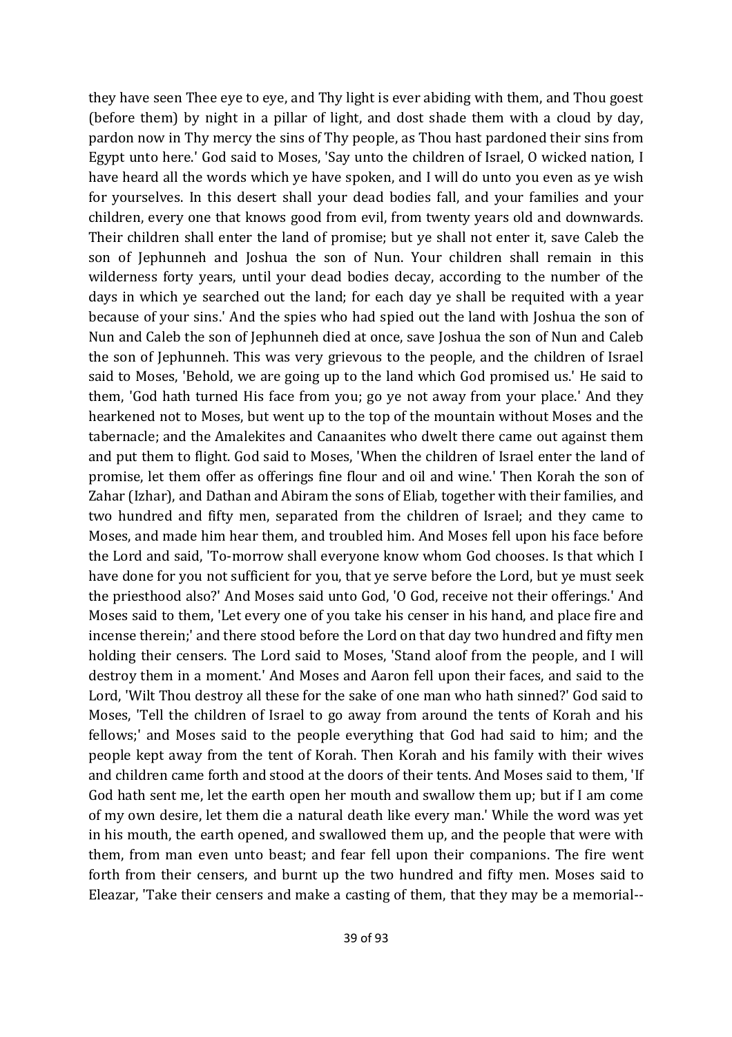they have seen Thee eye to eye, and Thy light is ever abiding with them, and Thou goest (before them) by night in a pillar of light, and dost shade them with a cloud by day, pardon now in Thy mercy the sins of Thy people, as Thou hast pardoned their sins from Egypt unto here.' God said to Moses, 'Say unto the children of Israel, O wicked nation, I have heard all the words which ye have spoken, and I will do unto you even as ye wish for yourselves. In this desert shall your dead bodies fall, and your families and your children, every one that knows good from evil, from twenty years old and downwards. Their children shall enter the land of promise; but ye shall not enter it, save Caleb the son of Jephunneh and Joshua the son of Nun. Your children shall remain in this wilderness forty years, until your dead bodies decay, according to the number of the days in which ye searched out the land; for each day ye shall be requited with a year because of your sins.' And the spies who had spied out the land with Joshua the son of Nun and Caleb the son of Jephunneh died at once, save Joshua the son of Nun and Caleb the son of Jephunneh. This was very grievous to the people, and the children of Israel said to Moses, 'Behold, we are going up to the land which God promised us.' He said to them, 'God hath turned His face from you; go ye not away from your place.' And they hearkened not to Moses, but went up to the top of the mountain without Moses and the tabernacle; and the Amalekites and Canaanites who dwelt there came out against them and put them to flight. God said to Moses, 'When the children of Israel enter the land of promise, let them offer as offerings fine flour and oil and wine.' Then Korah the son of Zahar (Izhar), and Dathan and Abiram the sons of Eliab, together with their families, and two hundred and fifty men, separated from the children of Israel; and they came to Moses, and made him hear them, and troubled him. And Moses fell upon his face before the Lord and said, 'To-morrow shall everyone know whom God chooses. Is that which I have done for you not sufficient for you, that ye serve before the Lord, but ye must seek the priesthood also?' And Moses said unto God, 'O God, receive not their offerings.' And Moses said to them, 'Let every one of you take his censer in his hand, and place fire and incense therein;' and there stood before the Lord on that day two hundred and fifty men holding their censers. The Lord said to Moses, 'Stand aloof from the people, and I will destroy them in a moment.' And Moses and Aaron fell upon their faces, and said to the Lord, 'Wilt Thou destroy all these for the sake of one man who hath sinned?' God said to Moses, 'Tell the children of Israel to go away from around the tents of Korah and his fellows;' and Moses said to the people everything that God had said to him; and the people kept away from the tent of Korah. Then Korah and his family with their wives and children came forth and stood at the doors of their tents. And Moses said to them, 'If God hath sent me, let the earth open her mouth and swallow them up; but if I am come of my own desire, let them die a natural death like every man.' While the word was yet in his mouth, the earth opened, and swallowed them up, and the people that were with them, from man even unto beast; and fear fell upon their companions. The fire went forth from their censers, and burnt up the two hundred and fifty men. Moses said to Eleazar, 'Take their censers and make a casting of them, that they may be a memorial--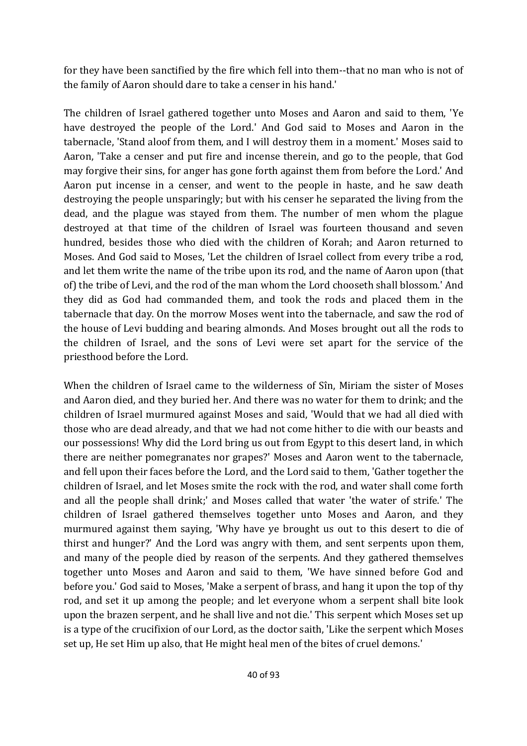for they have been sanctified by the fire which fell into them--that no man who is not of the family of Aaron should dare to take a censer in his hand.'

The children of Israel gathered together unto Moses and Aaron and said to them, 'Ye have destroyed the people of the Lord.' And God said to Moses and Aaron in the tabernacle, 'Stand aloof from them, and I will destroy them in a moment.' Moses said to Aaron, 'Take a censer and put fire and incense therein, and go to the people, that God may forgive their sins, for anger has gone forth against them from before the Lord.' And Aaron put incense in a censer, and went to the people in haste, and he saw death destroying the people unsparingly; but with his censer he separated the living from the dead, and the plague was stayed from them. The number of men whom the plague destroyed at that time of the children of Israel was fourteen thousand and seven hundred, besides those who died with the children of Korah; and Aaron returned to Moses. And God said to Moses, 'Let the children of Israel collect from every tribe a rod, and let them write the name of the tribe upon its rod, and the name of Aaron upon (that of) the tribe of Levi, and the rod of the man whom the Lord chooseth shall blossom.' And they did as God had commanded them, and took the rods and placed them in the tabernacle that day. On the morrow Moses went into the tabernacle, and saw the rod of the house of Levi budding and bearing almonds. And Moses brought out all the rods to the children of Israel, and the sons of Levi were set apart for the service of the priesthood before the Lord.

When the children of Israel came to the wilderness of Sîn, Miriam the sister of Moses and Aaron died, and they buried her. And there was no water for them to drink; and the children of Israel murmured against Moses and said, 'Would that we had all died with those who are dead already, and that we had not come hither to die with our beasts and our possessions! Why did the Lord bring us out from Egypt to this desert land, in which there are neither pomegranates nor grapes?' Moses and Aaron went to the tabernacle, and fell upon their faces before the Lord, and the Lord said to them, 'Gather together the children of Israel, and let Moses smite the rock with the rod, and water shall come forth and all the people shall drink;' and Moses called that water 'the water of strife.' The children of Israel gathered themselves together unto Moses and Aaron, and they murmured against them saying, 'Why have ye brought us out to this desert to die of thirst and hunger?' And the Lord was angry with them, and sent serpents upon them, and many of the people died by reason of the serpents. And they gathered themselves together unto Moses and Aaron and said to them, 'We have sinned before God and before you.' God said to Moses, 'Make a serpent of brass, and hang it upon the top of thy rod, and set it up among the people; and let everyone whom a serpent shall bite look upon the brazen serpent, and he shall live and not die.' This serpent which Moses set up is a type of the crucifixion of our Lord, as the doctor saith, 'Like the serpent which Moses set up, He set Him up also, that He might heal men of the bites of cruel demons.'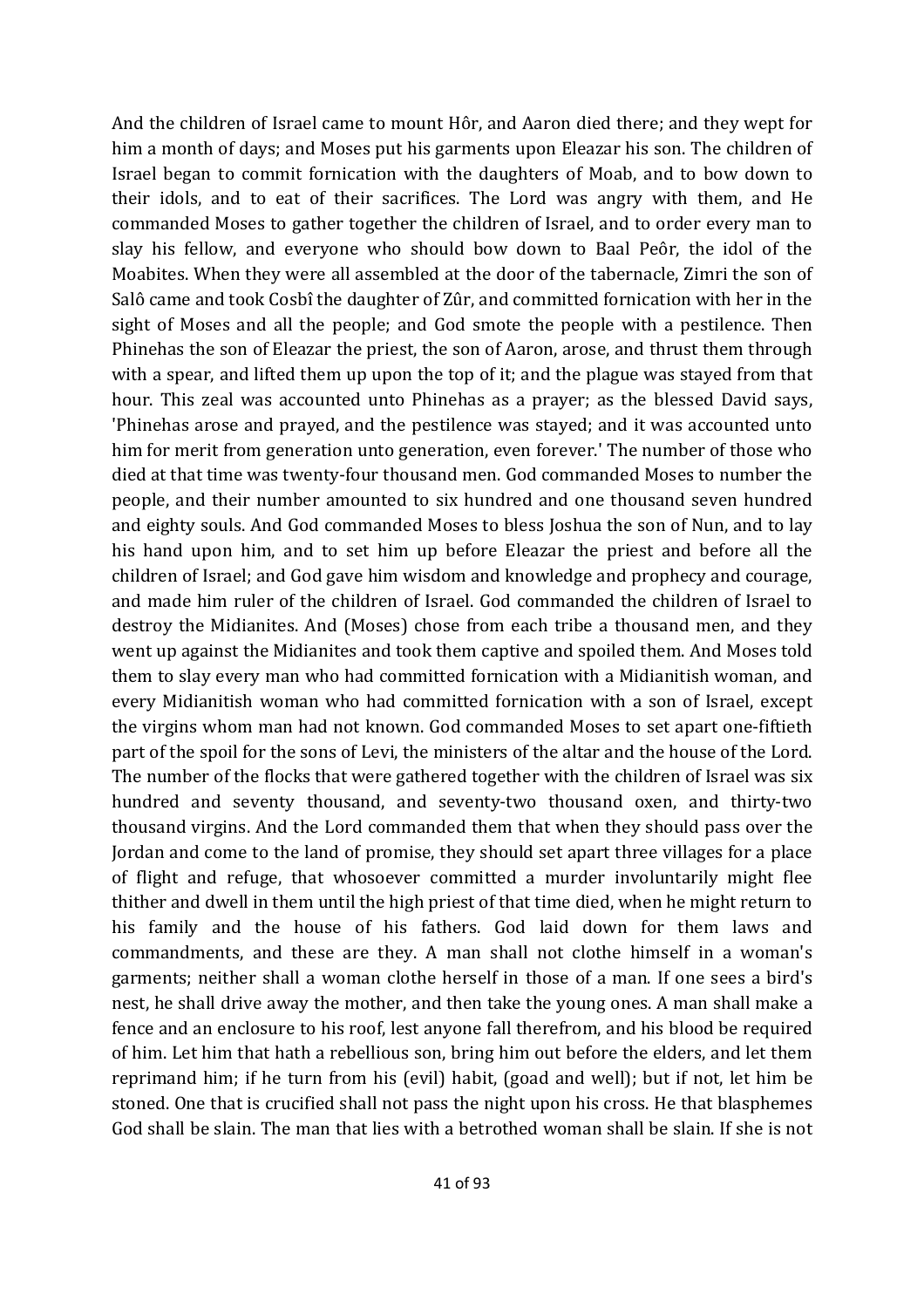And the children of Israel came to mount Hôr, and Aaron died there; and they wept for him a month of days; and Moses put his garments upon Eleazar his son. The children of Israel began to commit fornication with the daughters of Moab, and to bow down to their idols, and to eat of their sacrifices. The Lord was angry with them, and He commanded Moses to gather together the children of Israel, and to order every man to slay his fellow, and everyone who should bow down to Baal Peôr, the idol of the Moabites. When they were all assembled at the door of the tabernacle, Zimri the son of Salô came and took Cosbî the daughter of Zûr, and committed fornication with her in the sight of Moses and all the people; and God smote the people with a pestilence. Then Phinehas the son of Eleazar the priest, the son of Aaron, arose, and thrust them through with a spear, and lifted them up upon the top of it; and the plague was stayed from that hour. This zeal was accounted unto Phinehas as a prayer; as the blessed David says, 'Phinehas arose and prayed, and the pestilence was stayed; and it was accounted unto him for merit from generation unto generation, even forever.' The number of those who died at that time was twenty-four thousand men. God commanded Moses to number the people, and their number amounted to six hundred and one thousand seven hundred and eighty souls. And God commanded Moses to bless Joshua the son of Nun, and to lay his hand upon him, and to set him up before Eleazar the priest and before all the children of Israel; and God gave him wisdom and knowledge and prophecy and courage, and made him ruler of the children of Israel. God commanded the children of Israel to destroy the Midianites. And (Moses) chose from each tribe a thousand men, and they went up against the Midianites and took them captive and spoiled them. And Moses told them to slay every man who had committed fornication with a Midianitish woman, and every Midianitish woman who had committed fornication with a son of Israel, except the virgins whom man had not known. God commanded Moses to set apart one-fiftieth part of the spoil for the sons of Levi, the ministers of the altar and the house of the Lord. The number of the flocks that were gathered together with the children of Israel was six hundred and seventy thousand, and seventy-two thousand oxen, and thirty-two thousand virgins. And the Lord commanded them that when they should pass over the Jordan and come to the land of promise, they should set apart three villages for a place of flight and refuge, that whosoever committed a murder involuntarily might flee thither and dwell in them until the high priest of that time died, when he might return to his family and the house of his fathers. God laid down for them laws and commandments, and these are they. A man shall not clothe himself in a woman's garments; neither shall a woman clothe herself in those of a man. If one sees a bird's nest, he shall drive away the mother, and then take the young ones. A man shall make a fence and an enclosure to his roof, lest anyone fall therefrom, and his blood be required of him. Let him that hath a rebellious son, bring him out before the elders, and let them reprimand him; if he turn from his (evil) habit, (goad and well); but if not, let him be stoned. One that is crucified shall not pass the night upon his cross. He that blasphemes God shall be slain. The man that lies with a betrothed woman shall be slain. If she is not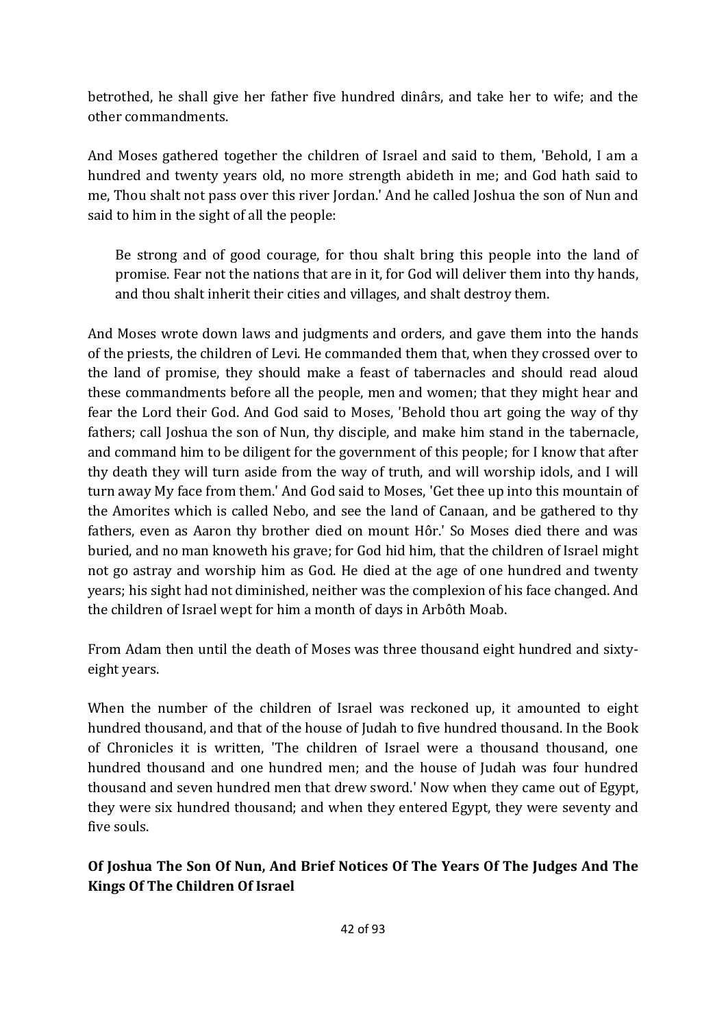betrothed, he shall give her father five hundred dinârs, and take her to wife; and the other commandments.

And Moses gathered together the children of Israel and said to them, 'Behold, I am a hundred and twenty years old, no more strength abideth in me; and God hath said to me, Thou shalt not pass over this river Jordan.' And he called Joshua the son of Nun and said to him in the sight of all the people:

> Be strong and of good courage, for thou shalt bring this people into the land of promise. Fear not the nations that are in it, for God will deliver them into thy hands, and thou shalt inherit their cities and villages, and shalt destroy them.

And Moses wrote down laws and judgments and orders, and gave them into the hands of the priests, the children of Levi. He commanded them that, when they crossed over to the land of promise, they should make a feast of tabernacles and should read aloud these commandments before all the people, men and women; that they might hear and fear the Lord their God. And God said to Moses, 'Behold thou art going the way of thy fathers; call Joshua the son of Nun, thy disciple, and make him stand in the tabernacle, and command him to be diligent for the government of this people; for I know that after thy death they will turn aside from the way of truth, and will worship idols, and I will turn away My face from them.' And God said to Moses, 'Get thee up into this mountain of the Amorites which is called Nebo, and see the land of Canaan, and be gathered to thy fathers, even as Aaron thy brother died on mount Hôr.' So Moses died there and was buried, and no man knoweth his grave; for God hid him, that the children of Israel might not go astray and worship him as God. He died at the age of one hundred and twenty years; his sight had not diminished, neither was the complexion of his face changed. And the children of Israel wept for him a month of days in Arbôth Moab.

From Adam then until the death of Moses was three thousand eight hundred and sixty-eight years.

When the number of the children of Israel was reckoned up, it amounted to eight hundred thousand, and that of the house of Judah to five hundred thousand. In the Book of Chronicles it is written, 'The children of Israel were a thousand thousand, one hundred thousand and one hundred men; and the house of Judah was four hundred thousand and seven hundred men that drew sword.' Now when they came out of Egypt, they were six hundred thousand; and when they entered Egypt, they were seventy and five souls.

## Of Joshua The Son Of Nun, And Brief Notices Of The Years Of The Judges And The Kings Of The Children Of Israel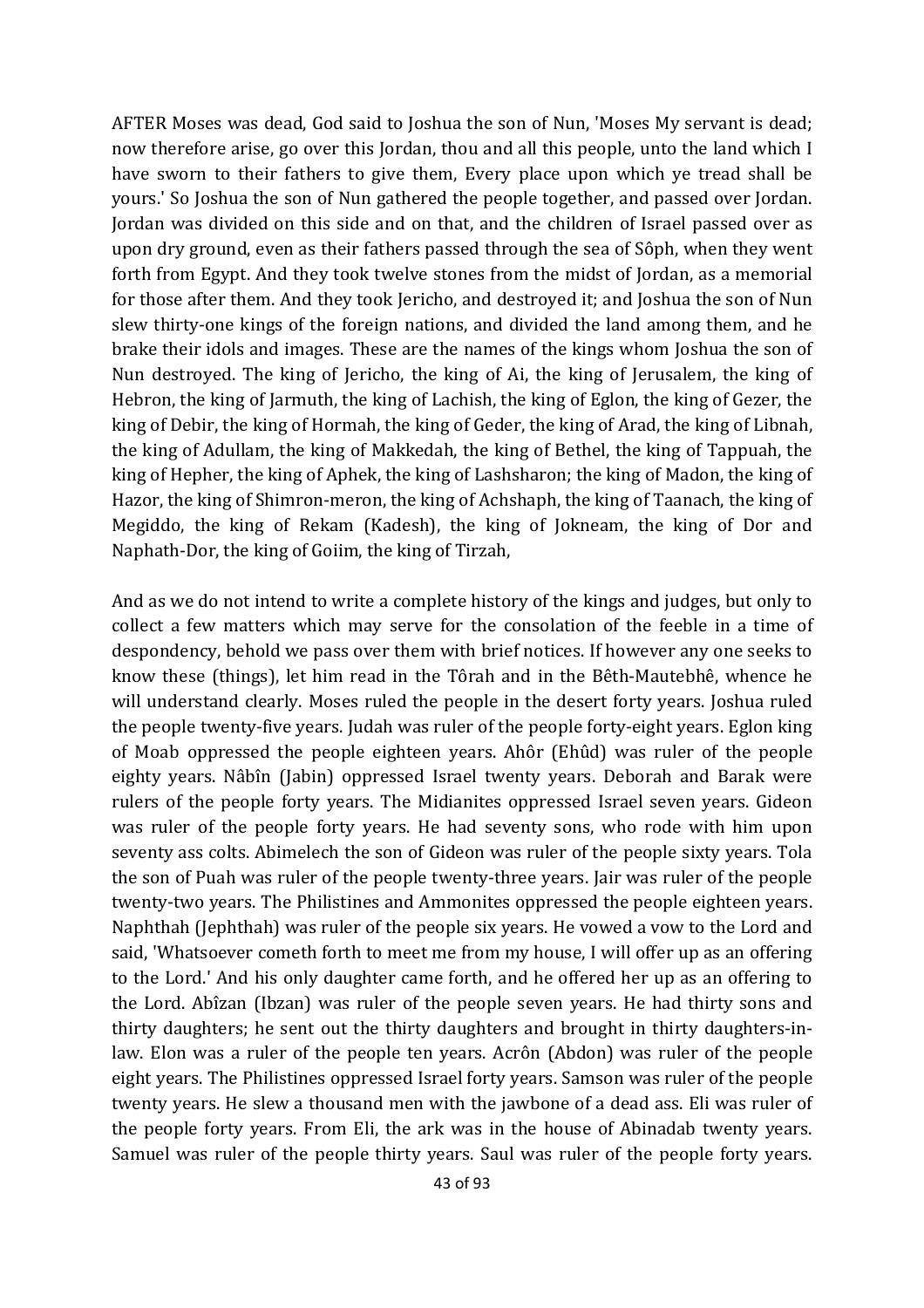AFTER Moses was dead, God said to Joshua the son of Nun, 'Moses My servant is dead; now therefore arise, go over this Jordan, thou and all this people, unto the land which I have sworn to their fathers to give them, Every place upon which ye tread shall be yours.' So Joshua the son of Nun gathered the people together, and passed over Jordan. Jordan was divided on this side and on that, and the children of Israel passed over as upon dry ground, even as their fathers passed through the sea of Sôph, when they went forth from Egypt. And they took twelve stones from the midst of Jordan, as a memorial for those after them. And they took Jericho, and destroyed it; and Joshua the son of Nun slew thirty-one kings of the foreign nations, and divided the land among them, and he brake their idols and images. These are the names of the kings whom Joshua the son of Nun destroyed. The king of Jericho, the king of Ai, the king of Jerusalem, the king of Hebron, the king of Jarmuth, the king of Lachish, the king of Eglon, the king of Gezer, the king of Debir, the king of Hormah, the king of Geder, the king of Arad, the king of Libnah, the king of Adullam, the king of Makkedah, the king of Bethel, the king of Tappuah, the king of Hepher, the king of Aphek, the king of Lashsharon; the king of Madon, the king of Hazor, the king of Shimron-meron, the king of Achshaph, the king of Taanach, the king of Megiddo, the king of Rekam (Kadesh), the king of Jokneam, the king of Dor and Naphath-Dor, the king of Goiim, the king of Tirzah,

And as we do not intend to write a complete history of the kings and judges, but only to collect a few matters which may serve for the consolation of the feeble in a time of despondency, behold we pass over them with brief notices. If however any one seeks to know these (things), let him read in the Tôrah and in the Bêth-Mautebhê, whence he will understand clearly. Moses ruled the people in the desert forty years. Joshua ruled the people twenty-five years. Judah was ruler of the people forty-eight years. Eglon king of Moab oppressed the people eighteen years. Ahôr (Ehûd) was ruler of the people eighty years. Nâbîn (Jabin) oppressed Israel twenty years. Deborah and Barak were rulers of the people forty years. The Midianites oppressed Israel seven years. Gideon was ruler of the people forty years. He had seventy sons, who rode with him upon seventy ass colts. Abimelech the son of Gideon was ruler of the people sixty years. Tola the son of Puah was ruler of the people twenty-three years. Jair was ruler of the people twenty-two years. The Philistines and Ammonites oppressed the people eighteen years. Naphthah (Jephthah) was ruler of the people six years. He vowed a vow to the Lord and said, 'Whatsoever cometh forth to meet me from my house, I will offer up as an offering to the Lord.' And his only daughter came forth, and he offered her up as an offering to the Lord. Abîzan (Ibzan) was ruler of the people seven years. He had thirty sons and thirty daughters; he sent out the thirty daughters and brought in thirty daughters-in-law. Elon was a ruler of the people ten years. Acrôn (Abdon) was ruler of the people eight years. The Philistines oppressed Israel forty years. Samson was ruler of the people twenty years. He slew a thousand men with the jawbone of a dead ass. Eli was ruler of the people forty years. From Eli, the ark was in the house of Abinadab twenty years. Samuel was ruler of the people thirty years. Saul was ruler of the people forty years.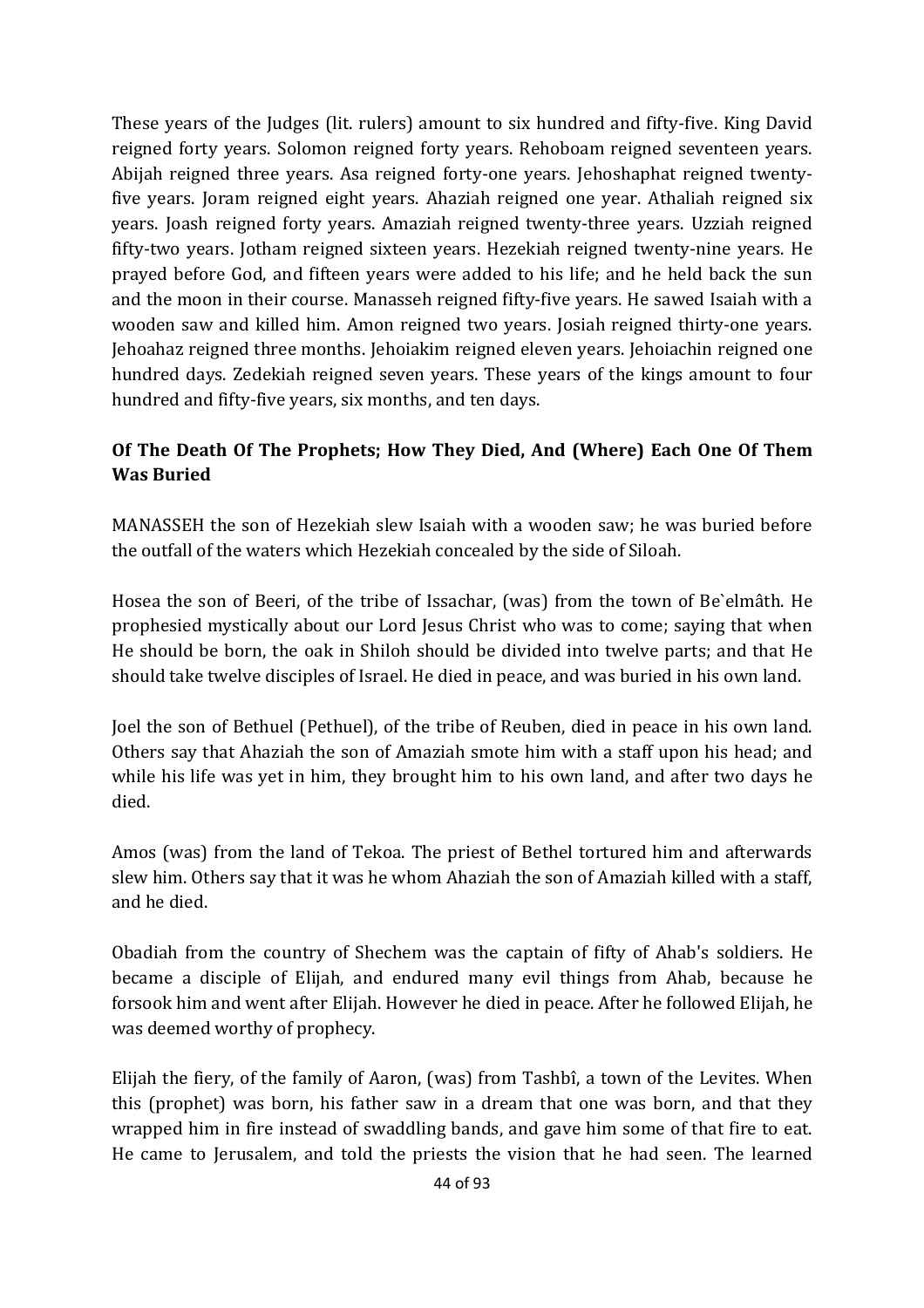These years of the Judges (lit. rulers) amount to six hundred and fifty-five. King David reigned forty years. Solomon reigned forty years. Rehoboam reigned seventeen years. Abijah reigned three years. Asa reigned forty-one years. Jehoshaphat reigned twenty-five years. Joram reigned eight years. Ahaziah reigned one year. Athaliah reigned six years. Joash reigned forty years. Amaziah reigned twenty-three years. Uzziah reigned fifty-two years. Jotham reigned sixteen years. Hezekiah reigned twenty-nine years. He prayed before God, and fifteen years were added to his life; and he held back the sun and the moon in their course. Manasseh reigned fifty-five years. He sawed Isaiah with a wooden saw and killed him. Amon reigned two years. Josiah reigned thirty-one years. Jehoahaz reigned three months. Jehoiakim reigned eleven years. Jehoiachin reigned one hundred days. Zedekiah reigned seven years. These years of the kings amount to four hundred and fifty-five years, six months, and ten days.

### Of The Death Of The Prophets; How They Died, And (Where) Each One Of Them Was Buried

MANASSEH the son of Hezekiah slew Isaiah with a wooden saw; he was buried before the outfall of the waters which Hezekiah concealed by the side of Siloah.

Hosea the son of Beeri, of the tribe of Issachar, (was) from the town of Be`elmâth. He prophesied mystically about our Lord Jesus Christ who was to come; saying that when He should be born, the oak in Shiloh should be divided into twelve parts; and that He should take twelve disciples of Israel. He died in peace, and was buried in his own land.

Joel the son of Bethuel (Pethuel), of the tribe of Reuben, died in peace in his own land. Others say that Ahaziah the son of Amaziah smote him with a staff upon his head; and while his life was yet in him, they brought him to his own land, and after two days he died.

Amos (was) from the land of Tekoa. The priest of Bethel tortured him and afterwards slew him. Others say that it was he whom Ahaziah the son of Amaziah killed with a staff, and he died.

Obadiah from the country of Shechem was the captain of fifty of Ahab's soldiers. He became a disciple of Elijah, and endured many evil things from Ahab, because he forsook him and went after Elijah. However he died in peace. After he followed Elijah, he was deemed worthy of prophecy.

Elijah the fiery, of the family of Aaron, (was) from Tashbî, a town of the Levites. When this (prophet) was born, his father saw in a dream that one was born, and that they wrapped him in fire instead of swaddling bands, and gave him some of that fire to eat. He came to Jerusalem, and told the priests the vision that he had seen. The learned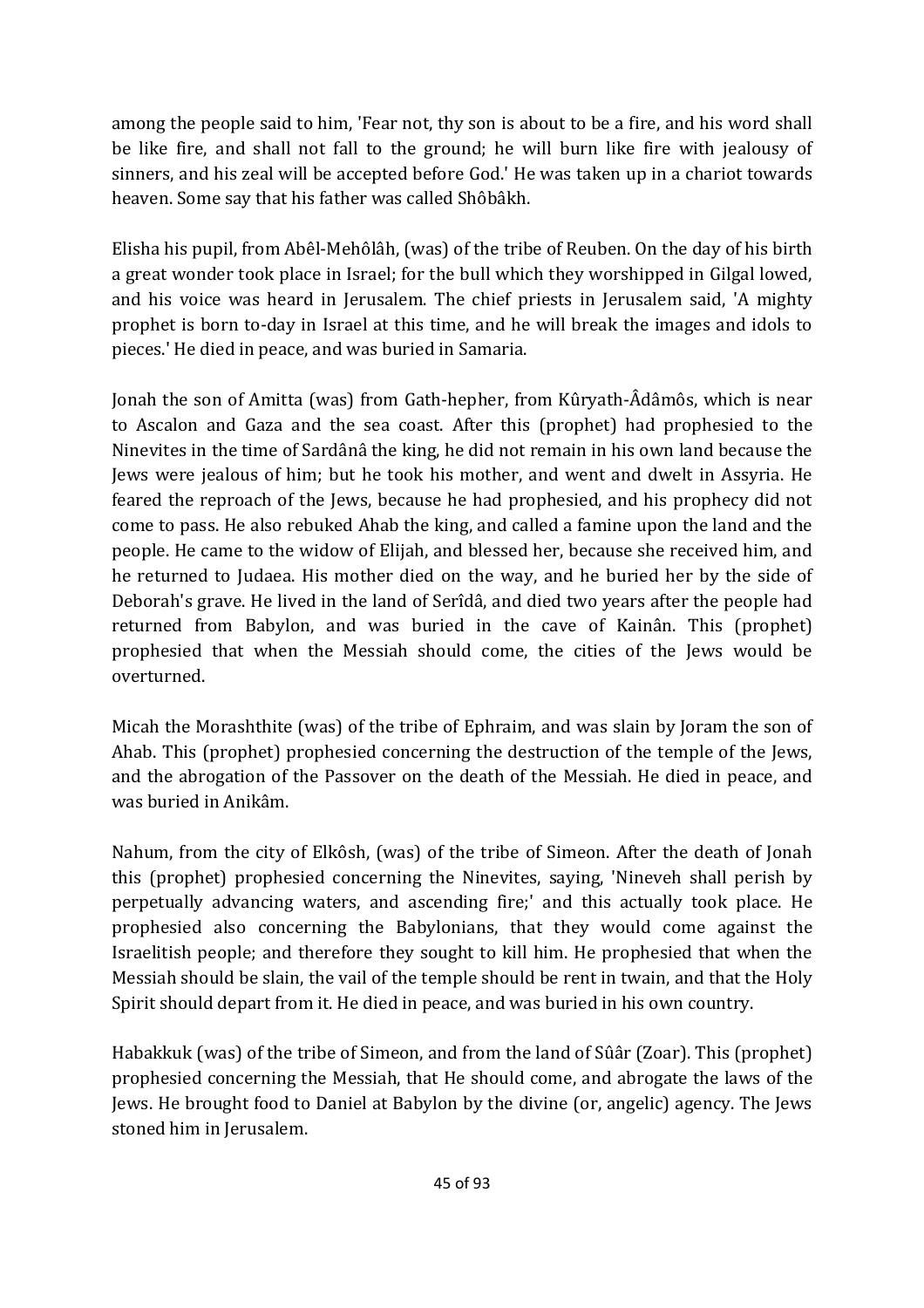among the people said to him, 'Fear not, thy son is about to be a fire, and his word shall be like fire, and shall not fall to the ground; he will burn like fire with jealousy of sinners, and his zeal will be accepted before God.' He was taken up in a chariot towards heaven. Some say that his father was called Shôbâkh.

Elisha his pupil, from Abêl-Mehôlâh, (was) of the tribe of Reuben. On the day of his birth a great wonder took place in Israel; for the bull which they worshipped in Gilgal lowed, and his voice was heard in Jerusalem. The chief priests in Jerusalem said, 'A mighty prophet is born to-day in Israel at this time, and he will break the images and idols to pieces.' He died in peace, and was buried in Samaria.

Jonah the son of Amitta (was) from Gath-hepher, from Kûryath-Âdâmôs, which is near to Ascalon and Gaza and the sea coast. After this (prophet) had prophesied to the Ninevites in the time of Sardânâ the king, he did not remain in his own land because the Jews were jealous of him; but he took his mother, and went and dwelt in Assyria. He feared the reproach of the Jews, because he had prophesied, and his prophecy did not come to pass. He also rebuked Ahab the king, and called a famine upon the land and the people. He came to the widow of Elijah, and blessed her, because she received him, and he returned to Judaea. His mother died on the way, and he buried her by the side of Deborah's grave. He lived in the land of Serîdâ, and died two years after the people had returned from Babylon, and was buried in the cave of Kainân. This (prophet) prophesied that when the Messiah should come, the cities of the Jews would be overturned.

Micah the Morashthite (was) of the tribe of Ephraim, and was slain by Joram the son of Ahab. This (prophet) prophesied concerning the destruction of the temple of the Jews, and the abrogation of the Passover on the death of the Messiah. He died in peace, and was buried in Anikâm.

Nahum, from the city of Elkôsh, (was) of the tribe of Simeon. After the death of Jonah this (prophet) prophesied concerning the Ninevites, saying, 'Nineveh shall perish by perpetually advancing waters, and ascending fire;' and this actually took place. He prophesied also concerning the Babylonians, that they would come against the Israelitish people; and therefore they sought to kill him. He prophesied that when the Messiah should be slain, the vail of the temple should be rent in twain, and that the Holy Spirit should depart from it. He died in peace, and was buried in his own country.

Habakkuk (was) of the tribe of Simeon, and from the land of Sûâr (Zoar). This (prophet) prophesied concerning the Messiah, that He should come, and abrogate the laws of the Jews. He brought food to Daniel at Babylon by the divine (or, angelic) agency. The Jews stoned him in Jerusalem.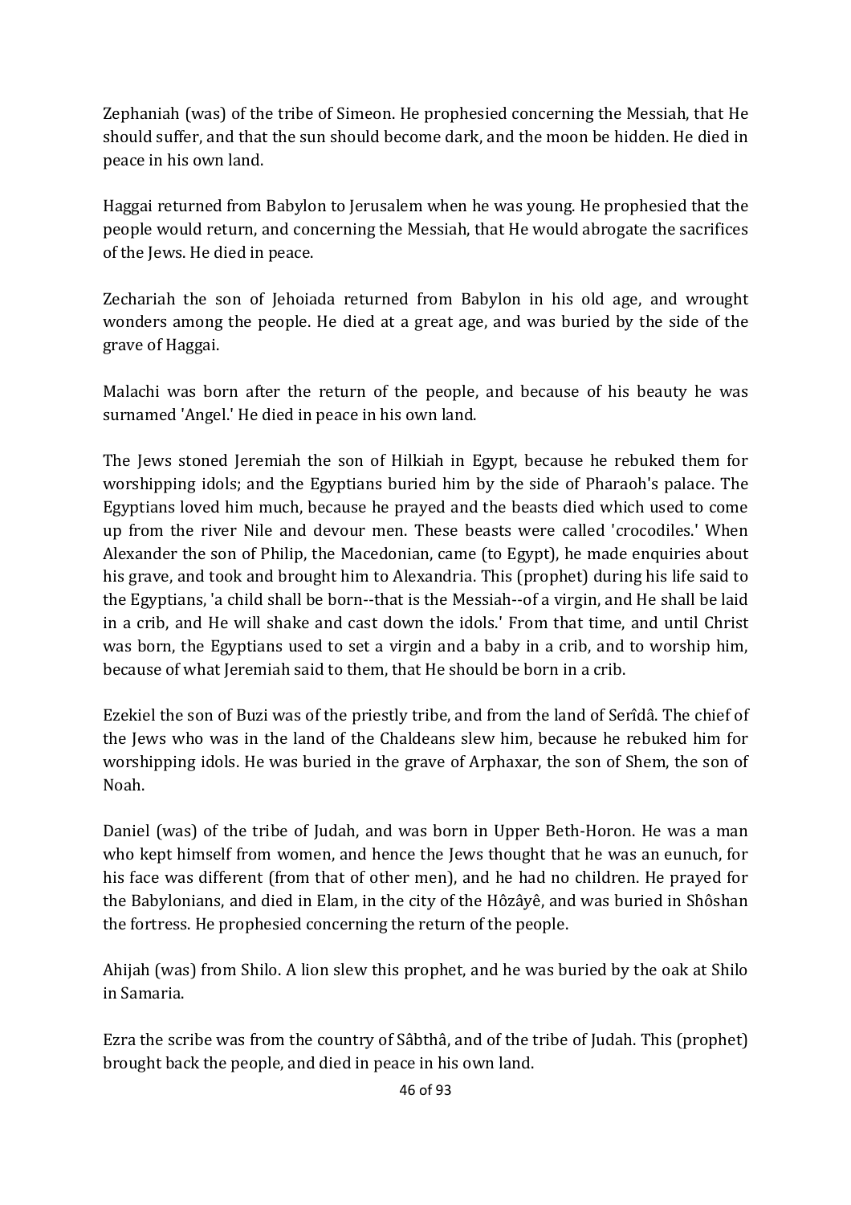Zephaniah (was) of the tribe of Simeon. He prophesied concerning the Messiah, that He should suffer, and that the sun should become dark, and the moon be hidden. He died in peace in his own land.

Haggai returned from Babylon to Jerusalem when he was young. He prophesied that the people would return, and concerning the Messiah, that He would abrogate the sacrifices of the Jews. He died in peace.

Zechariah the son of Jehoiada returned from Babylon in his old age, and wrought wonders among the people. He died at a great age, and was buried by the side of the grave of Haggai.

Malachi was born after the return of the people, and because of his beauty he was surnamed 'Angel.' He died in peace in his own land.

The Jews stoned Jeremiah the son of Hilkiah in Egypt, because he rebuked them for worshipping idols; and the Egyptians buried him by the side of Pharaoh's palace. The Egyptians loved him much, because he prayed and the beasts died which used to come up from the river Nile and devour men. These beasts were called 'crocodiles.' When Alexander the son of Philip, the Macedonian, came (to Egypt), he made enquiries about his grave, and took and brought him to Alexandria. This (prophet) during his life said to the Egyptians, 'a child shall be born--that is the Messiah--of a virgin, and He shall be laid in a crib, and He will shake and cast down the idols.' From that time, and until Christ was born, the Egyptians used to set a virgin and a baby in a crib, and to worship him, because of what Jeremiah said to them, that He should be born in a crib.

Ezekiel the son of Buzi was of the priestly tribe, and from the land of Serîdâ. The chief of the Jews who was in the land of the Chaldeans slew him, because he rebuked him for worshipping idols. He was buried in the grave of Arphaxar, the son of Shem, the son of Noah.

Daniel (was) of the tribe of Judah, and was born in Upper Beth-Horon. He was a man who kept himself from women, and hence the Jews thought that he was an eunuch, for his face was different (from that of other men), and he had no children. He prayed for the Babylonians, and died in Elam, in the city of the Hôzâyê, and was buried in Shôshan the fortress. He prophesied concerning the return of the people.

Ahijah (was) from Shilo. A lion slew this prophet, and he was buried by the oak at Shilo in Samaria.

Ezra the scribe was from the country of Sâbthâ, and of the tribe of Judah. This (prophet) brought back the people, and died in peace in his own land.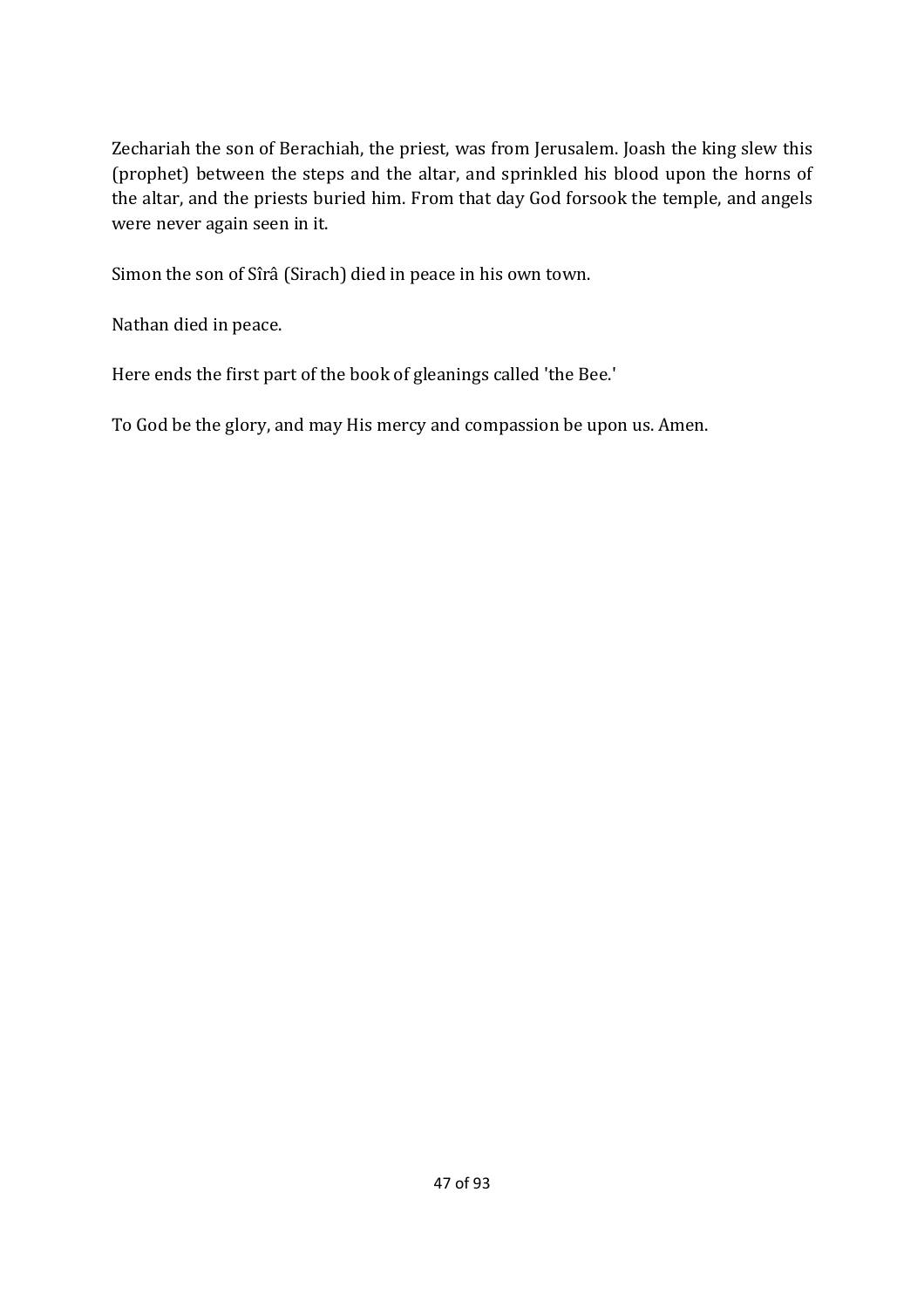Zechariah the son of Berachiah, the priest, was from Jerusalem. Joash the king slew this (prophet) between the steps and the altar, and sprinkled his blood upon the horns of the altar, and the priests buried him. From that day God forsook the temple, and angels were never again seen in it.

Simon the son of Sîrâ (Sirach) died in peace in his own town.

Nathan died in peace.

Here ends the first part of the book of gleanings called 'the Bee.'

To God be the glory, and may His mercy and compassion be upon us. Amen.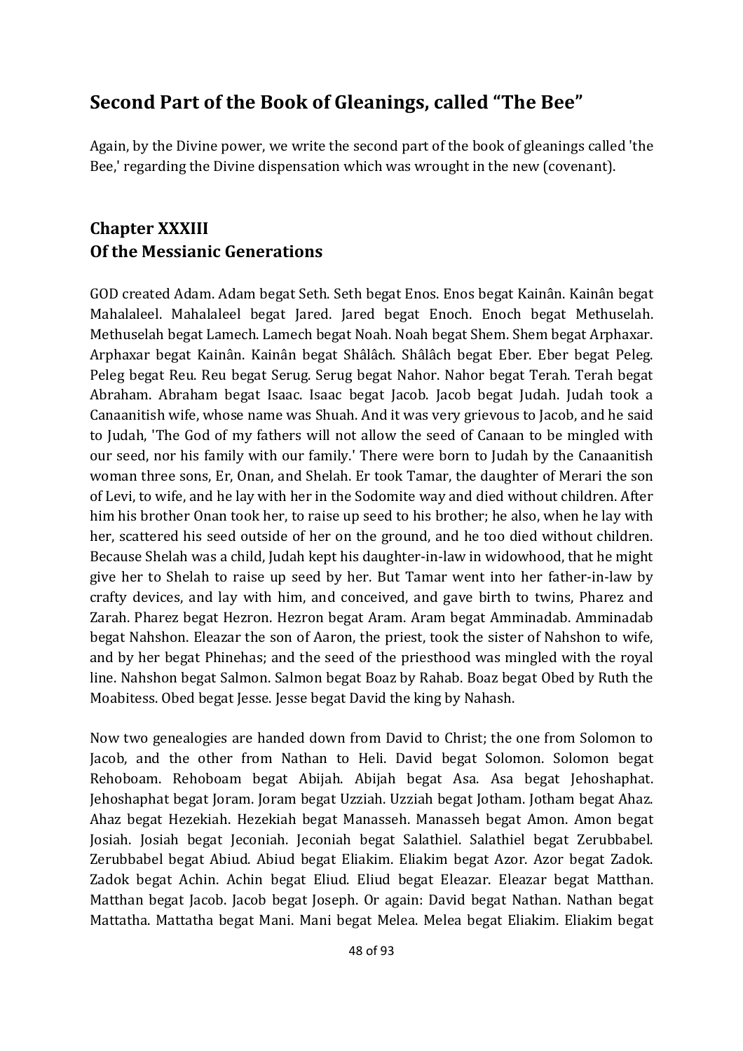## Second Part of the Book of Gleanings, called “The Bee”

Again, by the Divine power, we write the second part of the book of gleanings called 'the Bee,' regarding the Divine dispensation which was wrought in the new (covenant).

### Chapter XXXIII
### Of the Messianic Generations

GOD created Adam. Adam begat Seth. Seth begat Enos. Enos begat Kainân. Kainân begat Mahalaleel. Mahalaleel begat Jared. Jared begat Enoch. Enoch begat Methuselah. Methuselah begat Lamech. Lamech begat Noah. Noah begat Shem. Shem begat Arphaxar. Arphaxar begat Kainân. Kainân begat Shâlâch. Shâlâch begat Eber. Eber begat Peleg. Peleg begat Reu. Reu begat Serug. Serug begat Nahor. Nahor begat Terah. Terah begat Abraham. Abraham begat Isaac. Isaac begat Jacob. Jacob begat Judah. Judah took a Canaanitish wife, whose name was Shuah. And it was very grievous to Jacob, and he said to Judah, 'The God of my fathers will not allow the seed of Canaan to be mingled with our seed, nor his family with our family.' There were born to Judah by the Canaanitish woman three sons, Er, Onan, and Shelah. Er took Tamar, the daughter of Merari the son of Levi, to wife, and he lay with her in the Sodomite way and died without children. After him his brother Onan took her, to raise up seed to his brother; he also, when he lay with her, scattered his seed outside of her on the ground, and he too died without children. Because Shelah was a child, Judah kept his daughter-in-law in widowhood, that he might give her to Shelah to raise up seed by her. But Tamar went into her father-in-law by crafty devices, and lay with him, and conceived, and gave birth to twins, Pharez and Zarah. Pharez begat Hezron. Hezron begat Aram. Aram begat Amminadab. Amminadab begat Nahshon. Eleazar the son of Aaron, the priest, took the sister of Nahshon to wife, and by her begat Phinehas; and the seed of the priesthood was mingled with the royal line. Nahshon begat Salmon. Salmon begat Boaz by Rahab. Boaz begat Obed by Ruth the Moabitess. Obed begat Jesse. Jesse begat David the king by Nahash.

Now two genealogies are handed down from David to Christ; the one from Solomon to Jacob, and the other from Nathan to Heli. David begat Solomon. Solomon begat Rehoboam. Rehoboam begat Abijah. Abijah begat Asa. Asa begat Jehoshaphat. Jehoshaphat begat Joram. Joram begat Uzziah. Uzziah begat Jotham. Jotham begat Ahaz. Ahaz begat Hezekiah. Hezekiah begat Manasseh. Manasseh begat Amon. Amon begat Josiah. Josiah begat Jeconiah. Jeconiah begat Salathiel. Salathiel begat Zerubbabel. Zerubbabel begat Abiud. Abiud begat Eliakim. Eliakim begat Azor. Azor begat Zadok. Zadok begat Achin. Achin begat Eliud. Eliud begat Eleazar. Eleazar begat Matthan. Matthan begat Jacob. Jacob begat Joseph. Or again: David begat Nathan. Nathan begat Mattatha. Mattatha begat Mani. Mani begat Melea. Melea begat Eliakim. Eliakim begat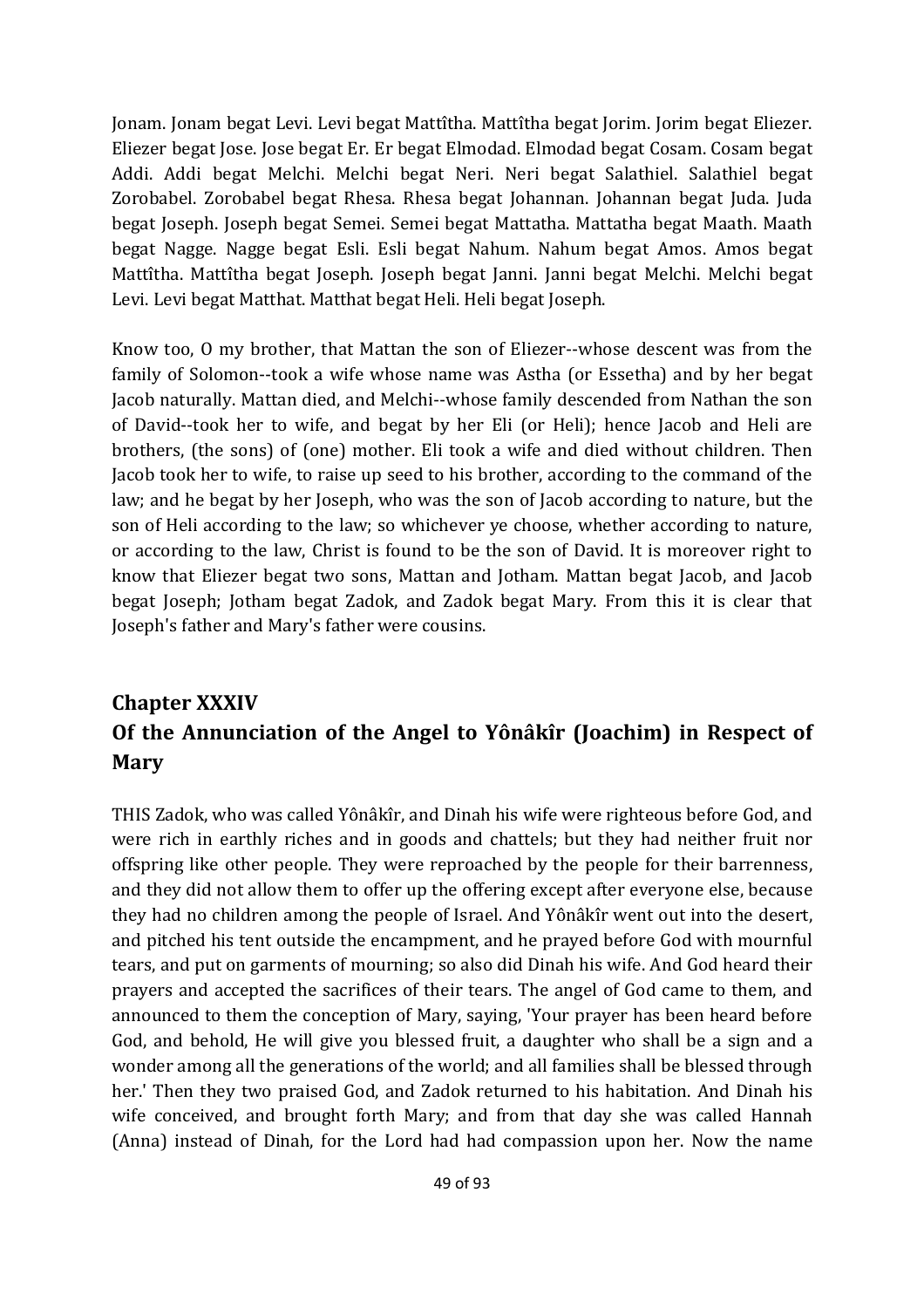Jonam. Jonam begat Levi. Levi begat Mattîtha. Mattîtha begat Jorim. Jorim begat Eliezer. Eliezer begat Jose. Jose begat Er. Er begat Elmodad. Elmodad begat Cosam. Cosam begat Addi. Addi begat Melchi. Melchi begat Neri. Neri begat Salathiel. Salathiel begat Zorobabel. Zorobabel begat Rhesa. Rhesa begat Johannan. Johannan begat Juda. Juda begat Joseph. Joseph begat Semei. Semei begat Mattatha. Mattatha begat Maath. Maath begat Nagge. Nagge begat Esli. Esli begat Nahum. Nahum begat Amos. Amos begat Mattîtha. Mattîtha begat Joseph. Joseph begat Janni. Janni begat Melchi. Melchi begat Levi. Levi begat Matthat. Matthat begat Heli. Heli begat Joseph.

Know too, O my brother, that Mattan the son of Eliezer--whose descent was from the family of Solomon--took a wife whose name was Astha (or Essetha) and by her begat Jacob naturally. Mattan died, and Melchi--whose family descended from Nathan the son of David--took her to wife, and begat by her Eli (or Heli); hence Jacob and Heli are brothers, (the sons) of (one) mother. Eli took a wife and died without children. Then Jacob took her to wife, to raise up seed to his brother, according to the command of the law; and he begat by her Joseph, who was the son of Jacob according to nature, but the son of Heli according to the law; so whichever ye choose, whether according to nature, or according to the law, Christ is found to be the son of David. It is moreover right to know that Eliezer begat two sons, Mattan and Jotham. Mattan begat Jacob, and Jacob begat Joseph; Jotham begat Zadok, and Zadok begat Mary. From this it is clear that Joseph's father and Mary's father were cousins.

## Chapter XXXIV
## Of the Annunciation of the Angel to Yônâkîr (Joachim) in Respect of Mary

THIS Zadok, who was called Yônâkîr, and Dinah his wife were righteous before God, and were rich in earthly riches and in goods and chattels; but they had neither fruit nor offspring like other people. They were reproached by the people for their barrenness, and they did not allow them to offer up the offering except after everyone else, because they had no children among the people of Israel. And Yônâkîr went out into the desert, and pitched his tent outside the encampment, and he prayed before God with mournful tears, and put on garments of mourning; so also did Dinah his wife. And God heard their prayers and accepted the sacrifices of their tears. The angel of God came to them, and announced to them the conception of Mary, saying, 'Your prayer has been heard before God, and behold, He will give you blessed fruit, a daughter who shall be a sign and a wonder among all the generations of the world; and all families shall be blessed through her.' Then they two praised God, and Zadok returned to his habitation. And Dinah his wife conceived, and brought forth Mary; and from that day she was called Hannah (Anna) instead of Dinah, for the Lord had had compassion upon her. Now the name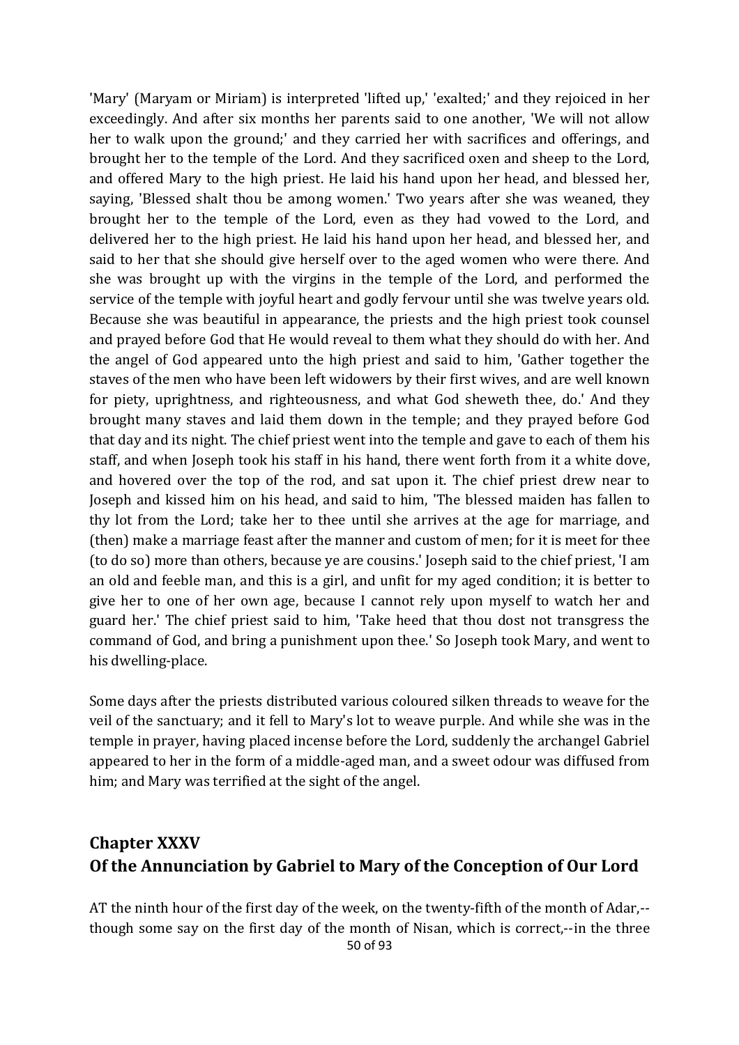'Mary' (Maryam or Miriam) is interpreted 'lifted up,' 'exalted;' and they rejoiced in her exceedingly. And after six months her parents said to one another, 'We will not allow her to walk upon the ground;' and they carried her with sacrifices and offerings, and brought her to the temple of the Lord. And they sacrificed oxen and sheep to the Lord, and offered Mary to the high priest. He laid his hand upon her head, and blessed her, saying, 'Blessed shalt thou be among women.' Two years after she was weaned, they brought her to the temple of the Lord, even as they had vowed to the Lord, and delivered her to the high priest. He laid his hand upon her head, and blessed her, and said to her that she should give herself over to the aged women who were there. And she was brought up with the virgins in the temple of the Lord, and performed the service of the temple with joyful heart and godly fervour until she was twelve years old. Because she was beautiful in appearance, the priests and the high priest took counsel and prayed before God that He would reveal to them what they should do with her. And the angel of God appeared unto the high priest and said to him, 'Gather together the staves of the men who have been left widowers by their first wives, and are well known for piety, uprightness, and righteousness, and what God sheweth thee, do.' And they brought many staves and laid them down in the temple; and they prayed before God that day and its night. The chief priest went into the temple and gave to each of them his staff, and when Joseph took his staff in his hand, there went forth from it a white dove, and hovered over the top of the rod, and sat upon it. The chief priest drew near to Joseph and kissed him on his head, and said to him, 'The blessed maiden has fallen to thy lot from the Lord; take her to thee until she arrives at the age for marriage, and (then) make a marriage feast after the manner and custom of men; for it is meet for thee (to do so) more than others, because ye are cousins.' Joseph said to the chief priest, 'I am an old and feeble man, and this is a girl, and unfit for my aged condition; it is better to give her to one of her own age, because I cannot rely upon myself to watch her and guard her.' The chief priest said to him, 'Take heed that thou dost not transgress the command of God, and bring a punishment upon thee.' So Joseph took Mary, and went to his dwelling-place.

Some days after the priests distributed various coloured silken threads to weave for the veil of the sanctuary; and it fell to Mary's lot to weave purple. And while she was in the temple in prayer, having placed incense before the Lord, suddenly the archangel Gabriel appeared to her in the form of a middle-aged man, and a sweet odour was diffused from him; and Mary was terrified at the sight of the angel.

## Chapter XXXV
## Of the Annunciation by Gabriel to Mary of the Conception of Our Lord

AT the ninth hour of the first day of the week, on the twenty-fifth of the month of Adar,--though some say on the first day of the month of Nisan, which is correct,--in the three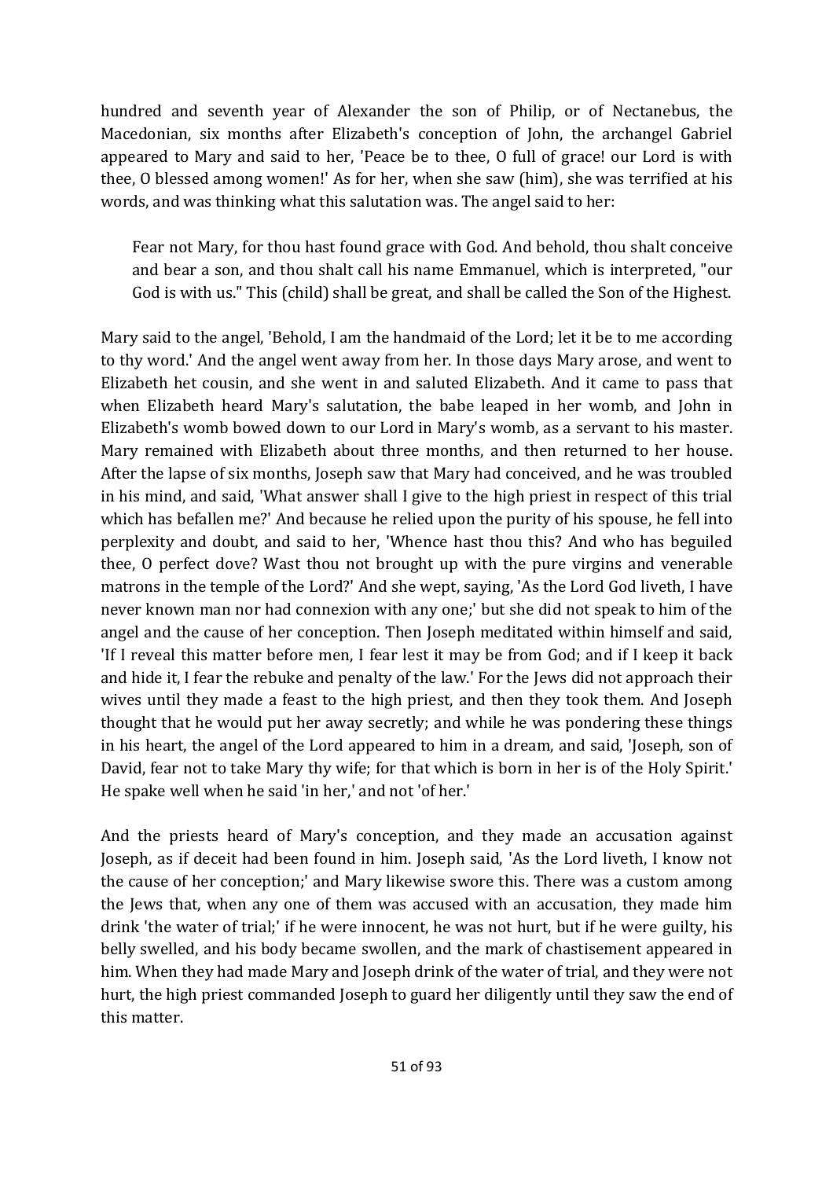hundred and seventh year of Alexander the son of Philip, or of Nectanebus, the Macedonian, six months after Elizabeth's conception of John, the archangel Gabriel appeared to Mary and said to her, 'Peace be to thee, O full of grace! our Lord is with thee, O blessed among women!' As for her, when she saw (him), she was terrified at his words, and was thinking what this salutation was. The angel said to her:

> Fear not Mary, for thou hast found grace with God. And behold, thou shalt conceive and bear a son, and thou shalt call his name Emmanuel, which is interpreted, "our God is with us." This (child) shall be great, and shall be called the Son of the Highest.

Mary said to the angel, 'Behold, I am the handmaid of the Lord; let it be to me according to thy word.' And the angel went away from her. In those days Mary arose, and went to Elizabeth het cousin, and she went in and saluted Elizabeth. And it came to pass that when Elizabeth heard Mary's salutation, the babe leaped in her womb, and John in Elizabeth's womb bowed down to our Lord in Mary's womb, as a servant to his master. Mary remained with Elizabeth about three months, and then returned to her house. After the lapse of six months, Joseph saw that Mary had conceived, and he was troubled in his mind, and said, 'What answer shall I give to the high priest in respect of this trial which has befallen me?' And because he relied upon the purity of his spouse, he fell into perplexity and doubt, and said to her, 'Whence hast thou this? And who has beguiled thee, O perfect dove? Wast thou not brought up with the pure virgins and venerable matrons in the temple of the Lord?' And she wept, saying, 'As the Lord God liveth, I have never known man nor had connexion with any one;' but she did not speak to him of the angel and the cause of her conception. Then Joseph meditated within himself and said, 'If I reveal this matter before men, I fear lest it may be from God; and if I keep it back and hide it, I fear the rebuke and penalty of the law.' For the Jews did not approach their wives until they made a feast to the high priest, and then they took them. And Joseph thought that he would put her away secretly; and while he was pondering these things in his heart, the angel of the Lord appeared to him in a dream, and said, 'Joseph, son of David, fear not to take Mary thy wife; for that which is born in her is of the Holy Spirit.' He spake well when he said 'in her,' and not 'of her.'

And the priests heard of Mary's conception, and they made an accusation against Joseph, as if deceit had been found in him. Joseph said, 'As the Lord liveth, I know not the cause of her conception;' and Mary likewise swore this. There was a custom among the Jews that, when any one of them was accused with an accusation, they made him drink 'the water of trial;' if he were innocent, he was not hurt, but if he were guilty, his belly swelled, and his body became swollen, and the mark of chastisement appeared in him. When they had made Mary and Joseph drink of the water of trial, and they were not hurt, the high priest commanded Joseph to guard her diligently until they saw the end of this matter.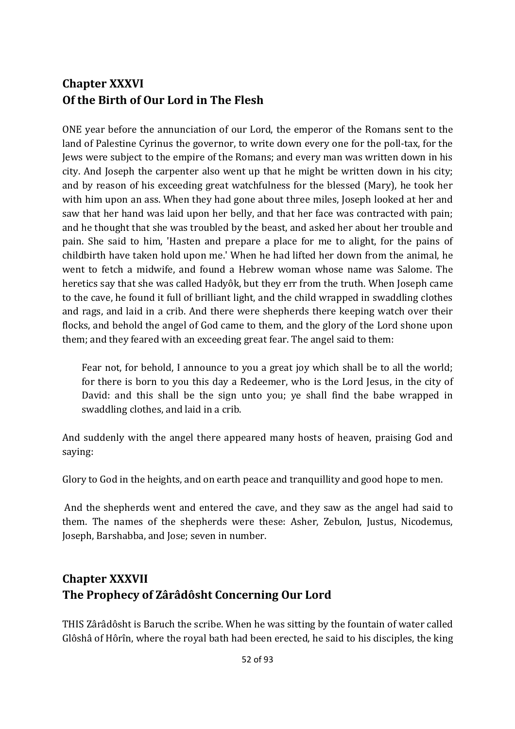## Chapter XXXVI
## Of the Birth of Our Lord in The Flesh

ONE year before the annunciation of our Lord, the emperor of the Romans sent to the land of Palestine Cyrinus the governor, to write down every one for the poll-tax, for the Jews were subject to the empire of the Romans; and every man was written down in his city. And Joseph the carpenter also went up that he might be written down in his city; and by reason of his exceeding great watchfulness for the blessed (Mary), he took her with him upon an ass. When they had gone about three miles, Joseph looked at her and saw that her hand was laid upon her belly, and that her face was contracted with pain; and he thought that she was troubled by the beast, and asked her about her trouble and pain. She said to him, 'Hasten and prepare a place for me to alight, for the pains of childbirth have taken hold upon me.' When he had lifted her down from the animal, he went to fetch a midwife, and found a Hebrew woman whose name was Salome. The heretics say that she was called Hadyôk, but they err from the truth. When Joseph came to the cave, he found it full of brilliant light, and the child wrapped in swaddling clothes and rags, and laid in a crib. And there were shepherds there keeping watch over their flocks, and behold the angel of God came to them, and the glory of the Lord shone upon them; and they feared with an exceeding great fear. The angel said to them:

> Fear not, for behold, I announce to you a great joy which shall be to all the world; for there is born to you this day a Redeemer, who is the Lord Jesus, in the city of David: and this shall be the sign unto you; ye shall find the babe wrapped in swaddling clothes, and laid in a crib.

And suddenly with the angel there appeared many hosts of heaven, praising God and saying:

Glory to God in the heights, and on earth peace and tranquillity and good hope to men.

And the shepherds went and entered the cave, and they saw as the angel had said to them. The names of the shepherds were these: Asher, Zebulon, Justus, Nicodemus, Joseph, Barshabba, and Jose; seven in number.

## Chapter XXXVII
## The Prophecy of Zârâdôsht Concerning Our Lord

THIS Zârâdôsht is Baruch the scribe. When he was sitting by the fountain of water called Glôshâ of Hôrîn, where the royal bath had been erected, he said to his disciples, the king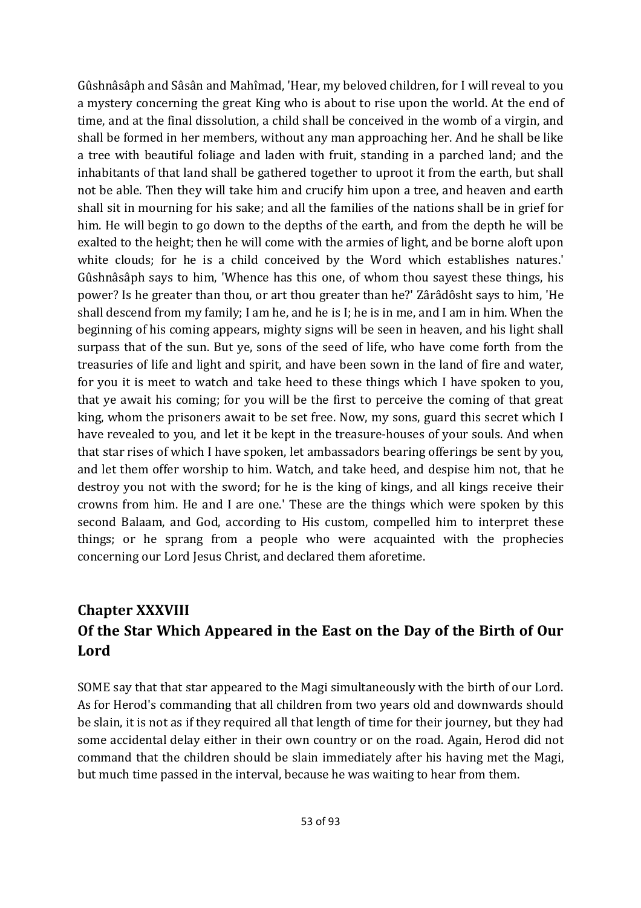Gûshnâsâph and Sâsân and Mahîmad, 'Hear, my beloved children, for I will reveal to you a mystery concerning the great King who is about to rise upon the world. At the end of time, and at the final dissolution, a child shall be conceived in the womb of a virgin, and shall be formed in her members, without any man approaching her. And he shall be like a tree with beautiful foliage and laden with fruit, standing in a parched land; and the inhabitants of that land shall be gathered together to uproot it from the earth, but shall not be able. Then they will take him and crucify him upon a tree, and heaven and earth shall sit in mourning for his sake; and all the families of the nations shall be in grief for him. He will begin to go down to the depths of the earth, and from the depth he will be exalted to the height; then he will come with the armies of light, and be borne aloft upon white clouds; for he is a child conceived by the Word which establishes natures.' Gûshnâsâph says to him, 'Whence has this one, of whom thou sayest these things, his power? Is he greater than thou, or art thou greater than he?' Zârâdôsht says to him, 'He shall descend from my family; I am he, and he is I; he is in me, and I am in him. When the beginning of his coming appears, mighty signs will be seen in heaven, and his light shall surpass that of the sun. But ye, sons of the seed of life, who have come forth from the treasuries of life and light and spirit, and have been sown in the land of fire and water, for you it is meet to watch and take heed to these things which I have spoken to you, that ye await his coming; for you will be the first to perceive the coming of that great king, whom the prisoners await to be set free. Now, my sons, guard this secret which I have revealed to you, and let it be kept in the treasure-houses of your souls. And when that star rises of which I have spoken, let ambassadors bearing offerings be sent by you, and let them offer worship to him. Watch, and take heed, and despise him not, that he destroy you not with the sword; for he is the king of kings, and all kings receive their crowns from him. He and I are one.' These are the things which were spoken by this second Balaam, and God, according to His custom, compelled him to interpret these things; or he sprang from a people who were acquainted with the prophecies concerning our Lord Jesus Christ, and declared them aforetime.

## Chapter XXXVIII
## Of the Star Which Appeared in the East on the Day of the Birth of Our Lord

SOME say that that star appeared to the Magi simultaneously with the birth of our Lord. As for Herod's commanding that all children from two years old and downwards should be slain, it is not as if they required all that length of time for their journey, but they had some accidental delay either in their own country or on the road. Again, Herod did not command that the children should be slain immediately after his having met the Magi, but much time passed in the interval, because he was waiting to hear from them.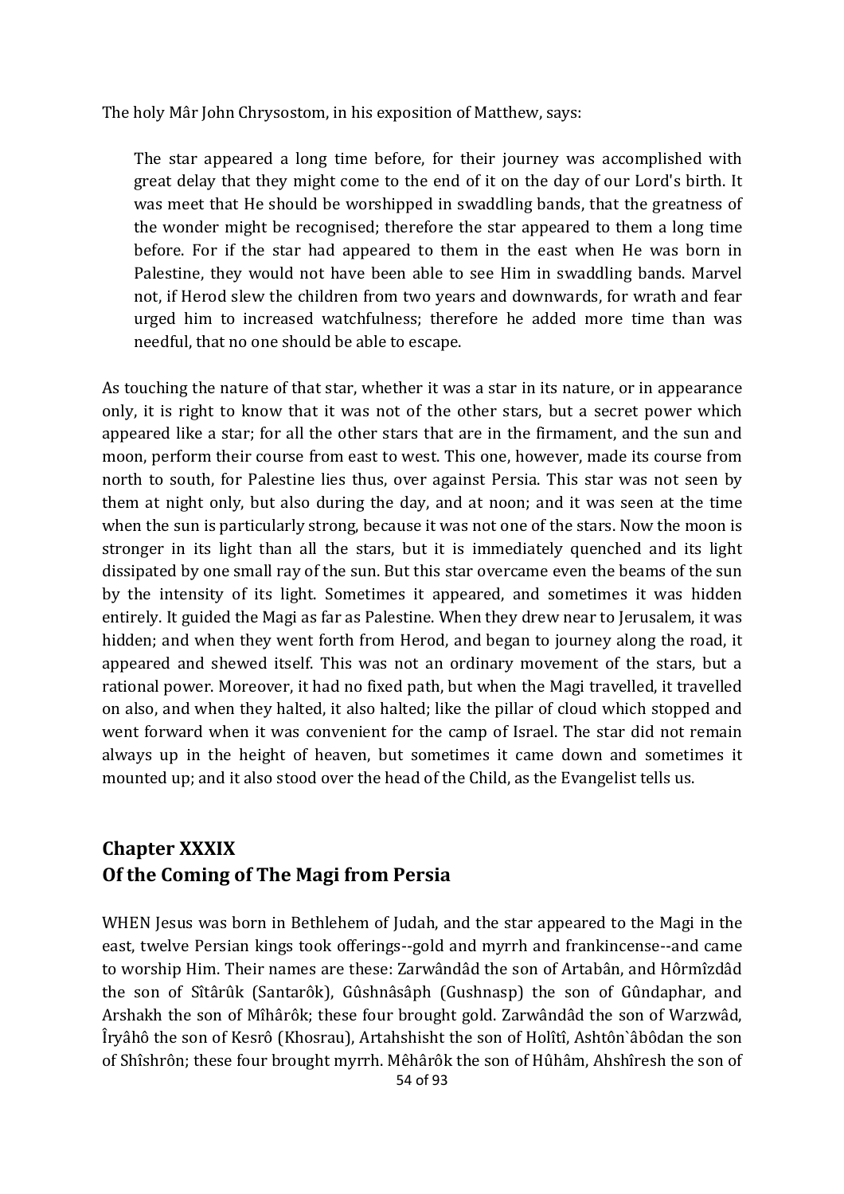The holy Mâr John Chrysostom, in his exposition of Matthew, says:

> The star appeared a long time before, for their journey was accomplished with great delay that they might come to the end of it on the day of our Lord's birth. It was meet that He should be worshipped in swaddling bands, that the greatness of the wonder might be recognised; therefore the star appeared to them a long time before. For if the star had appeared to them in the east when He was born in Palestine, they would not have been able to see Him in swaddling bands. Marvel not, if Herod slew the children from two years and downwards, for wrath and fear urged him to increased watchfulness; therefore he added more time than was needful, that no one should be able to escape.

As touching the nature of that star, whether it was a star in its nature, or in appearance only, it is right to know that it was not of the other stars, but a secret power which appeared like a star; for all the other stars that are in the firmament, and the sun and moon, perform their course from east to west. This one, however, made its course from north to south, for Palestine lies thus, over against Persia. This star was not seen by them at night only, but also during the day, and at noon; and it was seen at the time when the sun is particularly strong, because it was not one of the stars. Now the moon is stronger in its light than all the stars, but it is immediately quenched and its light dissipated by one small ray of the sun. But this star overcame even the beams of the sun by the intensity of its light. Sometimes it appeared, and sometimes it was hidden entirely. It guided the Magi as far as Palestine. When they drew near to Jerusalem, it was hidden; and when they went forth from Herod, and began to journey along the road, it appeared and shewed itself. This was not an ordinary movement of the stars, but a rational power. Moreover, it had no fixed path, but when the Magi travelled, it travelled on also, and when they halted, it also halted; like the pillar of cloud which stopped and went forward when it was convenient for the camp of Israel. The star did not remain always up in the height of heaven, but sometimes it came down and sometimes it mounted up; and it also stood over the head of the Child, as the Evangelist tells us.

## Chapter XXXIX
## Of the Coming of The Magi from Persia

WHEN Jesus was born in Bethlehem of Judah, and the star appeared to the Magi in the east, twelve Persian kings took offerings--gold and myrrh and frankincense--and came to worship Him. Their names are these: Zarwândâd the son of Artabân, and Hôrmîzdâd the son of Sîtârûk (Santarôk), Gûshnâsâph (Gushnasp) the son of Gûndaphar, and Arshakh the son of Mîhârôk; these four brought gold. Zarwândâd the son of Warzwâd, Îryâhô the son of Kesrô (Khosrau), Artahshisht the son of Holîtî, Ashtôn`âbôdan the son of Shîshrôn; these four brought myrrh. Mêhârôk the son of Hûhâm, Ahshîresh the son of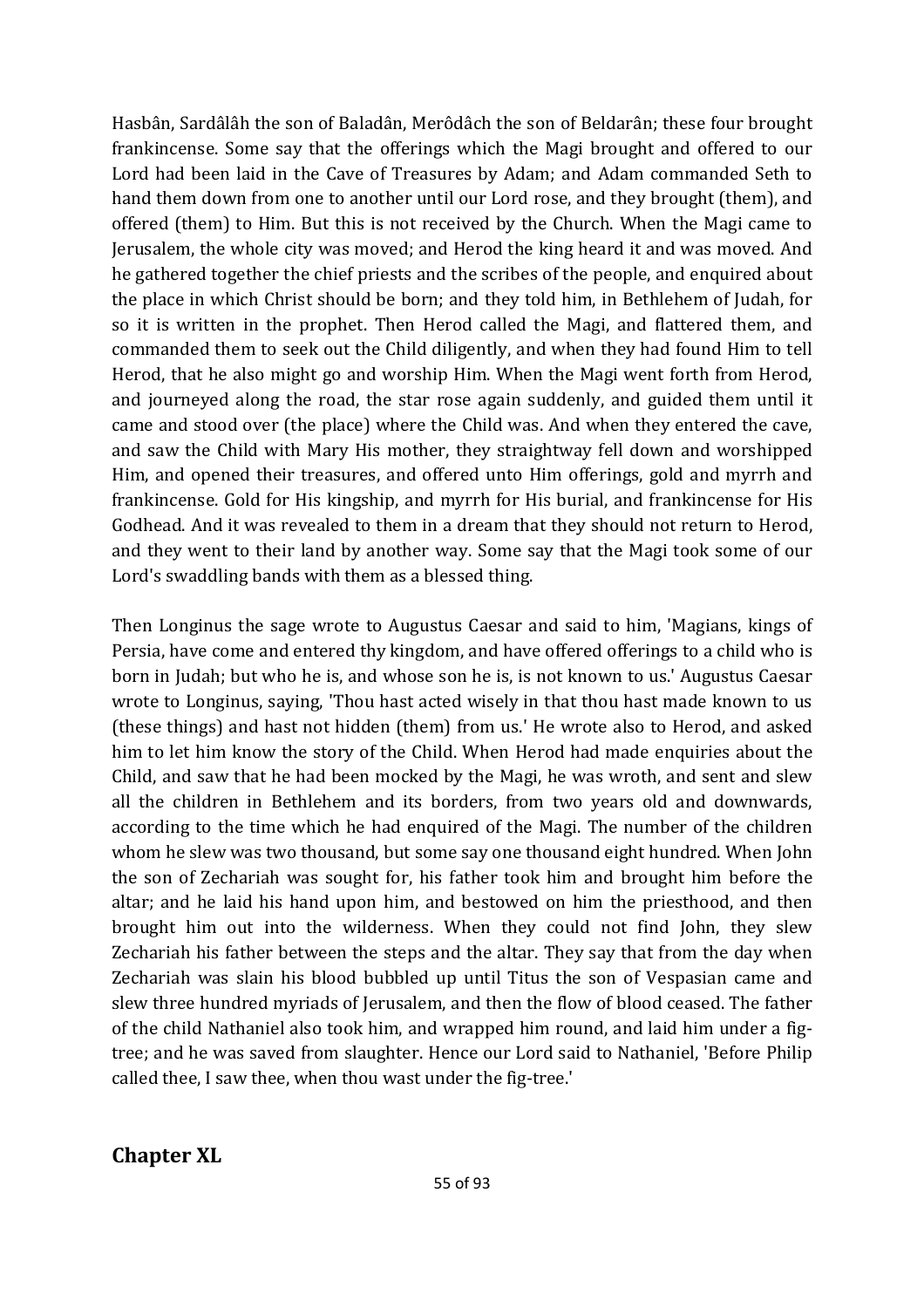Hasbân, Sardâlâh the son of Baladân, Merôdâch the son of Beldarân; these four brought frankincense. Some say that the offerings which the Magi brought and offered to our Lord had been laid in the Cave of Treasures by Adam; and Adam commanded Seth to hand them down from one to another until our Lord rose, and they brought (them), and offered (them) to Him. But this is not received by the Church. When the Magi came to Jerusalem, the whole city was moved; and Herod the king heard it and was moved. And he gathered together the chief priests and the scribes of the people, and enquired about the place in which Christ should be born; and they told him, in Bethlehem of Judah, for so it is written in the prophet. Then Herod called the Magi, and flattered them, and commanded them to seek out the Child diligently, and when they had found Him to tell Herod, that he also might go and worship Him. When the Magi went forth from Herod, and journeyed along the road, the star rose again suddenly, and guided them until it came and stood over (the place) where the Child was. And when they entered the cave, and saw the Child with Mary His mother, they straightway fell down and worshipped Him, and opened their treasures, and offered unto Him offerings, gold and myrrh and frankincense. Gold for His kingship, and myrrh for His burial, and frankincense for His Godhead. And it was revealed to them in a dream that they should not return to Herod, and they went to their land by another way. Some say that the Magi took some of our Lord's swaddling bands with them as a blessed thing.

Then Longinus the sage wrote to Augustus Caesar and said to him, 'Magians, kings of Persia, have come and entered thy kingdom, and have offered offerings to a child who is born in Judah; but who he is, and whose son he is, is not known to us.' Augustus Caesar wrote to Longinus, saying, 'Thou hast acted wisely in that thou hast made known to us (these things) and hast not hidden (them) from us.' He wrote also to Herod, and asked him to let him know the story of the Child. When Herod had made enquiries about the Child, and saw that he had been mocked by the Magi, he was wroth, and sent and slew all the children in Bethlehem and its borders, from two years old and downwards, according to the time which he had enquired of the Magi. The number of the children whom he slew was two thousand, but some say one thousand eight hundred. When John the son of Zechariah was sought for, his father took him and brought him before the altar; and he laid his hand upon him, and bestowed on him the priesthood, and then brought him out into the wilderness. When they could not find John, they slew Zechariah his father between the steps and the altar. They say that from the day when Zechariah was slain his blood bubbled up until Titus the son of Vespasian came and slew three hundred myriads of Jerusalem, and then the flow of blood ceased. The father of the child Nathaniel also took him, and wrapped him round, and laid him under a fig-tree; and he was saved from slaughter. Hence our Lord said to Nathaniel, 'Before Philip called thee, I saw thee, when thou wast under the fig-tree.'

## Chapter XL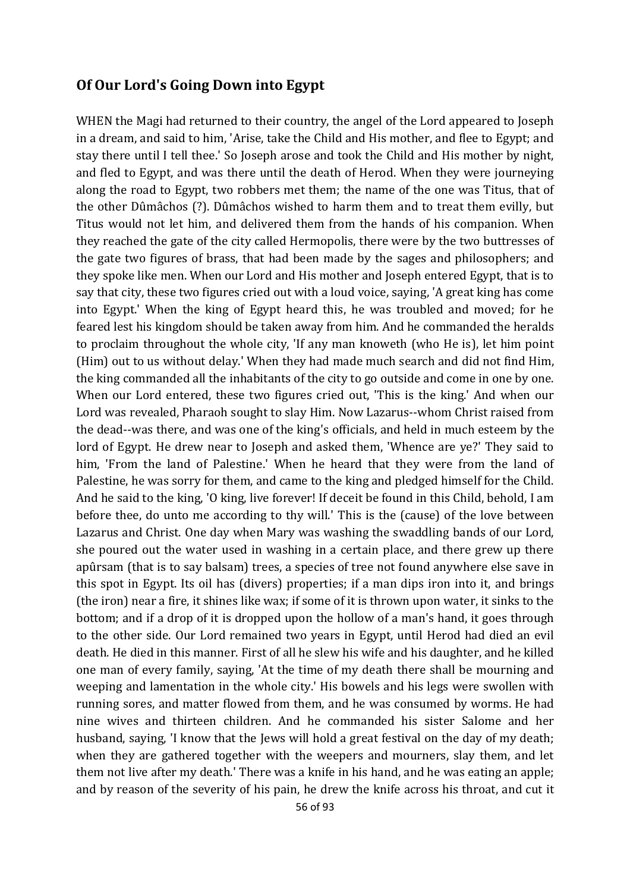## Of Our Lord's Going Down into Egypt

WHEN the Magi had returned to their country, the angel of the Lord appeared to Joseph in a dream, and said to him, 'Arise, take the Child and His mother, and flee to Egypt; and stay there until I tell thee.' So Joseph arose and took the Child and His mother by night, and fled to Egypt, and was there until the death of Herod. When they were journeying along the road to Egypt, two robbers met them; the name of the one was Titus, that of the other Dûmâchos (?). Dûmâchos wished to harm them and to treat them evilly, but Titus would not let him, and delivered them from the hands of his companion. When they reached the gate of the city called Hermopolis, there were by the two buttresses of the gate two figures of brass, that had been made by the sages and philosophers; and they spoke like men. When our Lord and His mother and Joseph entered Egypt, that is to say that city, these two figures cried out with a loud voice, saying, 'A great king has come into Egypt.' When the king of Egypt heard this, he was troubled and moved; for he feared lest his kingdom should be taken away from him. And he commanded the heralds to proclaim throughout the whole city, 'If any man knoweth (who He is), let him point (Him) out to us without delay.' When they had made much search and did not find Him, the king commanded all the inhabitants of the city to go outside and come in one by one. When our Lord entered, these two figures cried out, 'This is the king.' And when our Lord was revealed, Pharaoh sought to slay Him. Now Lazarus--whom Christ raised from the dead--was there, and was one of the king's officials, and held in much esteem by the lord of Egypt. He drew near to Joseph and asked them, 'Whence are ye?' They said to him, 'From the land of Palestine.' When he heard that they were from the land of Palestine, he was sorry for them, and came to the king and pledged himself for the Child. And he said to the king, 'O king, live forever! If deceit be found in this Child, behold, I am before thee, do unto me according to thy will.' This is the (cause) of the love between Lazarus and Christ. One day when Mary was washing the swaddling bands of our Lord, she poured out the water used in washing in a certain place, and there grew up there apûrsam (that is to say balsam) trees, a species of tree not found anywhere else save in this spot in Egypt. Its oil has (divers) properties; if a man dips iron into it, and brings (the iron) near a fire, it shines like wax; if some of it is thrown upon water, it sinks to the bottom; and if a drop of it is dropped upon the hollow of a man's hand, it goes through to the other side. Our Lord remained two years in Egypt, until Herod had died an evil death. He died in this manner. First of all he slew his wife and his daughter, and he killed one man of every family, saying, 'At the time of my death there shall be mourning and weeping and lamentation in the whole city.' His bowels and his legs were swollen with running sores, and matter flowed from them, and he was consumed by worms. He had nine wives and thirteen children. And he commanded his sister Salome and her husband, saying, 'I know that the Jews will hold a great festival on the day of my death; when they are gathered together with the weepers and mourners, slay them, and let them not live after my death.' There was a knife in his hand, and he was eating an apple; and by reason of the severity of his pain, he drew the knife across his throat, and cut it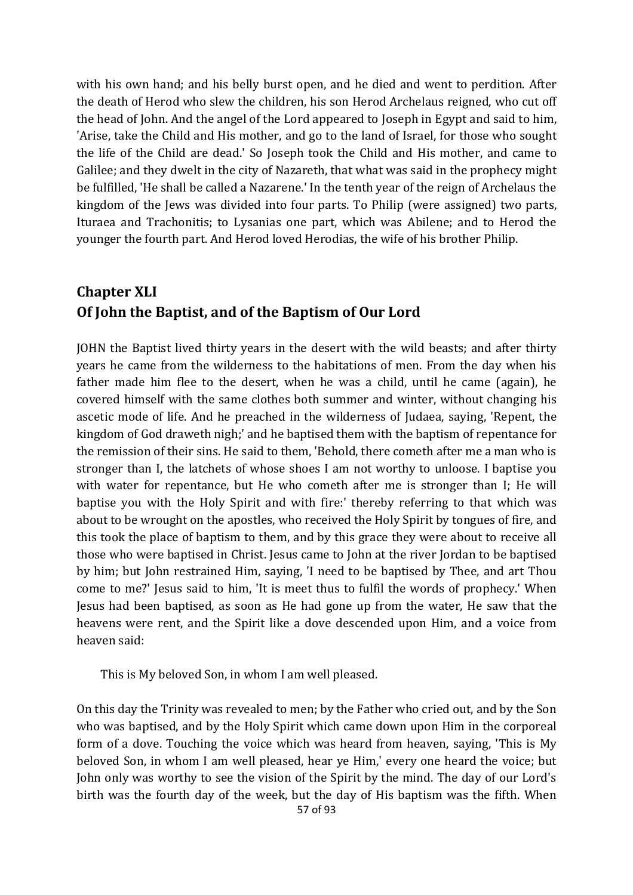with his own hand; and his belly burst open, and he died and went to perdition. After the death of Herod who slew the children, his son Herod Archelaus reigned, who cut off the head of John. And the angel of the Lord appeared to Joseph in Egypt and said to him, 'Arise, take the Child and His mother, and go to the land of Israel, for those who sought the life of the Child are dead.' So Joseph took the Child and His mother, and came to Galilee; and they dwelt in the city of Nazareth, that what was said in the prophecy might be fulfilled, 'He shall be called a Nazarene.' In the tenth year of the reign of Archelaus the kingdom of the Jews was divided into four parts. To Philip (were assigned) two parts, Ituraea and Trachonitis; to Lysanias one part, which was Abilene; and to Herod the younger the fourth part. And Herod loved Herodias, the wife of his brother Philip.

## Chapter XLI
## Of John the Baptist, and of the Baptism of Our Lord

JOHN the Baptist lived thirty years in the desert with the wild beasts; and after thirty years he came from the wilderness to the habitations of men. From the day when his father made him flee to the desert, when he was a child, until he came (again), he covered himself with the same clothes both summer and winter, without changing his ascetic mode of life. And he preached in the wilderness of Judaea, saying, 'Repent, the kingdom of God draweth nigh;' and he baptised them with the baptism of repentance for the remission of their sins. He said to them, 'Behold, there cometh after me a man who is stronger than I, the latchets of whose shoes I am not worthy to unloose. I baptise you with water for repentance, but He who cometh after me is stronger than I; He will baptise you with the Holy Spirit and with fire:' thereby referring to that which was about to be wrought on the apostles, who received the Holy Spirit by tongues of fire, and this took the place of baptism to them, and by this grace they were about to receive all those who were baptised in Christ. Jesus came to John at the river Jordan to be baptised by him; but John restrained Him, saying, 'I need to be baptised by Thee, and art Thou come to me?' Jesus said to him, 'It is meet thus to fulfil the words of prophecy.' When Jesus had been baptised, as soon as He had gone up from the water, He saw that the heavens were rent, and the Spirit like a dove descended upon Him, and a voice from heaven said:

> This is My beloved Son, in whom I am well pleased.

On this day the Trinity was revealed to men; by the Father who cried out, and by the Son who was baptised, and by the Holy Spirit which came down upon Him in the corporeal form of a dove. Touching the voice which was heard from heaven, saying, 'This is My beloved Son, in whom I am well pleased, hear ye Him,' every one heard the voice; but John only was worthy to see the vision of the Spirit by the mind. The day of our Lord's birth was the fourth day of the week, but the day of His baptism was the fifth. When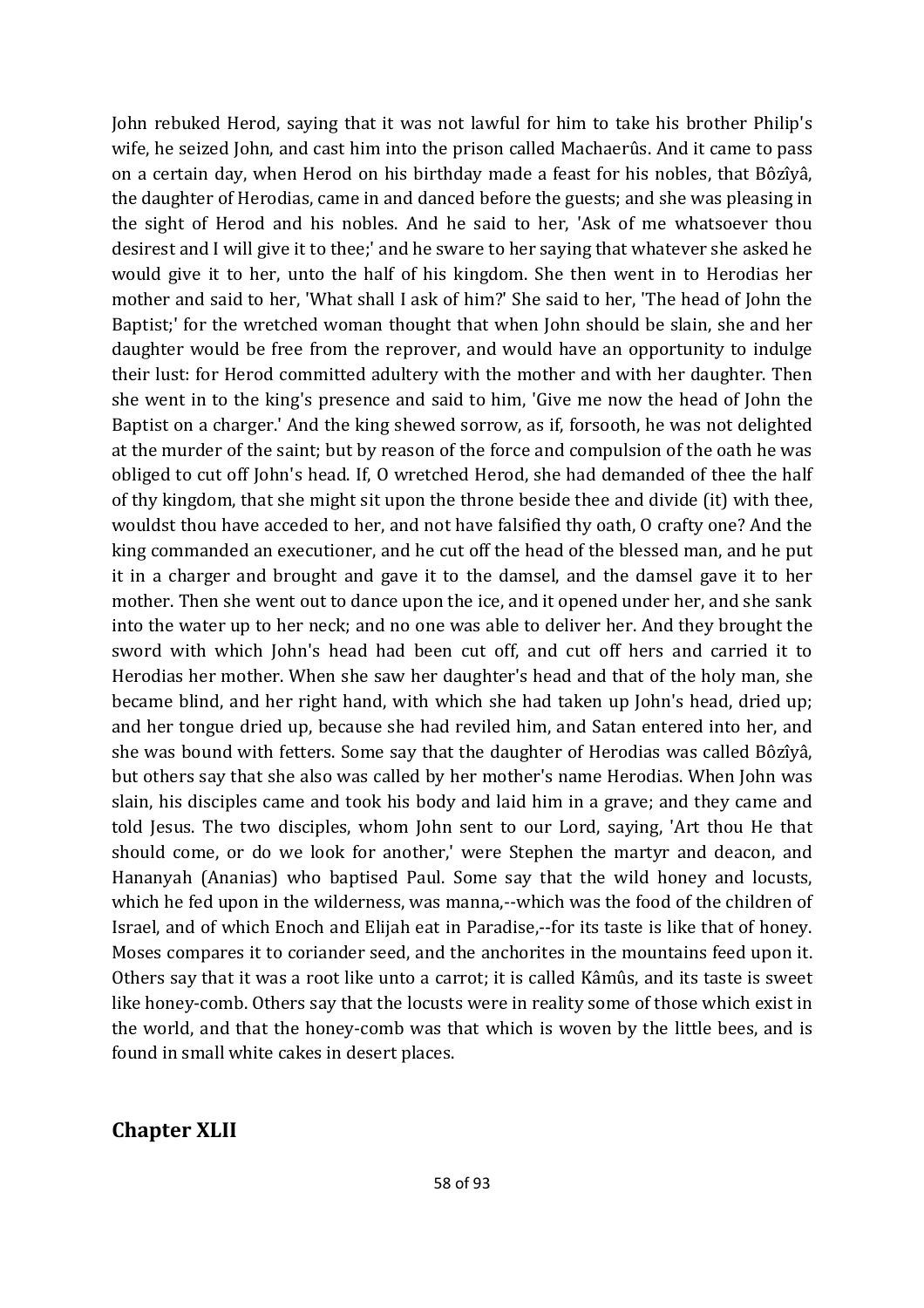John rebuked Herod, saying that it was not lawful for him to take his brother Philip's wife, he seized John, and cast him into the prison called Machaerûs. And it came to pass on a certain day, when Herod on his birthday made a feast for his nobles, that Bôzîyâ, the daughter of Herodias, came in and danced before the guests; and she was pleasing in the sight of Herod and his nobles. And he said to her, 'Ask of me whatsoever thou desirest and I will give it to thee;' and he sware to her saying that whatever she asked he would give it to her, unto the half of his kingdom. She then went in to Herodias her mother and said to her, 'What shall I ask of him?' She said to her, 'The head of John the Baptist;' for the wretched woman thought that when John should be slain, she and her daughter would be free from the reprover, and would have an opportunity to indulge their lust: for Herod committed adultery with the mother and with her daughter. Then she went in to the king's presence and said to him, 'Give me now the head of John the Baptist on a charger.' And the king shewed sorrow, as if, forsooth, he was not delighted at the murder of the saint; but by reason of the force and compulsion of the oath he was obliged to cut off John's head. If, O wretched Herod, she had demanded of thee the half of thy kingdom, that she might sit upon the throne beside thee and divide (it) with thee, wouldst thou have acceded to her, and not have falsified thy oath, O crafty one? And the king commanded an executioner, and he cut off the head of the blessed man, and he put it in a charger and brought and gave it to the damsel, and the damsel gave it to her mother. Then she went out to dance upon the ice, and it opened under her, and she sank into the water up to her neck; and no one was able to deliver her. And they brought the sword with which John's head had been cut off, and cut off hers and carried it to Herodias her mother. When she saw her daughter's head and that of the holy man, she became blind, and her right hand, with which she had taken up John's head, dried up; and her tongue dried up, because she had reviled him, and Satan entered into her, and she was bound with fetters. Some say that the daughter of Herodias was called Bôzîyâ, but others say that she also was called by her mother's name Herodias. When John was slain, his disciples came and took his body and laid him in a grave; and they came and told Jesus. The two disciples, whom John sent to our Lord, saying, 'Art thou He that should come, or do we look for another,' were Stephen the martyr and deacon, and Hananyah (Ananias) who baptised Paul. Some say that the wild honey and locusts, which he fed upon in the wilderness, was manna,--which was the food of the children of Israel, and of which Enoch and Elijah eat in Paradise,--for its taste is like that of honey. Moses compares it to coriander seed, and the anchorites in the mountains feed upon it. Others say that it was a root like unto a carrot; it is called Kâmûs, and its taste is sweet like honey-comb. Others say that the locusts were in reality some of those which exist in the world, and that the honey-comb was that which is woven by the little bees, and is found in small white cakes in desert places.

## Chapter XLII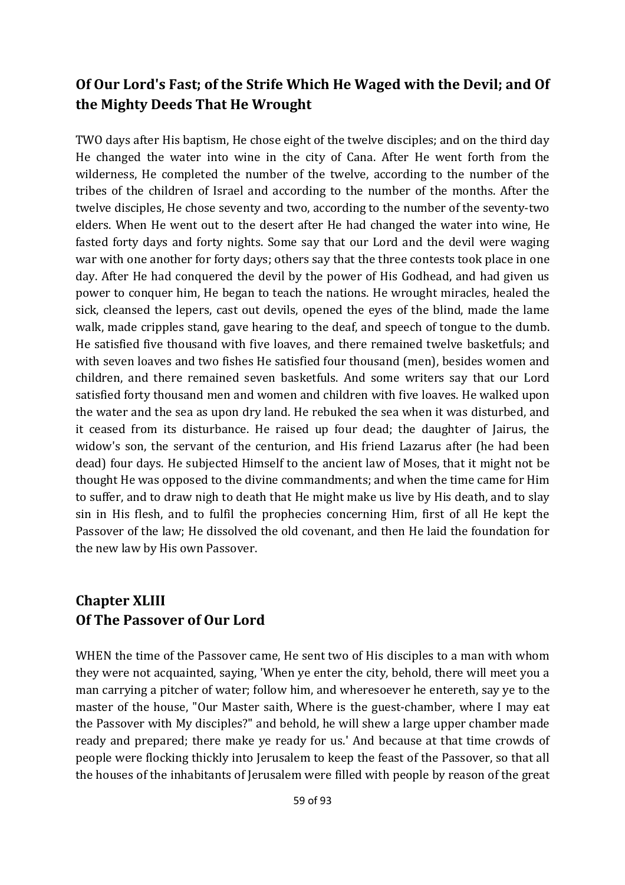## Of Our Lord's Fast; of the Strife Which He Waged with the Devil; and Of the Mighty Deeds That He Wrought

TWO days after His baptism, He chose eight of the twelve disciples; and on the third day He changed the water into wine in the city of Cana. After He went forth from the wilderness, He completed the number of the twelve, according to the number of the tribes of the children of Israel and according to the number of the months. After the twelve disciples, He chose seventy and two, according to the number of the seventy-two elders. When He went out to the desert after He had changed the water into wine, He fasted forty days and forty nights. Some say that our Lord and the devil were waging war with one another for forty days; others say that the three contests took place in one day. After He had conquered the devil by the power of His Godhead, and had given us power to conquer him, He began to teach the nations. He wrought miracles, healed the sick, cleansed the lepers, cast out devils, opened the eyes of the blind, made the lame walk, made cripples stand, gave hearing to the deaf, and speech of tongue to the dumb. He satisfied five thousand with five loaves, and there remained twelve basketfuls; and with seven loaves and two fishes He satisfied four thousand (men), besides women and children, and there remained seven basketfuls. And some writers say that our Lord satisfied forty thousand men and women and children with five loaves. He walked upon the water and the sea as upon dry land. He rebuked the sea when it was disturbed, and it ceased from its disturbance. He raised up four dead; the daughter of Jairus, the widow's son, the servant of the centurion, and His friend Lazarus after (he had been dead) four days. He subjected Himself to the ancient law of Moses, that it might not be thought He was opposed to the divine commandments; and when the time came for Him to suffer, and to draw nigh to death that He might make us live by His death, and to slay sin in His flesh, and to fulfil the prophecies concerning Him, first of all He kept the Passover of the law; He dissolved the old covenant, and then He laid the foundation for the new law by His own Passover.

## Chapter XLIII
## Of The Passover of Our Lord

WHEN the time of the Passover came, He sent two of His disciples to a man with whom they were not acquainted, saying, 'When ye enter the city, behold, there will meet you a man carrying a pitcher of water; follow him, and wheresoever he entereth, say ye to the master of the house, "Our Master saith, Where is the guest-chamber, where I may eat the Passover with My disciples?" and behold, he will shew a large upper chamber made ready and prepared; there make ye ready for us.' And because at that time crowds of people were flocking thickly into Jerusalem to keep the feast of the Passover, so that all the houses of the inhabitants of Jerusalem were filled with people by reason of the great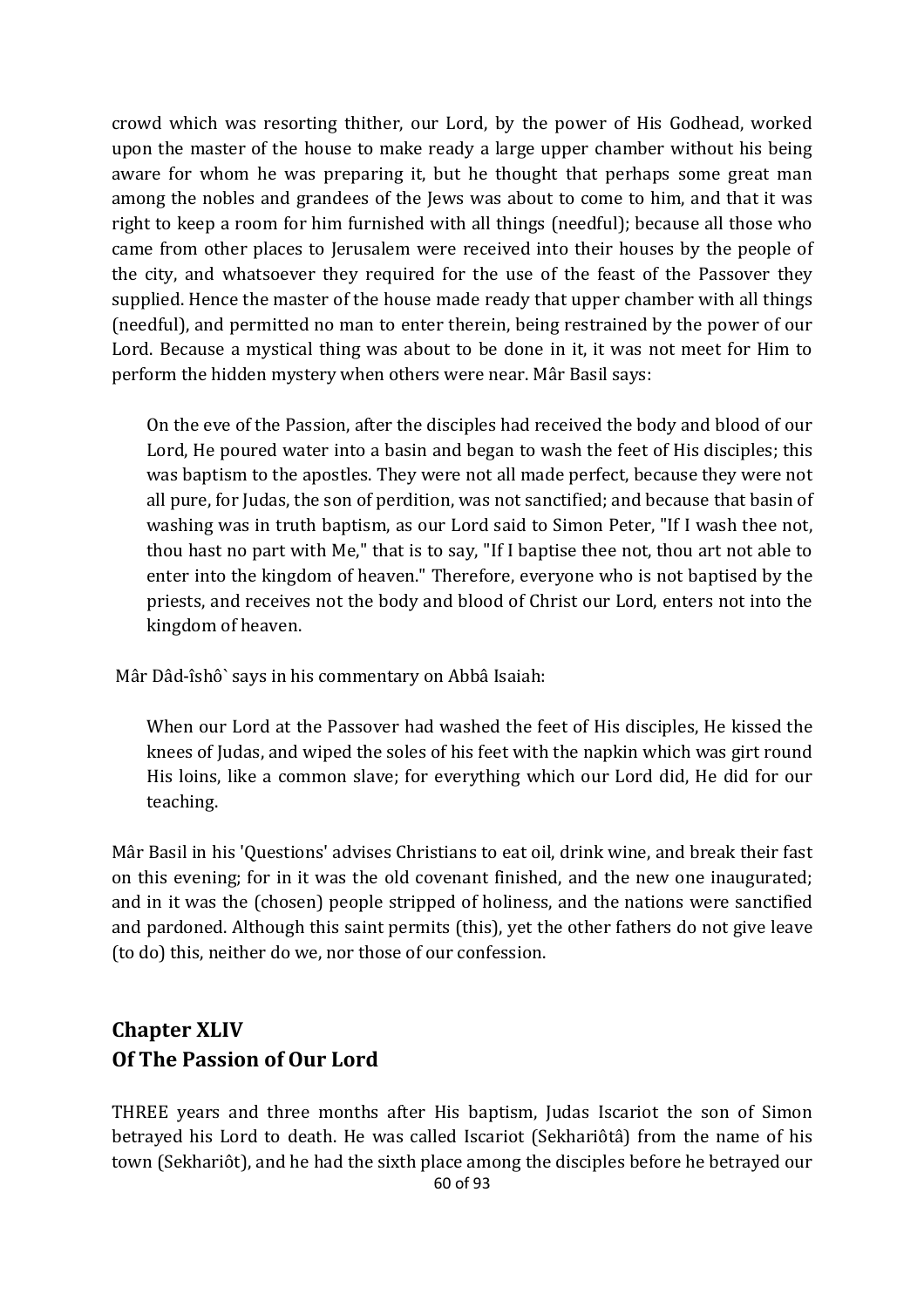crowd which was resorting thither, our Lord, by the power of His Godhead, worked upon the master of the house to make ready a large upper chamber without his being aware for whom he was preparing it, but he thought that perhaps some great man among the nobles and grandees of the Jews was about to come to him, and that it was right to keep a room for him furnished with all things (needful); because all those who came from other places to Jerusalem were received into their houses by the people of the city, and whatsoever they required for the use of the feast of the Passover they supplied. Hence the master of the house made ready that upper chamber with all things (needful), and permitted no man to enter therein, being restrained by the power of our Lord. Because a mystical thing was about to be done in it, it was not meet for Him to perform the hidden mystery when others were near. Mâr Basil says:

> On the eve of the Passion, after the disciples had received the body and blood of our Lord, He poured water into a basin and began to wash the feet of His disciples; this was baptism to the apostles. They were not all made perfect, because they were not all pure, for Judas, the son of perdition, was not sanctified; and because that basin of washing was in truth baptism, as our Lord said to Simon Peter, "If I wash thee not, thou hast no part with Me," that is to say, "If I baptise thee not, thou art not able to enter into the kingdom of heaven." Therefore, everyone who is not baptised by the priests, and receives not the body and blood of Christ our Lord, enters not into the kingdom of heaven.

Mâr Dâd-îshô` says in his commentary on Abbâ Isaiah:

> When our Lord at the Passover had washed the feet of His disciples, He kissed the knees of Judas, and wiped the soles of his feet with the napkin which was girt round His loins, like a common slave; for everything which our Lord did, He did for our teaching.

Mâr Basil in his 'Questions' advises Christians to eat oil, drink wine, and break their fast on this evening; for in it was the old covenant finished, and the new one inaugurated; and in it was the (chosen) people stripped of holiness, and the nations were sanctified and pardoned. Although this saint permits (this), yet the other fathers do not give leave (to do) this, neither do we, nor those of our confession.

## Chapter XLIV
## Of The Passion of Our Lord

THREE years and three months after His baptism, Judas Iscariot the son of Simon betrayed his Lord to death. He was called Iscariot (Sekhariôtâ) from the name of his town (Sekhariôt), and he had the sixth place among the disciples before he betrayed our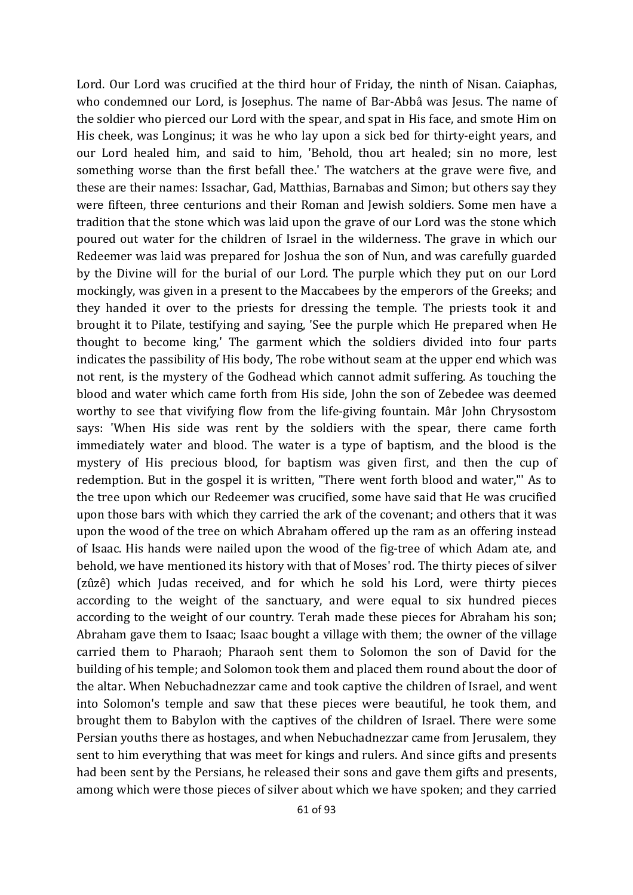Lord. Our Lord was crucified at the third hour of Friday, the ninth of Nisan. Caiaphas, who condemned our Lord, is Josephus. The name of Bar-Abbâ was Jesus. The name of the soldier who pierced our Lord with the spear, and spat in His face, and smote Him on His cheek, was Longinus; it was he who lay upon a sick bed for thirty-eight years, and our Lord healed him, and said to him, 'Behold, thou art healed; sin no more, lest something worse than the first befall thee.' The watchers at the grave were five, and these are their names: Issachar, Gad, Matthias, Barnabas and Simon; but others say they were fifteen, three centurions and their Roman and Jewish soldiers. Some men have a tradition that the stone which was laid upon the grave of our Lord was the stone which poured out water for the children of Israel in the wilderness. The grave in which our Redeemer was laid was prepared for Joshua the son of Nun, and was carefully guarded by the Divine will for the burial of our Lord. The purple which they put on our Lord mockingly, was given in a present to the Maccabees by the emperors of the Greeks; and they handed it over to the priests for dressing the temple. The priests took it and brought it to Pilate, testifying and saying, 'See the purple which He prepared when He thought to become king,' The garment which the soldiers divided into four parts indicates the passibility of His body, The robe without seam at the upper end which was not rent, is the mystery of the Godhead which cannot admit suffering. As touching the blood and water which came forth from His side, John the son of Zebedee was deemed worthy to see that vivifying flow from the life-giving fountain. Mâr John Chrysostom says: 'When His side was rent by the soldiers with the spear, there came forth immediately water and blood. The water is a type of baptism, and the blood is the mystery of His precious blood, for baptism was given first, and then the cup of redemption. But in the gospel it is written, "There went forth blood and water,"' As to the tree upon which our Redeemer was crucified, some have said that He was crucified upon those bars with which they carried the ark of the covenant; and others that it was upon the wood of the tree on which Abraham offered up the ram as an offering instead of Isaac. His hands were nailed upon the wood of the fig-tree of which Adam ate, and behold, we have mentioned its history with that of Moses' rod. The thirty pieces of silver (zûzê) which Judas received, and for which he sold his Lord, were thirty pieces according to the weight of the sanctuary, and were equal to six hundred pieces according to the weight of our country. Terah made these pieces for Abraham his son; Abraham gave them to Isaac; Isaac bought a village with them; the owner of the village carried them to Pharaoh; Pharaoh sent them to Solomon the son of David for the building of his temple; and Solomon took them and placed them round about the door of the altar. When Nebuchadnezzar came and took captive the children of Israel, and went into Solomon's temple and saw that these pieces were beautiful, he took them, and brought them to Babylon with the captives of the children of Israel. There were some Persian youths there as hostages, and when Nebuchadnezzar came from Jerusalem, they sent to him everything that was meet for kings and rulers. And since gifts and presents had been sent by the Persians, he released their sons and gave them gifts and presents, among which were those pieces of silver about which we have spoken; and they carried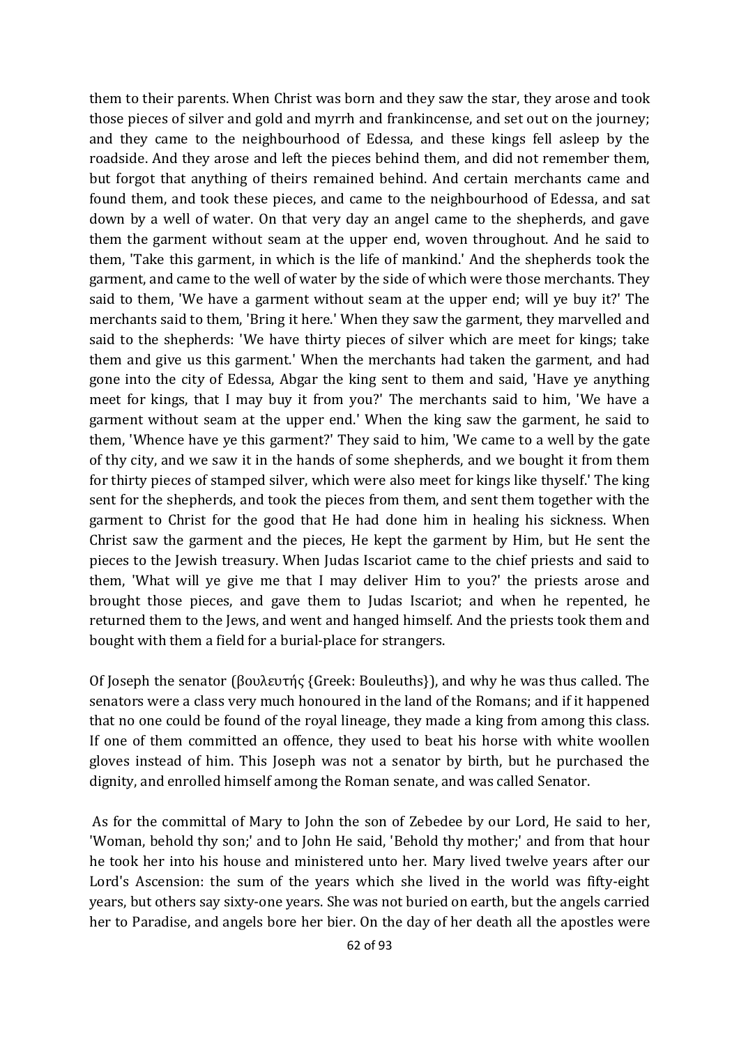them to their parents. When Christ was born and they saw the star, they arose and took those pieces of silver and gold and myrrh and frankincense, and set out on the journey; and they came to the neighbourhood of Edessa, and these kings fell asleep by the roadside. And they arose and left the pieces behind them, and did not remember them, but forgot that anything of theirs remained behind. And certain merchants came and found them, and took these pieces, and came to the neighbourhood of Edessa, and sat down by a well of water. On that very day an angel came to the shepherds, and gave them the garment without seam at the upper end, woven throughout. And he said to them, 'Take this garment, in which is the life of mankind.' And the shepherds took the garment, and came to the well of water by the side of which were those merchants. They said to them, 'We have a garment without seam at the upper end; will ye buy it?' The merchants said to them, 'Bring it here.' When they saw the garment, they marvelled and said to the shepherds: 'We have thirty pieces of silver which are meet for kings; take them and give us this garment.' When the merchants had taken the garment, and had gone into the city of Edessa, Abgar the king sent to them and said, 'Have ye anything meet for kings, that I may buy it from you?' The merchants said to him, 'We have a garment without seam at the upper end.' When the king saw the garment, he said to them, 'Whence have ye this garment?' They said to him, 'We came to a well by the gate of thy city, and we saw it in the hands of some shepherds, and we bought it from them for thirty pieces of stamped silver, which were also meet for kings like thyself.' The king sent for the shepherds, and took the pieces from them, and sent them together with the garment to Christ for the good that He had done him in healing his sickness. When Christ saw the garment and the pieces, He kept the garment by Him, but He sent the pieces to the Jewish treasury. When Judas Iscariot came to the chief priests and said to them, 'What will ye give me that I may deliver Him to you?' the priests arose and brought those pieces, and gave them to Judas Iscariot; and when he repented, he returned them to the Jews, and went and hanged himself. And the priests took them and bought with them a field for a burial-place for strangers.

Of Joseph the senator (βουλευτής {Greek: Bouleuths}), and why he was thus called. The senators were a class very much honoured in the land of the Romans; and if it happened that no one could be found of the royal lineage, they made a king from among this class. If one of them committed an offence, they used to beat his horse with white woollen gloves instead of him. This Joseph was not a senator by birth, but he purchased the dignity, and enrolled himself among the Roman senate, and was called Senator.

As for the committal of Mary to John the son of Zebedee by our Lord, He said to her, 'Woman, behold thy son;' and to John He said, 'Behold thy mother;' and from that hour he took her into his house and ministered unto her. Mary lived twelve years after our Lord's Ascension: the sum of the years which she lived in the world was fifty-eight years, but others say sixty-one years. She was not buried on earth, but the angels carried her to Paradise, and angels bore her bier. On the day of her death all the apostles were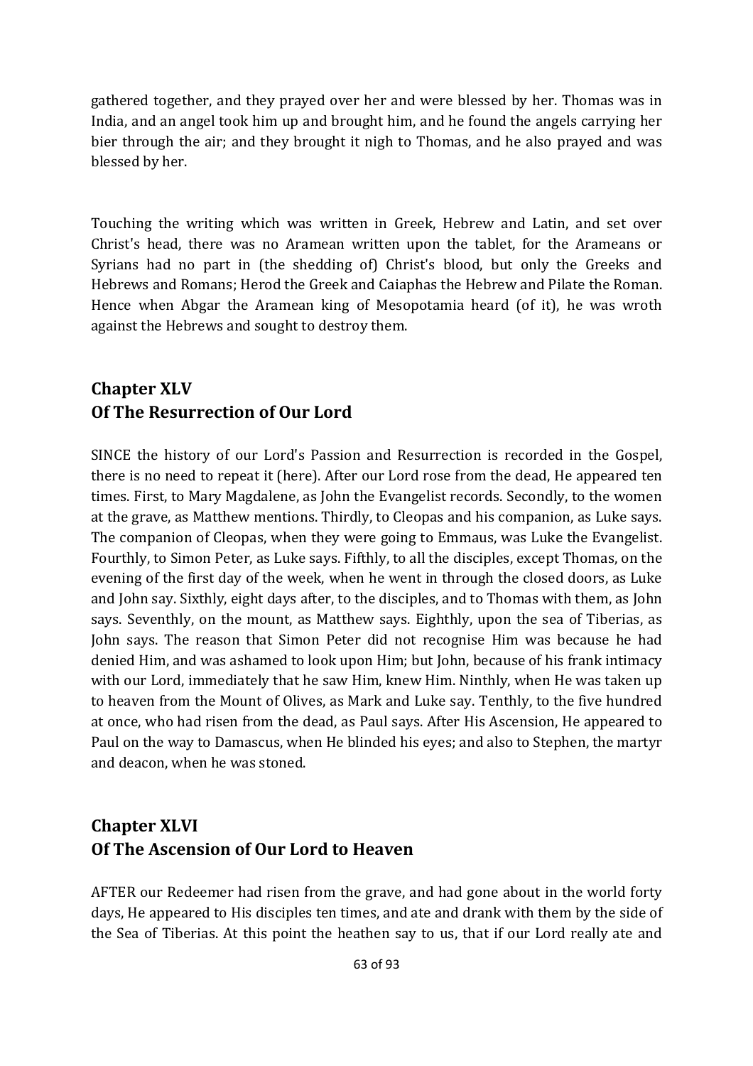gathered together, and they prayed over her and were blessed by her. Thomas was in India, and an angel took him up and brought him, and he found the angels carrying her bier through the air; and they brought it nigh to Thomas, and he also prayed and was blessed by her.

Touching the writing which was written in Greek, Hebrew and Latin, and set over Christ's head, there was no Aramean written upon the tablet, for the Arameans or Syrians had no part in (the shedding of) Christ's blood, but only the Greeks and Hebrews and Romans; Herod the Greek and Caiaphas the Hebrew and Pilate the Roman. Hence when Abgar the Aramean king of Mesopotamia heard (of it), he was wroth against the Hebrews and sought to destroy them.

## Chapter XLV
## Of The Resurrection of Our Lord

SINCE the history of our Lord's Passion and Resurrection is recorded in the Gospel, there is no need to repeat it (here). After our Lord rose from the dead, He appeared ten times. First, to Mary Magdalene, as John the Evangelist records. Secondly, to the women at the grave, as Matthew mentions. Thirdly, to Cleopas and his companion, as Luke says. The companion of Cleopas, when they were going to Emmaus, was Luke the Evangelist. Fourthly, to Simon Peter, as Luke says. Fifthly, to all the disciples, except Thomas, on the evening of the first day of the week, when he went in through the closed doors, as Luke and John say. Sixthly, eight days after, to the disciples, and to Thomas with them, as John says. Seventhly, on the mount, as Matthew says. Eighthly, upon the sea of Tiberias, as John says. The reason that Simon Peter did not recognise Him was because he had denied Him, and was ashamed to look upon Him; but John, because of his frank intimacy with our Lord, immediately that he saw Him, knew Him. Ninthly, when He was taken up to heaven from the Mount of Olives, as Mark and Luke say. Tenthly, to the five hundred at once, who had risen from the dead, as Paul says. After His Ascension, He appeared to Paul on the way to Damascus, when He blinded his eyes; and also to Stephen, the martyr and deacon, when he was stoned.

## Chapter XLVI
## Of The Ascension of Our Lord to Heaven

AFTER our Redeemer had risen from the grave, and had gone about in the world forty days, He appeared to His disciples ten times, and ate and drank with them by the side of the Sea of Tiberias. At this point the heathen say to us, that if our Lord really ate and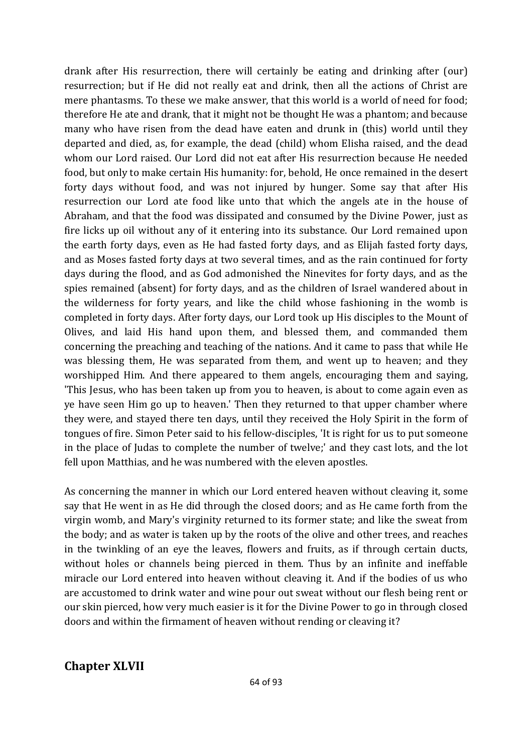drank after His resurrection, there will certainly be eating and drinking after (our) resurrection; but if He did not really eat and drink, then all the actions of Christ are mere phantasms. To these we make answer, that this world is a world of need for food; therefore He ate and drank, that it might not be thought He was a phantom; and because many who have risen from the dead have eaten and drunk in (this) world until they departed and died, as, for example, the dead (child) whom Elisha raised, and the dead whom our Lord raised. Our Lord did not eat after His resurrection because He needed food, but only to make certain His humanity: for, behold, He once remained in the desert forty days without food, and was not injured by hunger. Some say that after His resurrection our Lord ate food like unto that which the angels ate in the house of Abraham, and that the food was dissipated and consumed by the Divine Power, just as fire licks up oil without any of it entering into its substance. Our Lord remained upon the earth forty days, even as He had fasted forty days, and as Elijah fasted forty days, and as Moses fasted forty days at two several times, and as the rain continued for forty days during the flood, and as God admonished the Ninevites for forty days, and as the spies remained (absent) for forty days, and as the children of Israel wandered about in the wilderness for forty years, and like the child whose fashioning in the womb is completed in forty days. After forty days, our Lord took up His disciples to the Mount of Olives, and laid His hand upon them, and blessed them, and commanded them concerning the preaching and teaching of the nations. And it came to pass that while He was blessing them, He was separated from them, and went up to heaven; and they worshipped Him. And there appeared to them angels, encouraging them and saying, 'This Jesus, who has been taken up from you to heaven, is about to come again even as ye have seen Him go up to heaven.' Then they returned to that upper chamber where they were, and stayed there ten days, until they received the Holy Spirit in the form of tongues of fire. Simon Peter said to his fellow-disciples, 'It is right for us to put someone in the place of Judas to complete the number of twelve;' and they cast lots, and the lot fell upon Matthias, and he was numbered with the eleven apostles.

As concerning the manner in which our Lord entered heaven without cleaving it, some say that He went in as He did through the closed doors; and as He came forth from the virgin womb, and Mary's virginity returned to its former state; and like the sweat from the body; and as water is taken up by the roots of the olive and other trees, and reaches in the twinkling of an eye the leaves, flowers and fruits, as if through certain ducts, without holes or channels being pierced in them. Thus by an infinite and ineffable miracle our Lord entered into heaven without cleaving it. And if the bodies of us who are accustomed to drink water and wine pour out sweat without our flesh being rent or our skin pierced, how very much easier is it for the Divine Power to go in through closed doors and within the firmament of heaven without rending or cleaving it?

## Chapter XLVII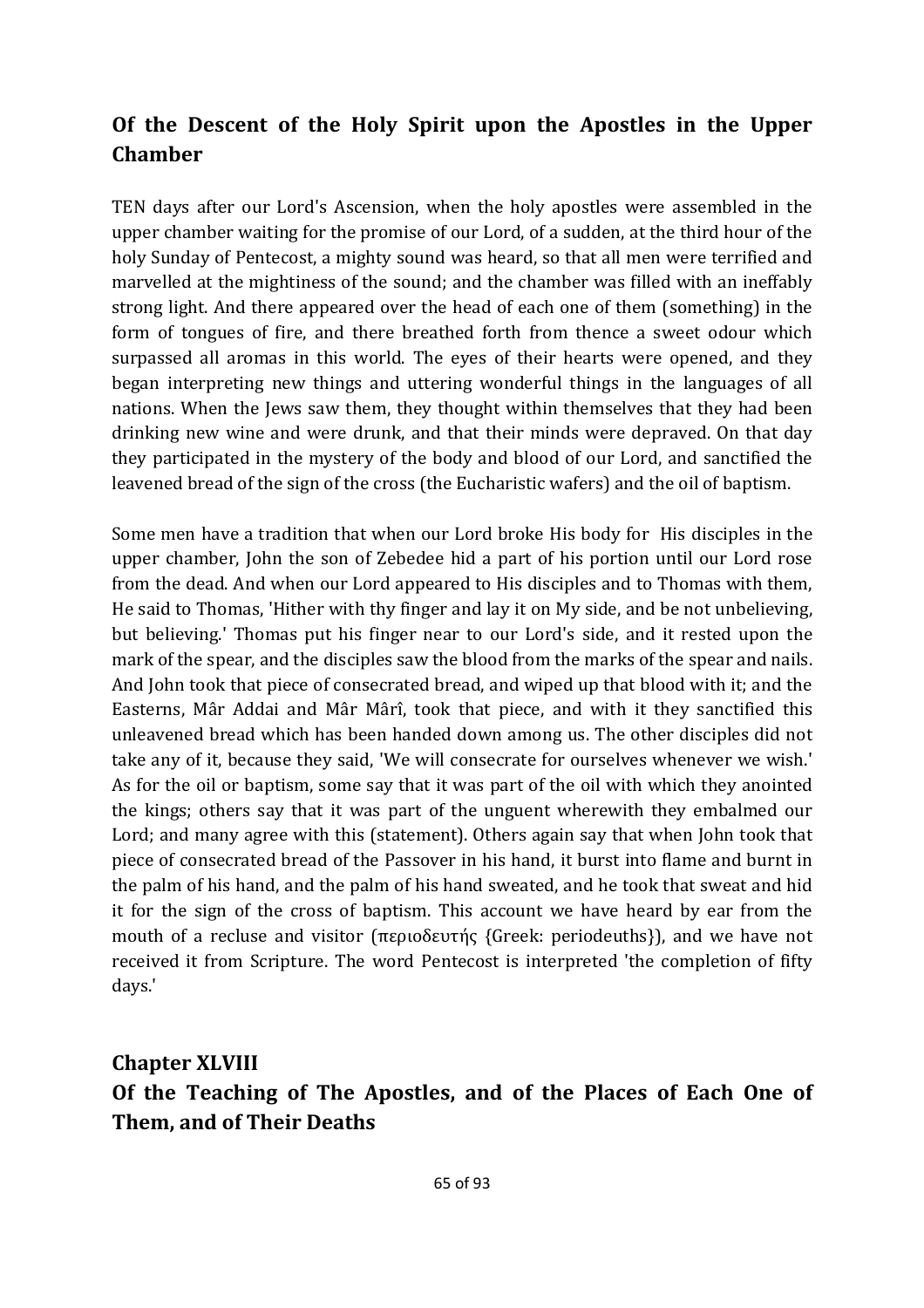## Of the Descent of the Holy Spirit upon the Apostles in the Upper Chamber

TEN days after our Lord's Ascension, when the holy apostles were assembled in the upper chamber waiting for the promise of our Lord, of a sudden, at the third hour of the holy Sunday of Pentecost, a mighty sound was heard, so that all men were terrified and marvelled at the mightiness of the sound; and the chamber was filled with an ineffably strong light. And there appeared over the head of each one of them (something) in the form of tongues of fire, and there breathed forth from thence a sweet odour which surpassed all aromas in this world. The eyes of their hearts were opened, and they began interpreting new things and uttering wonderful things in the languages of all nations. When the Jews saw them, they thought within themselves that they had been drinking new wine and were drunk, and that their minds were depraved. On that day they participated in the mystery of the body and blood of our Lord, and sanctified the leavened bread of the sign of the cross (the Eucharistic wafers) and the oil of baptism.

Some men have a tradition that when our Lord broke His body for His disciples in the upper chamber, John the son of Zebedee hid a part of his portion until our Lord rose from the dead. And when our Lord appeared to His disciples and to Thomas with them, He said to Thomas, 'Hither with thy finger and lay it on My side, and be not unbelieving, but believing.' Thomas put his finger near to our Lord's side, and it rested upon the mark of the spear, and the disciples saw the blood from the marks of the spear and nails. And John took that piece of consecrated bread, and wiped up that blood with it; and the Easterns, Mâr Addai and Mâr Mârî, took that piece, and with it they sanctified this unleavened bread which has been handed down among us. The other disciples did not take any of it, because they said, 'We will consecrate for ourselves whenever we wish.' As for the oil or baptism, some say that it was part of the oil with which they anointed the kings; others say that it was part of the unguent wherewith they embalmed our Lord; and many agree with this (statement). Others again say that when John took that piece of consecrated bread of the Passover in his hand, it burst into flame and burnt in the palm of his hand, and the palm of his hand sweated, and he took that sweat and hid it for the sign of the cross of baptism. This account we have heard by ear from the mouth of a recluse and visitor (περιοδευτής {Greek: periodeuths}), and we have not received it from Scripture. The word Pentecost is interpreted 'the completion of fifty days.'

## Chapter XLVIII

## Of the Teaching of The Apostles, and of the Places of Each One of Them, and of Their Deaths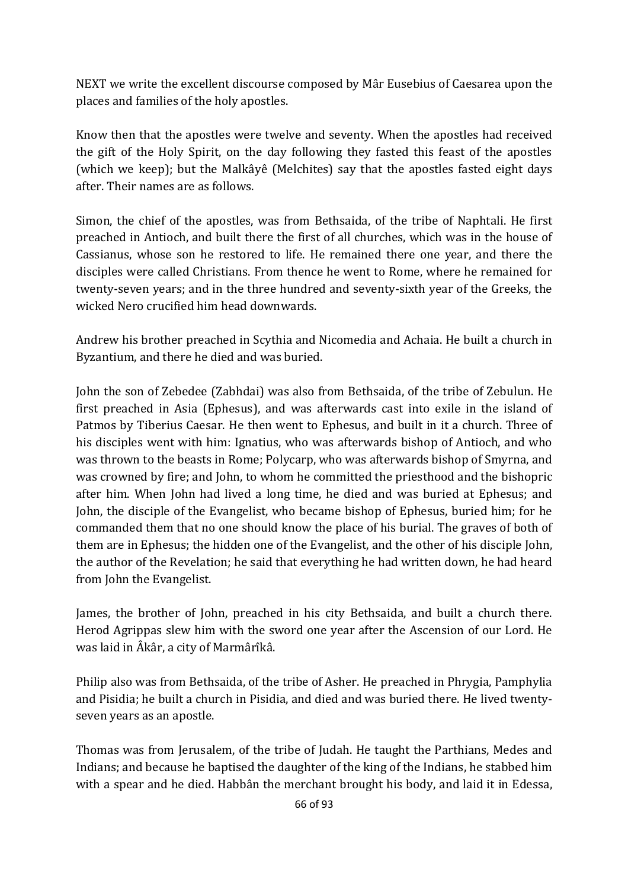NEXT we write the excellent discourse composed by Mâr Eusebius of Caesarea upon the places and families of the holy apostles.

Know then that the apostles were twelve and seventy. When the apostles had received the gift of the Holy Spirit, on the day following they fasted this feast of the apostles (which we keep); but the Malkâyê (Melchites) say that the apostles fasted eight days after. Their names are as follows.

Simon, the chief of the apostles, was from Bethsaida, of the tribe of Naphtali. He first preached in Antioch, and built there the first of all churches, which was in the house of Cassianus, whose son he restored to life. He remained there one year, and there the disciples were called Christians. From thence he went to Rome, where he remained for twenty-seven years; and in the three hundred and seventy-sixth year of the Greeks, the wicked Nero crucified him head downwards.

Andrew his brother preached in Scythia and Nicomedia and Achaia. He built a church in Byzantium, and there he died and was buried.

John the son of Zebedee (Zabhdai) was also from Bethsaida, of the tribe of Zebulun. He first preached in Asia (Ephesus), and was afterwards cast into exile in the island of Patmos by Tiberius Caesar. He then went to Ephesus, and built in it a church. Three of his disciples went with him: Ignatius, who was afterwards bishop of Antioch, and who was thrown to the beasts in Rome; Polycarp, who was afterwards bishop of Smyrna, and was crowned by fire; and John, to whom he committed the priesthood and the bishopric after him. When John had lived a long time, he died and was buried at Ephesus; and John, the disciple of the Evangelist, who became bishop of Ephesus, buried him; for he commanded them that no one should know the place of his burial. The graves of both of them are in Ephesus; the hidden one of the Evangelist, and the other of his disciple John, the author of the Revelation; he said that everything he had written down, he had heard from John the Evangelist.

James, the brother of John, preached in his city Bethsaida, and built a church there. Herod Agrippas slew him with the sword one year after the Ascension of our Lord. He was laid in Âkâr, a city of Marmârîkâ.

Philip also was from Bethsaida, of the tribe of Asher. He preached in Phrygia, Pamphylia and Pisidia; he built a church in Pisidia, and died and was buried there. He lived twenty-seven years as an apostle.

Thomas was from Jerusalem, of the tribe of Judah. He taught the Parthians, Medes and Indians; and because he baptised the daughter of the king of the Indians, he stabbed him with a spear and he died. Habbân the merchant brought his body, and laid it in Edessa,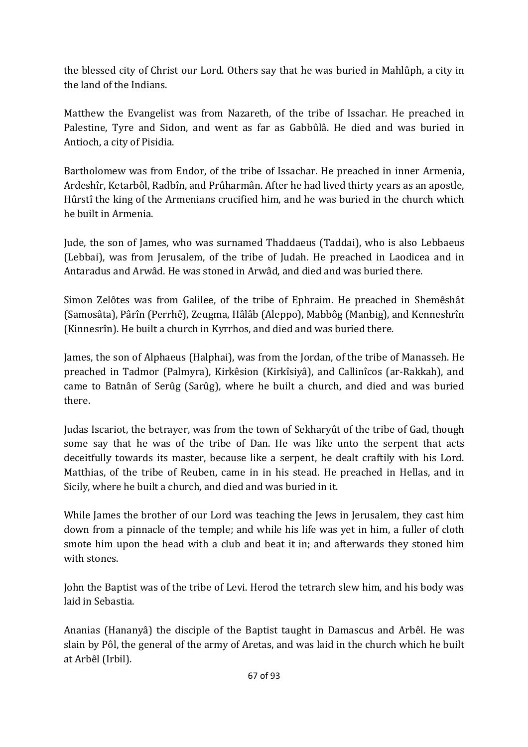the blessed city of Christ our Lord. Others say that he was buried in Mahlûph, a city in the land of the Indians.

Matthew the Evangelist was from Nazareth, of the tribe of Issachar. He preached in Palestine, Tyre and Sidon, and went as far as Gabbûlâ. He died and was buried in Antioch, a city of Pisidia.

Bartholomew was from Endor, of the tribe of Issachar. He preached in inner Armenia, Ardeshîr, Ketarbôl, Radbîn, and Prûharmân. After he had lived thirty years as an apostle, Hûrstî the king of the Armenians crucified him, and he was buried in the church which he built in Armenia.

Jude, the son of James, who was surnamed Thaddaeus (Taddai), who is also Lebbaeus (Lebbai), was from Jerusalem, of the tribe of Judah. He preached in Laodicea and in Antaradus and Arwâd. He was stoned in Arwâd, and died and was buried there.

Simon Zelôtes was from Galilee, of the tribe of Ephraim. He preached in Shemêshât (Samosâta), Pârîn (Perrhê), Zeugma, Hâlâb (Aleppo), Mabbôg (Manbig), and Kenneshrîn (Kinnesrîn). He built a church in Kyrrhos, and died and was buried there.

James, the son of Alphaeus (Halphai), was from the Jordan, of the tribe of Manasseh. He preached in Tadmor (Palmyra), Kirkêsion (Kirkîsiyâ), and Callinîcos (ar-Rakkah), and came to Batnân of Serûg (Sarûg), where he built a church, and died and was buried there.

Judas Iscariot, the betrayer, was from the town of Sekharyût of the tribe of Gad, though some say that he was of the tribe of Dan. He was like unto the serpent that acts deceitfully towards its master, because like a serpent, he dealt craftily with his Lord. Matthias, of the tribe of Reuben, came in in his stead. He preached in Hellas, and in Sicily, where he built a church, and died and was buried in it.

While James the brother of our Lord was teaching the Jews in Jerusalem, they cast him down from a pinnacle of the temple; and while his life was yet in him, a fuller of cloth smote him upon the head with a club and beat it in; and afterwards they stoned him with stones.

John the Baptist was of the tribe of Levi. Herod the tetrarch slew him, and his body was laid in Sebastia.

Ananias (Hananyâ) the disciple of the Baptist taught in Damascus and Arbêl. He was slain by Pôl, the general of the army of Aretas, and was laid in the church which he built at Arbêl (Irbil).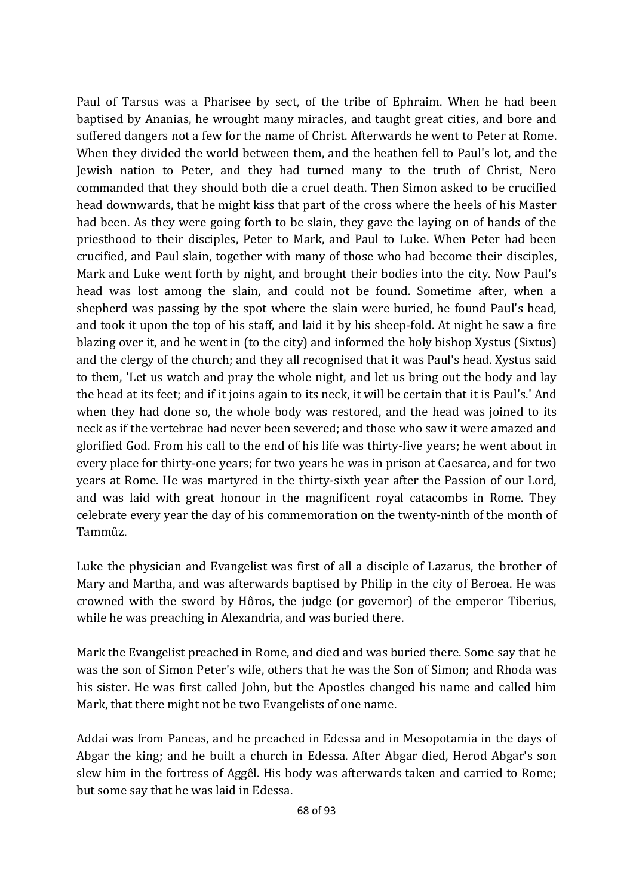Paul of Tarsus was a Pharisee by sect, of the tribe of Ephraim. When he had been baptised by Ananias, he wrought many miracles, and taught great cities, and bore and suffered dangers not a few for the name of Christ. Afterwards he went to Peter at Rome. When they divided the world between them, and the heathen fell to Paul's lot, and the Jewish nation to Peter, and they had turned many to the truth of Christ, Nero commanded that they should both die a cruel death. Then Simon asked to be crucified head downwards, that he might kiss that part of the cross where the heels of his Master had been. As they were going forth to be slain, they gave the laying on of hands of the priesthood to their disciples, Peter to Mark, and Paul to Luke. When Peter had been crucified, and Paul slain, together with many of those who had become their disciples, Mark and Luke went forth by night, and brought their bodies into the city. Now Paul's head was lost among the slain, and could not be found. Sometime after, when a shepherd was passing by the spot where the slain were buried, he found Paul's head, and took it upon the top of his staff, and laid it by his sheep-fold. At night he saw a fire blazing over it, and he went in (to the city) and informed the holy bishop Xystus (Sixtus) and the clergy of the church; and they all recognised that it was Paul's head. Xystus said to them, 'Let us watch and pray the whole night, and let us bring out the body and lay the head at its feet; and if it joins again to its neck, it will be certain that it is Paul's.' And when they had done so, the whole body was restored, and the head was joined to its neck as if the vertebrae had never been severed; and those who saw it were amazed and glorified God. From his call to the end of his life was thirty-five years; he went about in every place for thirty-one years; for two years he was in prison at Caesarea, and for two years at Rome. He was martyred in the thirty-sixth year after the Passion of our Lord, and was laid with great honour in the magnificent royal catacombs in Rome. They celebrate every year the day of his commemoration on the twenty-ninth of the month of Tammûz.

Luke the physician and Evangelist was first of all a disciple of Lazarus, the brother of Mary and Martha, and was afterwards baptised by Philip in the city of Beroea. He was crowned with the sword by Hôros, the judge (or governor) of the emperor Tiberius, while he was preaching in Alexandria, and was buried there.

Mark the Evangelist preached in Rome, and died and was buried there. Some say that he was the son of Simon Peter's wife, others that he was the Son of Simon; and Rhoda was his sister. He was first called John, but the Apostles changed his name and called him Mark, that there might not be two Evangelists of one name.

Addai was from Paneas, and he preached in Edessa and in Mesopotamia in the days of Abgar the king; and he built a church in Edessa. After Abgar died, Herod Abgar's son slew him in the fortress of Aggêl. His body was afterwards taken and carried to Rome; but some say that he was laid in Edessa.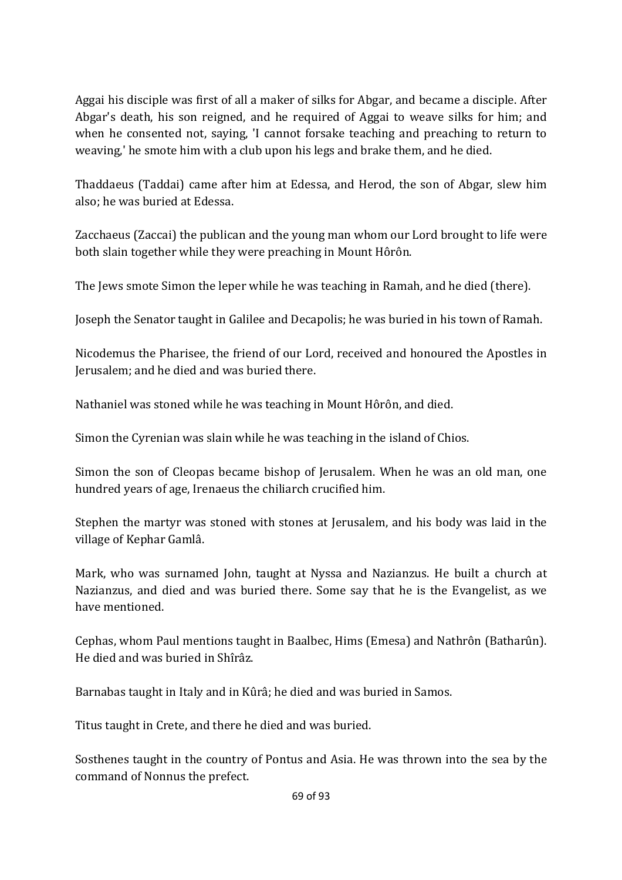Aggai his disciple was first of all a maker of silks for Abgar, and became a disciple. After Abgar's death, his son reigned, and he required of Aggai to weave silks for him; and when he consented not, saying, 'I cannot forsake teaching and preaching to return to weaving,' he smote him with a club upon his legs and brake them, and he died.

Thaddaeus (Taddai) came after him at Edessa, and Herod, the son of Abgar, slew him also; he was buried at Edessa.

Zacchaeus (Zaccai) the publican and the young man whom our Lord brought to life were both slain together while they were preaching in Mount Hôrôn.

The Jews smote Simon the leper while he was teaching in Ramah, and he died (there).

Joseph the Senator taught in Galilee and Decapolis; he was buried in his town of Ramah.

Nicodemus the Pharisee, the friend of our Lord, received and honoured the Apostles in Jerusalem; and he died and was buried there.

Nathaniel was stoned while he was teaching in Mount Hôrôn, and died.

Simon the Cyrenian was slain while he was teaching in the island of Chios.

Simon the son of Cleopas became bishop of Jerusalem. When he was an old man, one hundred years of age, Irenaeus the chiliarch crucified him.

Stephen the martyr was stoned with stones at Jerusalem, and his body was laid in the village of Kephar Gamlâ.

Mark, who was surnamed John, taught at Nyssa and Nazianzus. He built a church at Nazianzus, and died and was buried there. Some say that he is the Evangelist, as we have mentioned.

Cephas, whom Paul mentions taught in Baalbec, Hims (Emesa) and Nathrôn (Batharûn). He died and was buried in Shîrâz.

Barnabas taught in Italy and in Kûrâ; he died and was buried in Samos.

Titus taught in Crete, and there he died and was buried.

Sosthenes taught in the country of Pontus and Asia. He was thrown into the sea by the command of Nonnus the prefect.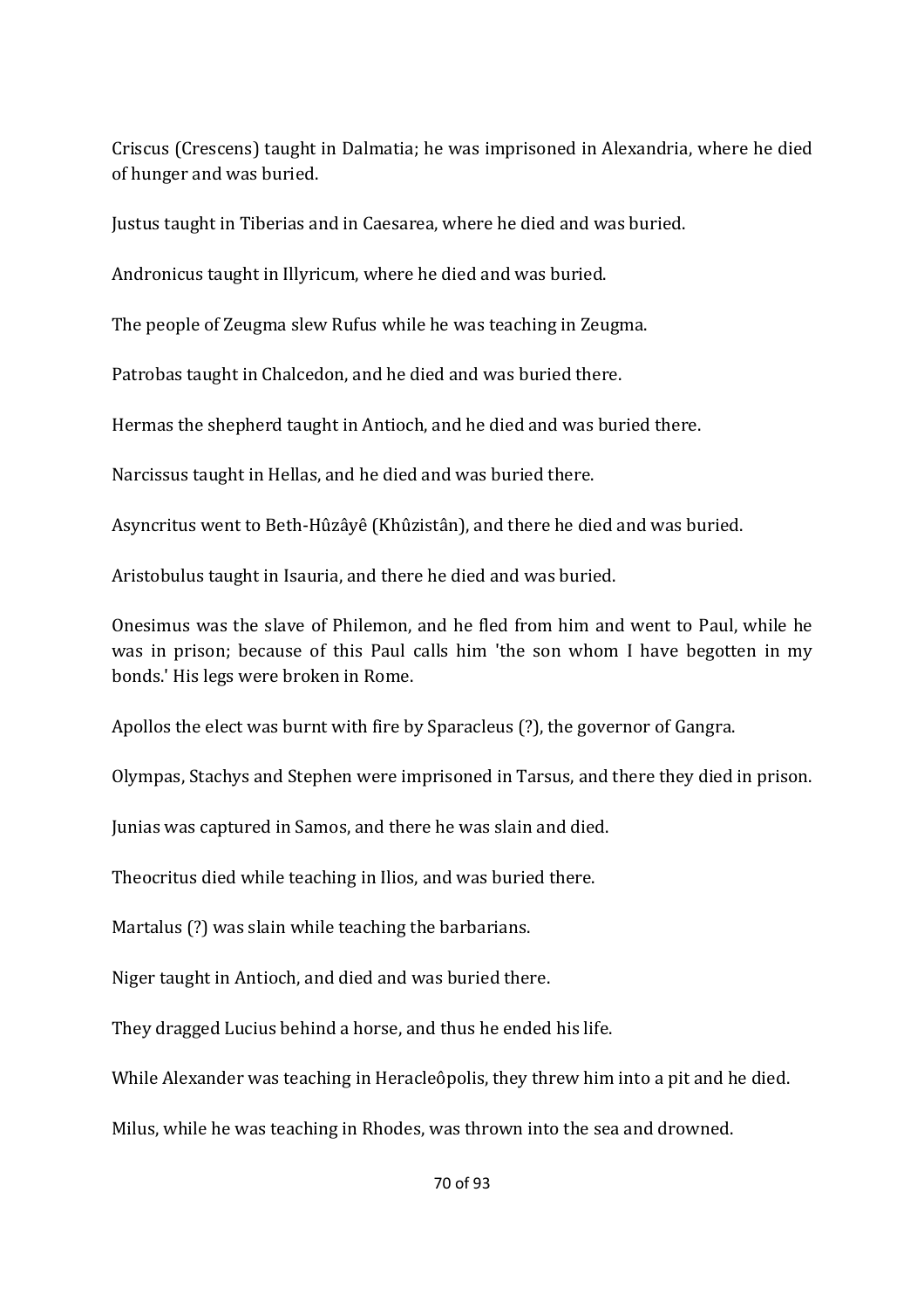Criscus (Crescens) taught in Dalmatia; he was imprisoned in Alexandria, where he died of hunger and was buried.

Justus taught in Tiberias and in Caesarea, where he died and was buried.

Andronicus taught in Illyricum, where he died and was buried.

The people of Zeugma slew Rufus while he was teaching in Zeugma.

Patrobas taught in Chalcedon, and he died and was buried there.

Hermas the shepherd taught in Antioch, and he died and was buried there.

Narcissus taught in Hellas, and he died and was buried there.

Asyncritus went to Beth-Hûzâyê (Khûzistân), and there he died and was buried.

Aristobulus taught in Isauria, and there he died and was buried.

Onesimus was the slave of Philemon, and he fled from him and went to Paul, while he was in prison; because of this Paul calls him 'the son whom I have begotten in my bonds.' His legs were broken in Rome.

Apollos the elect was burnt with fire by Sparacleus (?), the governor of Gangra.

Olympas, Stachys and Stephen were imprisoned in Tarsus, and there they died in prison.

Junias was captured in Samos, and there he was slain and died.

Theocritus died while teaching in Ilios, and was buried there.

Martalus (?) was slain while teaching the barbarians.

Niger taught in Antioch, and died and was buried there.

They dragged Lucius behind a horse, and thus he ended his life.

While Alexander was teaching in Heracleôpolis, they threw him into a pit and he died.

Milus, while he was teaching in Rhodes, was thrown into the sea and drowned.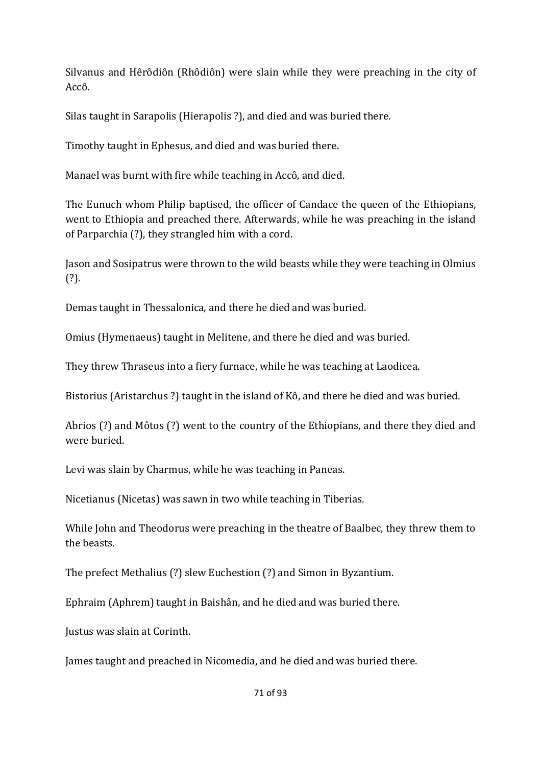Silvanus and Hêrôdiôn (Rhôdiôn) were slain while they were preaching in the city of Accô.

Silas taught in Sarapolis (Hierapolis ?), and died and was buried there.

Timothy taught in Ephesus, and died and was buried there.

Manael was burnt with fire while teaching in Accô, and died.

The Eunuch whom Philip baptised, the officer of Candace the queen of the Ethiopians, went to Ethiopia and preached there. Afterwards, while he was preaching in the island of Parparchia (?), they strangled him with a cord.

Jason and Sosipatrus were thrown to the wild beasts while they were teaching in Olmius (?).

Demas taught in Thessalonica, and there he died and was buried.

Omius (Hymenaeus) taught in Melitene, and there he died and was buried.

They threw Thraseus into a fiery furnace, while he was teaching at Laodicea.

Bistorius (Aristarchus ?) taught in the island of Kô, and there he died and was buried.

Abrios (?) and Môtos (?) went to the country of the Ethiopians, and there they died and were buried.

Levi was slain by Charmus, while he was teaching in Paneas.

Nicetianus (Nicetas) was sawn in two while teaching in Tiberias.

While John and Theodorus were preaching in the theatre of Baalbec, they threw them to the beasts.

The prefect Methalius (?) slew Euchestion (?) and Simon in Byzantium.

Ephraim (Aphrem) taught in Baishân, and he died and was buried there.

Justus was slain at Corinth.

James taught and preached in Nicomedia, and he died and was buried there.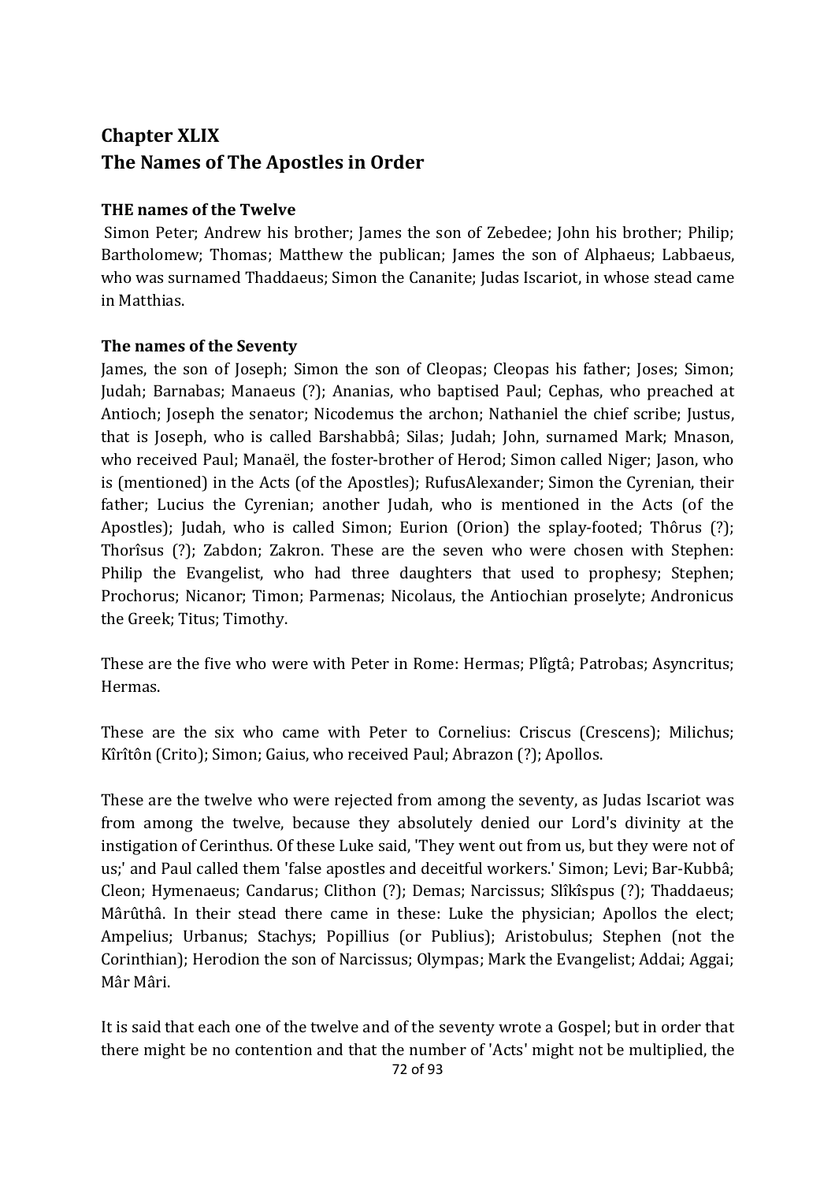## Chapter XLIX
## The Names of The Apostles in Order

**THE names of the Twelve**

Simon Peter; Andrew his brother; James the son of Zebedee; John his brother; Philip; Bartholomew; Thomas; Matthew the publican; James the son of Alphaeus; Labbaeus, who was surnamed Thaddaeus; Simon the Cananite; Judas Iscariot, in whose stead came in Matthias.

**The names of the Seventy**

James, the son of Joseph; Simon the son of Cleopas; Cleopas his father; Joses; Simon; Judah; Barnabas; Manaeus (?); Ananias, who baptised Paul; Cephas, who preached at Antioch; Joseph the senator; Nicodemus the archon; Nathaniel the chief scribe; Justus, that is Joseph, who is called Barshabbâ; Silas; Judah; John, surnamed Mark; Mnason, who received Paul; Manaël, the foster-brother of Herod; Simon called Niger; Jason, who is (mentioned) in the Acts (of the Apostles); RufusAlexander; Simon the Cyrenian, their father; Lucius the Cyrenian; another Judah, who is mentioned in the Acts (of the Apostles); Judah, who is called Simon; Eurion (Orion) the splay-footed; Thôrus (?); Thorîsus (?); Zabdon; Zakron. These are the seven who were chosen with Stephen: Philip the Evangelist, who had three daughters that used to prophesy; Stephen; Prochorus; Nicanor; Timon; Parmenas; Nicolaus, the Antiochian proselyte; Andronicus the Greek; Titus; Timothy.

These are the five who were with Peter in Rome: Hermas; Plîgtâ; Patrobas; Asyncritus; Hermas.

These are the six who came with Peter to Cornelius: Criscus (Crescens); Milichus; Kîrîtôn (Crito); Simon; Gaius, who received Paul; Abrazon (?); Apollos.

These are the twelve who were rejected from among the seventy, as Judas Iscariot was from among the twelve, because they absolutely denied our Lord's divinity at the instigation of Cerinthus. Of these Luke said, 'They went out from us, but they were not of us;' and Paul called them 'false apostles and deceitful workers.' Simon; Levi; Bar-Kubbâ; Cleon; Hymenaeus; Candarus; Clithon (?); Demas; Narcissus; Slîkîspus (?); Thaddaeus; Mârûthâ. In their stead there came in these: Luke the physician; Apollos the elect; Ampelius; Urbanus; Stachys; Popillius (or Publius); Aristobulus; Stephen (not the Corinthian); Herodion the son of Narcissus; Olympas; Mark the Evangelist; Addai; Aggai; Mâr Mâri.

It is said that each one of the twelve and of the seventy wrote a Gospel; but in order that there might be no contention and that the number of 'Acts' might not be multiplied, the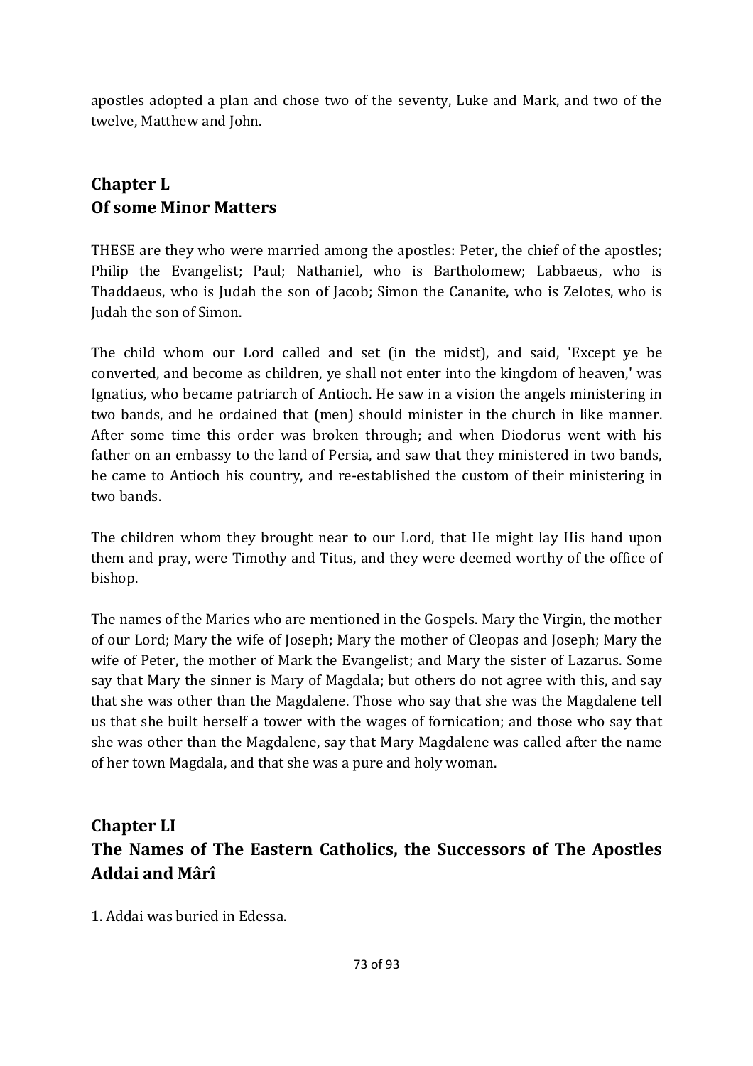apostles adopted a plan and chose two of the seventy, Luke and Mark, and two of the twelve, Matthew and John.

## Chapter L
## Of some Minor Matters

THESE are they who were married among the apostles: Peter, the chief of the apostles; Philip the Evangelist; Paul; Nathaniel, who is Bartholomew; Labbaeus, who is Thaddaeus, who is Judah the son of Jacob; Simon the Cananite, who is Zelotes, who is Judah the son of Simon.

The child whom our Lord called and set (in the midst), and said, 'Except ye be converted, and become as children, ye shall not enter into the kingdom of heaven,' was Ignatius, who became patriarch of Antioch. He saw in a vision the angels ministering in two bands, and he ordained that (men) should minister in the church in like manner. After some time this order was broken through; and when Diodorus went with his father on an embassy to the land of Persia, and saw that they ministered in two bands, he came to Antioch his country, and re-established the custom of their ministering in two bands.

The children whom they brought near to our Lord, that He might lay His hand upon them and pray, were Timothy and Titus, and they were deemed worthy of the office of bishop.

The names of the Maries who are mentioned in the Gospels. Mary the Virgin, the mother of our Lord; Mary the wife of Joseph; Mary the mother of Cleopas and Joseph; Mary the wife of Peter, the mother of Mark the Evangelist; and Mary the sister of Lazarus. Some say that Mary the sinner is Mary of Magdala; but others do not agree with this, and say that she was other than the Magdalene. Those who say that she was the Magdalene tell us that she built herself a tower with the wages of fornication; and those who say that she was other than the Magdalene, say that Mary Magdalene was called after the name of her town Magdala, and that she was a pure and holy woman.

## Chapter LI
## The Names of The Eastern Catholics, the Successors of The Apostles Addai and Mârî

1. Addai was buried in Edessa.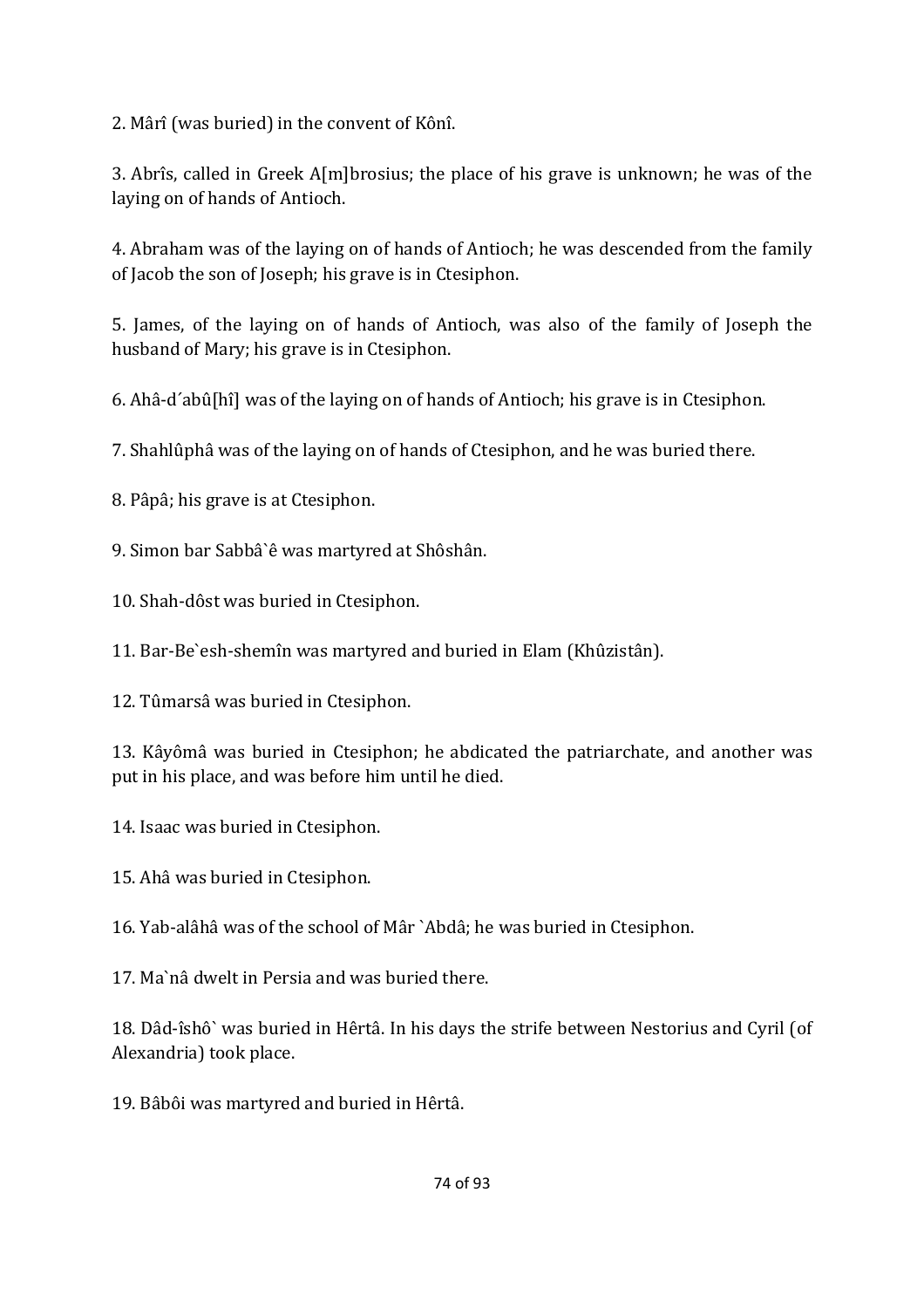2. Mârî (was buried) in the convent of Kônî.

3. Abrîs, called in Greek A[m]brosius; the place of his grave is unknown; he was of the laying on of hands of Antioch.

4. Abraham was of the laying on of hands of Antioch; he was descended from the family of Jacob the son of Joseph; his grave is in Ctesiphon.

5. James, of the laying on of hands of Antioch, was also of the family of Joseph the husband of Mary; his grave is in Ctesiphon.

6. Ahâ-d´abû[hî] was of the laying on of hands of Antioch; his grave is in Ctesiphon.

7. Shahlûphâ was of the laying on of hands of Ctesiphon, and he was buried there.

8. Pâpâ; his grave is at Ctesiphon.

9. Simon bar Sabbâ`ê was martyred at Shôshân.

10. Shah-dôst was buried in Ctesiphon.

11. Bar-Be`esh-shemîn was martyred and buried in Elam (Khûzistân).

12. Tûmarsâ was buried in Ctesiphon.

13. Kâyômâ was buried in Ctesiphon; he abdicated the patriarchate, and another was put in his place, and was before him until he died.

14. Isaac was buried in Ctesiphon.

15. Ahâ was buried in Ctesiphon.

16. Yab-alâhâ was of the school of Mâr `Abdâ; he was buried in Ctesiphon.

17. Ma`nâ dwelt in Persia and was buried there.

18. Dâd-îshô` was buried in Hêrtâ. In his days the strife between Nestorius and Cyril (of Alexandria) took place.

19. Bâbôi was martyred and buried in Hêrtâ.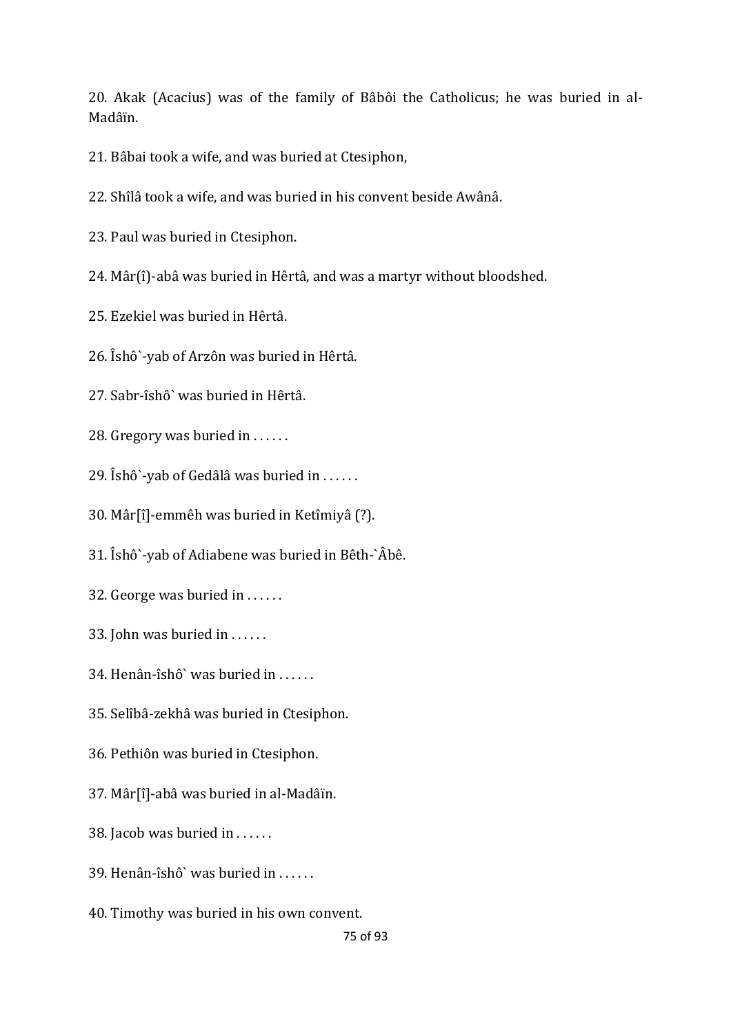20. Akak (Acacius) was of the family of Bâbôi the Catholicus; he was buried in al-Madâïn.

21. Bâbai took a wife, and was buried at Ctesiphon,

22. Shîlâ took a wife, and was buried in his convent beside Awânâ.

23. Paul was buried in Ctesiphon.

24. Mâr(î)-abâ was buried in Hêrtâ, and was a martyr without bloodshed.

25. Ezekiel was buried in Hêrtâ.

26. Îshô`-yab of Arzôn was buried in Hêrtâ.

27. Sabr-îshô` was buried in Hêrtâ.

28. Gregory was buried in . . . . . .

29. Îshô`-yab of Gedâlâ was buried in . . . . . .

30. Mâr[î]-emmêh was buried in Ketîmiyâ (?).

31. Îshô`-yab of Adiabene was buried in Bêth-`Âbê.

32. George was buried in . . . . . .

33. John was buried in . . . . . .

34. Henân-îshô` was buried in . . . . . .

35. Selîbâ-zekhâ was buried in Ctesiphon.

36. Pethiôn was buried in Ctesiphon.

37. Mâr[î]-abâ was buried in al-Madâïn.

38. Jacob was buried in . . . . . .

39. Henân-îshô` was buried in . . . . . .

40. Timothy was buried in his own convent.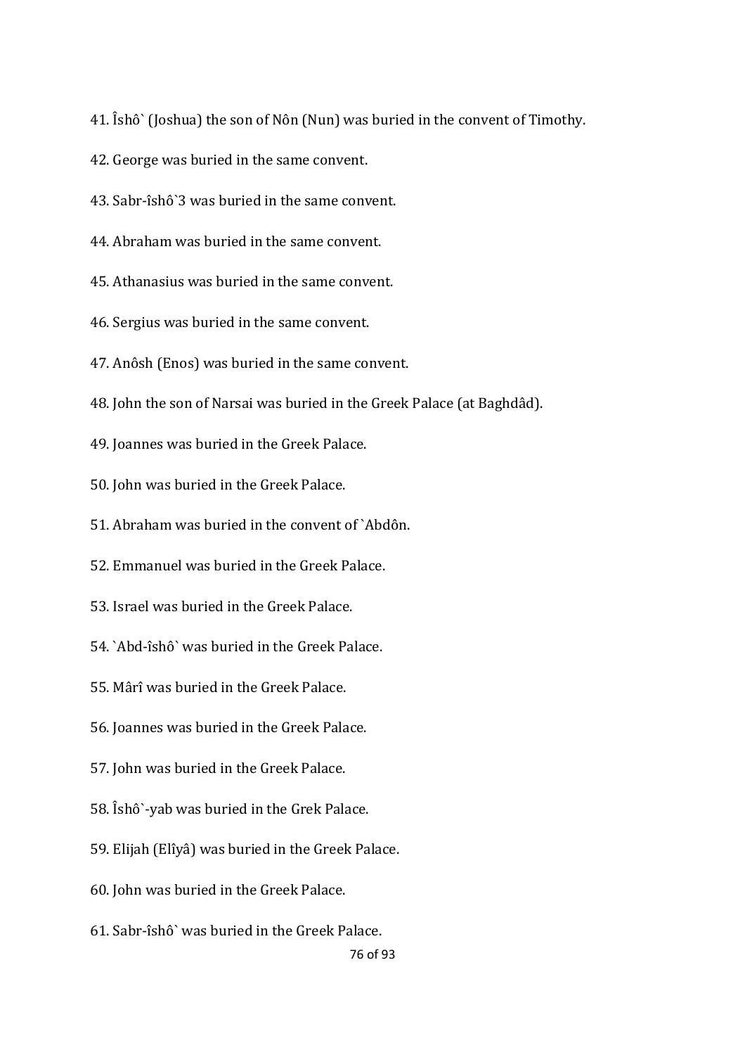41. Îshô` (Joshua) the son of Nôn (Nun) was buried in the convent of Timothy.

42. George was buried in the same convent.

43. Sabr-îshô`3 was buried in the same convent.

44. Abraham was buried in the same convent.

45. Athanasius was buried in the same convent.

46. Sergius was buried in the same convent.

47. Anôsh (Enos) was buried in the same convent.

48. John the son of Narsai was buried in the Greek Palace (at Baghdâd).

49. Joannes was buried in the Greek Palace.

50. John was buried in the Greek Palace.

51. Abraham was buried in the convent of `Abdôn.

52. Emmanuel was buried in the Greek Palace.

53. Israel was buried in the Greek Palace.

54. `Abd-îshô` was buried in the Greek Palace.

55. Mârî was buried in the Greek Palace.

56. Joannes was buried in the Greek Palace.

57. John was buried in the Greek Palace.

58. Îshô`-yab was buried in the Grek Palace.

59. Elijah (Elîyâ) was buried in the Greek Palace.

60. John was buried in the Greek Palace.

61. Sabr-îshô` was buried in the Greek Palace.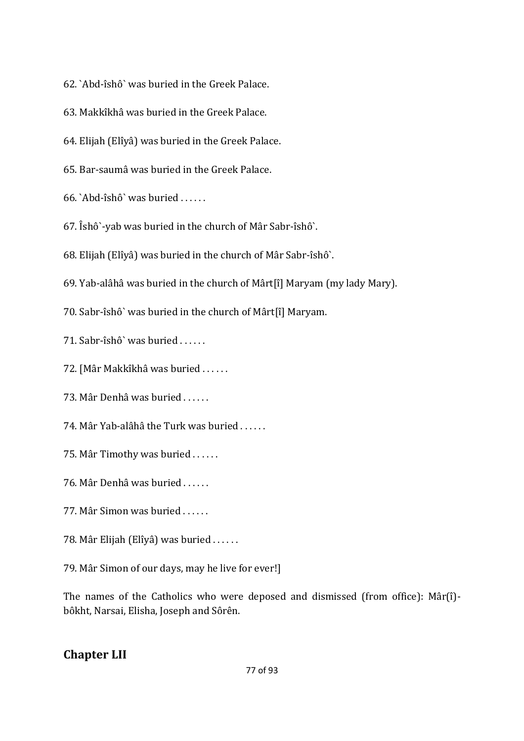62. `Abd-îshô` was buried in the Greek Palace.

63. Makkîkhâ was buried in the Greek Palace.

64. Elijah (Elîyâ) was buried in the Greek Palace.

65. Bar-saumâ was buried in the Greek Palace.

66. `Abd-îshô` was buried . . . . . .

67. Îshô`-yab was buried in the church of Mâr Sabr-îshô`.

68. Elijah (Elîyâ) was buried in the church of Mâr Sabr-îshô`.

69. Yab-alâhâ was buried in the church of Mârt[î] Maryam (my lady Mary).

70. Sabr-îshô` was buried in the church of Mârt[î] Maryam.

71. Sabr-îshô` was buried . . . . . .

72. [Mâr Makkîkhâ was buried . . . . . .

73. Mâr Denhâ was buried . . . . . .

74. Mâr Yab-alâhâ the Turk was buried . . . . . .

75. Mâr Timothy was buried . . . . . .

76. Mâr Denhâ was buried . . . . . .

77. Mâr Simon was buried . . . . . .

78. Mâr Elijah (Elîyâ) was buried . . . . . .

79. Mâr Simon of our days, may he live for ever!]

The names of the Catholics who were deposed and dismissed (from office): Mâr(î)-bôkht, Narsai, Elisha, Joseph and Sôrên.

## Chapter LII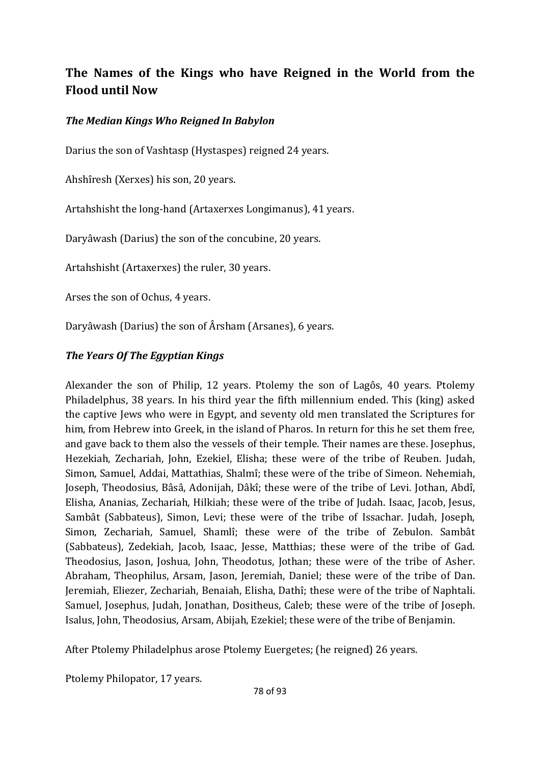## The Names of the Kings who have Reigned in the World from the Flood until Now

### *The Median Kings Who Reigned In Babylon*

Darius the son of Vashtasp (Hystaspes) reigned 24 years.

Ahshîresh (Xerxes) his son, 20 years.

Artahshisht the long-hand (Artaxerxes Longimanus), 41 years.

Daryâwash (Darius) the son of the concubine, 20 years.

Artahshisht (Artaxerxes) the ruler, 30 years.

Arses the son of Ochus, 4 years.

Daryâwash (Darius) the son of Ârsham (Arsanes), 6 years.

### *The Years Of The Egyptian Kings*

Alexander the son of Philip, 12 years. Ptolemy the son of Lagôs, 40 years. Ptolemy Philadelphus, 38 years. In his third year the fifth millennium ended. This (king) asked the captive Jews who were in Egypt, and seventy old men translated the Scriptures for him, from Hebrew into Greek, in the island of Pharos. In return for this he set them free, and gave back to them also the vessels of their temple. Their names are these. Josephus, Hezekiah, Zechariah, John, Ezekiel, Elisha; these were of the tribe of Reuben. Judah, Simon, Samuel, Addai, Mattathias, Shalmî; these were of the tribe of Simeon. Nehemiah, Joseph, Theodosius, Bâsâ, Adonijah, Dâkî; these were of the tribe of Levi. Jothan, Abdî, Elisha, Ananias, Zechariah, Hilkiah; these were of the tribe of Judah. Isaac, Jacob, Jesus, Sambât (Sabbateus), Simon, Levi; these were of the tribe of Issachar. Judah, Joseph, Simon, Zechariah, Samuel, Shamlî; these were of the tribe of Zebulon. Sambât (Sabbateus), Zedekiah, Jacob, Isaac, Jesse, Matthias; these were of the tribe of Gad. Theodosius, Jason, Joshua, John, Theodotus, Jothan; these were of the tribe of Asher. Abraham, Theophilus, Arsam, Jason, Jeremiah, Daniel; these were of the tribe of Dan. Jeremiah, Eliezer, Zechariah, Benaiah, Elisha, Dathî; these were of the tribe of Naphtali. Samuel, Josephus, Judah, Jonathan, Dositheus, Caleb; these were of the tribe of Joseph. Isalus, John, Theodosius, Arsam, Abijah, Ezekiel; these were of the tribe of Benjamin.

After Ptolemy Philadelphus arose Ptolemy Euergetes; (he reigned) 26 years.

Ptolemy Philopator, 17 years.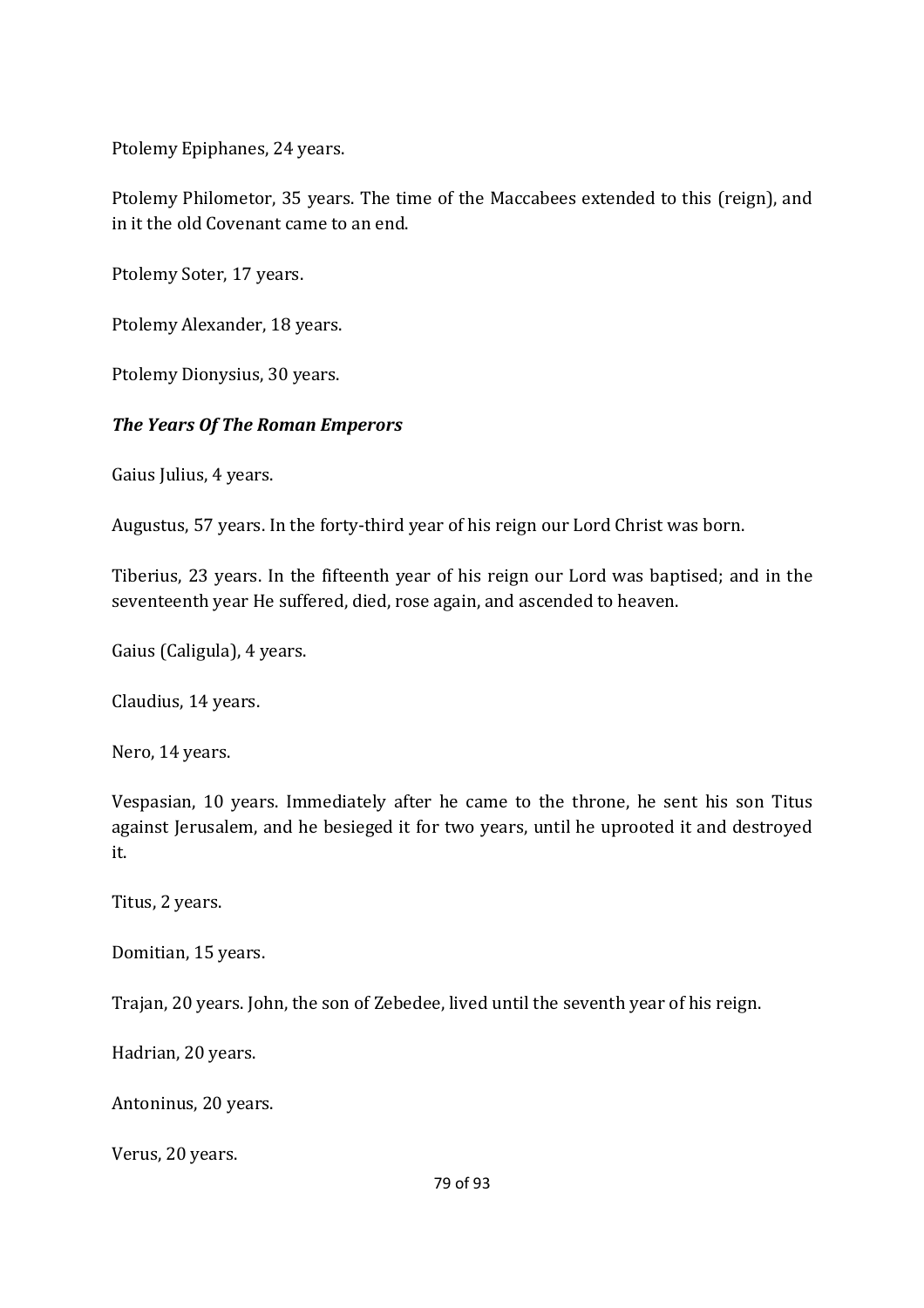Ptolemy Epiphanes, 24 years.

Ptolemy Philometor, 35 years. The time of the Maccabees extended to this (reign), and in it the old Covenant came to an end.

Ptolemy Soter, 17 years.

Ptolemy Alexander, 18 years.

Ptolemy Dionysius, 30 years.

***The Years Of The Roman Emperors***

Gaius Julius, 4 years.

Augustus, 57 years. In the forty-third year of his reign our Lord Christ was born.

Tiberius, 23 years. In the fifteenth year of his reign our Lord was baptised; and in the seventeenth year He suffered, died, rose again, and ascended to heaven.

Gaius (Caligula), 4 years.

Claudius, 14 years.

Nero, 14 years.

Vespasian, 10 years. Immediately after he came to the throne, he sent his son Titus against Jerusalem, and he besieged it for two years, until he uprooted it and destroyed it.

Titus, 2 years.

Domitian, 15 years.

Trajan, 20 years. John, the son of Zebedee, lived until the seventh year of his reign.

Hadrian, 20 years.

Antoninus, 20 years.

Verus, 20 years.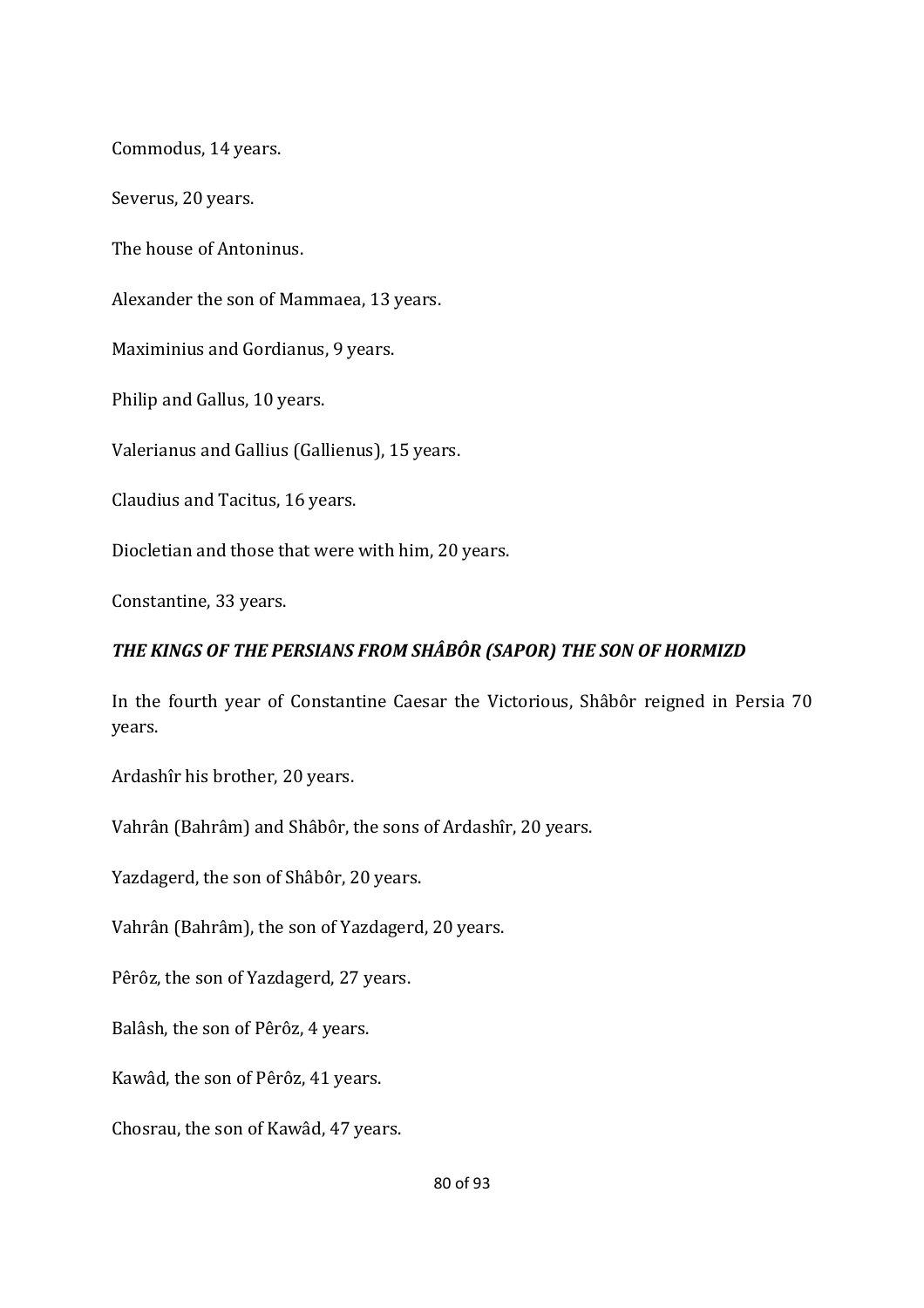Commodus, 14 years.

Severus, 20 years.

The house of Antoninus.

Alexander the son of Mammaea, 13 years.

Maximinius and Gordianus, 9 years.

Philip and Gallus, 10 years.

Valerianus and Gallius (Gallienus), 15 years.

Claudius and Tacitus, 16 years.

Diocletian and those that were with him, 20 years.

Constantine, 33 years.

### *THE KINGS OF THE PERSIANS FROM SHÂBÔR (SAPOR) THE SON OF HORMIZD*

In the fourth year of Constantine Caesar the Victorious, Shâbôr reigned in Persia 70 years.

Ardashîr his brother, 20 years.

Vahrân (Bahrâm) and Shâbôr, the sons of Ardashîr, 20 years.

Yazdagerd, the son of Shâbôr, 20 years.

Vahrân (Bahrâm), the son of Yazdagerd, 20 years.

Pêrôz, the son of Yazdagerd, 27 years.

Balâsh, the son of Pêrôz, 4 years.

Kawâd, the son of Pêrôz, 41 years.

Chosrau, the son of Kawâd, 47 years.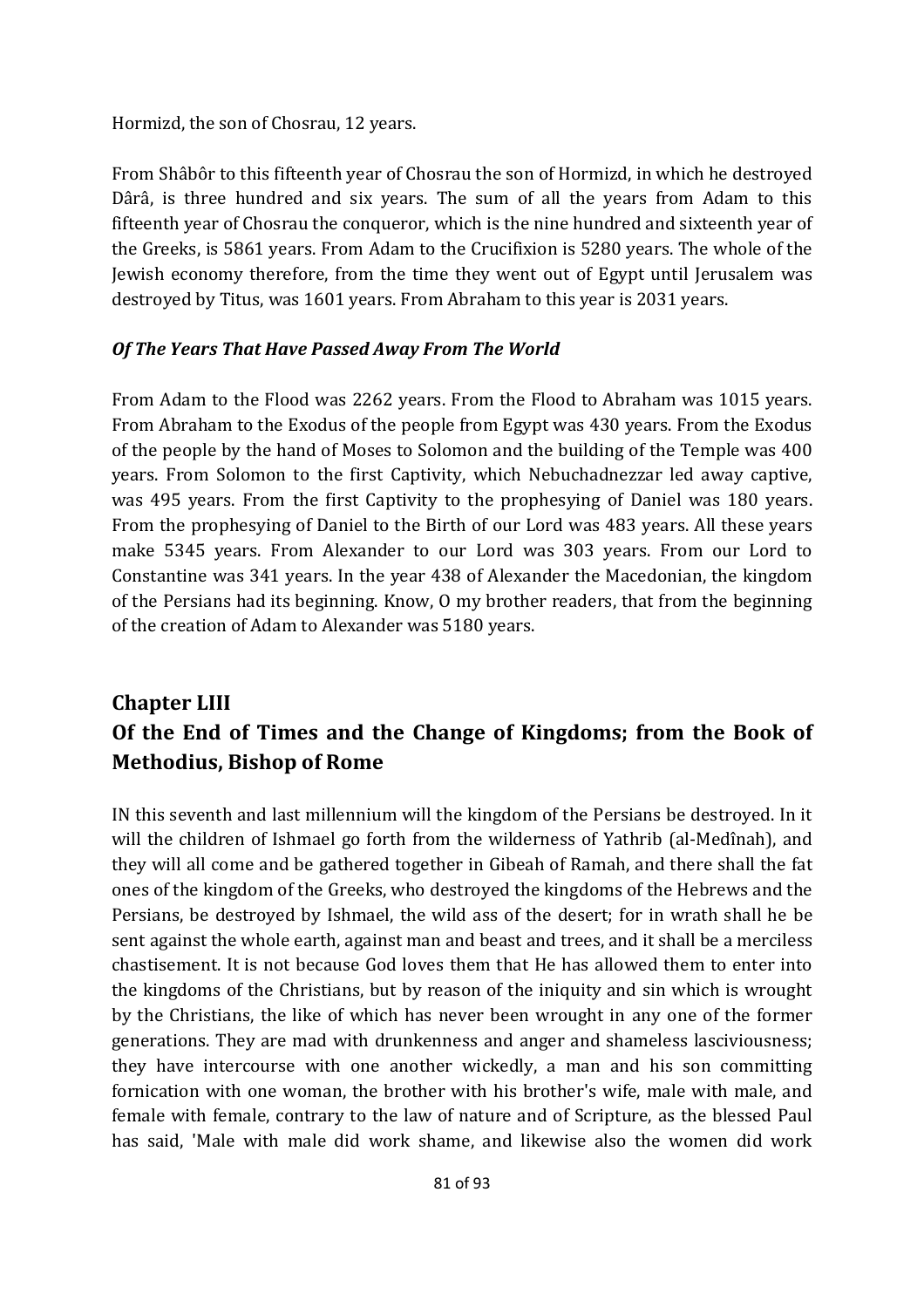Hormizd, the son of Chosrau, 12 years.

From Shâbôr to this fifteenth year of Chosrau the son of Hormizd, in which he destroyed Dârâ, is three hundred and six years. The sum of all the years from Adam to this fifteenth year of Chosrau the conqueror, which is the nine hundred and sixteenth year of the Greeks, is 5861 years. From Adam to the Crucifixion is 5280 years. The whole of the Jewish economy therefore, from the time they went out of Egypt until Jerusalem was destroyed by Titus, was 1601 years. From Abraham to this year is 2031 years.

***Of The Years That Have Passed Away From The World***

From Adam to the Flood was 2262 years. From the Flood to Abraham was 1015 years. From Abraham to the Exodus of the people from Egypt was 430 years. From the Exodus of the people by the hand of Moses to Solomon and the building of the Temple was 400 years. From Solomon to the first Captivity, which Nebuchadnezzar led away captive, was 495 years. From the first Captivity to the prophesying of Daniel was 180 years. From the prophesying of Daniel to the Birth of our Lord was 483 years. All these years make 5345 years. From Alexander to our Lord was 303 years. From our Lord to Constantine was 341 years. In the year 438 of Alexander the Macedonian, the kingdom of the Persians had its beginning. Know, O my brother readers, that from the beginning of the creation of Adam to Alexander was 5180 years.

## Chapter LIII
## Of the End of Times and the Change of Kingdoms; from the Book of Methodius, Bishop of Rome

IN this seventh and last millennium will the kingdom of the Persians be destroyed. In it will the children of Ishmael go forth from the wilderness of Yathrib (al-Medînah), and they will all come and be gathered together in Gibeah of Ramah, and there shall the fat ones of the kingdom of the Greeks, who destroyed the kingdoms of the Hebrews and the Persians, be destroyed by Ishmael, the wild ass of the desert; for in wrath shall he be sent against the whole earth, against man and beast and trees, and it shall be a merciless chastisement. It is not because God loves them that He has allowed them to enter into the kingdoms of the Christians, but by reason of the iniquity and sin which is wrought by the Christians, the like of which has never been wrought in any one of the former generations. They are mad with drunkenness and anger and shameless lasciviousness; they have intercourse with one another wickedly, a man and his son committing fornication with one woman, the brother with his brother's wife, male with male, and female with female, contrary to the law of nature and of Scripture, as the blessed Paul has said, 'Male with male did work shame, and likewise also the women did work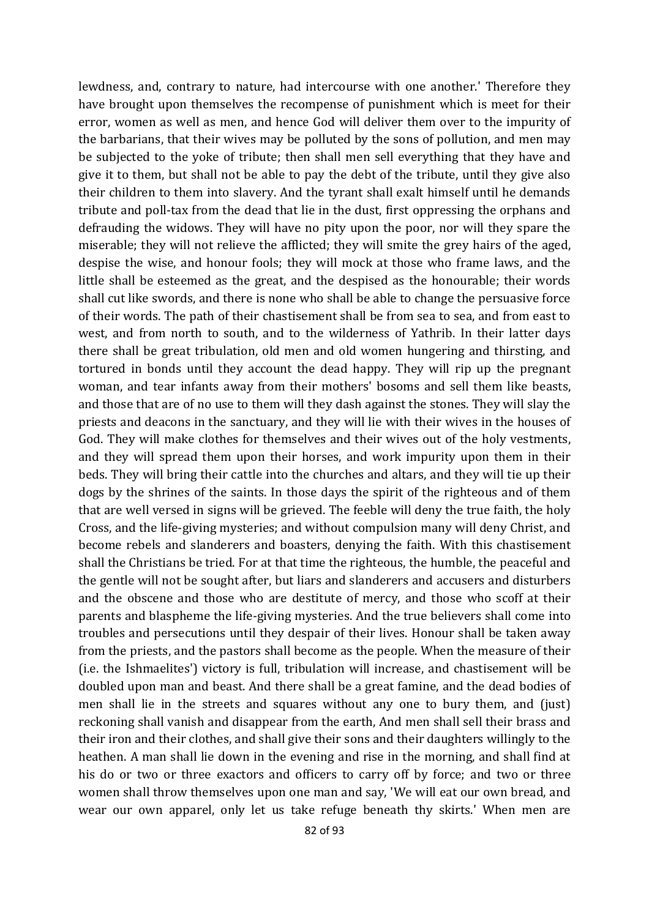lewdness, and, contrary to nature, had intercourse with one another.' Therefore they have brought upon themselves the recompense of punishment which is meet for their error, women as well as men, and hence God will deliver them over to the impurity of the barbarians, that their wives may be polluted by the sons of pollution, and men may be subjected to the yoke of tribute; then shall men sell everything that they have and give it to them, but shall not be able to pay the debt of the tribute, until they give also their children to them into slavery. And the tyrant shall exalt himself until he demands tribute and poll-tax from the dead that lie in the dust, first oppressing the orphans and defrauding the widows. They will have no pity upon the poor, nor will they spare the miserable; they will not relieve the afflicted; they will smite the grey hairs of the aged, despise the wise, and honour fools; they will mock at those who frame laws, and the little shall be esteemed as the great, and the despised as the honourable; their words shall cut like swords, and there is none who shall be able to change the persuasive force of their words. The path of their chastisement shall be from sea to sea, and from east to west, and from north to south, and to the wilderness of Yathrib. In their latter days there shall be great tribulation, old men and old women hungering and thirsting, and tortured in bonds until they account the dead happy. They will rip up the pregnant woman, and tear infants away from their mothers' bosoms and sell them like beasts, and those that are of no use to them will they dash against the stones. They will slay the priests and deacons in the sanctuary, and they will lie with their wives in the houses of God. They will make clothes for themselves and their wives out of the holy vestments, and they will spread them upon their horses, and work impurity upon them in their beds. They will bring their cattle into the churches and altars, and they will tie up their dogs by the shrines of the saints. In those days the spirit of the righteous and of them that are well versed in signs will be grieved. The feeble will deny the true faith, the holy Cross, and the life-giving mysteries; and without compulsion many will deny Christ, and become rebels and slanderers and boasters, denying the faith. With this chastisement shall the Christians be tried. For at that time the righteous, the humble, the peaceful and the gentle will not be sought after, but liars and slanderers and accusers and disturbers and the obscene and those who are destitute of mercy, and those who scoff at their parents and blaspheme the life-giving mysteries. And the true believers shall come into troubles and persecutions until they despair of their lives. Honour shall be taken away from the priests, and the pastors shall become as the people. When the measure of their (i.e. the Ishmaelites') victory is full, tribulation will increase, and chastisement will be doubled upon man and beast. And there shall be a great famine, and the dead bodies of men shall lie in the streets and squares without any one to bury them, and (just) reckoning shall vanish and disappear from the earth, And men shall sell their brass and their iron and their clothes, and shall give their sons and their daughters willingly to the heathen. A man shall lie down in the evening and rise in the morning, and shall find at his do or two or three exactors and officers to carry off by force; and two or three women shall throw themselves upon one man and say, 'We will eat our own bread, and wear our own apparel, only let us take refuge beneath thy skirts.' When men are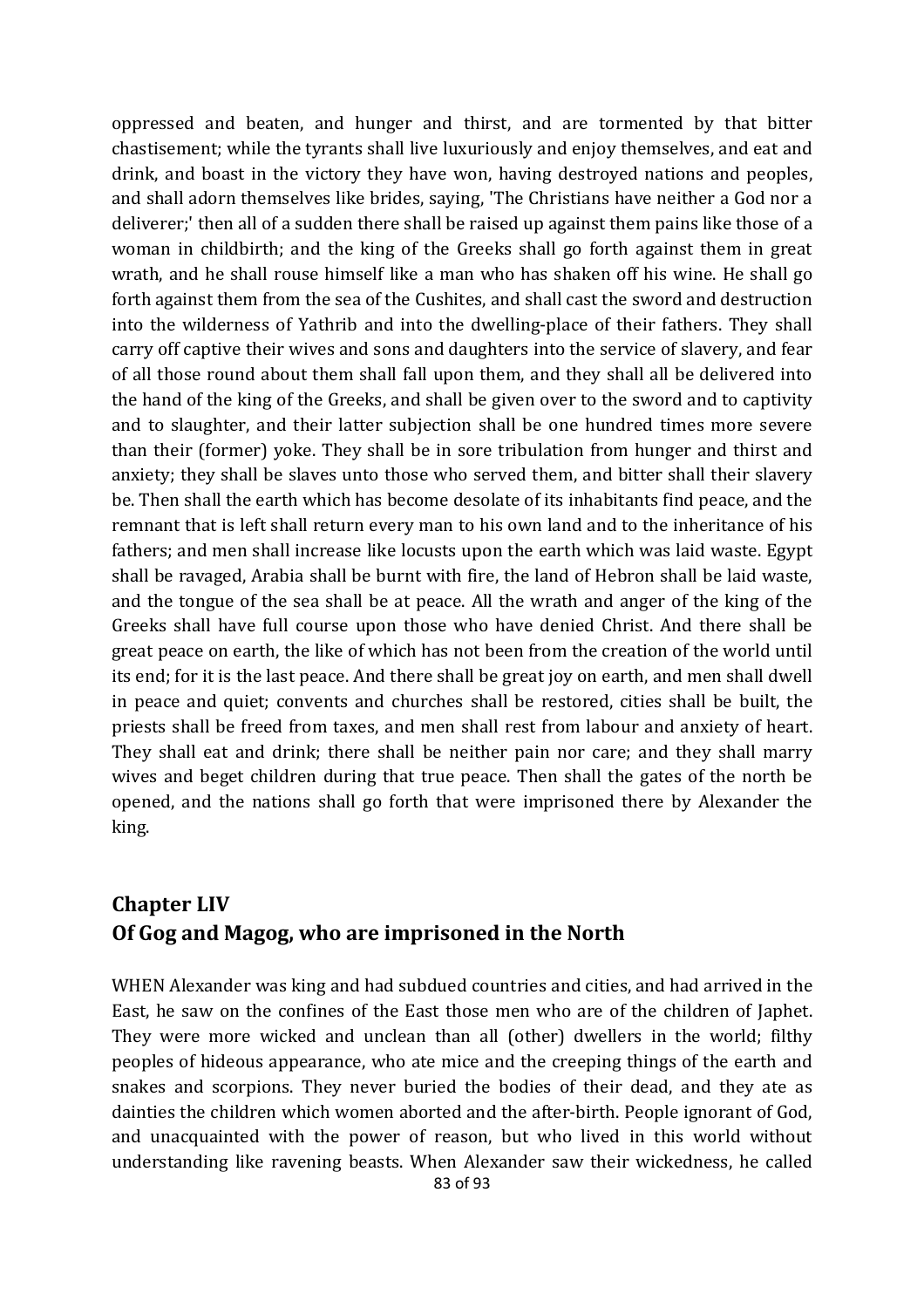oppressed and beaten, and hunger and thirst, and are tormented by that bitter chastisement; while the tyrants shall live luxuriously and enjoy themselves, and eat and drink, and boast in the victory they have won, having destroyed nations and peoples, and shall adorn themselves like brides, saying, 'The Christians have neither a God nor a deliverer;' then all of a sudden there shall be raised up against them pains like those of a woman in childbirth; and the king of the Greeks shall go forth against them in great wrath, and he shall rouse himself like a man who has shaken off his wine. He shall go forth against them from the sea of the Cushites, and shall cast the sword and destruction into the wilderness of Yathrib and into the dwelling-place of their fathers. They shall carry off captive their wives and sons and daughters into the service of slavery, and fear of all those round about them shall fall upon them, and they shall all be delivered into the hand of the king of the Greeks, and shall be given over to the sword and to captivity and to slaughter, and their latter subjection shall be one hundred times more severe than their (former) yoke. They shall be in sore tribulation from hunger and thirst and anxiety; they shall be slaves unto those who served them, and bitter shall their slavery be. Then shall the earth which has become desolate of its inhabitants find peace, and the remnant that is left shall return every man to his own land and to the inheritance of his fathers; and men shall increase like locusts upon the earth which was laid waste. Egypt shall be ravaged, Arabia shall be burnt with fire, the land of Hebron shall be laid waste, and the tongue of the sea shall be at peace. All the wrath and anger of the king of the Greeks shall have full course upon those who have denied Christ. And there shall be great peace on earth, the like of which has not been from the creation of the world until its end; for it is the last peace. And there shall be great joy on earth, and men shall dwell in peace and quiet; convents and churches shall be restored, cities shall be built, the priests shall be freed from taxes, and men shall rest from labour and anxiety of heart. They shall eat and drink; there shall be neither pain nor care; and they shall marry wives and beget children during that true peace. Then shall the gates of the north be opened, and the nations shall go forth that were imprisoned there by Alexander the king.

## Chapter LIV
## Of Gog and Magog, who are imprisoned in the North

WHEN Alexander was king and had subdued countries and cities, and had arrived in the East, he saw on the confines of the East those men who are of the children of Japhet. They were more wicked and unclean than all (other) dwellers in the world; filthy peoples of hideous appearance, who ate mice and the creeping things of the earth and snakes and scorpions. They never buried the bodies of their dead, and they ate as dainties the children which women aborted and the after-birth. People ignorant of God, and unacquainted with the power of reason, but who lived in this world without understanding like ravening beasts. When Alexander saw their wickedness, he called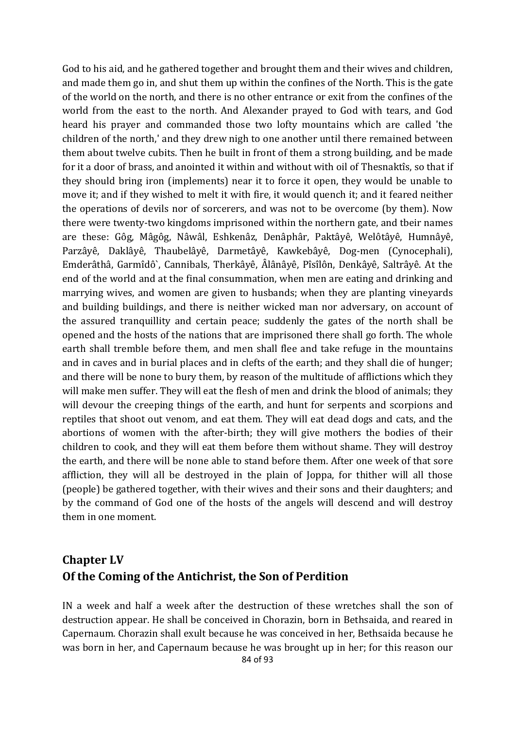God to his aid, and he gathered together and brought them and their wives and children, and made them go in, and shut them up within the confines of the North. This is the gate of the world on the north, and there is no other entrance or exit from the confines of the world from the east to the north. And Alexander prayed to God with tears, and God heard his prayer and commanded those two lofty mountains which are called 'the children of the north,' and they drew nigh to one another until there remained between them about twelve cubits. Then he built in front of them a strong building, and be made for it a door of brass, and anointed it within and without with oil of Thesnaktîs, so that if they should bring iron (implements) near it to force it open, they would be unable to move it; and if they wished to melt it with fire, it would quench it; and it feared neither the operations of devils nor of sorcerers, and was not to be overcome (by them). Now there were twenty-two kingdoms imprisoned within the northern gate, and tbeir names are these: Gôg, Mâgôg, Nâwâl, Eshkenâz, Denâphâr, Paktâyê, Welôtâyê, Humnâyê, Parzâyê, Daklâyê, Thaubelâyê, Darmetâyê, Kawkebâyê, Dog-men (Cynocephali), Emderâthâ, Garmîdô`, Cannibals, Therkâyê, Âlânâyê, Pîsîlôn, Denkâyê, Saltrâyê. At the end of the world and at the final consummation, when men are eating and drinking and marrying wives, and women are given to husbands; when they are planting vineyards and building buildings, and there is neither wicked man nor adversary, on account of the assured tranquillity and certain peace; suddenly the gates of the north shall be opened and the hosts of the nations that are imprisoned there shall go forth. The whole earth shall tremble before them, and men shall flee and take refuge in the mountains and in caves and in burial places and in clefts of the earth; and they shall die of hunger; and there will be none to bury them, by reason of the multitude of afflictions which they will make men suffer. They will eat the flesh of men and drink the blood of animals; they will devour the creeping things of the earth, and hunt for serpents and scorpions and reptiles that shoot out venom, and eat them. They will eat dead dogs and cats, and the abortions of women with the after-birth; they will give mothers the bodies of their children to cook, and they will eat them before them without shame. They will destroy the earth, and there will be none able to stand before them. After one week of that sore affliction, they will all be destroyed in the plain of Joppa, for thither will all those (people) be gathered together, with their wives and their sons and their daughters; and by the command of God one of the hosts of the angels will descend and will destroy them in one moment.

## Chapter LV
## Of the Coming of the Antichrist, the Son of Perdition

IN a week and half a week after the destruction of these wretches shall the son of destruction appear. He shall be conceived in Chorazin, born in Bethsaida, and reared in Capernaum. Chorazin shall exult because he was conceived in her, Bethsaida because he was born in her, and Capernaum because he was brought up in her; for this reason our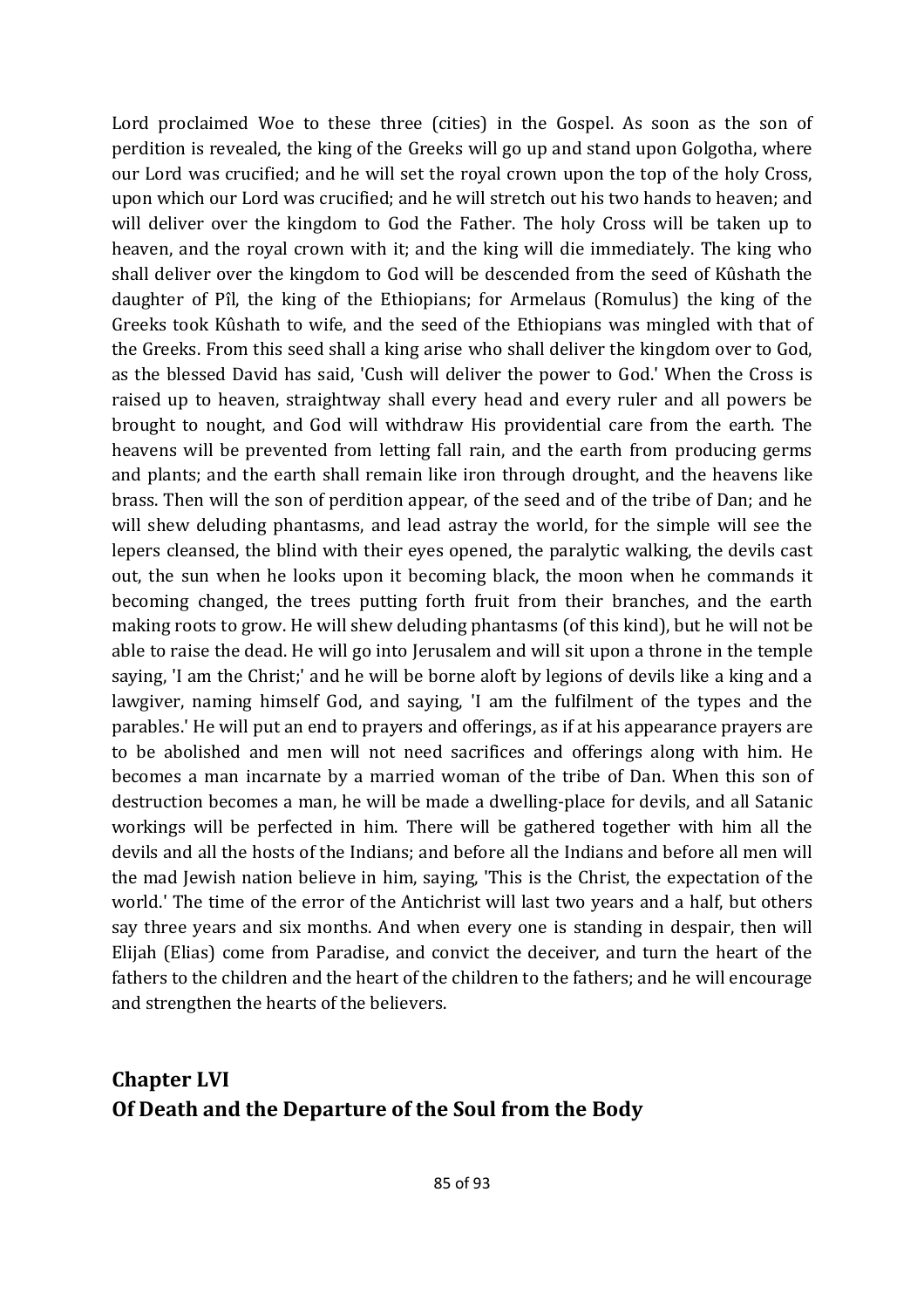Lord proclaimed Woe to these three (cities) in the Gospel. As soon as the son of perdition is revealed, the king of the Greeks will go up and stand upon Golgotha, where our Lord was crucified; and he will set the royal crown upon the top of the holy Cross, upon which our Lord was crucified; and he will stretch out his two hands to heaven; and will deliver over the kingdom to God the Father. The holy Cross will be taken up to heaven, and the royal crown with it; and the king will die immediately. The king who shall deliver over the kingdom to God will be descended from the seed of Kûshath the daughter of Pîl, the king of the Ethiopians; for Armelaus (Romulus) the king of the Greeks took Kûshath to wife, and the seed of the Ethiopians was mingled with that of the Greeks. From this seed shall a king arise who shall deliver the kingdom over to God, as the blessed David has said, 'Cush will deliver the power to God.' When the Cross is raised up to heaven, straightway shall every head and every ruler and all powers be brought to nought, and God will withdraw His providential care from the earth. The heavens will be prevented from letting fall rain, and the earth from producing germs and plants; and the earth shall remain like iron through drought, and the heavens like brass. Then will the son of perdition appear, of the seed and of the tribe of Dan; and he will shew deluding phantasms, and lead astray the world, for the simple will see the lepers cleansed, the blind with their eyes opened, the paralytic walking, the devils cast out, the sun when he looks upon it becoming black, the moon when he commands it becoming changed, the trees putting forth fruit from their branches, and the earth making roots to grow. He will shew deluding phantasms (of this kind), but he will not be able to raise the dead. He will go into Jerusalem and will sit upon a throne in the temple saying, 'I am the Christ;' and he will be borne aloft by legions of devils like a king and a lawgiver, naming himself God, and saying, 'I am the fulfilment of the types and the parables.' He will put an end to prayers and offerings, as if at his appearance prayers are to be abolished and men will not need sacrifices and offerings along with him. He becomes a man incarnate by a married woman of the tribe of Dan. When this son of destruction becomes a man, he will be made a dwelling-place for devils, and all Satanic workings will be perfected in him. There will be gathered together with him all the devils and all the hosts of the Indians; and before all the Indians and before all men will the mad Jewish nation believe in him, saying, 'This is the Christ, the expectation of the world.' The time of the error of the Antichrist will last two years and a half, but others say three years and six months. And when every one is standing in despair, then will Elijah (Elias) come from Paradise, and convict the deceiver, and turn the heart of the fathers to the children and the heart of the children to the fathers; and he will encourage and strengthen the hearts of the believers.

## Chapter LVI
## Of Death and the Departure of the Soul from the Body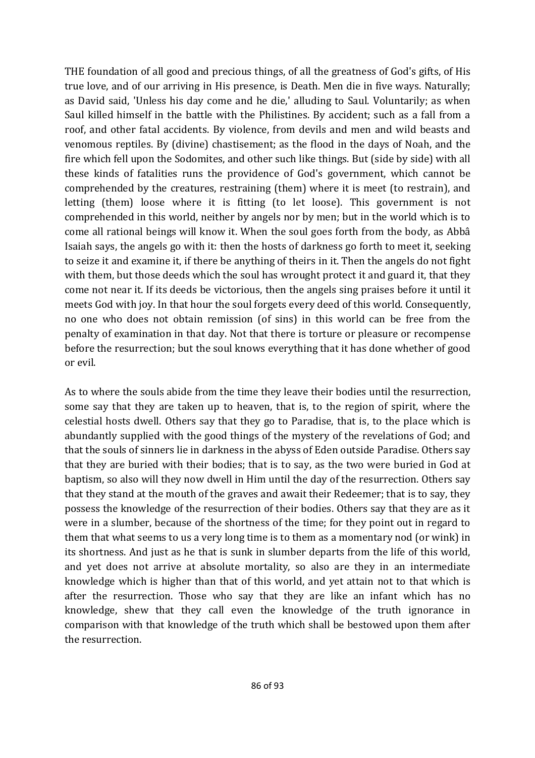THE foundation of all good and precious things, of all the greatness of God's gifts, of His true love, and of our arriving in His presence, is Death. Men die in five ways. Naturally; as David said, 'Unless his day come and he die,' alluding to Saul. Voluntarily; as when Saul killed himself in the battle with the Philistines. By accident; such as a fall from a roof, and other fatal accidents. By violence, from devils and men and wild beasts and venomous reptiles. By (divine) chastisement; as the flood in the days of Noah, and the fire which fell upon the Sodomites, and other such like things. But (side by side) with all these kinds of fatalities runs the providence of God's government, which cannot be comprehended by the creatures, restraining (them) where it is meet (to restrain), and letting (them) loose where it is fitting (to let loose). This government is not comprehended in this world, neither by angels nor by men; but in the world which is to come all rational beings will know it. When the soul goes forth from the body, as Abbâ Isaiah says, the angels go with it: then the hosts of darkness go forth to meet it, seeking to seize it and examine it, if there be anything of theirs in it. Then the angels do not fight with them, but those deeds which the soul has wrought protect it and guard it, that they come not near it. If its deeds be victorious, then the angels sing praises before it until it meets God with joy. In that hour the soul forgets every deed of this world. Consequently, no one who does not obtain remission (of sins) in this world can be free from the penalty of examination in that day. Not that there is torture or pleasure or recompense before the resurrection; but the soul knows everything that it has done whether of good or evil.

As to where the souls abide from the time they leave their bodies until the resurrection, some say that they are taken up to heaven, that is, to the region of spirit, where the celestial hosts dwell. Others say that they go to Paradise, that is, to the place which is abundantly supplied with the good things of the mystery of the revelations of God; and that the souls of sinners lie in darkness in the abyss of Eden outside Paradise. Others say that they are buried with their bodies; that is to say, as the two were buried in God at baptism, so also will they now dwell in Him until the day of the resurrection. Others say that they stand at the mouth of the graves and await their Redeemer; that is to say, they possess the knowledge of the resurrection of their bodies. Others say that they are as it were in a slumber, because of the shortness of the time; for they point out in regard to them that what seems to us a very long time is to them as a momentary nod (or wink) in its shortness. And just as he that is sunk in slumber departs from the life of this world, and yet does not arrive at absolute mortality, so also are they in an intermediate knowledge which is higher than that of this world, and yet attain not to that which is after the resurrection. Those who say that they are like an infant which has no knowledge, shew that they call even the knowledge of the truth ignorance in comparison with that knowledge of the truth which shall be bestowed upon them after the resurrection.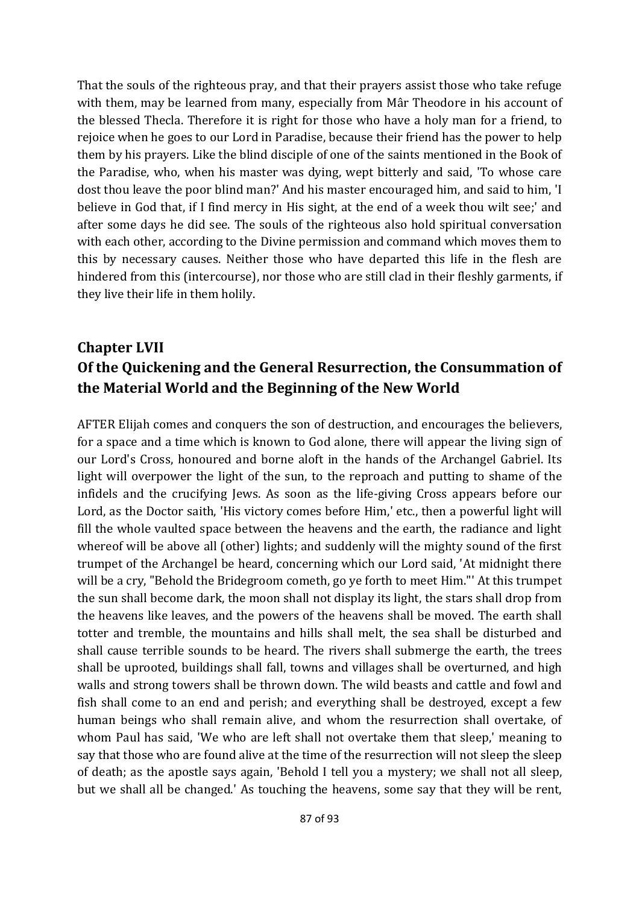That the souls of the righteous pray, and that their prayers assist those who take refuge with them, may be learned from many, especially from Mâr Theodore in his account of the blessed Thecla. Therefore it is right for those who have a holy man for a friend, to rejoice when he goes to our Lord in Paradise, because their friend has the power to help them by his prayers. Like the blind disciple of one of the saints mentioned in the Book of the Paradise, who, when his master was dying, wept bitterly and said, 'To whose care dost thou leave the poor blind man?' And his master encouraged him, and said to him, 'I believe in God that, if I find mercy in His sight, at the end of a week thou wilt see;' and after some days he did see. The souls of the righteous also hold spiritual conversation with each other, according to the Divine permission and command which moves them to this by necessary causes. Neither those who have departed this life in the flesh are hindered from this (intercourse), nor those who are still clad in their fleshly garments, if they live their life in them holily.

## Chapter LVII
## Of the Quickening and the General Resurrection, the Consummation of the Material World and the Beginning of the New World

AFTER Elijah comes and conquers the son of destruction, and encourages the believers, for a space and a time which is known to God alone, there will appear the living sign of our Lord's Cross, honoured and borne aloft in the hands of the Archangel Gabriel. Its light will overpower the light of the sun, to the reproach and putting to shame of the infidels and the crucifying Jews. As soon as the life-giving Cross appears before our Lord, as the Doctor saith, 'His victory comes before Him,' etc., then a powerful light will fill the whole vaulted space between the heavens and the earth, the radiance and light whereof will be above all (other) lights; and suddenly will the mighty sound of the first trumpet of the Archangel be heard, concerning which our Lord said, 'At midnight there will be a cry, "Behold the Bridegroom cometh, go ye forth to meet Him."' At this trumpet the sun shall become dark, the moon shall not display its light, the stars shall drop from the heavens like leaves, and the powers of the heavens shall be moved. The earth shall totter and tremble, the mountains and hills shall melt, the sea shall be disturbed and shall cause terrible sounds to be heard. The rivers shall submerge the earth, the trees shall be uprooted, buildings shall fall, towns and villages shall be overturned, and high walls and strong towers shall be thrown down. The wild beasts and cattle and fowl and fish shall come to an end and perish; and everything shall be destroyed, except a few human beings who shall remain alive, and whom the resurrection shall overtake, of whom Paul has said, 'We who are left shall not overtake them that sleep,' meaning to say that those who are found alive at the time of the resurrection will not sleep the sleep of death; as the apostle says again, 'Behold I tell you a mystery; we shall not all sleep, but we shall all be changed.' As touching the heavens, some say that they will be rent,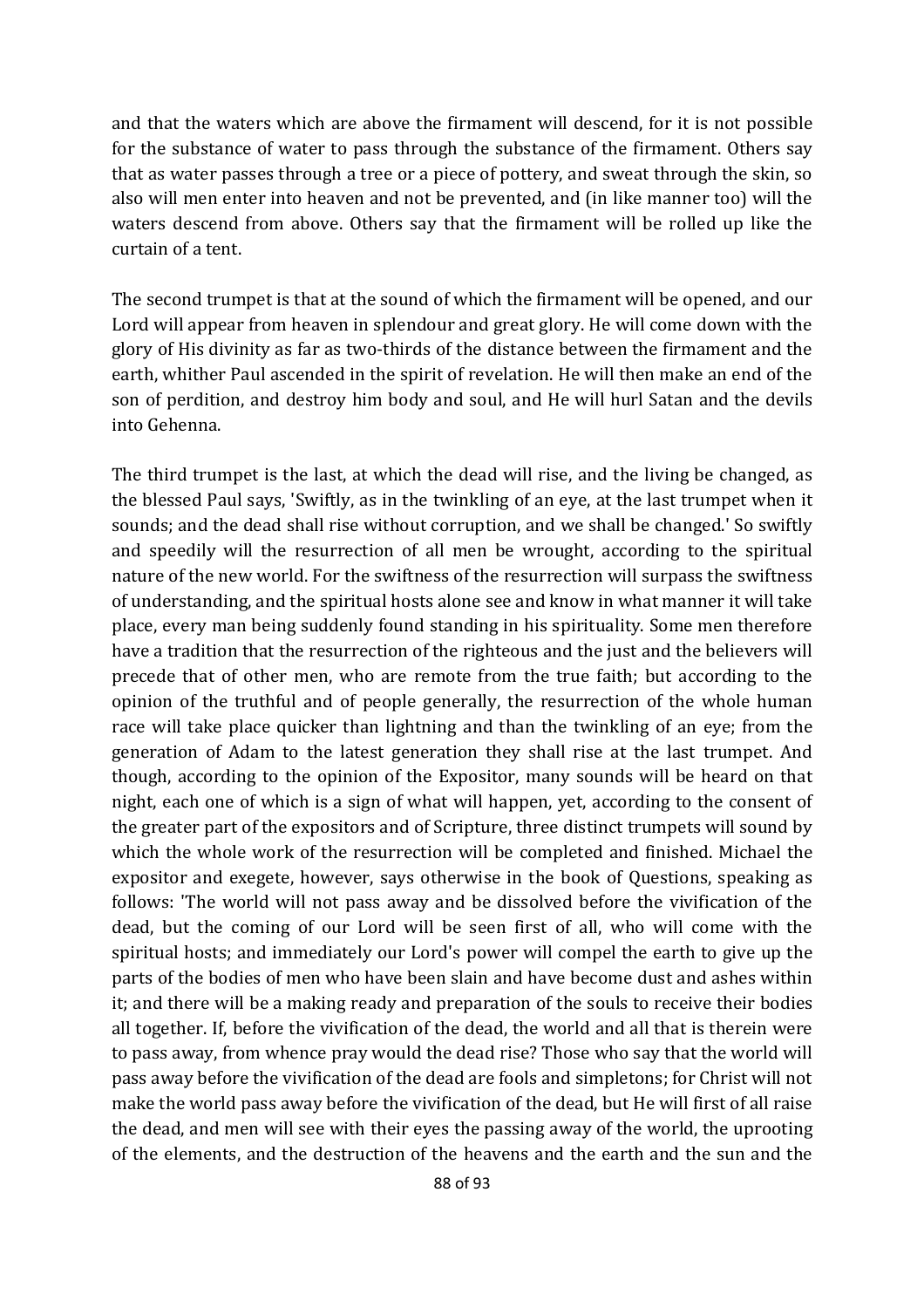and that the waters which are above the firmament will descend, for it is not possible for the substance of water to pass through the substance of the firmament. Others say that as water passes through a tree or a piece of pottery, and sweat through the skin, so also will men enter into heaven and not be prevented, and (in like manner too) will the waters descend from above. Others say that the firmament will be rolled up like the curtain of a tent.

The second trumpet is that at the sound of which the firmament will be opened, and our Lord will appear from heaven in splendour and great glory. He will come down with the glory of His divinity as far as two-thirds of the distance between the firmament and the earth, whither Paul ascended in the spirit of revelation. He will then make an end of the son of perdition, and destroy him body and soul, and He will hurl Satan and the devils into Gehenna.

The third trumpet is the last, at which the dead will rise, and the living be changed, as the blessed Paul says, 'Swiftly, as in the twinkling of an eye, at the last trumpet when it sounds; and the dead shall rise without corruption, and we shall be changed.' So swiftly and speedily will the resurrection of all men be wrought, according to the spiritual nature of the new world. For the swiftness of the resurrection will surpass the swiftness of understanding, and the spiritual hosts alone see and know in what manner it will take place, every man being suddenly found standing in his spirituality. Some men therefore have a tradition that the resurrection of the righteous and the just and the believers will precede that of other men, who are remote from the true faith; but according to the opinion of the truthful and of people generally, the resurrection of the whole human race will take place quicker than lightning and than the twinkling of an eye; from the generation of Adam to the latest generation they shall rise at the last trumpet. And though, according to the opinion of the Expositor, many sounds will be heard on that night, each one of which is a sign of what will happen, yet, according to the consent of the greater part of the expositors and of Scripture, three distinct trumpets will sound by which the whole work of the resurrection will be completed and finished. Michael the expositor and exegete, however, says otherwise in the book of Questions, speaking as follows: 'The world will not pass away and be dissolved before the vivification of the dead, but the coming of our Lord will be seen first of all, who will come with the spiritual hosts; and immediately our Lord's power will compel the earth to give up the parts of the bodies of men who have been slain and have become dust and ashes within it; and there will be a making ready and preparation of the souls to receive their bodies all together. If, before the vivification of the dead, the world and all that is therein were to pass away, from whence pray would the dead rise? Those who say that the world will pass away before the vivification of the dead are fools and simpletons; for Christ will not make the world pass away before the vivification of the dead, but He will first of all raise the dead, and men will see with their eyes the passing away of the world, the uprooting of the elements, and the destruction of the heavens and the earth and the sun and the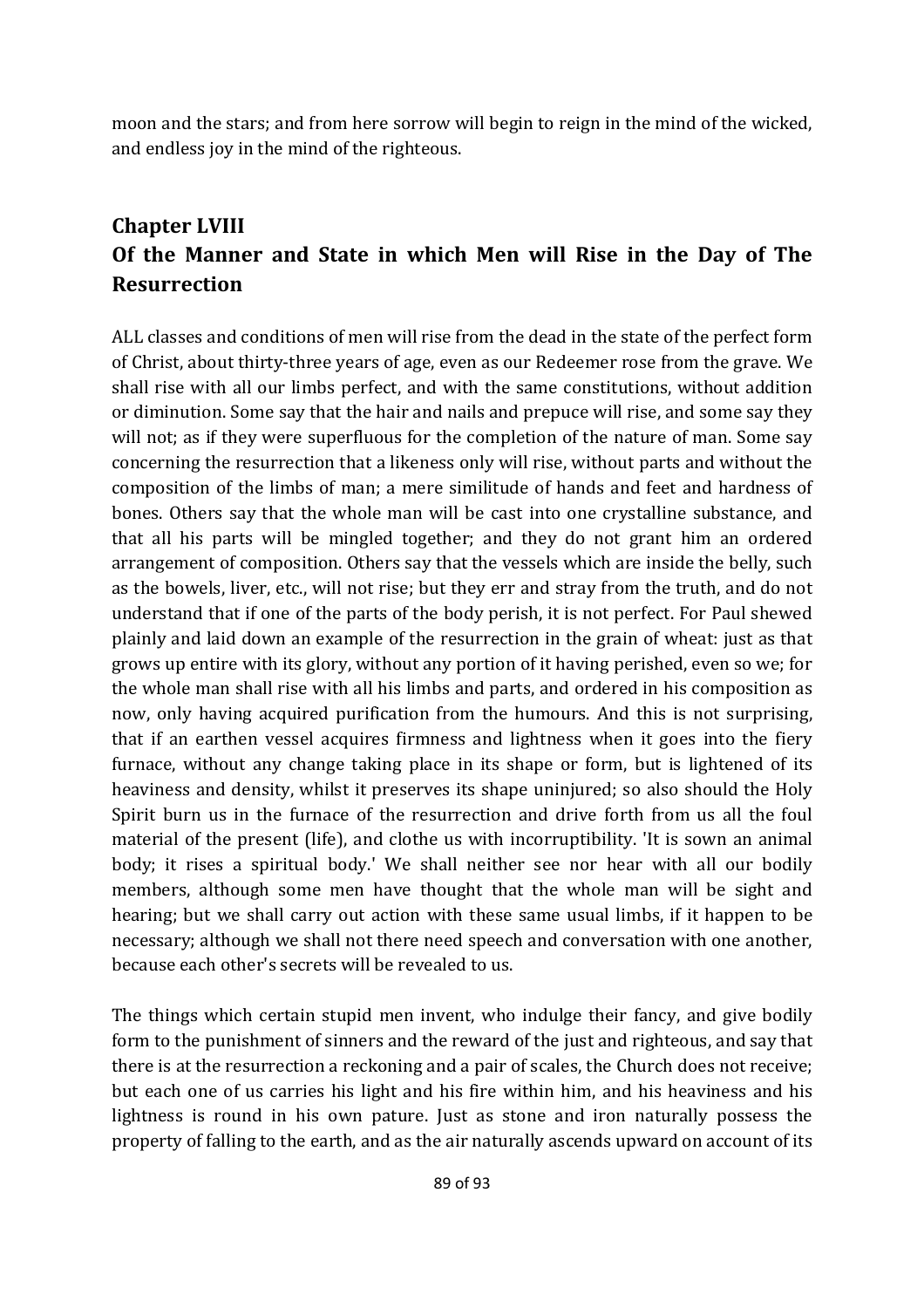moon and the stars; and from here sorrow will begin to reign in the mind of the wicked, and endless joy in the mind of the righteous.

## Chapter LVIII
## Of the Manner and State in which Men will Rise in the Day of The Resurrection

ALL classes and conditions of men will rise from the dead in the state of the perfect form of Christ, about thirty-three years of age, even as our Redeemer rose from the grave. We shall rise with all our limbs perfect, and with the same constitutions, without addition or diminution. Some say that the hair and nails and prepuce will rise, and some say they will not; as if they were superfluous for the completion of the nature of man. Some say concerning the resurrection that a likeness only will rise, without parts and without the composition of the limbs of man; a mere similitude of hands and feet and hardness of bones. Others say that the whole man will be cast into one crystalline substance, and that all his parts will be mingled together; and they do not grant him an ordered arrangement of composition. Others say that the vessels which are inside the belly, such as the bowels, liver, etc., will not rise; but they err and stray from the truth, and do not understand that if one of the parts of the body perish, it is not perfect. For Paul shewed plainly and laid down an example of the resurrection in the grain of wheat: just as that grows up entire with its glory, without any portion of it having perished, even so we; for the whole man shall rise with all his limbs and parts, and ordered in his composition as now, only having acquired purification from the humours. And this is not surprising, that if an earthen vessel acquires firmness and lightness when it goes into the fiery furnace, without any change taking place in its shape or form, but is lightened of its heaviness and density, whilst it preserves its shape uninjured; so also should the Holy Spirit burn us in the furnace of the resurrection and drive forth from us all the foul material of the present (life), and clothe us with incorruptibility. 'It is sown an animal body; it rises a spiritual body.' We shall neither see nor hear with all our bodily members, although some men have thought that the whole man will be sight and hearing; but we shall carry out action with these same usual limbs, if it happen to be necessary; although we shall not there need speech and conversation with one another, because each other's secrets will be revealed to us.

The things which certain stupid men invent, who indulge their fancy, and give bodily form to the punishment of sinners and the reward of the just and righteous, and say that there is at the resurrection a reckoning and a pair of scales, the Church does not receive; but each one of us carries his light and his fire within him, and his heaviness and his lightness is round in his own pature. Just as stone and iron naturally possess the property of falling to the earth, and as the air naturally ascends upward on account of its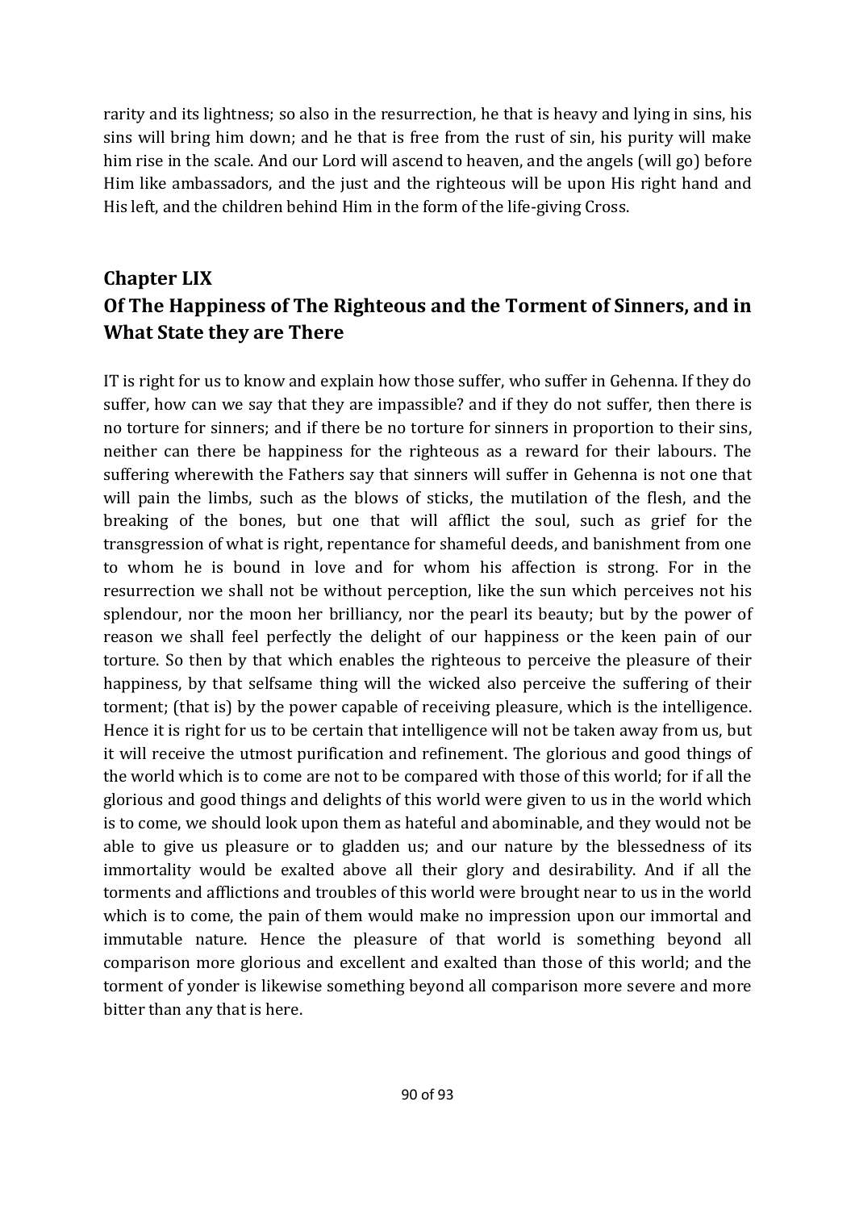rarity and its lightness; so also in the resurrection, he that is heavy and lying in sins, his sins will bring him down; and he that is free from the rust of sin, his purity will make him rise in the scale. And our Lord will ascend to heaven, and the angels (will go) before Him like ambassadors, and the just and the righteous will be upon His right hand and His left, and the children behind Him in the form of the life-giving Cross.

## Chapter LIX
## Of The Happiness of The Righteous and the Torment of Sinners, and in What State they are There

IT is right for us to know and explain how those suffer, who suffer in Gehenna. If they do suffer, how can we say that they are impassible? and if they do not suffer, then there is no torture for sinners; and if there be no torture for sinners in proportion to their sins, neither can there be happiness for the righteous as a reward for their labours. The suffering wherewith the Fathers say that sinners will suffer in Gehenna is not one that will pain the limbs, such as the blows of sticks, the mutilation of the flesh, and the breaking of the bones, but one that will afflict the soul, such as grief for the transgression of what is right, repentance for shameful deeds, and banishment from one to whom he is bound in love and for whom his affection is strong. For in the resurrection we shall not be without perception, like the sun which perceives not his splendour, nor the moon her brilliancy, nor the pearl its beauty; but by the power of reason we shall feel perfectly the delight of our happiness or the keen pain of our torture. So then by that which enables the righteous to perceive the pleasure of their happiness, by that selfsame thing will the wicked also perceive the suffering of their torment; (that is) by the power capable of receiving pleasure, which is the intelligence. Hence it is right for us to be certain that intelligence will not be taken away from us, but it will receive the utmost purification and refinement. The glorious and good things of the world which is to come are not to be compared with those of this world; for if all the glorious and good things and delights of this world were given to us in the world which is to come, we should look upon them as hateful and abominable, and they would not be able to give us pleasure or to gladden us; and our nature by the blessedness of its immortality would be exalted above all their glory and desirability. And if all the torments and afflictions and troubles of this world were brought near to us in the world which is to come, the pain of them would make no impression upon our immortal and immutable nature. Hence the pleasure of that world is something beyond all comparison more glorious and excellent and exalted than those of this world; and the torment of yonder is likewise something beyond all comparison more severe and more bitter than any that is here.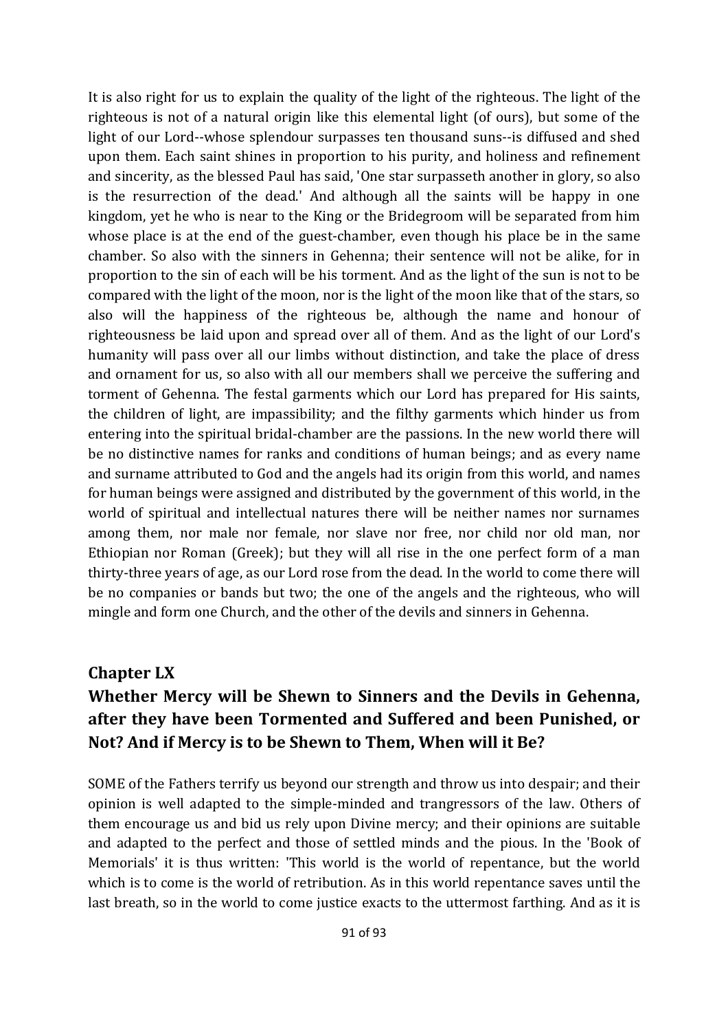It is also right for us to explain the quality of the light of the righteous. The light of the righteous is not of a natural origin like this elemental light (of ours), but some of the light of our Lord--whose splendour surpasses ten thousand suns--is diffused and shed upon them. Each saint shines in proportion to his purity, and holiness and refinement and sincerity, as the blessed Paul has said, 'One star surpasseth another in glory, so also is the resurrection of the dead.' And although all the saints will be happy in one kingdom, yet he who is near to the King or the Bridegroom will be separated from him whose place is at the end of the guest-chamber, even though his place be in the same chamber. So also with the sinners in Gehenna; their sentence will not be alike, for in proportion to the sin of each will be his torment. And as the light of the sun is not to be compared with the light of the moon, nor is the light of the moon like that of the stars, so also will the happiness of the righteous be, although the name and honour of righteousness be laid upon and spread over all of them. And as the light of our Lord's humanity will pass over all our limbs without distinction, and take the place of dress and ornament for us, so also with all our members shall we perceive the suffering and torment of Gehenna. The festal garments which our Lord has prepared for His saints, the children of light, are impassibility; and the filthy garments which hinder us from entering into the spiritual bridal-chamber are the passions. In the new world there will be no distinctive names for ranks and conditions of human beings; and as every name and surname attributed to God and the angels had its origin from this world, and names for human beings were assigned and distributed by the government of this world, in the world of spiritual and intellectual natures there will be neither names nor surnames among them, nor male nor female, nor slave nor free, nor child nor old man, nor Ethiopian nor Roman (Greek); but they will all rise in the one perfect form of a man thirty-three years of age, as our Lord rose from the dead. In the world to come there will be no companies or bands but two; the one of the angels and the righteous, who will mingle and form one Church, and the other of the devils and sinners in Gehenna.

## Chapter LX

## Whether Mercy will be Shewn to Sinners and the Devils in Gehenna, after they have been Tormented and Suffered and been Punished, or Not? And if Mercy is to be Shewn to Them, When will it Be?

SOME of the Fathers terrify us beyond our strength and throw us into despair; and their opinion is well adapted to the simple-minded and trangressors of the law. Others of them encourage us and bid us rely upon Divine mercy; and their opinions are suitable and adapted to the perfect and those of settled minds and the pious. In the 'Book of Memorials' it is thus written: 'This world is the world of repentance, but the world which is to come is the world of retribution. As in this world repentance saves until the last breath, so in the world to come justice exacts to the uttermost farthing. And as it is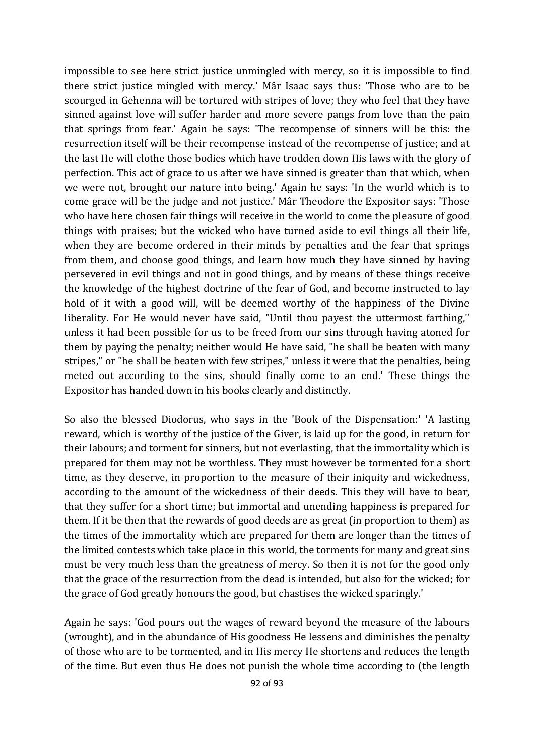impossible to see here strict justice unmingled with mercy, so it is impossible to find there strict justice mingled with mercy.' Mâr Isaac says thus: 'Those who are to be scourged in Gehenna will be tortured with stripes of love; they who feel that they have sinned against love will suffer harder and more severe pangs from love than the pain that springs from fear.' Again he says: 'The recompense of sinners will be this: the resurrection itself will be their recompense instead of the recompense of justice; and at the last He will clothe those bodies which have trodden down His laws with the glory of perfection. This act of grace to us after we have sinned is greater than that which, when we were not, brought our nature into being.' Again he says: 'In the world which is to come grace will be the judge and not justice.' Mâr Theodore the Expositor says: 'Those who have here chosen fair things will receive in the world to come the pleasure of good things with praises; but the wicked who have turned aside to evil things all their life, when they are become ordered in their minds by penalties and the fear that springs from them, and choose good things, and learn how much they have sinned by having persevered in evil things and not in good things, and by means of these things receive the knowledge of the highest doctrine of the fear of God, and become instructed to lay hold of it with a good will, will be deemed worthy of the happiness of the Divine liberality. For He would never have said, "Until thou payest the uttermost farthing," unless it had been possible for us to be freed from our sins through having atoned for them by paying the penalty; neither would He have said, "he shall be beaten with many stripes," or "he shall be beaten with few stripes," unless it were that the penalties, being meted out according to the sins, should finally come to an end.' These things the Expositor has handed down in his books clearly and distinctly.

So also the blessed Diodorus, who says in the 'Book of the Dispensation:' 'A lasting reward, which is worthy of the justice of the Giver, is laid up for the good, in return for their labours; and torment for sinners, but not everlasting, that the immortality which is prepared for them may not be worthless. They must however be tormented for a short time, as they deserve, in proportion to the measure of their iniquity and wickedness, according to the amount of the wickedness of their deeds. This they will have to bear, that they suffer for a short time; but immortal and unending happiness is prepared for them. If it be then that the rewards of good deeds are as great (in proportion to them) as the times of the immortality which are prepared for them are longer than the times of the limited contests which take place in this world, the torments for many and great sins must be very much less than the greatness of mercy. So then it is not for the good only that the grace of the resurrection from the dead is intended, but also for the wicked; for the grace of God greatly honours the good, but chastises the wicked sparingly.'

Again he says: 'God pours out the wages of reward beyond the measure of the labours (wrought), and in the abundance of His goodness He lessens and diminishes the penalty of those who are to be tormented, and in His mercy He shortens and reduces the length of the time. But even thus He does not punish the whole time according to (the length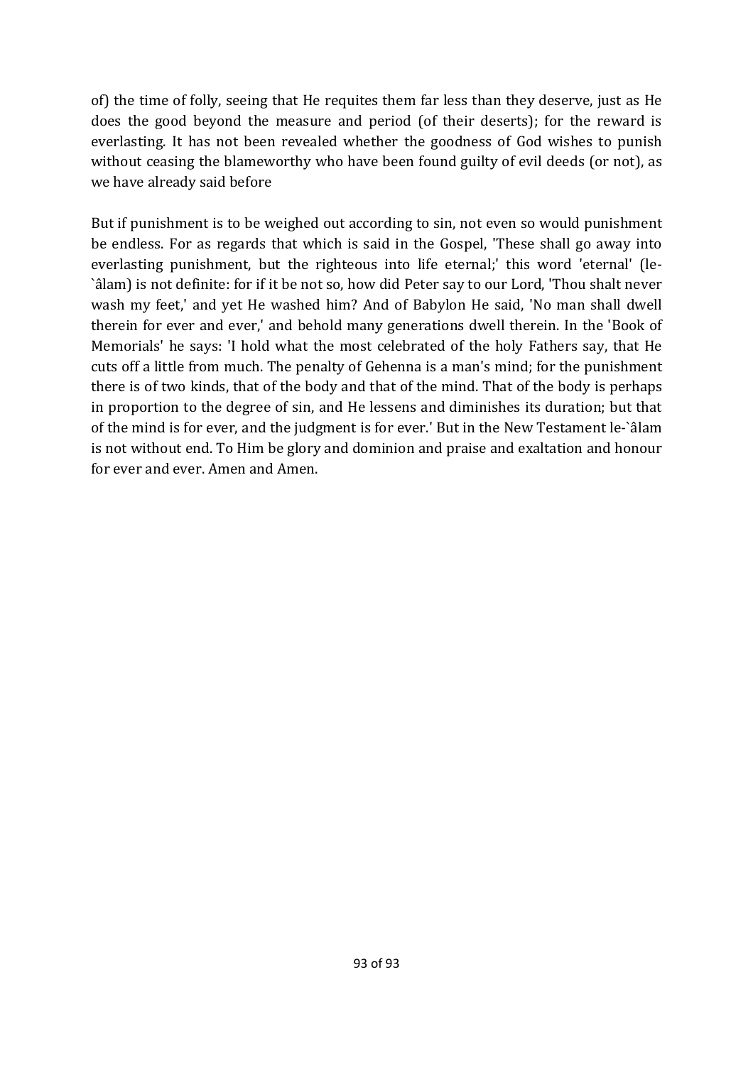of) the time of folly, seeing that He requites them far less than they deserve, just as He does the good beyond the measure and period (of their deserts); for the reward is everlasting. It has not been revealed whether the goodness of God wishes to punish without ceasing the blameworthy who have been found guilty of evil deeds (or not), as we have already said before

But if punishment is to be weighed out according to sin, not even so would punishment be endless. For as regards that which is said in the Gospel, 'These shall go away into everlasting punishment, but the righteous into life eternal;' this word 'eternal' (le-`âlam) is not definite: for if it be not so, how did Peter say to our Lord, 'Thou shalt never wash my feet,' and yet He washed him? And of Babylon He said, 'No man shall dwell therein for ever and ever,' and behold many generations dwell therein. In the 'Book of Memorials' he says: 'I hold what the most celebrated of the holy Fathers say, that He cuts off a little from much. The penalty of Gehenna is a man's mind; for the punishment there is of two kinds, that of the body and that of the mind. That of the body is perhaps in proportion to the degree of sin, and He lessens and diminishes its duration; but that of the mind is for ever, and the judgment is for ever.' But in the New Testament le-`âlam is not without end. To Him be glory and dominion and praise and exaltation and honour for ever and ever. Amen and Amen.